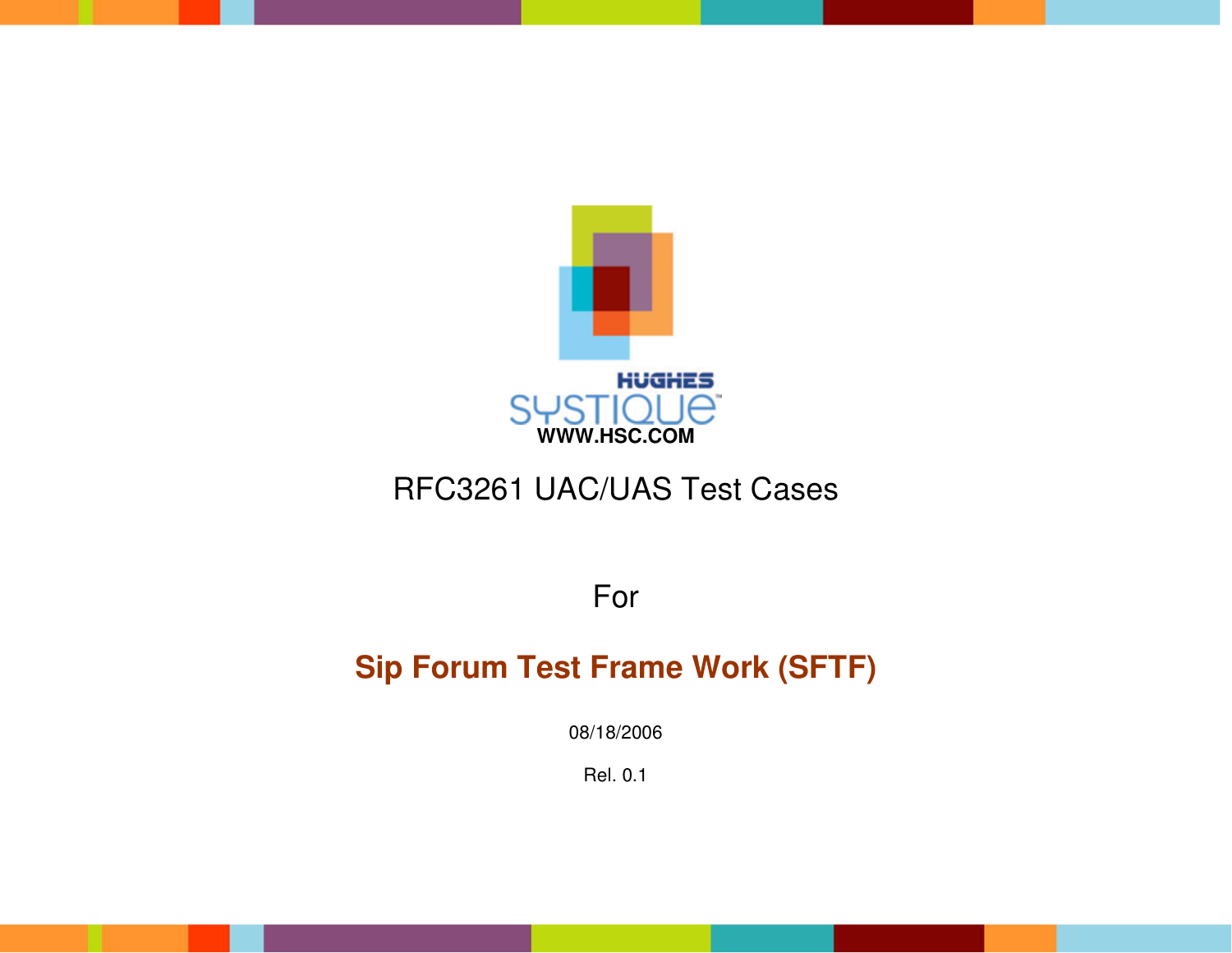HUGHES SYSTIQUE

WWW.HSC.COM

# RFC3261 UAC/UAS Test Cases

For

## **Sip Forum Test Frame Work (SFTF)**

08/18/2006

Rel. 0.1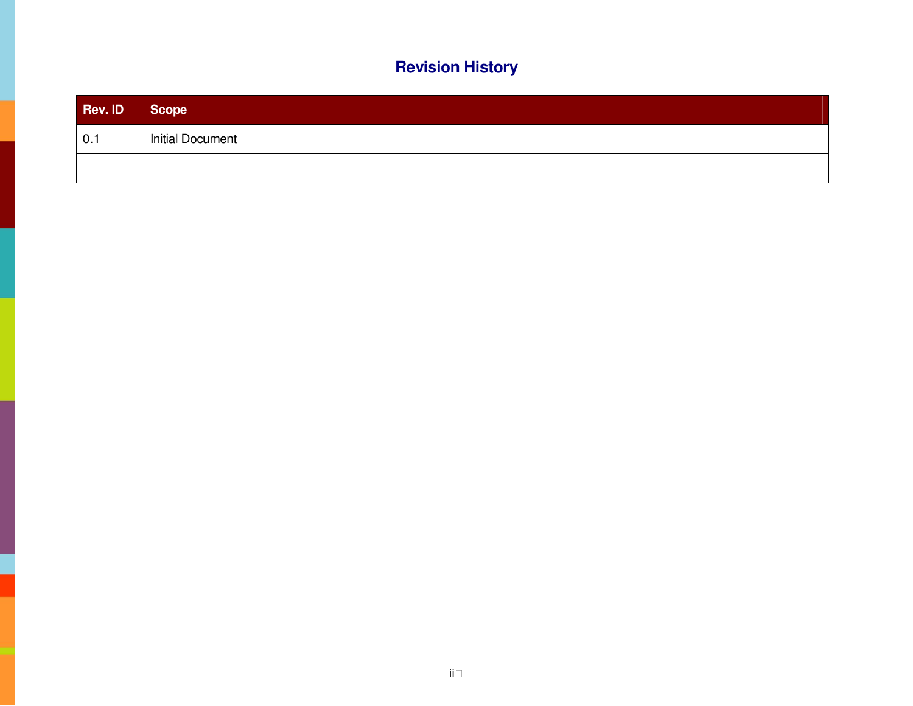# Revision History

| Rev. ID | Scope |
| --- | --- |
| 0.1 | Initial Document |
| | |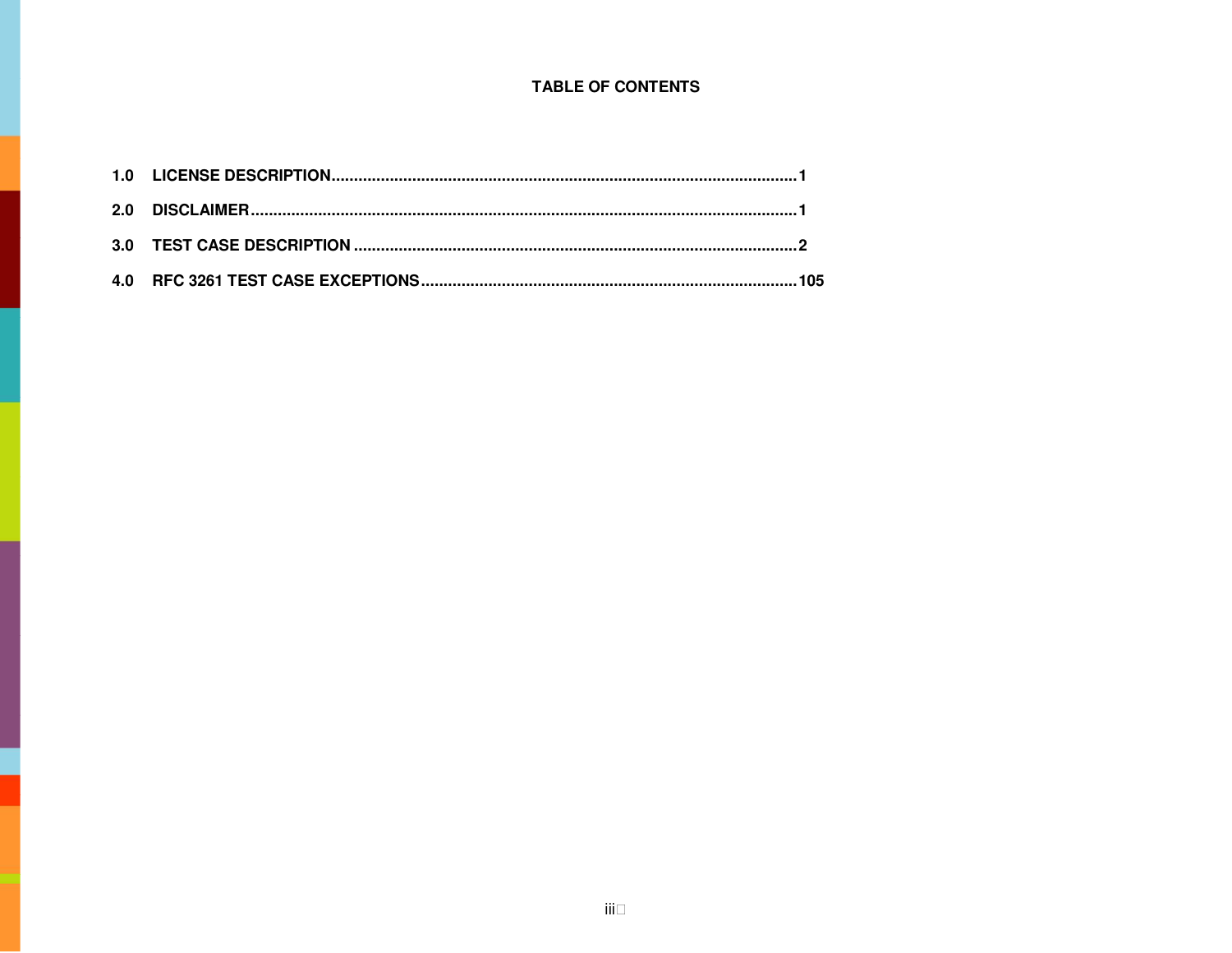# TABLE OF CONTENTS

1.0 LICENSE DESCRIPTION........................................................................................................1

2.0 DISCLAIMER..........................................................................................................................1

3.0 TEST CASE DESCRIPTION ...................................................................................................2

4.0 RFC 3261 TEST CASE EXCEPTIONS....................................................................................105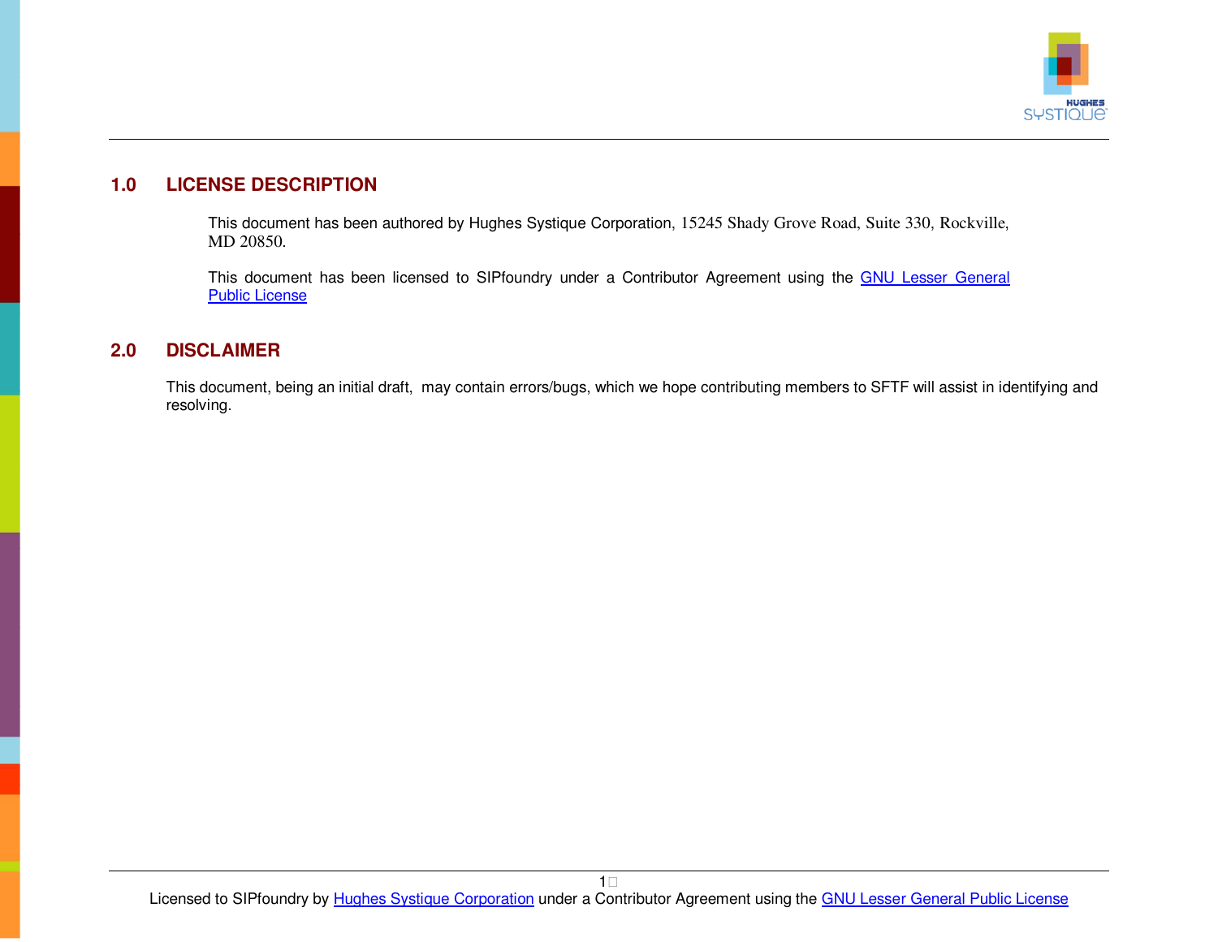## 1.0 LICENSE DESCRIPTION

This document has been authored by Hughes Systique Corporation, 15245 Shady Grove Road, Suite 330, Rockville, MD 20850.

This document has been licensed to SIPfoundry under a Contributor Agreement using the GNU Lesser General Public License

## 2.0 DISCLAIMER

This document, being an initial draft, may contain errors/bugs, which we hope contributing members to SFTF will assist in identifying and resolving.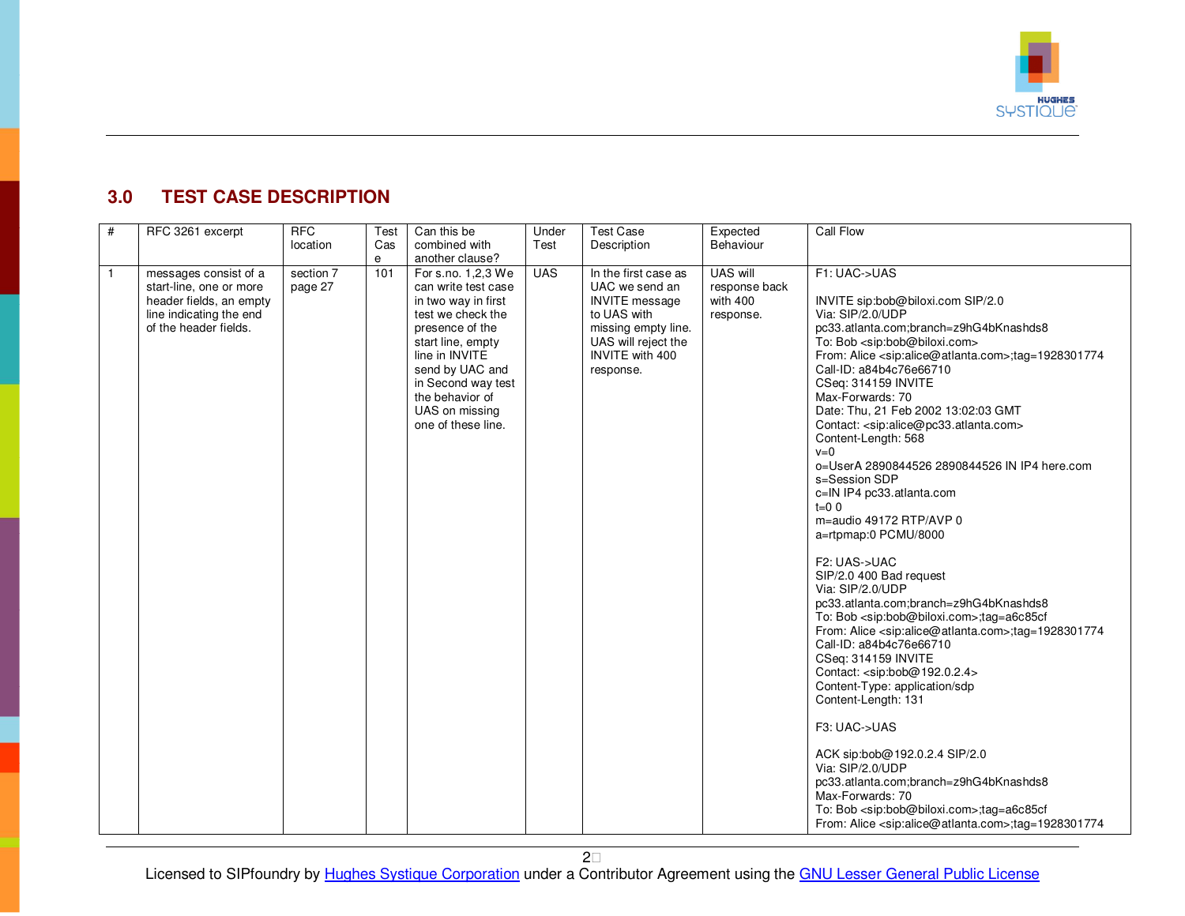## 3.0 TEST CASE DESCRIPTION

| # | RFC 3261 excerpt | RFC location | Test Case | Can this be combined with another clause? | Under Test | Test Case Description | Expected Behaviour | Call Flow |
|---|---|---|---|---|---|---|---|---|
| 1 | messages consist of a start-line, one or more header fields, an empty line indicating the end of the header fields. | section 7 page 27 | 101 | For s.no. 1,2,3 We can write test case in two way in first test we check the presence of the start line, empty line in INVITE send by UAC and in Second way test the behavior of UAS on missing one of these line. | UAS | In the first case as UAC we send an INVITE message to UAS with missing empty line. UAS will reject the INVITE with 400 response. | UAS will response back with 400 response. | F1: UAC->UAS<br><br>INVITE sip:bob@biloxi.com SIP/2.0<br>Via: SIP/2.0/UDP pc33.atlanta.com;branch=z9hG4bKnashds8<br>To: Bob <sip:bob@biloxi.com><br>From: Alice <sip:alice@atlanta.com>;tag=1928301774<br>Call-ID: a84b4c76e66710<br>CSeq: 314159 INVITE<br>Max-Forwards: 70<br>Date: Thu, 21 Feb 2002 13:02:03 GMT<br>Contact: <sip:alice@pc33.atlanta.com><br>Content-Length: 568<br>v=0<br>o=UserA 2890844526 2890844526 IN IP4 here.com<br>s=Session SDP<br>c=IN IP4 pc33.atlanta.com<br>t=0 0<br>m=audio 49172 RTP/AVP 0<br>a=rtpmap:0 PCMU/8000<br><br>F2: UAS->UAC<br>SIP/2.0 400 Bad request<br>Via: SIP/2.0/UDP pc33.atlanta.com;branch=z9hG4bKnashds8<br>To: Bob <sip:bob@biloxi.com>;tag=a6c85cf<br>From: Alice <sip:alice@atlanta.com>;tag=1928301774<br>Call-ID: a84b4c76e66710<br>CSeq: 314159 INVITE<br>Contact: <sip:bob@192.0.2.4><br>Content-Type: application/sdp<br>Content-Length: 131<br><br>F3: UAC->UAS<br><br>ACK sip:bob@192.0.2.4 SIP/2.0<br>Via: SIP/2.0/UDP pc33.atlanta.com;branch=z9hG4bKnashds8<br>Max-Forwards: 70<br>To: Bob <sip:bob@biloxi.com>;tag=a6c85cf<br>From: Alice <sip:alice@atlanta.com>;tag=1928301774 |

Licensed to SIPfoundry by Hughes Systique Corporation under a Contributor Agreement using the GNU Lesser General Public License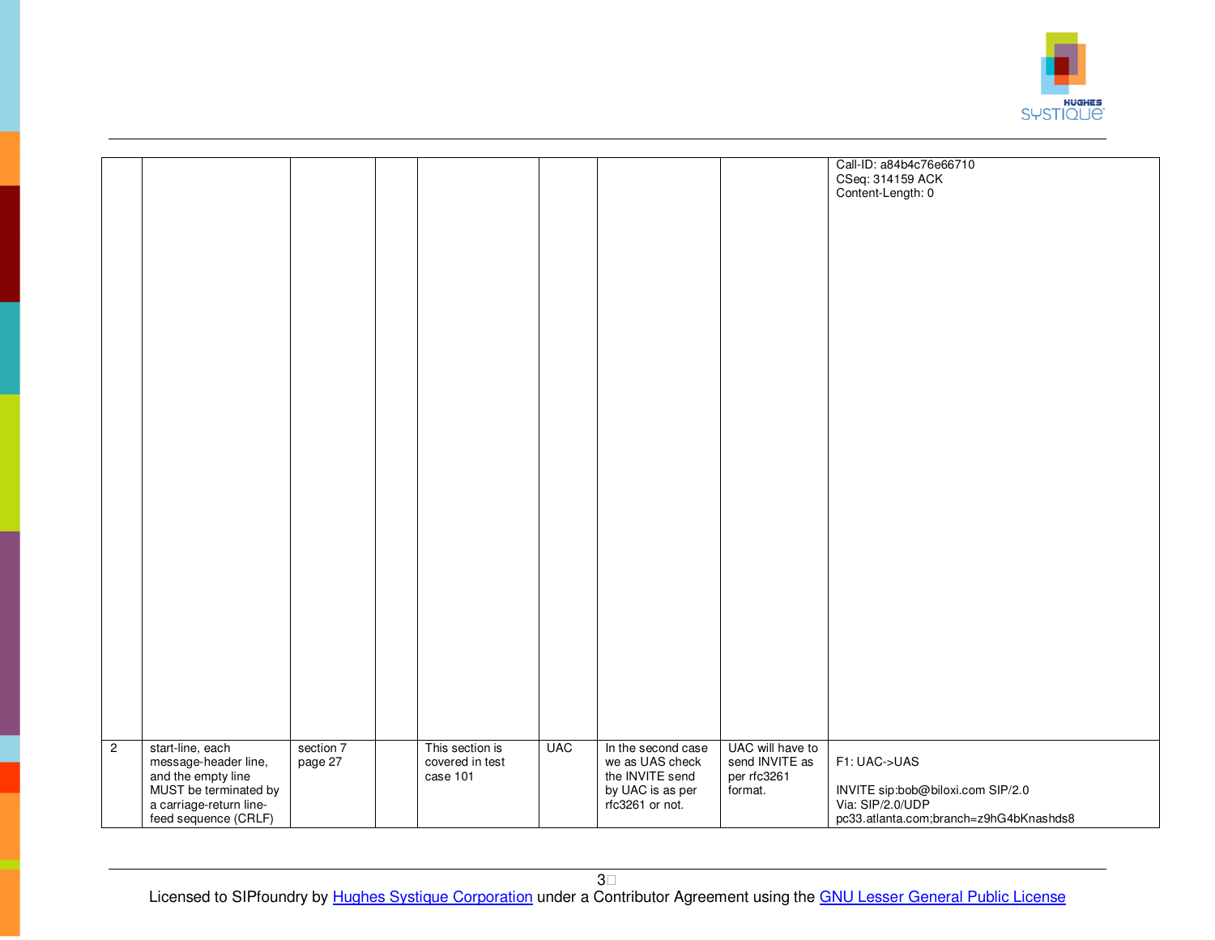| | | | | | | | | |
|---|---|---|---|---|---|---|---|---|
| | | | | | | | | Call-ID: a84b4c76e66710<br>CSeq: 314159 ACK<br>Content-Length: 0 |
| 2 | start-line, each message-header line, and the empty line MUST be terminated by a carriage-return line-feed sequence (CRLF) | section 7 page 27 | | This section is covered in test case 101 | UAC | In the second case we as UAS check the INVITE send by UAC is as per rfc3261 or not. | UAC will have to send INVITE as per rfc3261 format. | F1: UAC->UAS<br><br>INVITE sip:bob@biloxi.com SIP/2.0<br>Via: SIP/2.0/UDP pc33.atlanta.com;branch=z9hG4bKnashds8 |

Licensed to SIPfoundry by Hughes Systique Corporation under a Contributor Agreement using the GNU Lesser General Public License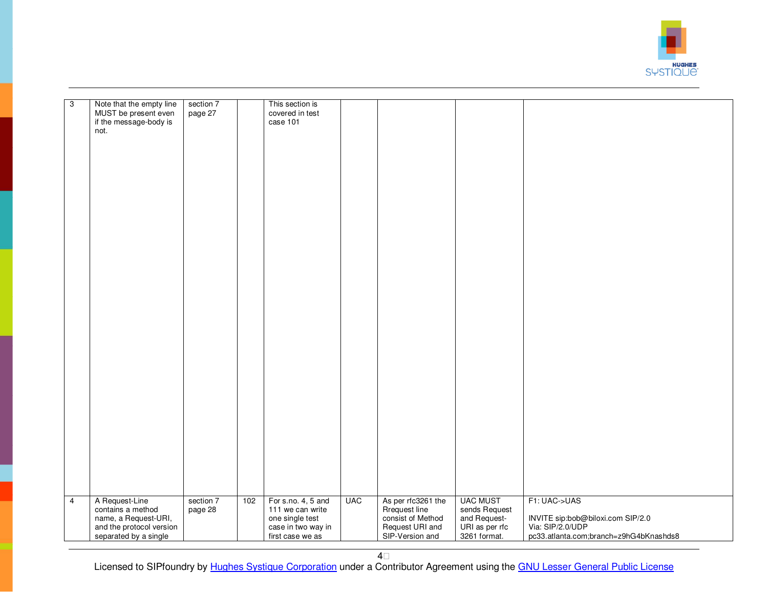| 3 | Note that the empty line MUST be present even if the message-body is not. | section 7 page 27 | | This section is covered in test case 101 | | | | |
|---|---|---|---|---|---|---|---|---|
| 4 | A Request-Line contains a method name, a Request-URI, and the protocol version separated by a single | section 7 page 28 | 102 | For s.no. 4, 5 and 111 we can write one single test case in two way in first case we as | UAC | As per rfc3261 the Rrequest line consist of Method Request URI and SIP-Version and | UAC MUST sends Request and Request-URI as per rfc 3261 format. | F1: UAC->UAS<br><br>INVITE sip:bob@biloxi.com SIP/2.0<br>Via: SIP/2.0/UDP pc33.atlanta.com;branch=z9hG4bKnashds8 |

Licensed to SIPfoundry by Hughes Systique Corporation under a Contributor Agreement using the GNU Lesser General Public License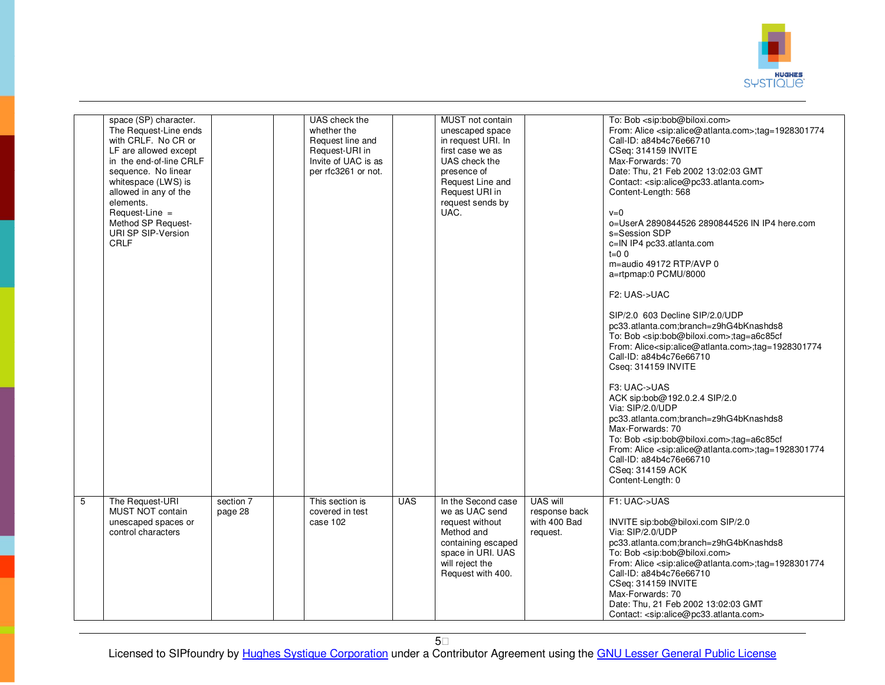| | | | | | | | | |
|---|---|---|---|---|---|---|---|---|
| | space (SP) character. The Request-Line ends with CRLF. No CR or LF are allowed except in the end-of-line CRLF sequence. No linear whitespace (LWS) is allowed in any of the elements.<br>Request-Line = Method SP Request-URI SP SIP-Version CRLF | | | UAS check the whether the Request line and Request-URI in Invite of UAC is as per rfc3261 or not. | | MUST not contain unescaped space in request URI. In first case we as UAS check the presence of Request Line and Request URI in request sends by UAC. | | To: Bob <sip:bob@biloxi.com><br>From: Alice <sip:alice@atlanta.com>;tag=1928301774<br>Call-ID: a84b4c76e66710<br>CSeq: 314159 INVITE<br>Max-Forwards: 70<br>Date: Thu, 21 Feb 2002 13:02:03 GMT<br>Contact: <sip:alice@pc33.atlanta.com><br>Content-Length: 568<br><br>v=0<br>o=UserA 2890844526 2890844526 IN IP4 here.com<br>s=Session SDP<br>c=IN IP4 pc33.atlanta.com<br>t=0 0<br>m=audio 49172 RTP/AVP 0<br>a=rtpmap:0 PCMU/8000<br><br>F2: UAS->UAC<br><br>SIP/2.0 603 Decline SIP/2.0/UDP pc33.atlanta.com;branch=z9hG4bKnashds8<br>To: Bob <sip:bob@biloxi.com>;tag=a6c85cf<br>From: Alice<sip:alice@atlanta.com>;tag=1928301774<br>Call-ID: a84b4c76e66710<br>Cseq: 314159 INVITE<br><br>F3: UAC->UAS<br>ACK sip:bob@192.0.2.4 SIP/2.0<br>Via: SIP/2.0/UDP pc33.atlanta.com;branch=z9hG4bKnashds8<br>Max-Forwards: 70<br>To: Bob <sip:bob@biloxi.com>;tag=a6c85cf<br>From: Alice <sip:alice@atlanta.com>;tag=1928301774<br>Call-ID: a84b4c76e66710<br>CSeq: 314159 ACK<br>Content-Length: 0 |
| 5 | The Request-URI MUST NOT contain unescaped spaces or control characters | section 7 page 28 | | This section is covered in test case 102 | UAS | In the Second case we as UAC send request without Method and containing escaped space in URI. UAS will reject the Request with 400. | UAS will response back with 400 Bad request. | F1: UAC->UAS<br><br>INVITE sip:bob@biloxi.com SIP/2.0<br>Via: SIP/2.0/UDP pc33.atlanta.com;branch=z9hG4bKnashds8<br>To: Bob <sip:bob@biloxi.com><br>From: Alice <sip:alice@atlanta.com>;tag=1928301774<br>Call-ID: a84b4c76e66710<br>CSeq: 314159 INVITE<br>Max-Forwards: 70<br>Date: Thu, 21 Feb 2002 13:02:03 GMT<br>Contact: <sip:alice@pc33.atlanta.com> |

Licensed to SIPfoundry by Hughes Systique Corporation under a Contributor Agreement using the GNU Lesser General Public License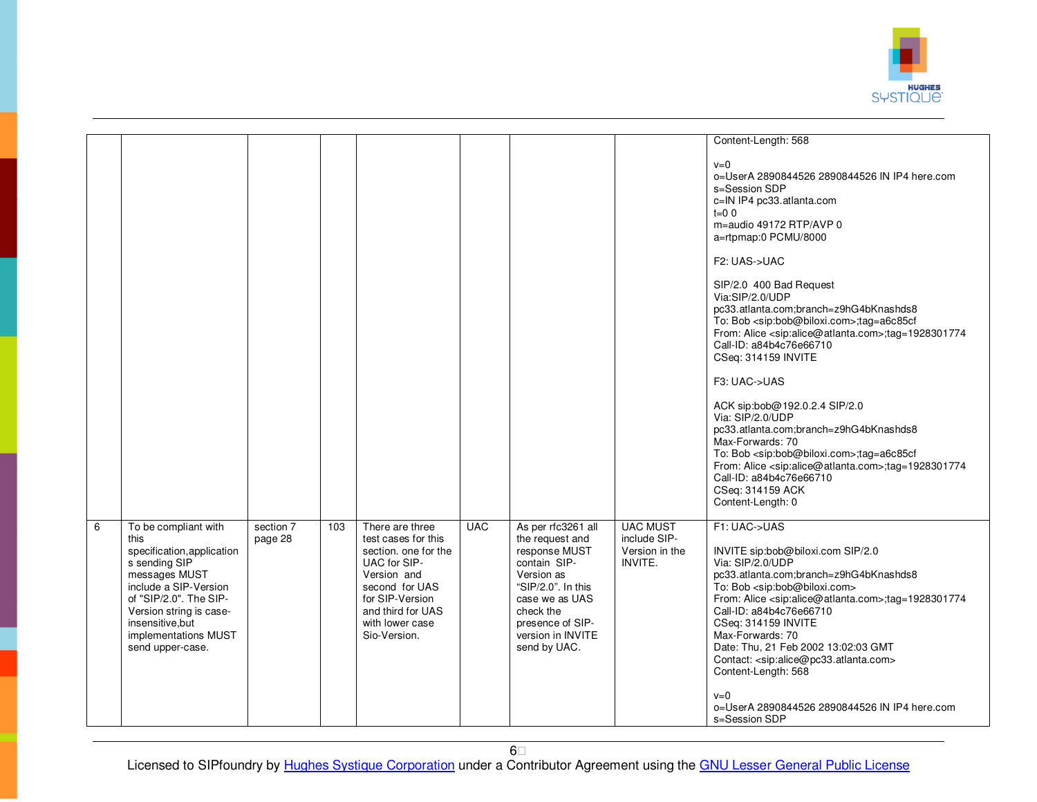| | | | | | | | | |
|---|---|---|---|---|---|---|---|---|
| | | | | | | | | Content-Length: 568<br><br>v=0<br>o=UserA 2890844526 2890844526 IN IP4 here.com<br>s=Session SDP<br>c=IN IP4 pc33.atlanta.com<br>t=0 0<br>m=audio 49172 RTP/AVP 0<br>a=rtpmap:0 PCMU/8000<br><br>F2: UAS->UAC<br><br>SIP/2.0 400 Bad Request<br>Via:SIP/2.0/UDP<br>pc33.atlanta.com;branch=z9hG4bKnashds8<br>To: Bob <sip:bob@biloxi.com>;tag=a6c85cf<br>From: Alice <sip:alice@atlanta.com>;tag=1928301774<br>Call-ID: a84b4c76e66710<br>CSeq: 314159 INVITE<br><br>F3: UAC->UAS<br><br>ACK sip:bob@192.0.2.4 SIP/2.0<br>Via: SIP/2.0/UDP<br>pc33.atlanta.com;branch=z9hG4bKnashds8<br>Max-Forwards: 70<br>To: Bob <sip:bob@biloxi.com>;tag=a6c85cf<br>From: Alice <sip:alice@atlanta.com>;tag=1928301774<br>Call-ID: a84b4c76e66710<br>CSeq: 314159 ACK<br>Content-Length: 0 |
| 6 | To be compliant with this specification,applications sending SIP messages MUST include a SIP-Version of "SIP/2.0". The SIP-Version string is case-insensitive,but implementations MUST send upper-case. | section 7 page 28 | 103 | There are three test cases for this section. one for the UAC for SIP-Version and second for UAS for SIP-Version and third for UAS with lower case Sio-Version. | UAC | As per rfc3261 all the request and response MUST contain SIP-Version as "SIP/2.0". In this case we as UAS check the presence of SIP-version in INVITE send by UAC. | UAC MUST include SIP-Version in the INVITE. | F1: UAC->UAS<br><br>INVITE sip:bob@biloxi.com SIP/2.0<br>Via: SIP/2.0/UDP<br>pc33.atlanta.com;branch=z9hG4bKnashds8<br>To: Bob <sip:bob@biloxi.com><br>From: Alice <sip:alice@atlanta.com>;tag=1928301774<br>Call-ID: a84b4c76e66710<br>CSeq: 314159 INVITE<br>Max-Forwards: 70<br>Date: Thu, 21 Feb 2002 13:02:03 GMT<br>Contact: <sip:alice@pc33.atlanta.com><br>Content-Length: 568<br><br>v=0<br>o=UserA 2890844526 2890844526 IN IP4 here.com<br>s=Session SDP |

Licensed to SIPfoundry by Hughes Systique Corporation under a Contributor Agreement using the GNU Lesser General Public License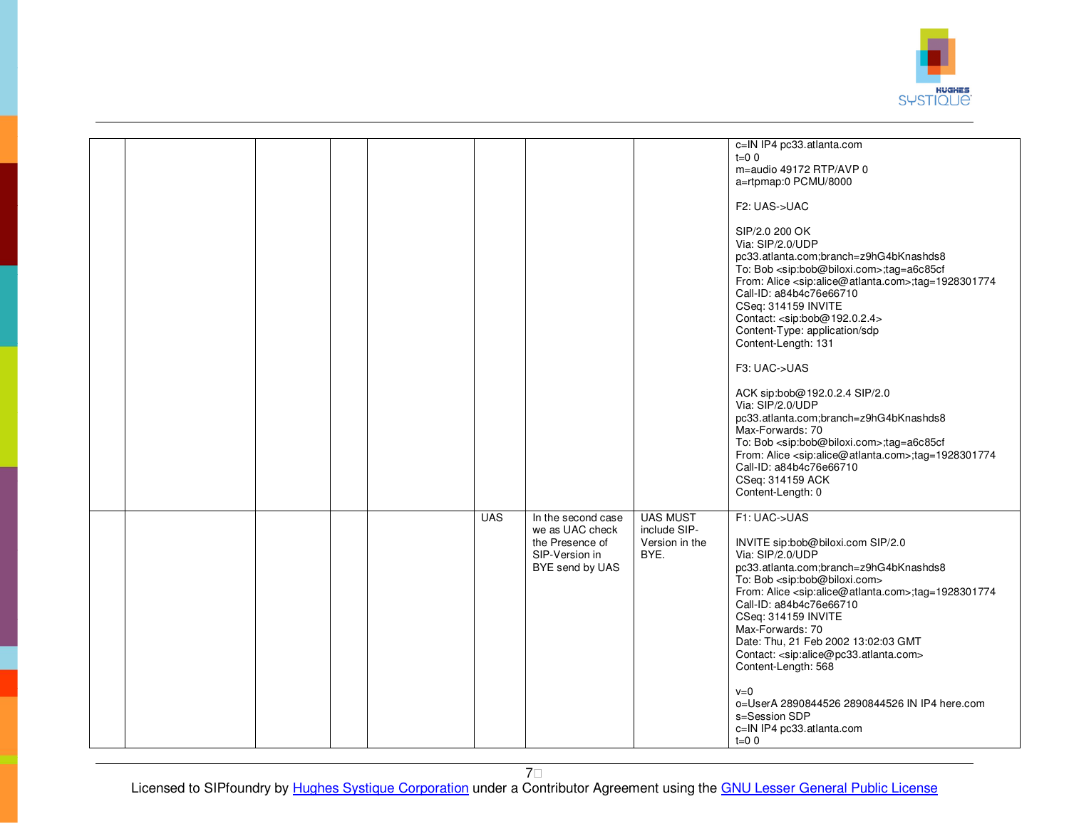| | | | | | | | | |
|---|---|---|---|---|---|---|---|---|
| | | | | | | | | c=IN IP4 pc33.atlanta.com<br>t=0 0<br>m=audio 49172 RTP/AVP 0<br>a=rtpmap:0 PCMU/8000<br><br>F2: UAS->UAC<br><br>SIP/2.0 200 OK<br>Via: SIP/2.0/UDP pc33.atlanta.com;branch=z9hG4bKnashds8<br>To: Bob <sip:bob@biloxi.com>;tag=a6c85cf<br>From: Alice <sip:alice@atlanta.com>;tag=1928301774<br>Call-ID: a84b4c76e66710<br>CSeq: 314159 INVITE<br>Contact: <sip:bob@192.0.2.4><br>Content-Type: application/sdp<br>Content-Length: 131<br><br>F3: UAC->UAS<br><br>ACK sip:bob@192.0.2.4 SIP/2.0<br>Via: SIP/2.0/UDP pc33.atlanta.com;branch=z9hG4bKnashds8<br>Max-Forwards: 70<br>To: Bob <sip:bob@biloxi.com>;tag=a6c85cf<br>From: Alice <sip:alice@atlanta.com>;tag=1928301774<br>Call-ID: a84b4c76e66710<br>CSeq: 314159 ACK<br>Content-Length: 0 |
| | | | | | UAS | In the second case we as UAC check the Presence of SIP-Version in BYE send by UAS | UAS MUST include SIP-Version in the BYE. | F1: UAC->UAS<br><br>INVITE sip:bob@biloxi.com SIP/2.0<br>Via: SIP/2.0/UDP pc33.atlanta.com;branch=z9hG4bKnashds8<br>To: Bob <sip:bob@biloxi.com><br>From: Alice <sip:alice@atlanta.com>;tag=1928301774<br>Call-ID: a84b4c76e66710<br>CSeq: 314159 INVITE<br>Max-Forwards: 70<br>Date: Thu, 21 Feb 2002 13:02:03 GMT<br>Contact: <sip:alice@pc33.atlanta.com><br>Content-Length: 568<br><br>v=0<br>o=UserA 2890844526 2890844526 IN IP4 here.com<br>s=Session SDP<br>c=IN IP4 pc33.atlanta.com<br>t=0 0 |

Licensed to SIPfoundry by Hughes Systique Corporation under a Contributor Agreement using the GNU Lesser General Public License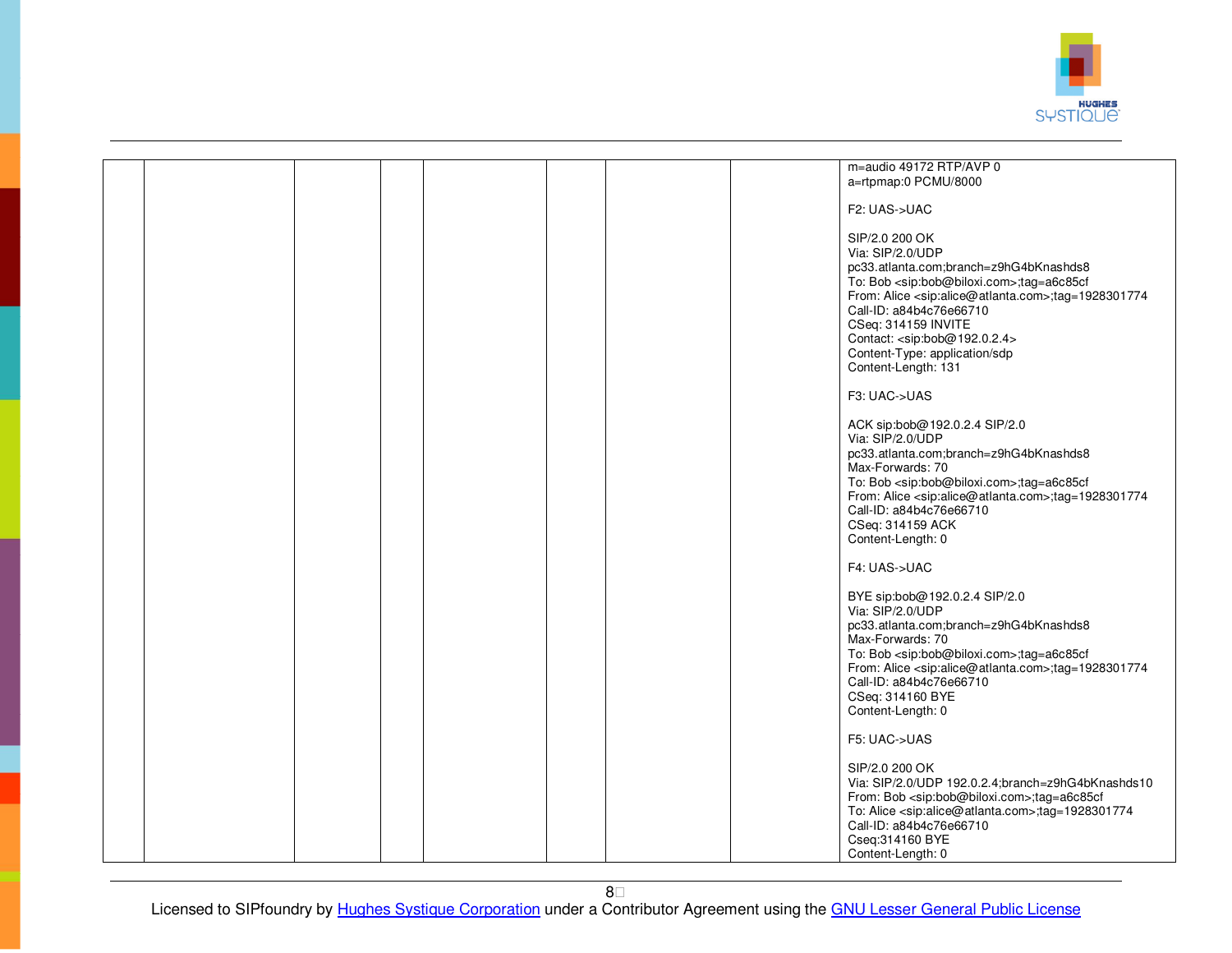| | | | | | | | | |
|---|---|---|---|---|---|---|---|---|
| | | | | | | | | m=audio 49172 RTP/AVP 0<br>a=rtpmap:0 PCMU/8000<br><br>F2: UAS->UAC<br><br>SIP/2.0 200 OK<br>Via: SIP/2.0/UDP<br>pc33.atlanta.com;branch=z9hG4bKnashds8<br>To: Bob <sip:bob@biloxi.com>;tag=a6c85cf<br>From: Alice <sip:alice@atlanta.com>;tag=1928301774<br>Call-ID: a84b4c76e66710<br>CSeq: 314159 INVITE<br>Contact: <sip:bob@192.0.2.4><br>Content-Type: application/sdp<br>Content-Length: 131<br><br>F3: UAC->UAS<br><br>ACK sip:bob@192.0.2.4 SIP/2.0<br>Via: SIP/2.0/UDP<br>pc33.atlanta.com;branch=z9hG4bKnashds8<br>Max-Forwards: 70<br>To: Bob <sip:bob@biloxi.com>;tag=a6c85cf<br>From: Alice <sip:alice@atlanta.com>;tag=1928301774<br>Call-ID: a84b4c76e66710<br>CSeq: 314159 ACK<br>Content-Length: 0<br><br>F4: UAS->UAC<br><br>BYE sip:bob@192.0.2.4 SIP/2.0<br>Via: SIP/2.0/UDP<br>pc33.atlanta.com;branch=z9hG4bKnashds8<br>Max-Forwards: 70<br>To: Bob <sip:bob@biloxi.com>;tag=a6c85cf<br>From: Alice <sip:alice@atlanta.com>;tag=1928301774<br>Call-ID: a84b4c76e66710<br>CSeq: 314160 BYE<br>Content-Length: 0<br><br>F5: UAC->UAS<br><br>SIP/2.0 200 OK<br>Via: SIP/2.0/UDP 192.0.2.4;branch=z9hG4bKnashds10<br>From: Bob <sip:bob@biloxi.com>;tag=a6c85cf<br>To: Alice <sip:alice@atlanta.com>;tag=1928301774<br>Call-ID: a84b4c76e66710<br>Cseq:314160 BYE<br>Content-Length: 0 |

Licensed to SIPfoundry by Hughes Systique Corporation under a Contributor Agreement using the GNU Lesser General Public License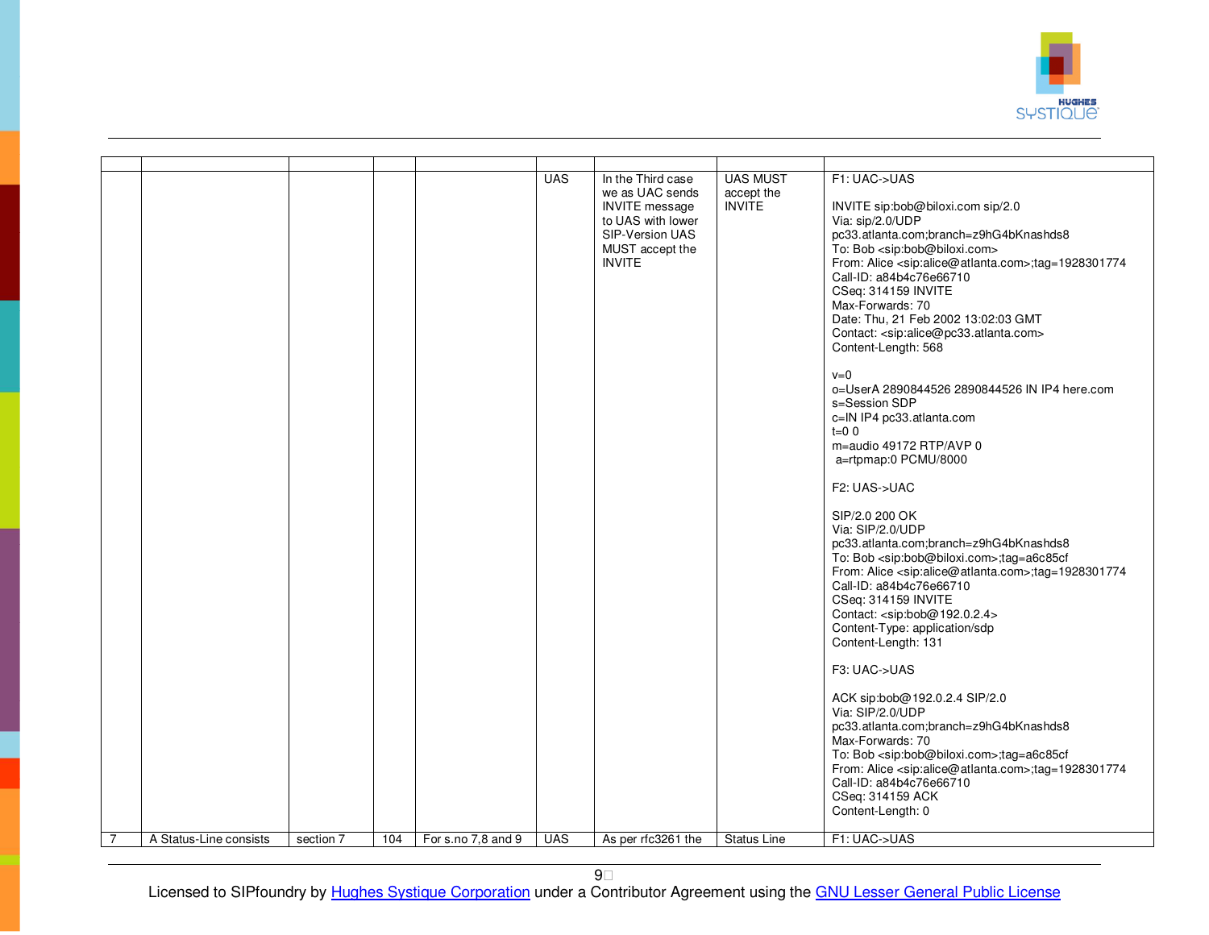| | | | | | | | | |
|---|---|---|---|---|---|---|---|---|
| | | | | | UAS | In the Third case we as UAC sends INVITE message to UAS with lower SIP-Version UAS MUST accept the INVITE | UAS MUST accept the INVITE | F1: UAC->UAS<br><br>INVITE sip:bob@biloxi.com sip/2.0<br>Via: sip/2.0/UDP pc33.atlanta.com;branch=z9hG4bKnashds8<br>To: Bob <sip:bob@biloxi.com><br>From: Alice <sip:alice@atlanta.com>;tag=1928301774<br>Call-ID: a84b4c76e66710<br>CSeq: 314159 INVITE<br>Max-Forwards: 70<br>Date: Thu, 21 Feb 2002 13:02:03 GMT<br>Contact: <sip:alice@pc33.atlanta.com><br>Content-Length: 568<br><br>v=0<br>o=UserA 2890844526 2890844526 IN IP4 here.com<br>s=Session SDP<br>c=IN IP4 pc33.atlanta.com<br>t=0 0<br>m=audio 49172 RTP/AVP 0<br>a=rtpmap:0 PCMU/8000<br><br>F2: UAS->UAC<br><br>SIP/2.0 200 OK<br>Via: SIP/2.0/UDP pc33.atlanta.com;branch=z9hG4bKnashds8<br>To: Bob <sip:bob@biloxi.com>;tag=a6c85cf<br>From: Alice <sip:alice@atlanta.com>;tag=1928301774<br>Call-ID: a84b4c76e66710<br>CSeq: 314159 INVITE<br>Contact: <sip:bob@192.0.2.4><br>Content-Type: application/sdp<br>Content-Length: 131<br><br>F3: UAC->UAS<br><br>ACK sip:bob@192.0.2.4 SIP/2.0<br>Via: SIP/2.0/UDP pc33.atlanta.com;branch=z9hG4bKnashds8<br>Max-Forwards: 70<br>To: Bob <sip:bob@biloxi.com>;tag=a6c85cf<br>From: Alice <sip:alice@atlanta.com>;tag=1928301774<br>Call-ID: a84b4c76e66710<br>CSeq: 314159 ACK<br>Content-Length: 0 |
| 7 | A Status-Line consists | section 7 | 104 | For s.no 7,8 and 9 | UAS | As per rfc3261 the | Status Line | F1: UAC->UAS |

Licensed to SIPfoundry by Hughes Systique Corporation under a Contributor Agreement using the GNU Lesser General Public License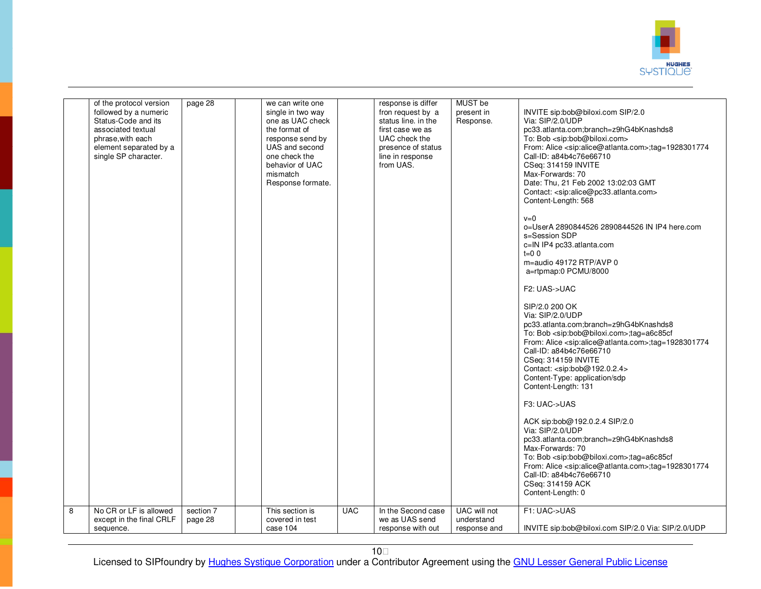| | | | | | | | | |
|---|---|---|---|---|---|---|---|---|
| | of the protocol version followed by a numeric Status-Code and its associated textual phrase,with each element separated by a single SP character. | page 28 | | we can write one single in two way one as UAC check the format of response send by UAS and second one check the behavior of UAC mismatch Response formate. | | response is differ fron request by a status line. in the first case we as UAC check the presence of status line in response from UAS. | MUST be present in Response. | INVITE sip:bob@biloxi.com SIP/2.0<br>Via: SIP/2.0/UDP pc33.atlanta.com;branch=z9hG4bKnashds8<br>To: Bob <sip:bob@biloxi.com><br>From: Alice <sip:alice@atlanta.com>;tag=1928301774<br>Call-ID: a84b4c76e66710<br>CSeq: 314159 INVITE<br>Max-Forwards: 70<br>Date: Thu, 21 Feb 2002 13:02:03 GMT<br>Contact: <sip:alice@pc33.atlanta.com><br>Content-Length: 568<br><br>v=0<br>o=UserA 2890844526 2890844526 IN IP4 here.com<br>s=Session SDP<br>c=IN IP4 pc33.atlanta.com<br>t=0 0<br>m=audio 49172 RTP/AVP 0<br>a=rtpmap:0 PCMU/8000<br><br>F2: UAS->UAC<br><br>SIP/2.0 200 OK<br>Via: SIP/2.0/UDP pc33.atlanta.com;branch=z9hG4bKnashds8<br>To: Bob <sip:bob@biloxi.com>;tag=a6c85cf<br>From: Alice <sip:alice@atlanta.com>;tag=1928301774<br>Call-ID: a84b4c76e66710<br>CSeq: 314159 INVITE<br>Contact: <sip:bob@192.0.2.4><br>Content-Type: application/sdp<br>Content-Length: 131<br><br>F3: UAC->UAS<br><br>ACK sip:bob@192.0.2.4 SIP/2.0<br>Via: SIP/2.0/UDP pc33.atlanta.com;branch=z9hG4bKnashds8<br>Max-Forwards: 70<br>To: Bob <sip:bob@biloxi.com>;tag=a6c85cf<br>From: Alice <sip:alice@atlanta.com>;tag=1928301774<br>Call-ID: a84b4c76e66710<br>CSeq: 314159 ACK<br>Content-Length: 0 |
| 8 | No CR or LF is allowed except in the final CRLF sequence. | section 7 page 28 | | This section is covered in test case 104 | UAC | In the Second case we as UAS send response with out | UAC will not understand response and | F1: UAC->UAS<br><br>INVITE sip:bob@biloxi.com SIP/2.0 Via: SIP/2.0/UDP |

Licensed to SIPfoundry by Hughes Systique Corporation under a Contributor Agreement using the GNU Lesser General Public License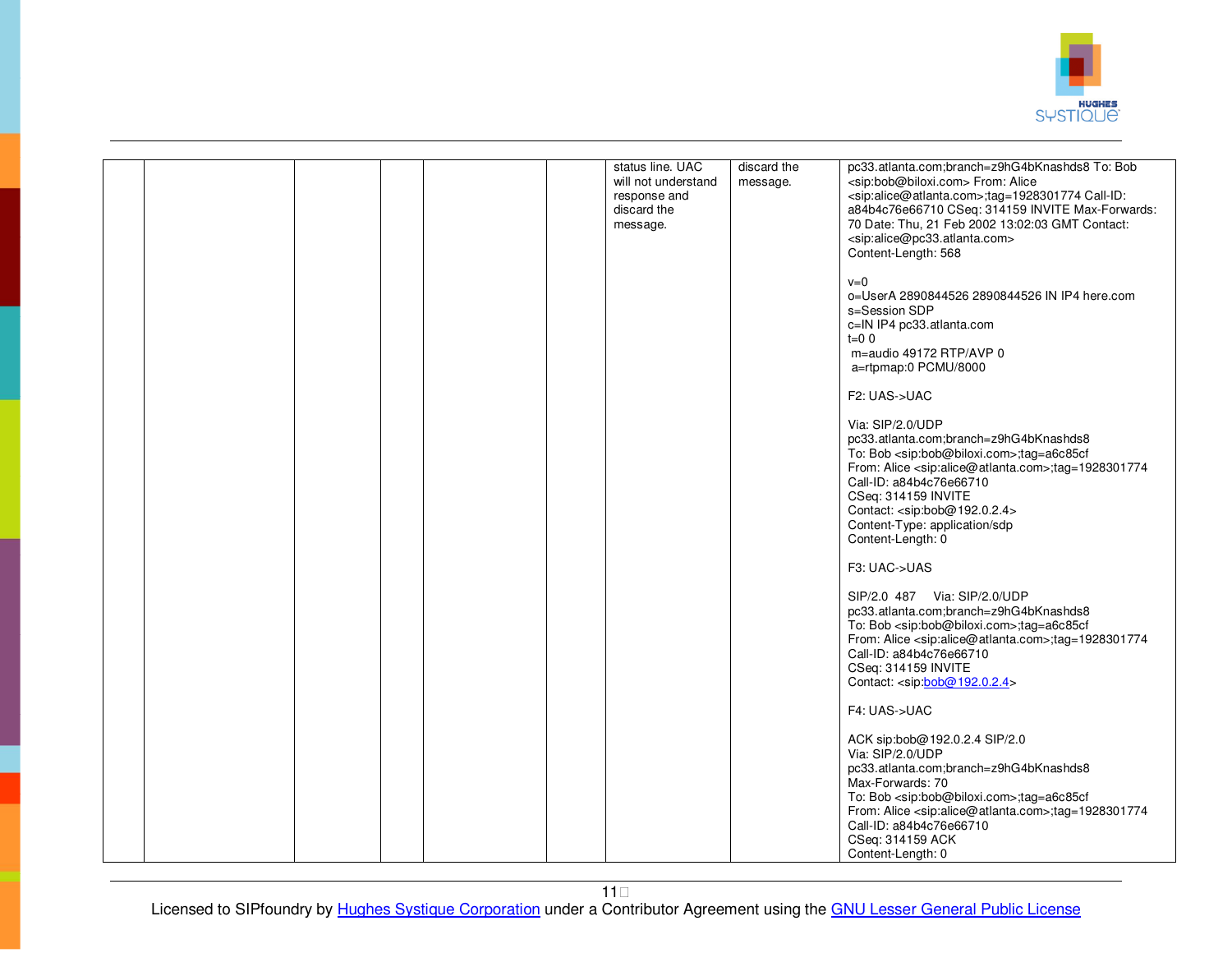| | | | | | | | | |
|---|---|---|---|---|---|---|---|---|
| | | | | | | status line. UAC will not understand response and discard the message. | discard the message. | pc33.atlanta.com;branch=z9hG4bKnashds8 To: Bob <sip:bob@biloxi.com> From: Alice <sip:alice@atlanta.com>;tag=1928301774 Call-ID: a84b4c76e66710 CSeq: 314159 INVITE Max-Forwards: 70 Date: Thu, 21 Feb 2002 13:02:03 GMT Contact: <sip:alice@pc33.atlanta.com> Content-Length: 568<br><br>v=0<br>o=UserA 2890844526 2890844526 IN IP4 here.com<br>s=Session SDP<br>c=IN IP4 pc33.atlanta.com<br>t=0 0<br>m=audio 49172 RTP/AVP 0<br>a=rtpmap:0 PCMU/8000<br><br>F2: UAS->UAC<br><br>Via: SIP/2.0/UDP pc33.atlanta.com;branch=z9hG4bKnashds8<br>To: Bob <sip:bob@biloxi.com>;tag=a6c85cf<br>From: Alice <sip:alice@atlanta.com>;tag=1928301774<br>Call-ID: a84b4c76e66710<br>CSeq: 314159 INVITE<br>Contact: <sip:bob@192.0.2.4><br>Content-Type: application/sdp<br>Content-Length: 0<br><br>F3: UAC->UAS<br><br>SIP/2.0 487 Via: SIP/2.0/UDP pc33.atlanta.com;branch=z9hG4bKnashds8<br>To: Bob <sip:bob@biloxi.com>;tag=a6c85cf<br>From: Alice <sip:alice@atlanta.com>;tag=1928301774<br>Call-ID: a84b4c76e66710<br>CSeq: 314159 INVITE<br>Contact: <sip:bob@192.0.2.4><br><br>F4: UAS->UAC<br><br>ACK sip:bob@192.0.2.4 SIP/2.0<br>Via: SIP/2.0/UDP pc33.atlanta.com;branch=z9hG4bKnashds8<br>Max-Forwards: 70<br>To: Bob <sip:bob@biloxi.com>;tag=a6c85cf<br>From: Alice <sip:alice@atlanta.com>;tag=1928301774<br>Call-ID: a84b4c76e66710<br>CSeq: 314159 ACK<br>Content-Length: 0 |

Licensed to SIPfoundry by Hughes Systique Corporation under a Contributor Agreement using the GNU Lesser General Public License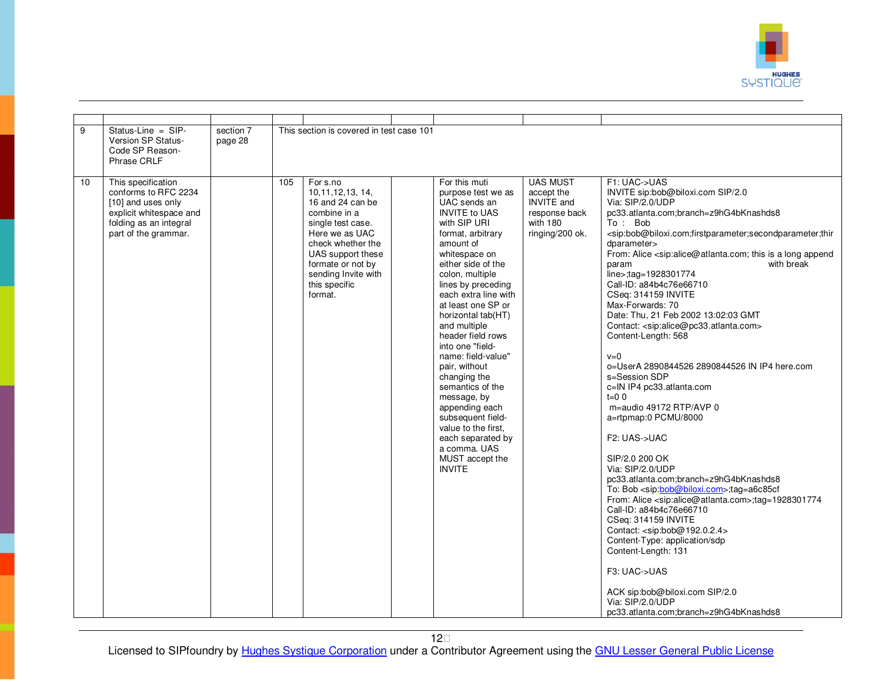| | | | | | | | | |
|---|---|---|---|---|---|---|---|---|
| 9 | Status-Line = SIP-Version SP Status-Code SP Reason-Phrase CRLF | section 7 page 28 | This section is covered in test case 101 | | | | | |
| 10 | This specification conforms to RFC 2234 [10] and uses only explicit whitespace and folding as an integral part of the grammar. | | 105 | For s.no 10,11,12,13, 14, 16 and 24 can be combine in a single test case. Here we as UAC check whether the UAS support these formate or not by sending Invite with this specific format. | | For this muti purpose test we as UAC sends an INVITE to UAS with SIP URI format, arbitrary amount of whitespace on either side of the colon, multiple lines by preceding each extra line with at least one SP or horizontal tab(HT) and multiple header field rows into one "field-name: field-value" pair, without changing the semantics of the message, by appending each subsequent field-value to the first, each separated by a comma. UAS MUST accept the INVITE | UAS MUST accept the INVITE and response back with 180 ringing/200 ok. | F1: UAC->UAS<br>INVITE sip:bob@biloxi.com SIP/2.0<br>Via: SIP/2.0/UDP pc33.atlanta.com;branch=z9hG4bKnashds8<br>To : Bob <sip:bob@biloxi.com;firstparameter;secondparameter;thirdparameter><br>From: Alice <sip:alice@atlanta.com; this is a long append param with break line>;tag=1928301774<br>Call-ID: a84b4c76e66710<br>CSeq: 314159 INVITE<br>Max-Forwards: 70<br>Date: Thu, 21 Feb 2002 13:02:03 GMT<br>Contact: <sip:alice@pc33.atlanta.com><br>Content-Length: 568<br><br>v=0<br>o=UserA 2890844526 2890844526 IN IP4 here.com<br>s=Session SDP<br>c=IN IP4 pc33.atlanta.com<br>t=0 0<br>m=audio 49172 RTP/AVP 0<br>a=rtpmap:0 PCMU/8000<br><br>F2: UAS->UAC<br><br>SIP/2.0 200 OK<br>Via: SIP/2.0/UDP pc33.atlanta.com;branch=z9hG4bKnashds8<br>To: Bob <sip:bob@biloxi.com>;tag=a6c85cf<br>From: Alice <sip:alice@atlanta.com>;tag=1928301774<br>Call-ID: a84b4c76e66710<br>CSeq: 314159 INVITE<br>Contact: <sip:bob@192.0.2.4><br>Content-Type: application/sdp<br>Content-Length: 131<br><br>F3: UAC->UAS<br><br>ACK sip:bob@biloxi.com SIP/2.0<br>Via: SIP/2.0/UDP pc33.atlanta.com;branch=z9hG4bKnashds8 |

Licensed to SIPfoundry by Hughes Systique Corporation under a Contributor Agreement using the GNU Lesser General Public License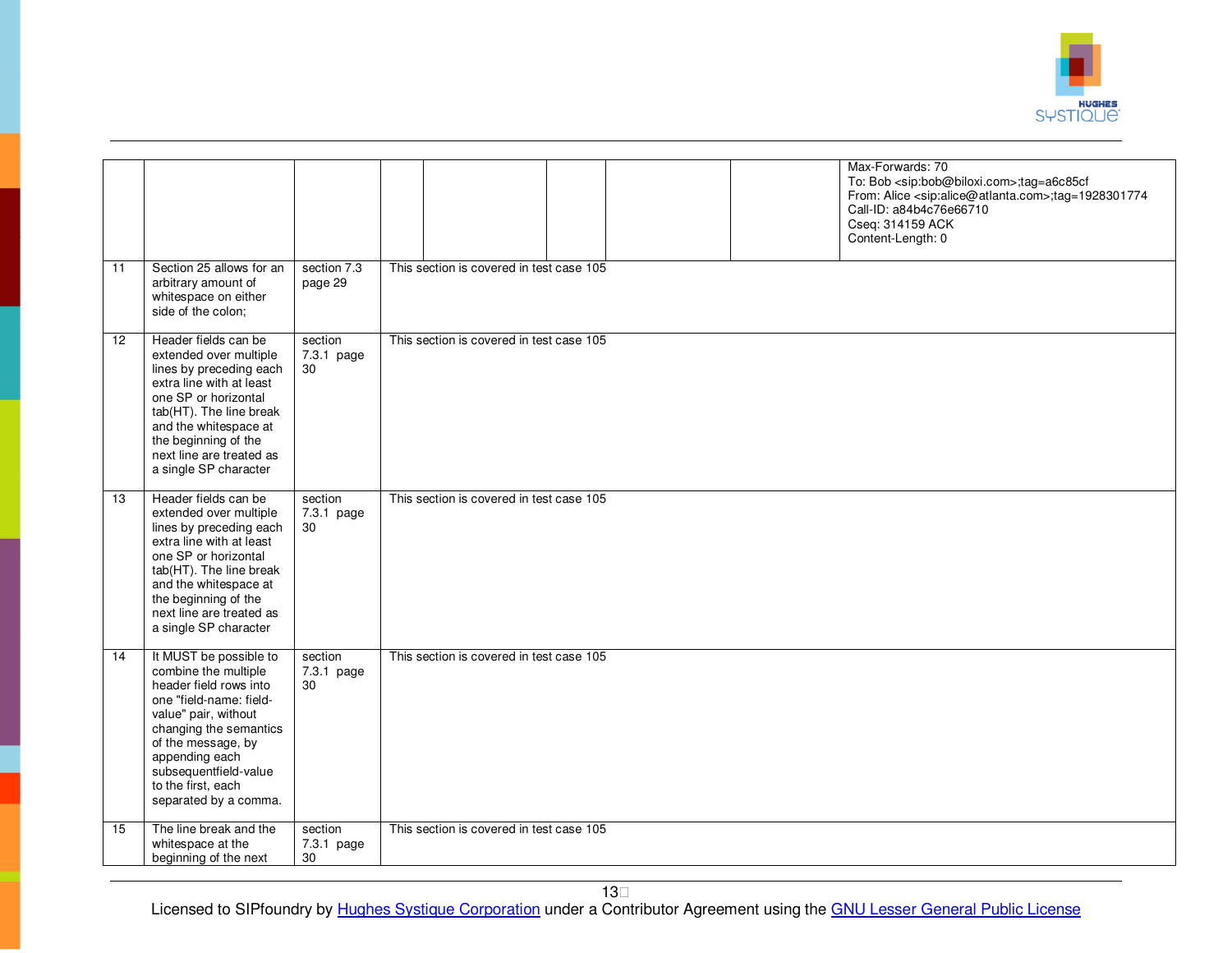| | | | | | | | | |
|---|---|---|---|---|---|---|---|---|
| | | | | | | | | Max-Forwards: 70<br>To: Bob <sip:bob@biloxi.com>;tag=a6c85cf<br>From: Alice <sip:alice@atlanta.com>;tag=1928301774<br>Call-ID: a84b4c76e66710<br>Cseq: 314159 ACK<br>Content-Length: 0 |
| 11 | Section 25 allows for an arbitrary amount of whitespace on either side of the colon; | section 7.3 page 29 | This section is covered in test case 105 | | | | | |
| 12 | Header fields can be extended over multiple lines by preceding each extra line with at least one SP or horizontal tab(HT). The line break and the whitespace at the beginning of the next line are treated as a single SP character | section 7.3.1 page 30 | This section is covered in test case 105 | | | | | |
| 13 | Header fields can be extended over multiple lines by preceding each extra line with at least one SP or horizontal tab(HT). The line break and the whitespace at the beginning of the next line are treated as a single SP character | section 7.3.1 page 30 | This section is covered in test case 105 | | | | | |
| 14 | It MUST be possible to combine the multiple header field rows into one "field-name: field-value" pair, without changing the semantics of the message, by appending each subsequentfield-value to the first, each separated by a comma. | section 7.3.1 page 30 | This section is covered in test case 105 | | | | | |
| 15 | The line break and the whitespace at the beginning of the next | section 7.3.1 page 30 | This section is covered in test case 105 | | | | | |

Licensed to SIPfoundry by Hughes Systique Corporation under a Contributor Agreement using the GNU Lesser General Public License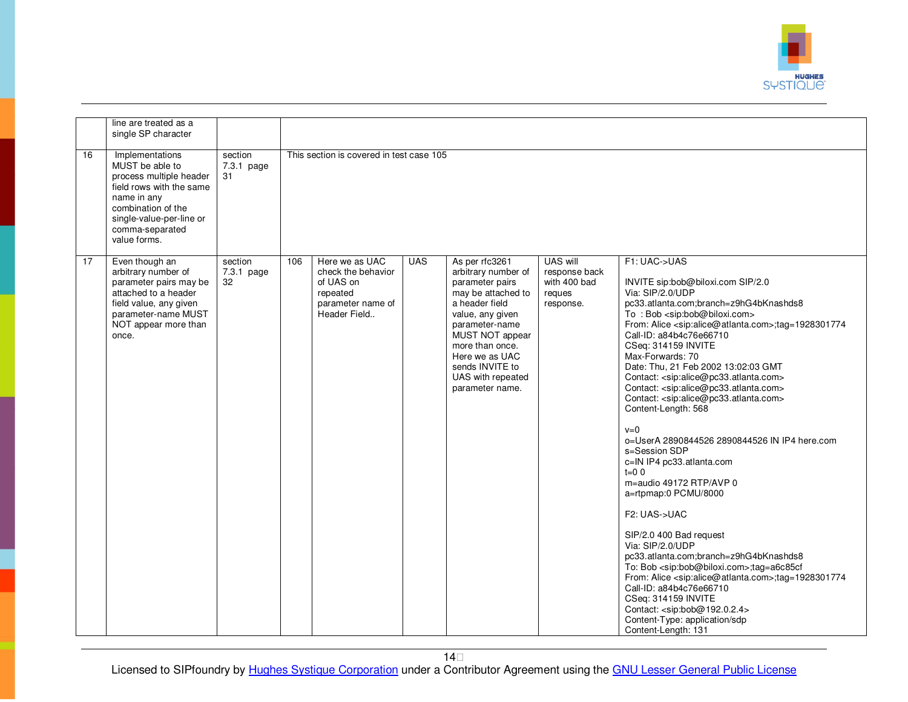|  |  |  |  |  |  |  |  |  |
|---|---|---|---|---|---|---|---|---|
|  | line are treated as a single SP character |  |  |  |  |  |  |  |
| 16 | Implementations MUST be able to process multiple header field rows with the same name in any combination of the single-value-per-line or comma-separated value forms. | section 7.3.1 page 31 | This section is covered in test case 105 |  |  |  |  |  |
| 17 | Even though an arbitrary number of parameter pairs may be attached to a header field value, any given parameter-name MUST NOT appear more than once. | section 7.3.1 page 32 | 106 | Here we as UAC check the behavior of UAS on repeated parameter name of Header Field.. | UAS | As per rfc3261 arbitrary number of parameter pairs may be attached to a header field value, any given parameter-name MUST NOT appear more than once. Here we as UAC sends INVITE to UAS with repeated parameter name. | UAS will response back with 400 bad reques response. | F1: UAC->UAS<br><br>INVITE sip:bob@biloxi.com SIP/2.0<br>Via: SIP/2.0/UDP pc33.atlanta.com;branch=z9hG4bKnashds8<br>To : Bob <sip:bob@biloxi.com><br>From: Alice <sip:alice@atlanta.com>;tag=1928301774<br>Call-ID: a84b4c76e66710<br>CSeq: 314159 INVITE<br>Max-Forwards: 70<br>Date: Thu, 21 Feb 2002 13:02:03 GMT<br>Contact: <sip:alice@pc33.atlanta.com><br>Contact: <sip:alice@pc33.atlanta.com><br>Contact: <sip:alice@pc33.atlanta.com><br>Content-Length: 568<br><br>v=0<br>o=UserA 2890844526 2890844526 IN IP4 here.com<br>s=Session SDP<br>c=IN IP4 pc33.atlanta.com<br>t=0 0<br>m=audio 49172 RTP/AVP 0<br>a=rtpmap:0 PCMU/8000<br><br>F2: UAS->UAC<br><br>SIP/2.0 400 Bad request<br>Via: SIP/2.0/UDP pc33.atlanta.com;branch=z9hG4bKnashds8<br>To: Bob <sip:bob@biloxi.com>;tag=a6c85cf<br>From: Alice <sip:alice@atlanta.com>;tag=1928301774<br>Call-ID: a84b4c76e66710<br>CSeq: 314159 INVITE<br>Contact: <sip:bob@192.0.2.4><br>Content-Type: application/sdp<br>Content-Length: 131 |

Licensed to SIPfoundry by Hughes Systique Corporation under a Contributor Agreement using the GNU Lesser General Public License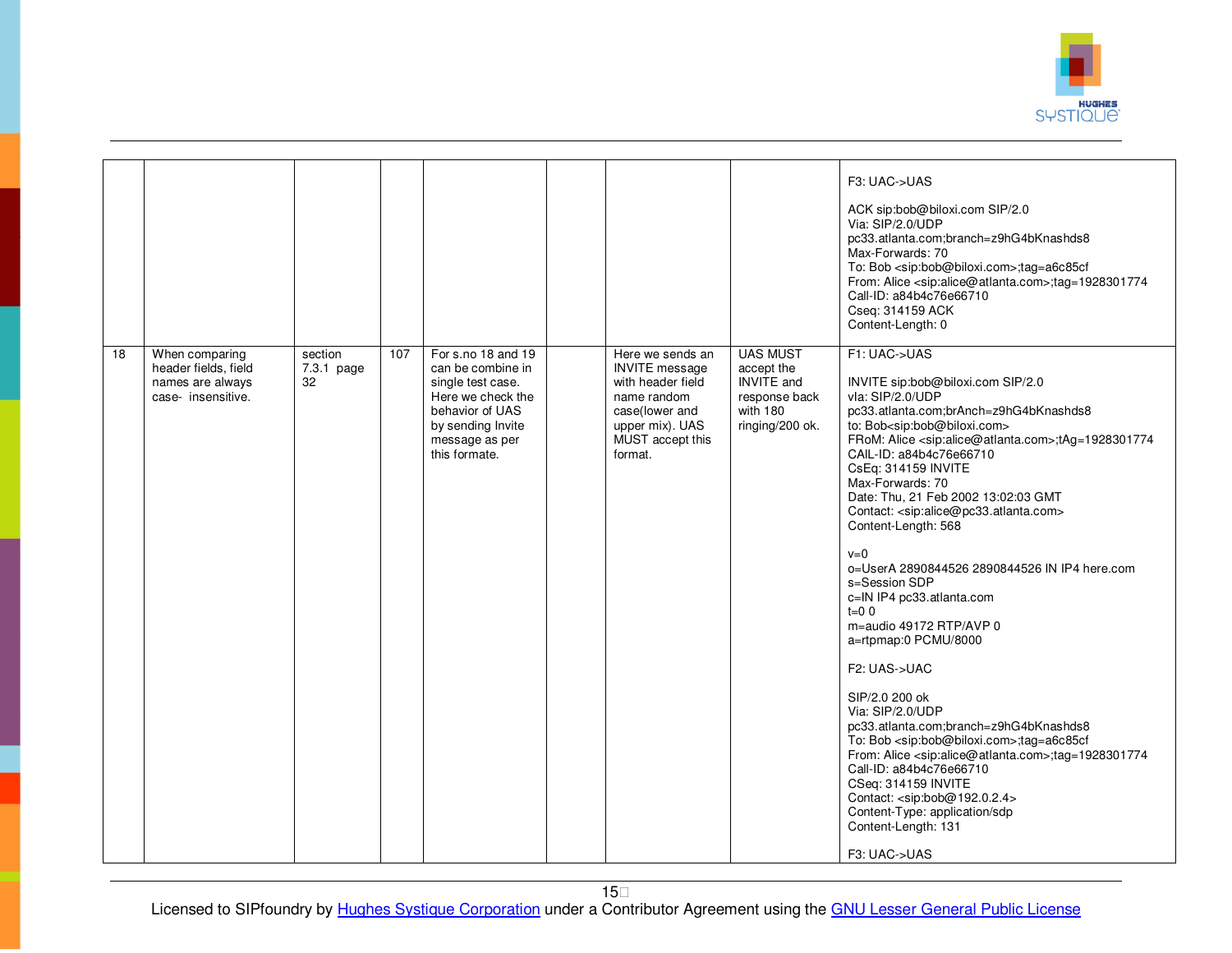|  |  |  |  |  |  |  |  |  |
|---|---|---|---|---|---|---|---|---|
|  |  |  |  |  |  |  |  | F3: UAC->UAS<br><br>ACK sip:bob@biloxi.com SIP/2.0<br>Via: SIP/2.0/UDP pc33.atlanta.com;branch=z9hG4bKnashds8<br>Max-Forwards: 70<br>To: Bob <sip:bob@biloxi.com>;tag=a6c85cf<br>From: Alice <sip:alice@atlanta.com>;tag=1928301774<br>Call-ID: a84b4c76e66710<br>Cseq: 314159 ACK<br>Content-Length: 0 |
| 18 | When comparing header fields, field names are always case- insensitive. | section 7.3.1 page 32 | 107 | For s.no 18 and 19 can be combine in single test case. Here we check the behavior of UAS by sending Invite message as per this formate. |  | Here we sends an INVITE message with header field name random case(lower and upper mix). UAS MUST accept this format. | UAS MUST accept the INVITE and response back with 180 ringing/200 ok. | F1: UAC->UAS<br><br>INVITE sip:bob@biloxi.com SIP/2.0<br>vIa: SIP/2.0/UDP pc33.atlanta.com;brAnch=z9hG4bKnashds8<br>to: Bob<sip:bob@biloxi.com><br>FRoM: Alice <sip:alice@atlanta.com>;tAg=1928301774<br>CAlL-ID: a84b4c76e66710<br>CsEq: 314159 INVITE<br>Max-Forwards: 70<br>Date: Thu, 21 Feb 2002 13:02:03 GMT<br>Contact: <sip:alice@pc33.atlanta.com><br>Content-Length: 568<br><br>v=0<br>o=UserA 2890844526 2890844526 IN IP4 here.com<br>s=Session SDP<br>c=IN IP4 pc33.atlanta.com<br>t=0 0<br>m=audio 49172 RTP/AVP 0<br>a=rtpmap:0 PCMU/8000<br><br>F2: UAS->UAC<br><br>SIP/2.0 200 ok<br>Via: SIP/2.0/UDP pc33.atlanta.com;branch=z9hG4bKnashds8<br>To: Bob <sip:bob@biloxi.com>;tag=a6c85cf<br>From: Alice <sip:alice@atlanta.com>;tag=1928301774<br>Call-ID: a84b4c76e66710<br>CSeq: 314159 INVITE<br>Contact: <sip:bob@192.0.2.4><br>Content-Type: application/sdp<br>Content-Length: 131<br><br>F3: UAC->UAS |

Licensed to SIPfoundry by Hughes Systique Corporation under a Contributor Agreement using the GNU Lesser General Public License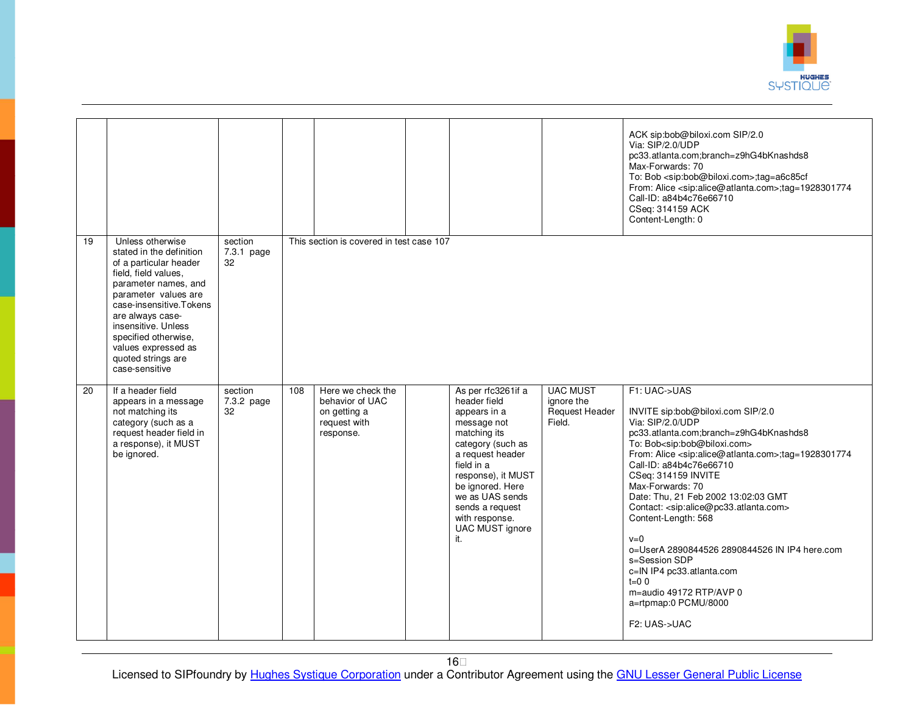| | | | | | | | | |
|---|---|---|---|---|---|---|---|---|
| 19 | | | | | | | | ACK sip:bob@biloxi.com SIP/2.0<br>Via: SIP/2.0/UDP pc33.atlanta.com;branch=z9hG4bKnashds8<br>Max-Forwards: 70<br>To: Bob <sip:bob@biloxi.com>;tag=a6c85cf<br>From: Alice <sip:alice@atlanta.com>;tag=1928301774<br>Call-ID: a84b4c76e66710<br>CSeq: 314159 ACK<br>Content-Length: 0 |
| 19 | Unless otherwise stated in the definition of a particular header field, field values, parameter names, and parameter values are case-insensitive.Tokens are always case-insensitive. Unless specified otherwise, values expressed as quoted strings are case-sensitive | section 7.3.1 page 32 | This section is covered in test case 107 | | | | | |
| 20 | If a header field appears in a message not matching its category (such as a request header field in a response), it MUST be ignored. | section 7.3.2 page 32 | 108 | Here we check the behavior of UAC on getting a request with response. | | As per rfc3261if a header field appears in a message not matching its category (such as a request header field in a response), it MUST be ignored. Here we as UAS sends sends a request with response. UAC MUST ignore it. | UAC MUST ignore the Request Header Field. | F1: UAC->UAS<br><br>INVITE sip:bob@biloxi.com SIP/2.0<br>Via: SIP/2.0/UDP pc33.atlanta.com;branch=z9hG4bKnashds8<br>To: Bob<sip:bob@biloxi.com><br>From: Alice <sip:alice@atlanta.com>;tag=1928301774<br>Call-ID: a84b4c76e66710<br>CSeq: 314159 INVITE<br>Max-Forwards: 70<br>Date: Thu, 21 Feb 2002 13:02:03 GMT<br>Contact: <sip:alice@pc33.atlanta.com><br>Content-Length: 568<br><br>v=0<br>o=UserA 2890844526 2890844526 IN IP4 here.com<br>s=Session SDP<br>c=IN IP4 pc33.atlanta.com<br>t=0 0<br>m=audio 49172 RTP/AVP 0<br>a=rtpmap:0 PCMU/8000<br><br>F2: UAS->UAC |

Licensed to SIPfoundry by Hughes Systique Corporation under a Contributor Agreement using the GNU Lesser General Public License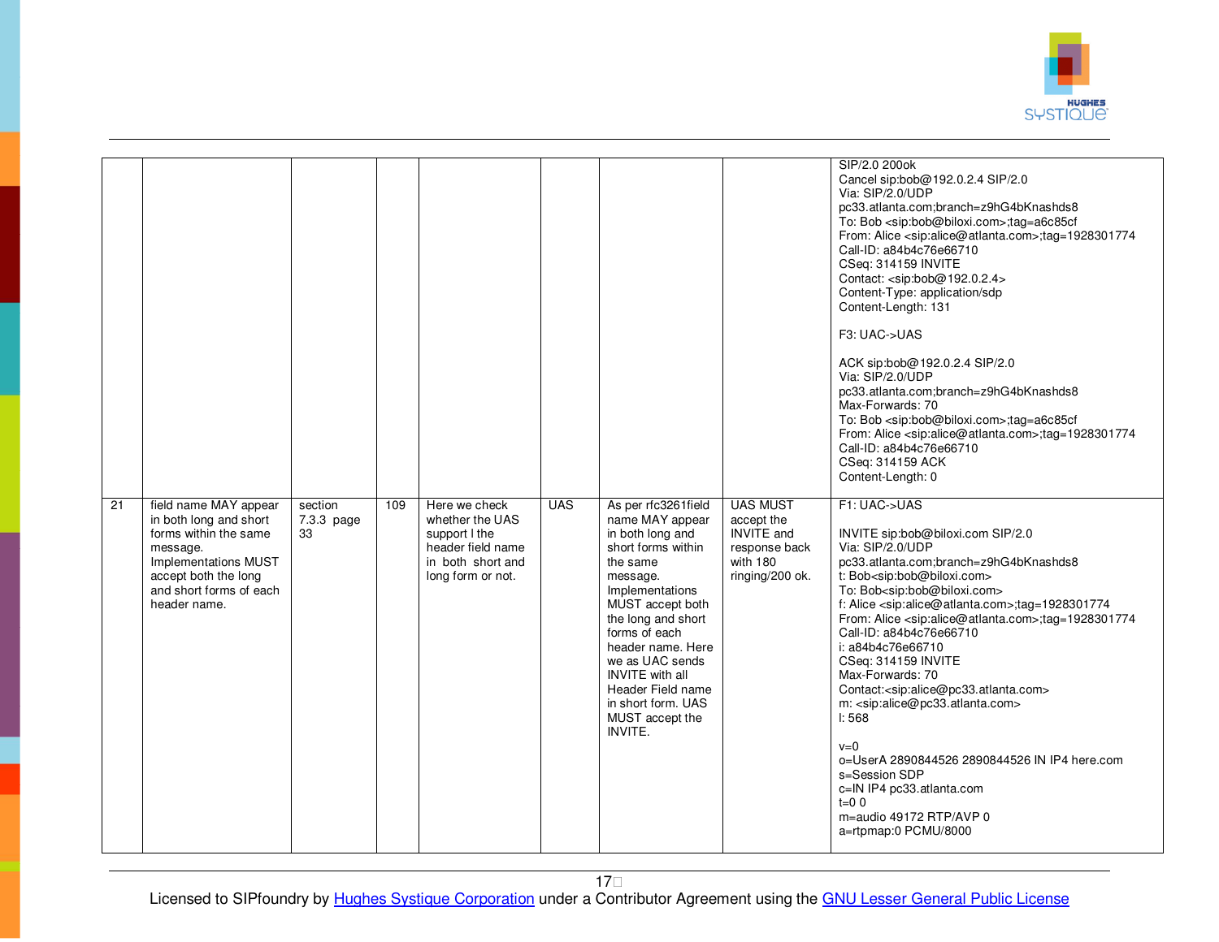| | | | | | | | | |
|---|---|---|---|---|---|---|---|---|
| | | | | | | | | SIP/2.0 200ok<br>Cancel sip:bob@192.0.2.4 SIP/2.0<br>Via: SIP/2.0/UDP pc33.atlanta.com;branch=z9hG4bKnashds8<br>To: Bob <sip:bob@biloxi.com>;tag=a6c85cf<br>From: Alice <sip:alice@atlanta.com>;tag=1928301774<br>Call-ID: a84b4c76e66710<br>CSeq: 314159 INVITE<br>Contact: <sip:bob@192.0.2.4><br>Content-Type: application/sdp<br>Content-Length: 131<br><br>F3: UAC->UAS<br><br>ACK sip:bob@192.0.2.4 SIP/2.0<br>Via: SIP/2.0/UDP pc33.atlanta.com;branch=z9hG4bKnashds8<br>Max-Forwards: 70<br>To: Bob <sip:bob@biloxi.com>;tag=a6c85cf<br>From: Alice <sip:alice@atlanta.com>;tag=1928301774<br>Call-ID: a84b4c76e66710<br>CSeq: 314159 ACK<br>Content-Length: 0 |
| 21 | field name MAY appear in both long and short forms within the same message. Implementations MUST accept both the long and short forms of each header name. | section 7.3.3 page 33 | 109 | Here we check whether the UAS support l the header field name in both short and long form or not. | UAS | As per rfc3261field name MAY appear in both long and short forms within the same message. Implementations MUST accept both the long and short forms of each header name. Here we as UAC sends INVITE with all Header Field name in short form. UAS MUST accept the INVITE. | UAS MUST accept the INVITE and response back with 180 ringing/200 ok. | F1: UAC->UAS<br><br>INVITE sip:bob@biloxi.com SIP/2.0<br>Via: SIP/2.0/UDP pc33.atlanta.com;branch=z9hG4bKnashds8<br>t: Bob<sip:bob@biloxi.com><br>To: Bob<sip:bob@biloxi.com><br>f: Alice <sip:alice@atlanta.com>;tag=1928301774<br>From: Alice <sip:alice@atlanta.com>;tag=1928301774<br>Call-ID: a84b4c76e66710<br>i: a84b4c76e66710<br>CSeq: 314159 INVITE<br>Max-Forwards: 70<br>Contact:<sip:alice@pc33.atlanta.com><br>m: <sip:alice@pc33.atlanta.com><br>l: 568<br><br>v=0<br>o=UserA 2890844526 2890844526 IN IP4 here.com<br>s=Session SDP<br>c=IN IP4 pc33.atlanta.com<br>t=0 0<br>m=audio 49172 RTP/AVP 0<br>a=rtpmap:0 PCMU/8000 |

Licensed to SIPfoundry by Hughes Systique Corporation under a Contributor Agreement using the GNU Lesser General Public License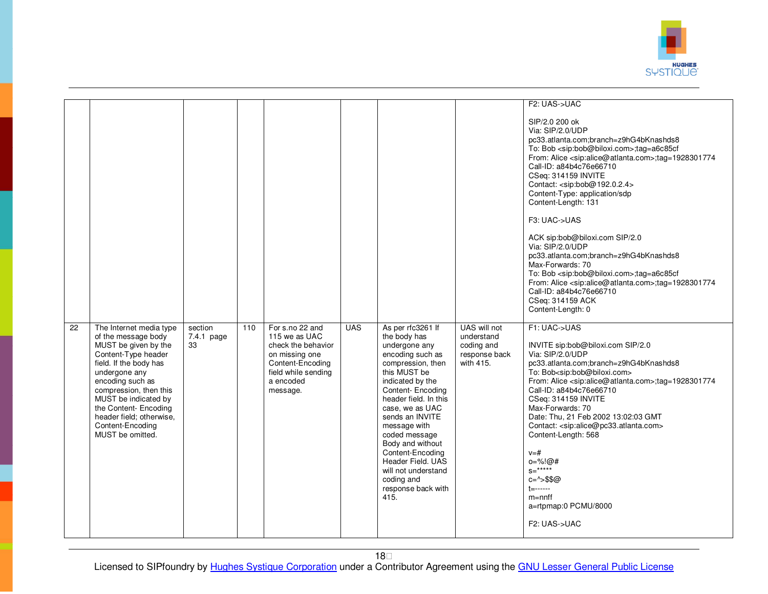| | | | | | | | | |
|---|---|---|---|---|---|---|---|---|
| | | | | | | | | F2: UAS->UAC<br><br>SIP/2.0 200 ok<br>Via: SIP/2.0/UDP pc33.atlanta.com;branch=z9hG4bKnashds8<br>To: Bob <sip:bob@biloxi.com>;tag=a6c85cf<br>From: Alice <sip:alice@atlanta.com>;tag=1928301774<br>Call-ID: a84b4c76e66710<br>CSeq: 314159 INVITE<br>Contact: <sip:bob@192.0.2.4><br>Content-Type: application/sdp<br>Content-Length: 131<br><br>F3: UAC->UAS<br><br>ACK sip:bob@biloxi.com SIP/2.0<br>Via: SIP/2.0/UDP pc33.atlanta.com;branch=z9hG4bKnashds8<br>Max-Forwards: 70<br>To: Bob <sip:bob@biloxi.com>;tag=a6c85cf<br>From: Alice <sip:alice@atlanta.com>;tag=1928301774<br>Call-ID: a84b4c76e66710<br>CSeq: 314159 ACK<br>Content-Length: 0 |
| 22 | The Internet media type of the message body MUST be given by the Content-Type header field. If the body has undergone any encoding such as compression, then this MUST be indicated by the Content- Encoding header field; otherwise, Content-Encoding MUST be omitted. | section 7.4.1 page 33 | 110 | For s.no 22 and 115 we as UAC check the behavior on missing one Content-Encoding field while sending a encoded message. | UAS | As per rfc3261 If the body has undergone any encoding such as compression, then this MUST be indicated by the Content- Encoding header field. In this case, we as UAC sends an INVITE message with coded message Body and without Content-Encoding Header Field. UAS will not understand coding and response back with 415. | UAS will not understand coding and response back with 415. | F1: UAC->UAS<br><br>INVITE sip:bob@biloxi.com SIP/2.0<br>Via: SIP/2.0/UDP pc33.atlanta.com;branch=z9hG4bKnashds8<br>To: Bob<sip:bob@biloxi.com><br>From: Alice <sip:alice@atlanta.com>;tag=1928301774<br>Call-ID: a84b4c76e66710<br>CSeq: 314159 INVITE<br>Max-Forwards: 70<br>Date: Thu, 21 Feb 2002 13:02:03 GMT<br>Contact: <sip:alice@pc33.atlanta.com><br>Content-Length: 568<br><br>v=#<br>o=%!@#<br>s=*****<br>c=^>$$@<br>t=------<br>m=nnff<br>a=rtpmap:0 PCMU/8000<br><br>F2: UAS->UAC |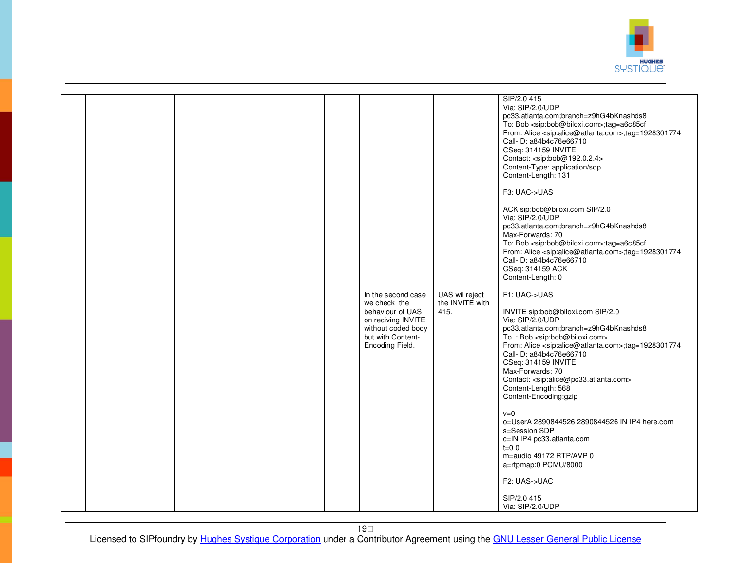|  |  |  |  |  |  |  |  |  |
|---|---|---|---|---|---|---|---|---|
|  |  |  |  |  |  |  |  | SIP/2.0 415<br>Via: SIP/2.0/UDP pc33.atlanta.com;branch=z9hG4bKnashds8<br>To: Bob <sip:bob@biloxi.com>;tag=a6c85cf<br>From: Alice <sip:alice@atlanta.com>;tag=1928301774<br>Call-ID: a84b4c76e66710<br>CSeq: 314159 INVITE<br>Contact: <sip:bob@192.0.2.4><br>Content-Type: application/sdp<br>Content-Length: 131<br><br>F3: UAC->UAS<br><br>ACK sip:bob@biloxi.com SIP/2.0<br>Via: SIP/2.0/UDP pc33.atlanta.com;branch=z9hG4bKnashds8<br>Max-Forwards: 70<br>To: Bob <sip:bob@biloxi.com>;tag=a6c85cf<br>From: Alice <sip:alice@atlanta.com>;tag=1928301774<br>Call-ID: a84b4c76e66710<br>CSeq: 314159 ACK<br>Content-Length: 0 |
|  |  |  |  |  |  | In the second case we check the behaviour of UAS on reciving INVITE without coded body but with Content-Encoding Field. | UAS wil reject the INVITE with 415. | F1: UAC->UAS<br><br>INVITE sip:bob@biloxi.com SIP/2.0<br>Via: SIP/2.0/UDP pc33.atlanta.com;branch=z9hG4bKnashds8<br>To : Bob <sip:bob@biloxi.com><br>From: Alice <sip:alice@atlanta.com>;tag=1928301774<br>Call-ID: a84b4c76e66710<br>CSeq: 314159 INVITE<br>Max-Forwards: 70<br>Contact: <sip:alice@pc33.atlanta.com><br>Content-Length: 568<br>Content-Encoding:gzip<br><br>v=0<br>o=UserA 2890844526 2890844526 IN IP4 here.com<br>s=Session SDP<br>c=IN IP4 pc33.atlanta.com<br>t=0 0<br>m=audio 49172 RTP/AVP 0<br>a=rtpmap:0 PCMU/8000<br><br>F2: UAS->UAC<br><br>SIP/2.0 415<br>Via: SIP/2.0/UDP |

Licensed to SIPfoundry by Hughes Systique Corporation under a Contributor Agreement using the GNU Lesser General Public License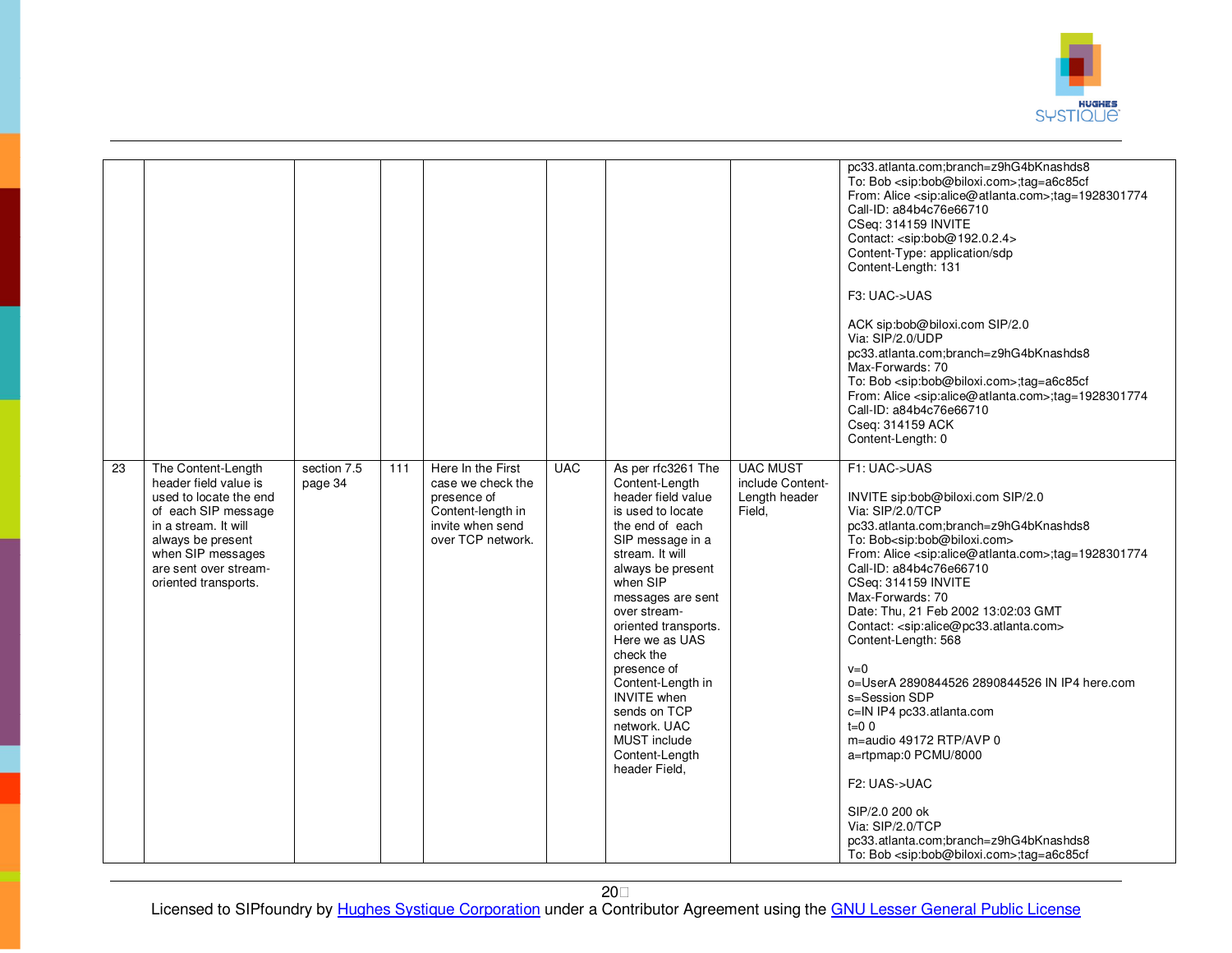| | | | | | | | | |
|---|---|---|---|---|---|---|---|---|
| | | | | | | | | pc33.atlanta.com;branch=z9hG4bKnashds8<br>To: Bob <sip:bob@biloxi.com>;tag=a6c85cf<br>From: Alice <sip:alice@atlanta.com>;tag=1928301774<br>Call-ID: a84b4c76e66710<br>CSeq: 314159 INVITE<br>Contact: <sip:bob@192.0.2.4><br>Content-Type: application/sdp<br>Content-Length: 131<br><br>F3: UAC->UAS<br><br>ACK sip:bob@biloxi.com SIP/2.0<br>Via: SIP/2.0/UDP<br>pc33.atlanta.com;branch=z9hG4bKnashds8<br>Max-Forwards: 70<br>To: Bob <sip:bob@biloxi.com>;tag=a6c85cf<br>From: Alice <sip:alice@atlanta.com>;tag=1928301774<br>Call-ID: a84b4c76e66710<br>Cseq: 314159 ACK<br>Content-Length: 0 |
| 23 | The Content-Length header field value is used to locate the end of each SIP message in a stream. It will always be present when SIP messages are sent over stream-oriented transports. | section 7.5 page 34 | 111 | Here In the First case we check the presence of Content-length in invite when send over TCP network. | UAC | As per rfc3261 The Content-Length header field value is used to locate the end of each SIP message in a stream. It will always be present when SIP messages are sent over stream-oriented transports. Here we as UAS check the presence of Content-Length in INVITE when sends on TCP network. UAC MUST include Content-Length header Field, | UAC MUST include Content-Length header Field, | F1: UAC->UAS<br><br>INVITE sip:bob@biloxi.com SIP/2.0<br>Via: SIP/2.0/TCP<br>pc33.atlanta.com;branch=z9hG4bKnashds8<br>To: Bob<sip:bob@biloxi.com><br>From: Alice <sip:alice@atlanta.com>;tag=1928301774<br>Call-ID: a84b4c76e66710<br>CSeq: 314159 INVITE<br>Max-Forwards: 70<br>Date: Thu, 21 Feb 2002 13:02:03 GMT<br>Contact: <sip:alice@pc33.atlanta.com><br>Content-Length: 568<br><br>v=0<br>o=UserA 2890844526 2890844526 IN IP4 here.com<br>s=Session SDP<br>c=IN IP4 pc33.atlanta.com<br>t=0 0<br>m=audio 49172 RTP/AVP 0<br>a=rtpmap:0 PCMU/8000<br><br>F2: UAS->UAC<br><br>SIP/2.0 200 ok<br>Via: SIP/2.0/TCP<br>pc33.atlanta.com;branch=z9hG4bKnashds8<br>To: Bob <sip:bob@biloxi.com>;tag=a6c85cf |

Licensed to SIPfoundry by Hughes Systique Corporation under a Contributor Agreement using the GNU Lesser General Public License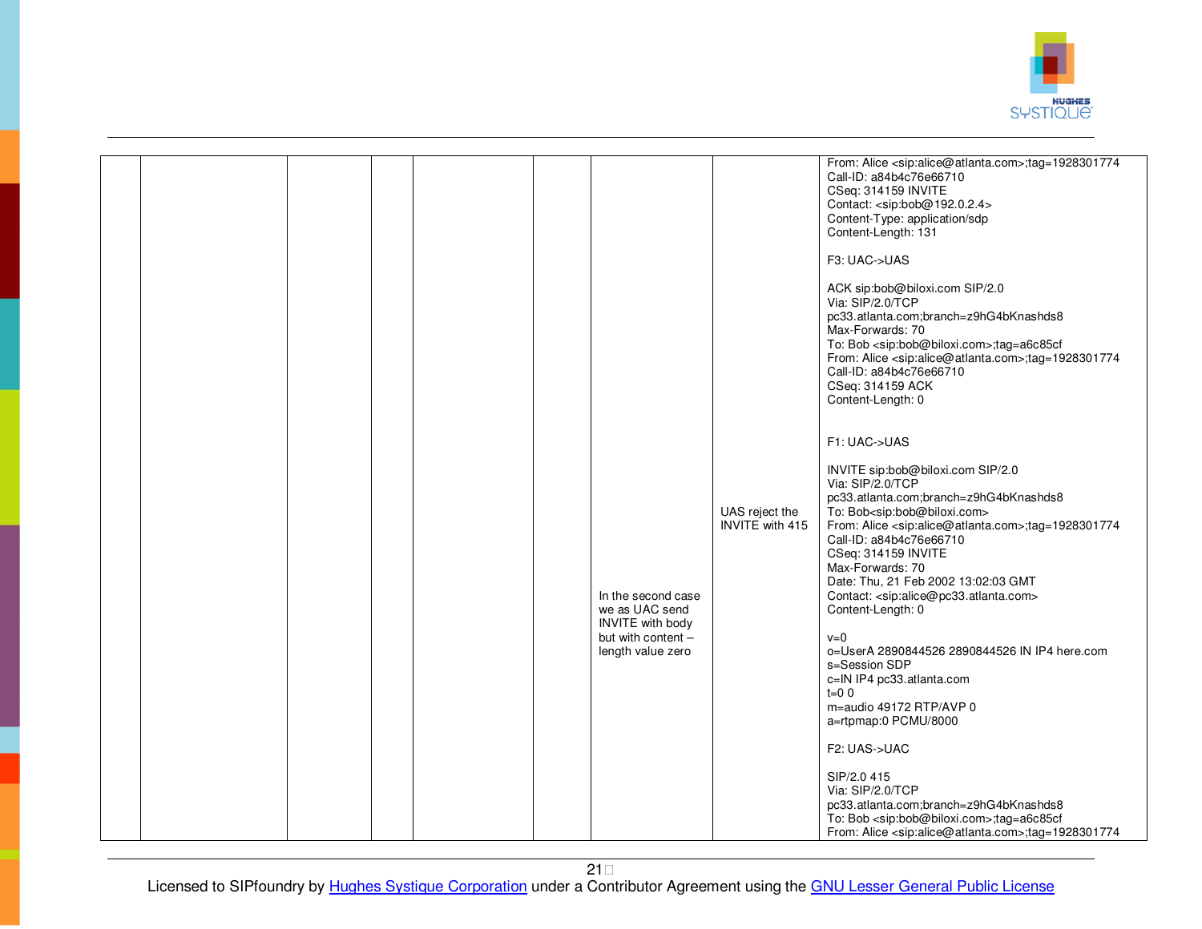| | | | | | | | | |
|---|---|---|---|---|---|---|---|---|
| | | | | | | | | From: Alice <sip:alice@atlanta.com>;tag=1928301774<br>Call-ID: a84b4c76e66710<br>CSeq: 314159 INVITE<br>Contact: <sip:bob@192.0.2.4><br>Content-Type: application/sdp<br>Content-Length: 131<br><br>F3: UAC->UAS<br><br>ACK sip:bob@biloxi.com SIP/2.0<br>Via: SIP/2.0/TCP<br>pc33.atlanta.com;branch=z9hG4bKnashds8<br>Max-Forwards: 70<br>To: Bob <sip:bob@biloxi.com>;tag=a6c85cf<br>From: Alice <sip:alice@atlanta.com>;tag=1928301774<br>Call-ID: a84b4c76e66710<br>CSeq: 314159 ACK<br>Content-Length: 0 |
| | | | | | | In the second case we as UAC send INVITE with body but with content – length value zero | UAS reject the INVITE with 415 | F1: UAC->UAS<br><br>INVITE sip:bob@biloxi.com SIP/2.0<br>Via: SIP/2.0/TCP<br>pc33.atlanta.com;branch=z9hG4bKnashds8<br>To: Bob<sip:bob@biloxi.com><br>From: Alice <sip:alice@atlanta.com>;tag=1928301774<br>Call-ID: a84b4c76e66710<br>CSeq: 314159 INVITE<br>Max-Forwards: 70<br>Date: Thu, 21 Feb 2002 13:02:03 GMT<br>Contact: <sip:alice@pc33.atlanta.com><br>Content-Length: 0<br><br>v=0<br>o=UserA 2890844526 2890844526 IN IP4 here.com<br>s=Session SDP<br>c=IN IP4 pc33.atlanta.com<br>t=0 0<br>m=audio 49172 RTP/AVP 0<br>a=rtpmap:0 PCMU/8000<br><br>F2: UAS->UAC<br><br>SIP/2.0 415<br>Via: SIP/2.0/TCP<br>pc33.atlanta.com;branch=z9hG4bKnashds8<br>To: Bob <sip:bob@biloxi.com>;tag=a6c85cf<br>From: Alice <sip:alice@atlanta.com>;tag=1928301774 |

Licensed to SIPfoundry by Hughes Systique Corporation under a Contributor Agreement using the GNU Lesser General Public License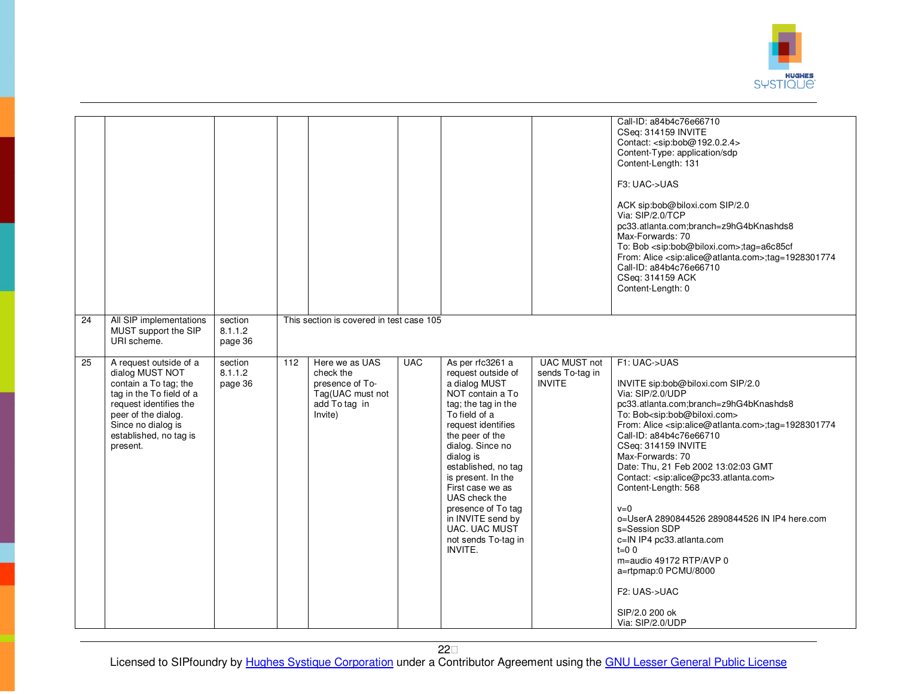| | | | | | | | | |
|---|---|---|---|---|---|---|---|---|
| | | | | | | | | Call-ID: a84b4c76e66710<br>CSeq: 314159 INVITE<br>Contact: <sip:bob@192.0.2.4><br>Content-Type: application/sdp<br>Content-Length: 131<br><br>F3: UAC->UAS<br><br>ACK sip:bob@biloxi.com SIP/2.0<br>Via: SIP/2.0/TCP pc33.atlanta.com;branch=z9hG4bKnashds8<br>Max-Forwards: 70<br>To: Bob <sip:bob@biloxi.com>;tag=a6c85cf<br>From: Alice <sip:alice@atlanta.com>;tag=1928301774<br>Call-ID: a84b4c76e66710<br>CSeq: 314159 ACK<br>Content-Length: 0 |
| 24 | All SIP implementations MUST support the SIP URI scheme. | section 8.1.1.2 page 36 | This section is covered in test case 105 | | | | | |
| 25 | A request outside of a dialog MUST NOT contain a To tag; the tag in the To field of a request identifies the peer of the dialog. Since no dialog is established, no tag is present. | section 8.1.1.2 page 36 | 112 | Here we as UAS check the presence of To-Tag(UAC must not add To tag in Invite) | UAC | As per rfc3261 a request outside of a dialog MUST NOT contain a To tag; the tag in the To field of a request identifies the peer of the dialog. Since no dialog is established, no tag is present. In the First case we as UAS check the presence of To tag in INVITE send by UAC. UAC MUST not sends To-tag in INVITE. | UAC MUST not sends To-tag in INVITE | F1: UAC->UAS<br><br>INVITE sip:bob@biloxi.com SIP/2.0<br>Via: SIP/2.0/UDP pc33.atlanta.com;branch=z9hG4bKnashds8<br>To: Bob<sip:bob@biloxi.com><br>From: Alice <sip:alice@atlanta.com>;tag=1928301774<br>Call-ID: a84b4c76e66710<br>CSeq: 314159 INVITE<br>Max-Forwards: 70<br>Date: Thu, 21 Feb 2002 13:02:03 GMT<br>Contact: <sip:alice@pc33.atlanta.com><br>Content-Length: 568<br><br>v=0<br>o=UserA 2890844526 2890844526 IN IP4 here.com<br>s=Session SDP<br>c=IN IP4 pc33.atlanta.com<br>t=0 0<br>m=audio 49172 RTP/AVP 0<br>a=rtpmap:0 PCMU/8000<br><br>F2: UAS->UAC<br><br>SIP/2.0 200 ok<br>Via: SIP/2.0/UDP |

Licensed to SIPfoundry by Hughes Systique Corporation under a Contributor Agreement using the GNU Lesser General Public License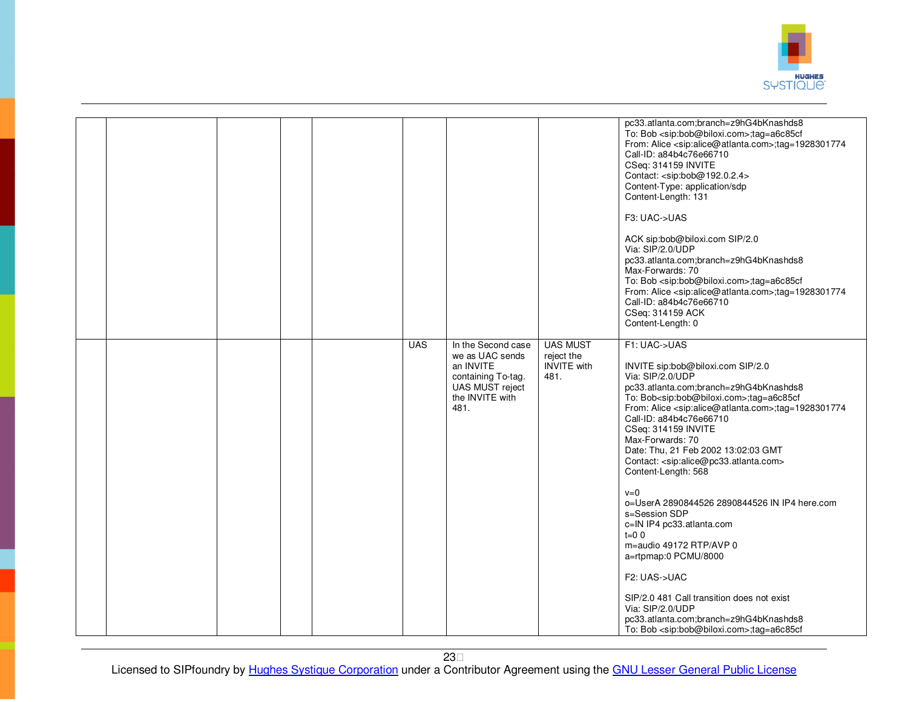| | | | | | | | | |
|---|---|---|---|---|---|---|---|---|
| | | | | | | | | pc33.atlanta.com;branch=z9hG4bKnashds8<br>To: Bob <sip:bob@biloxi.com>;tag=a6c85cf<br>From: Alice <sip:alice@atlanta.com>;tag=1928301774<br>Call-ID: a84b4c76e66710<br>CSeq: 314159 INVITE<br>Contact: <sip:bob@192.0.2.4><br>Content-Type: application/sdp<br>Content-Length: 131<br><br>F3: UAC->UAS<br><br>ACK sip:bob@biloxi.com SIP/2.0<br>Via: SIP/2.0/UDP<br>pc33.atlanta.com;branch=z9hG4bKnashds8<br>Max-Forwards: 70<br>To: Bob <sip:bob@biloxi.com>;tag=a6c85cf<br>From: Alice <sip:alice@atlanta.com>;tag=1928301774<br>Call-ID: a84b4c76e66710<br>CSeq: 314159 ACK<br>Content-Length: 0 |
| | | | | | UAS | In the Second case we as UAC sends an INVITE containing To-tag. UAS MUST reject the INVITE with 481. | UAS MUST reject the INVITE with 481. | F1: UAC->UAS<br><br>INVITE sip:bob@biloxi.com SIP/2.0<br>Via: SIP/2.0/UDP<br>pc33.atlanta.com;branch=z9hG4bKnashds8<br>To: Bob<sip:bob@biloxi.com>;tag=a6c85cf<br>From: Alice <sip:alice@atlanta.com>;tag=1928301774<br>Call-ID: a84b4c76e66710<br>CSeq: 314159 INVITE<br>Max-Forwards: 70<br>Date: Thu, 21 Feb 2002 13:02:03 GMT<br>Contact: <sip:alice@pc33.atlanta.com><br>Content-Length: 568<br><br>v=0<br>o=UserA 2890844526 2890844526 IN IP4 here.com<br>s=Session SDP<br>c=IN IP4 pc33.atlanta.com<br>t=0 0<br>m=audio 49172 RTP/AVP 0<br>a=rtpmap:0 PCMU/8000<br><br>F2: UAS->UAC<br><br>SIP/2.0 481 Call transition does not exist<br>Via: SIP/2.0/UDP<br>pc33.atlanta.com;branch=z9hG4bKnashds8<br>To: Bob <sip:bob@biloxi.com>;tag=a6c85cf |

Licensed to SIPfoundry by Hughes Systique Corporation under a Contributor Agreement using the GNU Lesser General Public License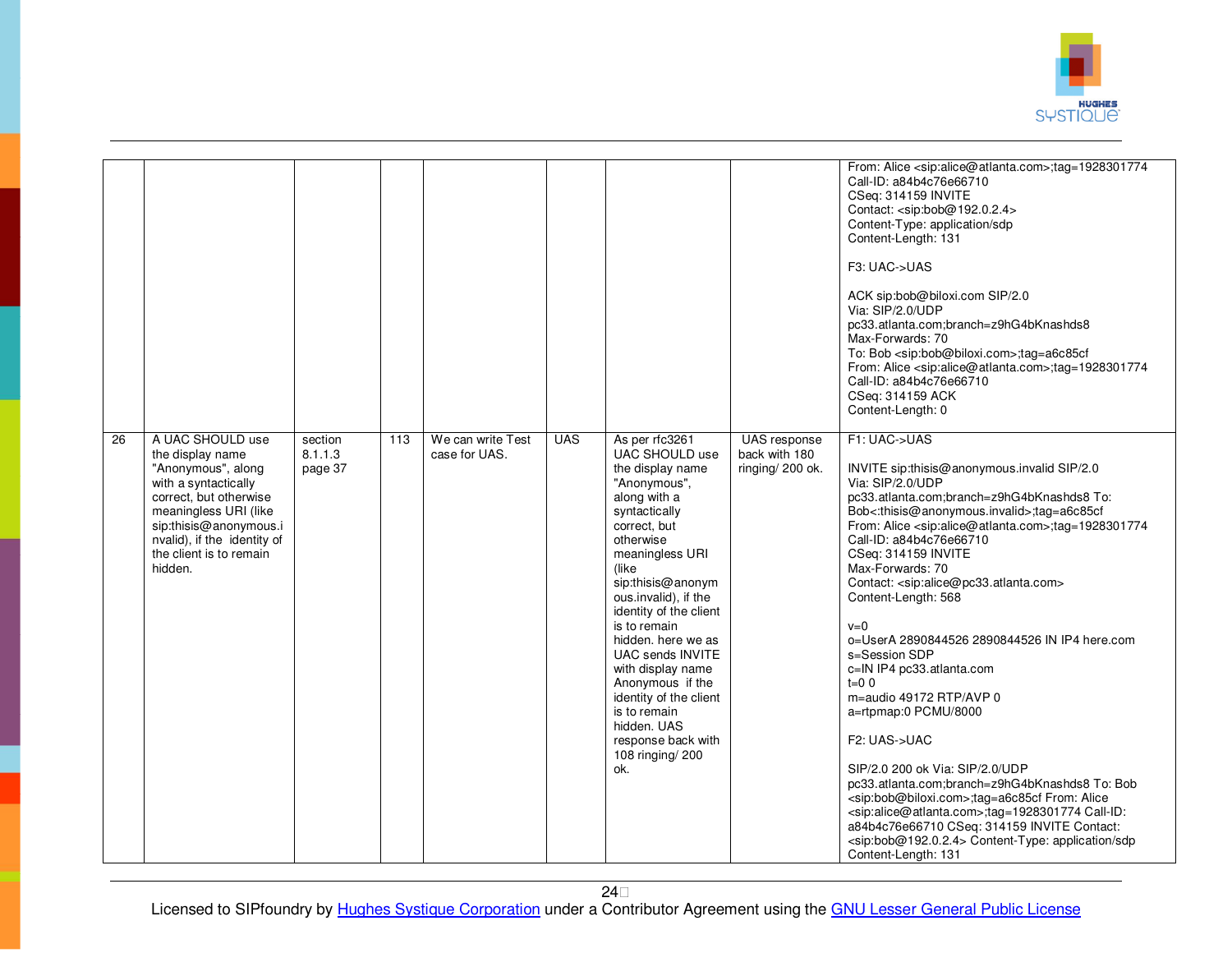| | | | | | | | | |
|---|---|---|---|---|---|---|---|---|
| | | | | | | | | From: Alice <sip:alice@atlanta.com>;tag=1928301774<br>Call-ID: a84b4c76e66710<br>CSeq: 314159 INVITE<br>Contact: <sip:bob@192.0.2.4><br>Content-Type: application/sdp<br>Content-Length: 131<br><br>F3: UAC->UAS<br><br>ACK sip:bob@biloxi.com SIP/2.0<br>Via: SIP/2.0/UDP<br>pc33.atlanta.com;branch=z9hG4bKnashds8<br>Max-Forwards: 70<br>To: Bob <sip:bob@biloxi.com>;tag=a6c85cf<br>From: Alice <sip:alice@atlanta.com>;tag=1928301774<br>Call-ID: a84b4c76e66710<br>CSeq: 314159 ACK<br>Content-Length: 0 |
| 26 | A UAC SHOULD use the display name "Anonymous", along with a syntactically correct, but otherwise meaningless URI (like sip:thisis@anonymous.invalid), if the identity of the client is to remain hidden. | section 8.1.1.3 page 37 | 113 | We can write Test case for UAS. | UAS | As per rfc3261 UAC SHOULD use the display name "Anonymous", along with a syntactically correct, but otherwise meaningless URI (like sip:thisis@anonymous.invalid), if the identity of the client is to remain hidden. here we as UAC sends INVITE with display name Anonymous if the identity of the client is to remain hidden. UAS response back with 108 ringing/ 200 ok. | UAS response back with 180 ringing/ 200 ok. | F1: UAC->UAS<br><br>INVITE sip:thisis@anonymous.invalid SIP/2.0<br>Via: SIP/2.0/UDP<br>pc33.atlanta.com;branch=z9hG4bKnashds8 To: Bob<:thisis@anonymous.invalid>;tag=a6c85cf<br>From: Alice <sip:alice@atlanta.com>;tag=1928301774<br>Call-ID: a84b4c76e66710<br>CSeq: 314159 INVITE<br>Max-Forwards: 70<br>Contact: <sip:alice@pc33.atlanta.com><br>Content-Length: 568<br><br>v=0<br>o=UserA 2890844526 2890844526 IN IP4 here.com<br>s=Session SDP<br>c=IN IP4 pc33.atlanta.com<br>t=0 0<br>m=audio 49172 RTP/AVP 0<br>a=rtpmap:0 PCMU/8000<br><br>F2: UAS->UAC<br><br>SIP/2.0 200 ok Via: SIP/2.0/UDP<br>pc33.atlanta.com;branch=z9hG4bKnashds8 To: Bob <sip:bob@biloxi.com>;tag=a6c85cf From: Alice <sip:alice@atlanta.com>;tag=1928301774 Call-ID: a84b4c76e66710 CSeq: 314159 INVITE Contact: <sip:bob@192.0.2.4> Content-Type: application/sdp<br>Content-Length: 131 |

Licensed to SIPfoundry by Hughes Systique Corporation under a Contributor Agreement using the GNU Lesser General Public License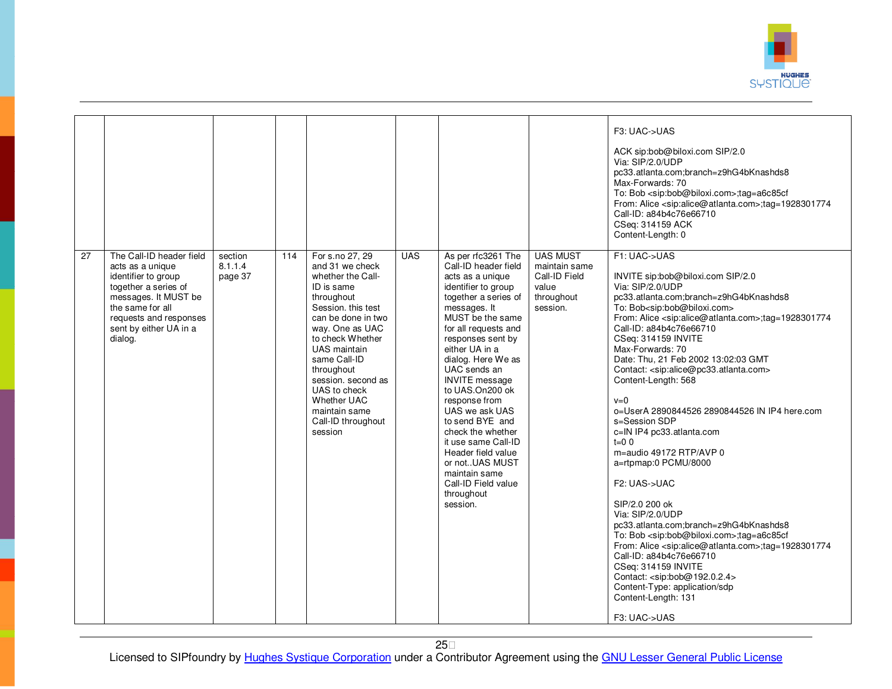| | | | | | | | | |
|---|---|---|---|---|---|---|---|---|
| | | | | | | | | F3: UAC->UAS<br><br>ACK sip:bob@biloxi.com SIP/2.0<br>Via: SIP/2.0/UDP pc33.atlanta.com;branch=z9hG4bKnashds8<br>Max-Forwards: 70<br>To: Bob <sip:bob@biloxi.com>;tag=a6c85cf<br>From: Alice <sip:alice@atlanta.com>;tag=1928301774<br>Call-ID: a84b4c76e66710<br>CSeq: 314159 ACK<br>Content-Length: 0 |
| 27 | The Call-ID header field acts as a unique identifier to group together a series of messages. It MUST be the same for all requests and responses sent by either UA in a dialog. | section 8.1.1.4 page 37 | 114 | For s.no 27, 29 and 31 we check whether the Call-ID is same throughout Session. this test can be done in two way. One as UAC to check Whether UAS maintain same Call-ID throughout session. second as UAS to check Whether UAC maintain same Call-ID throughout session | UAS | As per rfc3261 The Call-ID header field acts as a unique identifier to group together a series of messages. It MUST be the same for all requests and responses sent by either UA in a dialog. Here We as UAC sends an INVITE message to UAS.On200 ok response from UAS we ask UAS to send BYE and check the whether it use same Call-ID Header field value or not..UAS MUST maintain same Call-ID Field value throughout session. | UAS MUST maintain same Call-ID Field value throughout session. | F1: UAC->UAS<br><br>INVITE sip:bob@biloxi.com SIP/2.0<br>Via: SIP/2.0/UDP pc33.atlanta.com;branch=z9hG4bKnashds8<br>To: Bob<sip:bob@biloxi.com><br>From: Alice <sip:alice@atlanta.com>;tag=1928301774<br>Call-ID: a84b4c76e66710<br>CSeq: 314159 INVITE<br>Max-Forwards: 70<br>Date: Thu, 21 Feb 2002 13:02:03 GMT<br>Contact: <sip:alice@pc33.atlanta.com><br>Content-Length: 568<br><br>v=0<br>o=UserA 2890844526 2890844526 IN IP4 here.com<br>s=Session SDP<br>c=IN IP4 pc33.atlanta.com<br>t=0 0<br>m=audio 49172 RTP/AVP 0<br>a=rtpmap:0 PCMU/8000<br><br>F2: UAS->UAC<br><br>SIP/2.0 200 ok<br>Via: SIP/2.0/UDP pc33.atlanta.com;branch=z9hG4bKnashds8<br>To: Bob <sip:bob@biloxi.com>;tag=a6c85cf<br>From: Alice <sip:alice@atlanta.com>;tag=1928301774<br>Call-ID: a84b4c76e66710<br>CSeq: 314159 INVITE<br>Contact: <sip:bob@192.0.2.4><br>Content-Type: application/sdp<br>Content-Length: 131<br><br>F3: UAC->UAS |

Licensed to SIPfoundry by Hughes Systique Corporation under a Contributor Agreement using the GNU Lesser General Public License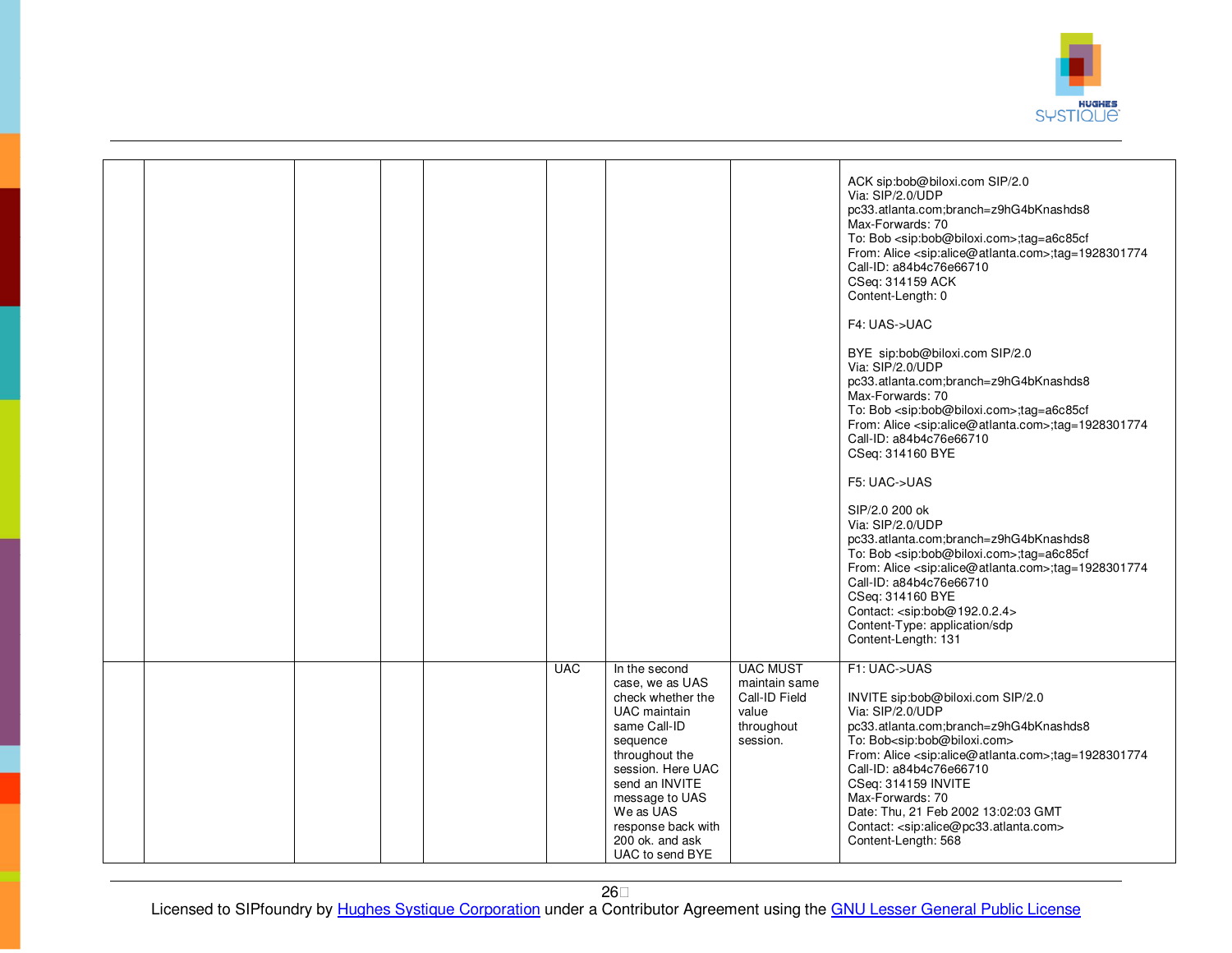| | | | | | | | | |
|---|---|---|---|---|---|---|---|---|
| | | | | | | | | ACK sip:bob@biloxi.com SIP/2.0<br>Via: SIP/2.0/UDP pc33.atlanta.com;branch=z9hG4bKnashds8<br>Max-Forwards: 70<br>To: Bob <sip:bob@biloxi.com>;tag=a6c85cf<br>From: Alice <sip:alice@atlanta.com>;tag=1928301774<br>Call-ID: a84b4c76e66710<br>CSeq: 314159 ACK<br>Content-Length: 0<br><br>F4: UAS->UAC<br><br>BYE sip:bob@biloxi.com SIP/2.0<br>Via: SIP/2.0/UDP pc33.atlanta.com;branch=z9hG4bKnashds8<br>Max-Forwards: 70<br>To: Bob <sip:bob@biloxi.com>;tag=a6c85cf<br>From: Alice <sip:alice@atlanta.com>;tag=1928301774<br>Call-ID: a84b4c76e66710<br>CSeq: 314160 BYE<br><br>F5: UAC->UAS<br><br>SIP/2.0 200 ok<br>Via: SIP/2.0/UDP pc33.atlanta.com;branch=z9hG4bKnashds8<br>To: Bob <sip:bob@biloxi.com>;tag=a6c85cf<br>From: Alice <sip:alice@atlanta.com>;tag=1928301774<br>Call-ID: a84b4c76e66710<br>CSeq: 314160 BYE<br>Contact: <sip:bob@192.0.2.4><br>Content-Type: application/sdp<br>Content-Length: 131 |
| | | | | | UAC | In the second case, we as UAS check whether the UAC maintain same Call-ID sequence throughout the session. Here UAC send an INVITE message to UAS We as UAS response back with 200 ok. and ask UAC to send BYE | UAC MUST maintain same Call-ID Field value throughout session. | F1: UAC->UAS<br><br>INVITE sip:bob@biloxi.com SIP/2.0<br>Via: SIP/2.0/UDP pc33.atlanta.com;branch=z9hG4bKnashds8<br>To: Bob<sip:bob@biloxi.com><br>From: Alice <sip:alice@atlanta.com>;tag=1928301774<br>Call-ID: a84b4c76e66710<br>CSeq: 314159 INVITE<br>Max-Forwards: 70<br>Date: Thu, 21 Feb 2002 13:02:03 GMT<br>Contact: <sip:alice@pc33.atlanta.com><br>Content-Length: 568 |

Licensed to SIPfoundry by Hughes Systique Corporation under a Contributor Agreement using the GNU Lesser General Public License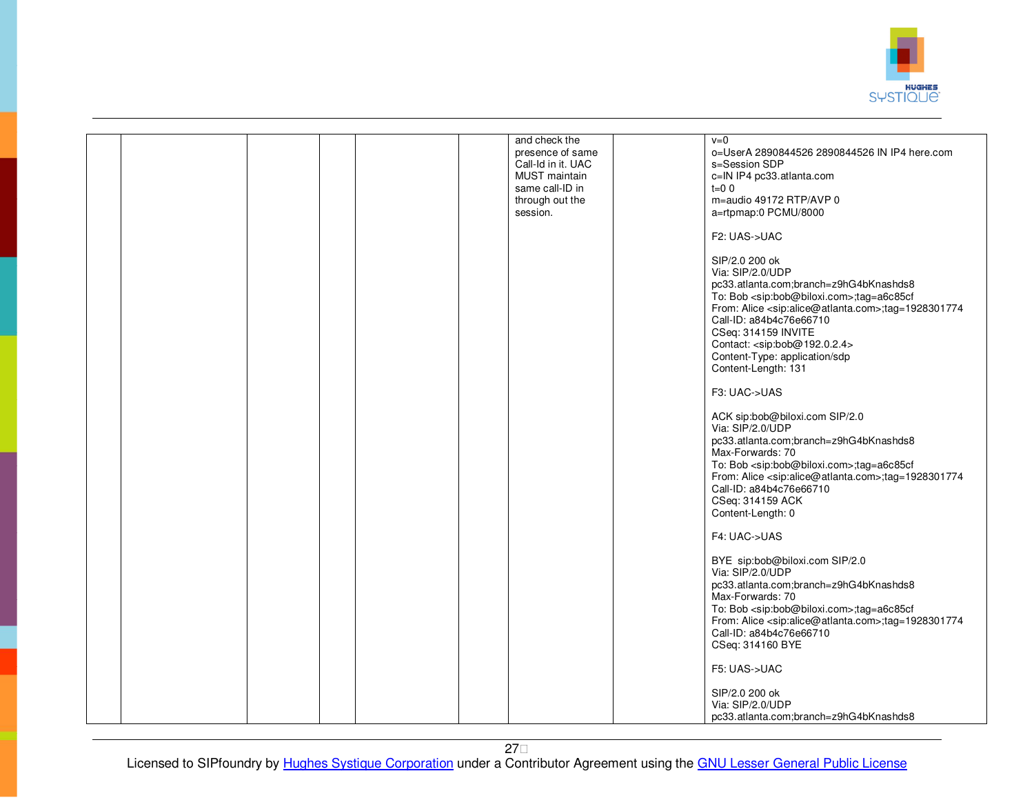| | | | | | | | | |
|---|---|---|---|---|---|---|---|---|
| | | | | | | and check the presence of same Call-Id in it. UAC MUST maintain same call-ID in through out the session. | | v=0<br>o=UserA 2890844526 2890844526 IN IP4 here.com<br>s=Session SDP<br>c=IN IP4 pc33.atlanta.com<br>t=0 0<br>m=audio 49172 RTP/AVP 0<br>a=rtpmap:0 PCMU/8000<br><br>F2: UAS->UAC<br><br>SIP/2.0 200 ok<br>Via: SIP/2.0/UDP pc33.atlanta.com;branch=z9hG4bKnashds8<br>To: Bob <sip:bob@biloxi.com>;tag=a6c85cf<br>From: Alice <sip:alice@atlanta.com>;tag=1928301774<br>Call-ID: a84b4c76e66710<br>CSeq: 314159 INVITE<br>Contact: <sip:bob@192.0.2.4><br>Content-Type: application/sdp<br>Content-Length: 131<br><br>F3: UAC->UAS<br><br>ACK sip:bob@biloxi.com SIP/2.0<br>Via: SIP/2.0/UDP pc33.atlanta.com;branch=z9hG4bKnashds8<br>Max-Forwards: 70<br>To: Bob <sip:bob@biloxi.com>;tag=a6c85cf<br>From: Alice <sip:alice@atlanta.com>;tag=1928301774<br>Call-ID: a84b4c76e66710<br>CSeq: 314159 ACK<br>Content-Length: 0<br><br>F4: UAC->UAS<br><br>BYE sip:bob@biloxi.com SIP/2.0<br>Via: SIP/2.0/UDP pc33.atlanta.com;branch=z9hG4bKnashds8<br>Max-Forwards: 70<br>To: Bob <sip:bob@biloxi.com>;tag=a6c85cf<br>From: Alice <sip:alice@atlanta.com>;tag=1928301774<br>Call-ID: a84b4c76e66710<br>CSeq: 314160 BYE<br><br>F5: UAS->UAC<br><br>SIP/2.0 200 ok<br>Via: SIP/2.0/UDP pc33.atlanta.com;branch=z9hG4bKnashds8 |

Licensed to SIPfoundry by Hughes Systique Corporation under a Contributor Agreement using the GNU Lesser General Public License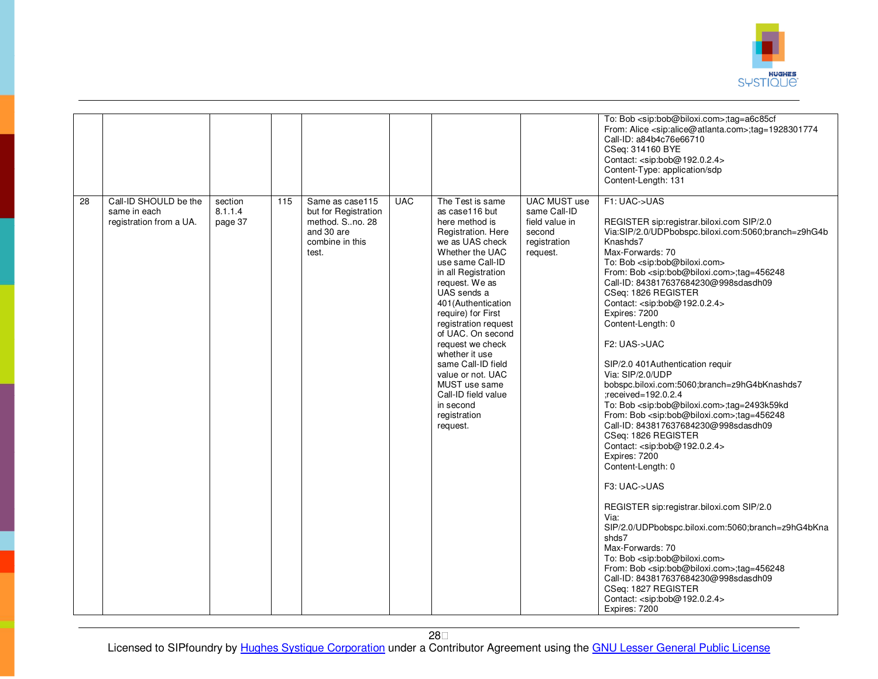| | | | | | | | | |
|---|---|---|---|---|---|---|---|---|
| | | | | | | | | To: Bob <sip:bob@biloxi.com>;tag=a6c85cf<br>From: Alice <sip:alice@atlanta.com>;tag=1928301774<br>Call-ID: a84b4c76e66710<br>CSeq: 314160 BYE<br>Contact: <sip:bob@192.0.2.4><br>Content-Type: application/sdp<br>Content-Length: 131 |
| 28 | Call-ID SHOULD be the same in each registration from a UA. | section 8.1.1.4 page 37 | 115 | Same as case115 but for Registration method. S..no. 28 and 30 are combine in this test. | UAC | The Test is same as case116 but here method is Registration. Here we as UAS check Whether the UAC use same Call-ID in all Registration request. We as UAS sends a 401(Authentication require) for First registration request of UAC. On second request we check whether it use same Call-ID field value or not. UAC MUST use same Call-ID field value in second registration request. | UAC MUST use same Call-ID field value in second registration request. | F1: UAC->UAS<br><br>REGISTER sip:registrar.biloxi.com SIP/2.0<br>Via:SIP/2.0/UDPbobspc.biloxi.com:5060;branch=z9hG4bKnashds7<br>Max-Forwards: 70<br>To: Bob <sip:bob@biloxi.com><br>From: Bob <sip:bob@biloxi.com>;tag=456248<br>Call-ID: 843817637684230@998sdasdh09<br>CSeq: 1826 REGISTER<br>Contact: <sip:bob@192.0.2.4><br>Expires: 7200<br>Content-Length: 0<br><br>F2: UAS->UAC<br><br>SIP/2.0 401Authentication requir<br>Via: SIP/2.0/UDP bobspc.biloxi.com:5060;branch=z9hG4bKnashds7 ;received=192.0.2.4<br>To: Bob <sip:bob@biloxi.com>;tag=2493k59kd<br>From: Bob <sip:bob@biloxi.com>;tag=456248<br>Call-ID: 843817637684230@998sdasdh09<br>CSeq: 1826 REGISTER<br>Contact: <sip:bob@192.0.2.4><br>Expires: 7200<br>Content-Length: 0<br><br>F3: UAC->UAS<br><br>REGISTER sip:registrar.biloxi.com SIP/2.0<br>Via: SIP/2.0/UDPbobspc.biloxi.com:5060;branch=z9hG4bKnashds7<br>Max-Forwards: 70<br>To: Bob <sip:bob@biloxi.com><br>From: Bob <sip:bob@biloxi.com>;tag=456248<br>Call-ID: 843817637684230@998sdasdh09<br>CSeq: 1827 REGISTER<br>Contact: <sip:bob@192.0.2.4><br>Expires: 7200 |

Licensed to SIPfoundry by Hughes Systique Corporation under a Contributor Agreement using the GNU Lesser General Public License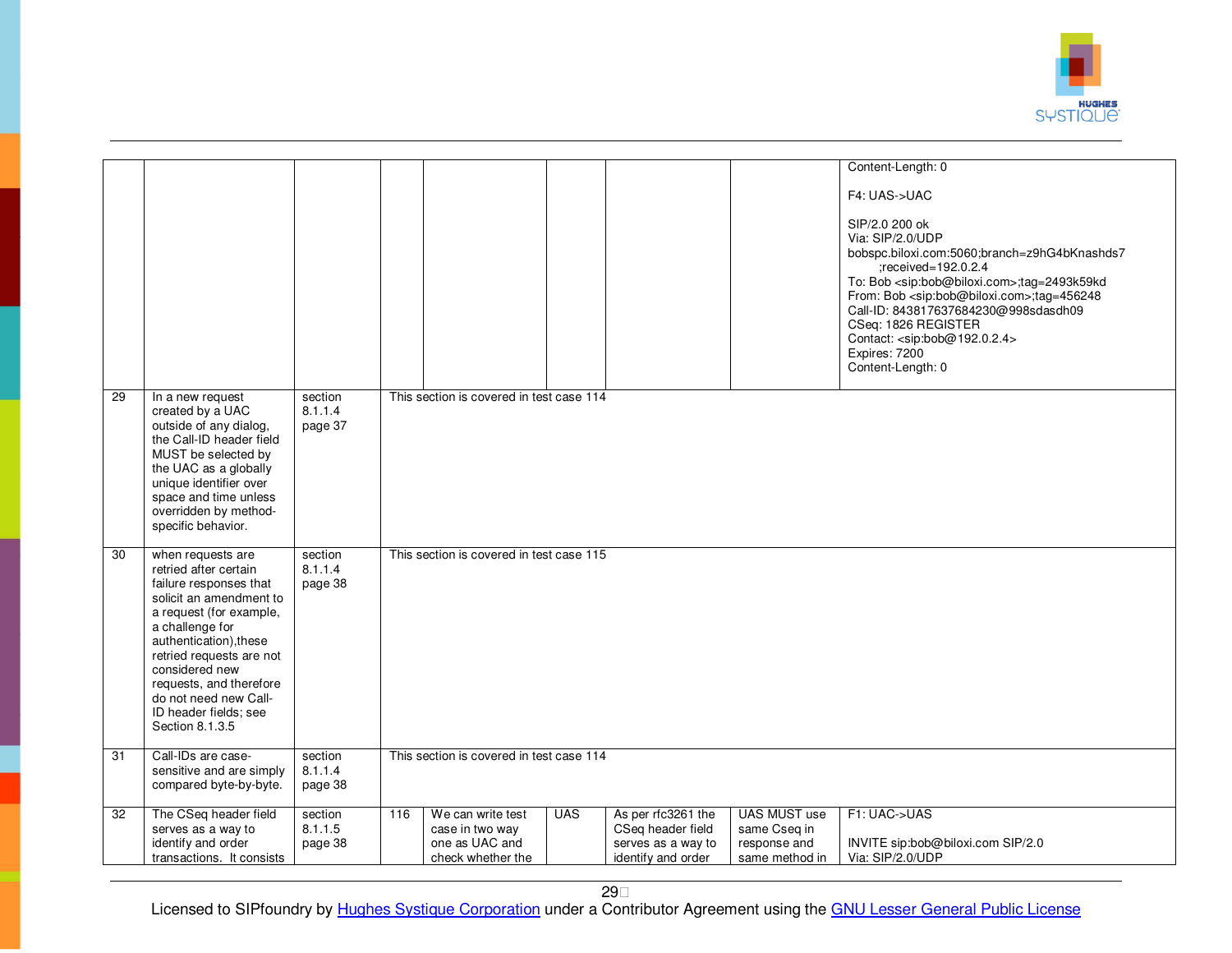| | | | | | | | | |
|---|---|---|---|---|---|---|---|---|
| | | | | | | | | Content-Length: 0<br><br>F4: UAS->UAC<br><br>SIP/2.0 200 ok<br>Via: SIP/2.0/UDP bobspc.biloxi.com:5060;branch=z9hG4bKnashds7 ;received=192.0.2.4<br>To: Bob <sip:bob@biloxi.com>;tag=2493k59kd<br>From: Bob <sip:bob@biloxi.com>;tag=456248<br>Call-ID: 843817637684230@998sdasdh09<br>CSeq: 1826 REGISTER<br>Contact: <sip:bob@192.0.2.4><br>Expires: 7200<br>Content-Length: 0 |
| 29 | In a new request created by a UAC outside of any dialog, the Call-ID header field MUST be selected by the UAC as a globally unique identifier over space and time unless overridden by method-specific behavior. | section 8.1.1.4 page 37 | This section is covered in test case 114 | | | | | |
| 30 | when requests are retried after certain failure responses that solicit an amendment to a request (for example, a challenge for authentication),these retried requests are not considered new requests, and therefore do not need new Call-ID header fields; see Section 8.1.3.5 | section 8.1.1.4 page 38 | This section is covered in test case 115 | | | | | |
| 31 | Call-IDs are case-sensitive and are simply compared byte-by-byte. | section 8.1.1.4 page 38 | This section is covered in test case 114 | | | | | |
| 32 | The CSeq header field serves as a way to identify and order transactions. It consists | section 8.1.1.5 page 38 | 116 | We can write test case in two way one as UAC and check whether the | UAS | As per rfc3261 the CSeq header field serves as a way to identify and order | UAS MUST use same Cseq in response and same method in | F1: UAC->UAS<br><br>INVITE sip:bob@biloxi.com SIP/2.0<br>Via: SIP/2.0/UDP |

Licensed to SIPfoundry by Hughes Systique Corporation under a Contributor Agreement using the GNU Lesser General Public License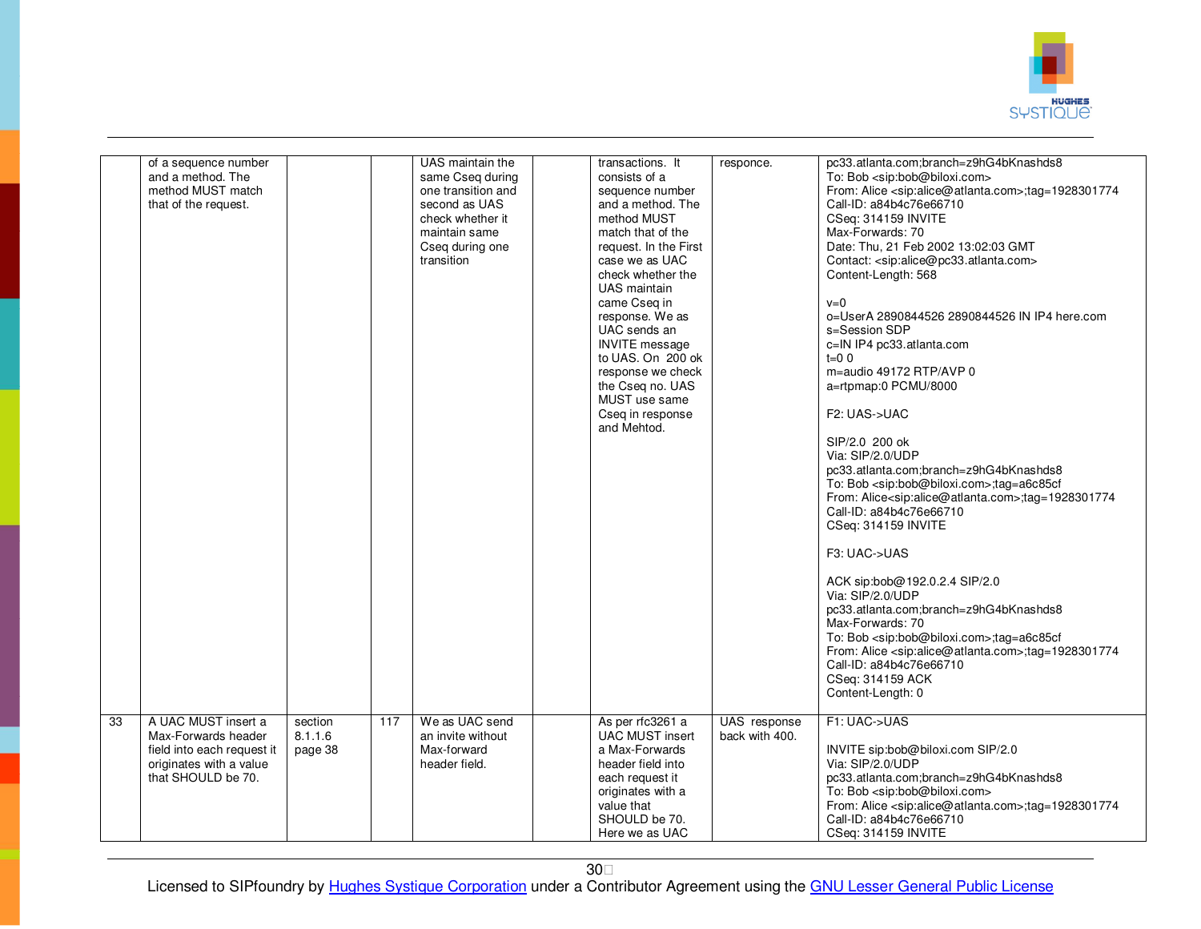| | | | | | | | | |
|---|---|---|---|---|---|---|---|---|
| | of a sequence number and a method. The method MUST match that of the request. | | | UAS maintain the same Cseq during one transition and second as UAS check whether it maintain same Cseq during one transition | | transactions. It consists of a sequence number and a method. The method MUST match that of the request. In the First case we as UAC check whether the UAS maintain came Cseq in response. We as UAC sends an INVITE message to UAS. On 200 ok response we check the Cseq no. UAS MUST use same Cseq in response and Mehtod. | responce. | pc33.atlanta.com;branch=z9hG4bKnashds8<br>To: Bob <sip:bob@biloxi.com><br>From: Alice <sip:alice@atlanta.com>;tag=1928301774<br>Call-ID: a84b4c76e66710<br>CSeq: 314159 INVITE<br>Max-Forwards: 70<br>Date: Thu, 21 Feb 2002 13:02:03 GMT<br>Contact: <sip:alice@pc33.atlanta.com><br>Content-Length: 568<br><br>v=0<br>o=UserA 2890844526 2890844526 IN IP4 here.com<br>s=Session SDP<br>c=IN IP4 pc33.atlanta.com<br>t=0 0<br>m=audio 49172 RTP/AVP 0<br>a=rtpmap:0 PCMU/8000<br><br>F2: UAS->UAC<br><br>SIP/2.0 200 ok<br>Via: SIP/2.0/UDP<br>pc33.atlanta.com;branch=z9hG4bKnashds8<br>To: Bob <sip:bob@biloxi.com>;tag=a6c85cf<br>From: Alice<sip:alice@atlanta.com>;tag=1928301774<br>Call-ID: a84b4c76e66710<br>CSeq: 314159 INVITE<br><br>F3: UAC->UAS<br><br>ACK sip:bob@192.0.2.4 SIP/2.0<br>Via: SIP/2.0/UDP<br>pc33.atlanta.com;branch=z9hG4bKnashds8<br>Max-Forwards: 70<br>To: Bob <sip:bob@biloxi.com>;tag=a6c85cf<br>From: Alice <sip:alice@atlanta.com>;tag=1928301774<br>Call-ID: a84b4c76e66710<br>CSeq: 314159 ACK<br>Content-Length: 0 |
| 33 | A UAC MUST insert a Max-Forwards header field into each request it originates with a value that SHOULD be 70. | section 8.1.1.6 page 38 | 117 | We as UAC send an invite without Max-forward header field. | | As per rfc3261 a UAC MUST insert a Max-Forwards header field into each request it originates with a value that SHOULD be 70. Here we as UAC | UAS response back with 400. | F1: UAC->UAS<br><br>INVITE sip:bob@biloxi.com SIP/2.0<br>Via: SIP/2.0/UDP<br>pc33.atlanta.com;branch=z9hG4bKnashds8<br>To: Bob <sip:bob@biloxi.com><br>From: Alice <sip:alice@atlanta.com>;tag=1928301774<br>Call-ID: a84b4c76e66710<br>CSeq: 314159 INVITE |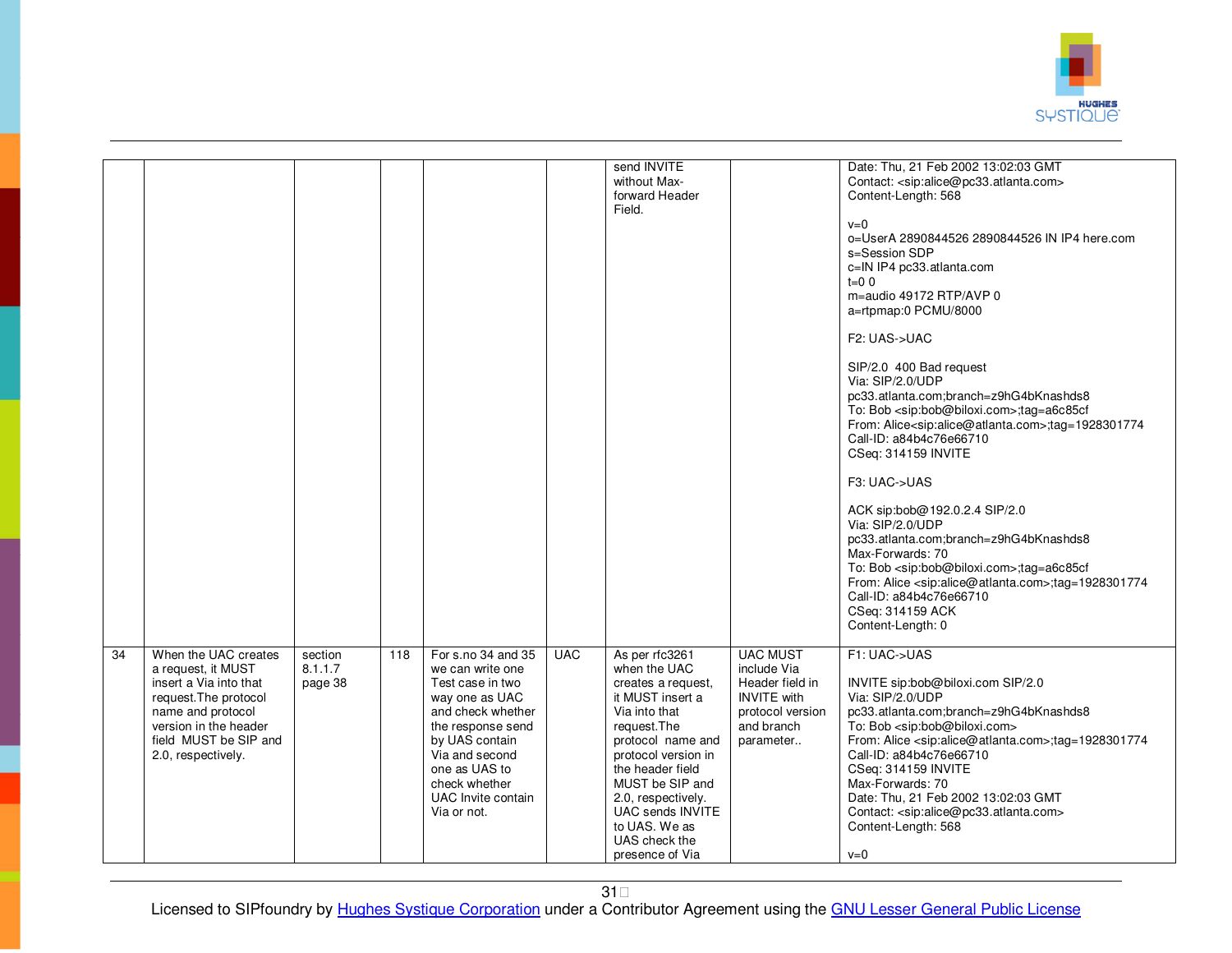| | | | | | | | | |
|---|---|---|---|---|---|---|---|---|
| | | | | | | send INVITE without Max-forward Header Field. | | Date: Thu, 21 Feb 2002 13:02:03 GMT<br>Contact: <sip:alice@pc33.atlanta.com><br>Content-Length: 568<br><br>v=0<br>o=UserA 2890844526 2890844526 IN IP4 here.com<br>s=Session SDP<br>c=IN IP4 pc33.atlanta.com<br>t=0 0<br>m=audio 49172 RTP/AVP 0<br>a=rtpmap:0 PCMU/8000<br><br>F2: UAS->UAC<br><br>SIP/2.0 400 Bad request<br>Via: SIP/2.0/UDP pc33.atlanta.com;branch=z9hG4bKnashds8<br>To: Bob <sip:bob@biloxi.com>;tag=a6c85cf<br>From: Alice<sip:alice@atlanta.com>;tag=1928301774<br>Call-ID: a84b4c76e66710<br>CSeq: 314159 INVITE<br><br>F3: UAC->UAS<br><br>ACK sip:bob@192.0.2.4 SIP/2.0<br>Via: SIP/2.0/UDP pc33.atlanta.com;branch=z9hG4bKnashds8<br>Max-Forwards: 70<br>To: Bob <sip:bob@biloxi.com>;tag=a6c85cf<br>From: Alice <sip:alice@atlanta.com>;tag=1928301774<br>Call-ID: a84b4c76e66710<br>CSeq: 314159 ACK<br>Content-Length: 0 |
| 34 | When the UAC creates a request, it MUST insert a Via into that request.The protocol name and protocol version in the header field MUST be SIP and 2.0, respectively. | section 8.1.1.7 page 38 | 118 | For s.no 34 and 35 we can write one Test case in two way one as UAC and check whether the response send by UAS contain Via and second one as UAS to check whether UAC Invite contain Via or not. | UAC | As per rfc3261 when the UAC creates a request, it MUST insert a Via into that request.The protocol name and protocol version in the header field MUST be SIP and 2.0, respectively. UAC sends INVITE to UAS. We as UAS check the presence of Via | UAC MUST include Via Header field in INVITE with protocol version and branch parameter.. | F1: UAC->UAS<br><br>INVITE sip:bob@biloxi.com SIP/2.0<br>Via: SIP/2.0/UDP pc33.atlanta.com;branch=z9hG4bKnashds8<br>To: Bob <sip:bob@biloxi.com><br>From: Alice <sip:alice@atlanta.com>;tag=1928301774<br>Call-ID: a84b4c76e66710<br>CSeq: 314159 INVITE<br>Max-Forwards: 70<br>Date: Thu, 21 Feb 2002 13:02:03 GMT<br>Contact: <sip:alice@pc33.atlanta.com><br>Content-Length: 568<br><br>v=0 |

Licensed to SIPfoundry by Hughes Systique Corporation under a Contributor Agreement using the GNU Lesser General Public License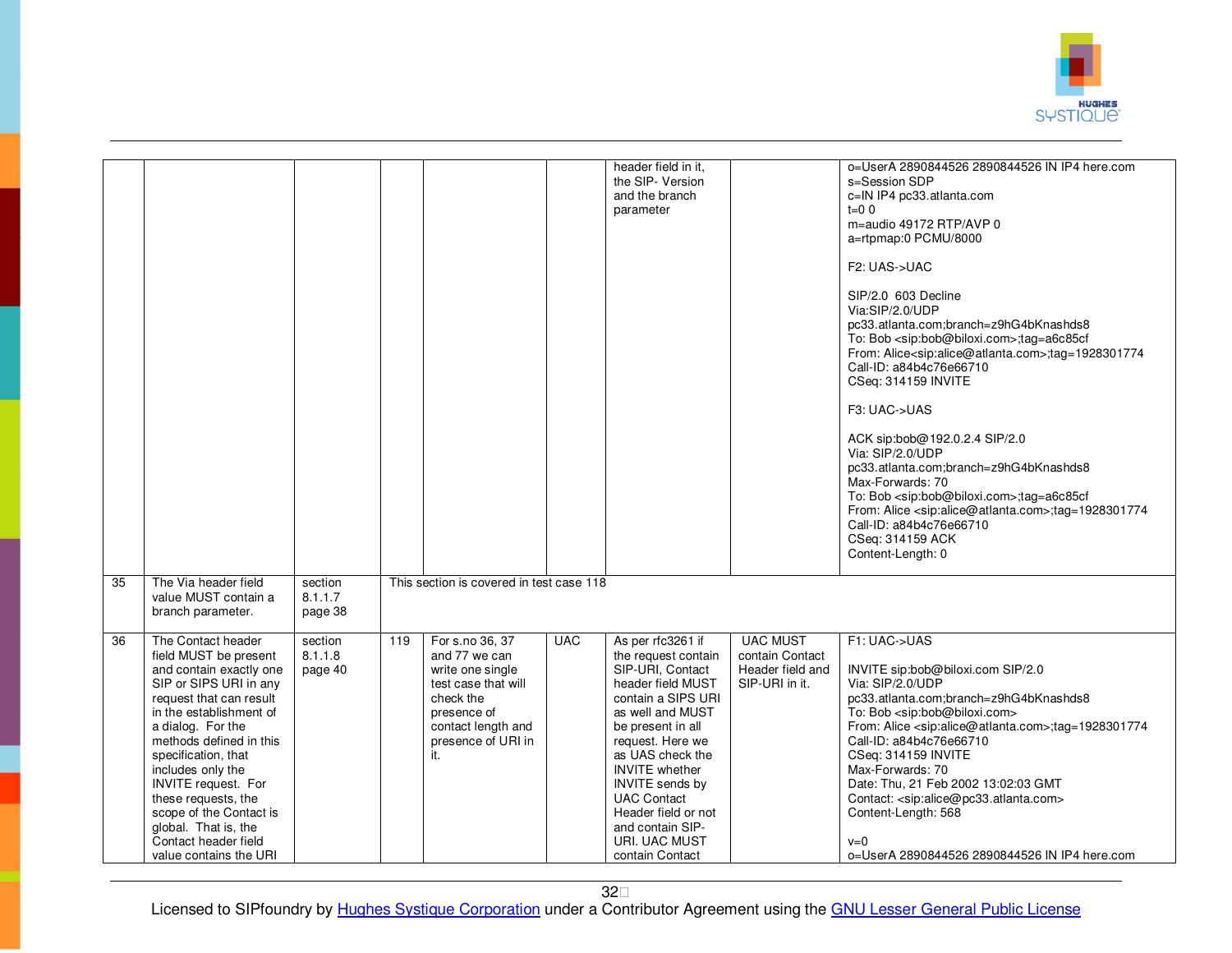| | | | | | | | | |
|---|---|---|---|---|---|---|---|---|
| | | | | | | header field in it, the SIP- Version and the branch parameter | | o=UserA 2890844526 2890844526 IN IP4 here.com<br>s=Session SDP<br>c=IN IP4 pc33.atlanta.com<br>t=0 0<br>m=audio 49172 RTP/AVP 0<br>a=rtpmap:0 PCMU/8000<br><br>F2: UAS->UAC<br><br>SIP/2.0 603 Decline<br>Via:SIP/2.0/UDP pc33.atlanta.com;branch=z9hG4bKnashds8<br>To: Bob <sip:bob@biloxi.com>;tag=a6c85cf<br>From: Alice<sip:alice@atlanta.com>;tag=1928301774<br>Call-ID: a84b4c76e66710<br>CSeq: 314159 INVITE<br><br>F3: UAC->UAS<br><br>ACK sip:bob@192.0.2.4 SIP/2.0<br>Via: SIP/2.0/UDP pc33.atlanta.com;branch=z9hG4bKnashds8<br>Max-Forwards: 70<br>To: Bob <sip:bob@biloxi.com>;tag=a6c85cf<br>From: Alice <sip:alice@atlanta.com>;tag=1928301774<br>Call-ID: a84b4c76e66710<br>CSeq: 314159 ACK<br>Content-Length: 0 |
| 35 | The Via header field value MUST contain a branch parameter. | section 8.1.1.7 page 38 | This section is covered in test case 118 | | | | | |
| 36 | The Contact header field MUST be present and contain exactly one SIP or SIPS URI in any request that can result in the establishment of a dialog. For the methods defined in this specification, that includes only the INVITE request. For these requests, the scope of the Contact is global. That is, the Contact header field value contains the URI | section 8.1.1.8 page 40 | 119 | For s.no 36, 37 and 77 we can write one single test case that will check the presence of contact length and presence of URI in it. | UAC | As per rfc3261 if the request contain SIP-URI, Contact header field MUST contain a SIPS URI as well and MUST be present in all request. Here we as UAS check the INVITE whether INVITE sends by UAC Contact Header field or not and contain SIP-URI. UAC MUST contain Contact | UAC MUST contain Contact Header field and SIP-URI in it. | F1: UAC->UAS<br><br>INVITE sip:bob@biloxi.com SIP/2.0<br>Via: SIP/2.0/UDP pc33.atlanta.com;branch=z9hG4bKnashds8<br>To: Bob <sip:bob@biloxi.com><br>From: Alice <sip:alice@atlanta.com>;tag=1928301774<br>Call-ID: a84b4c76e66710<br>CSeq: 314159 INVITE<br>Max-Forwards: 70<br>Date: Thu, 21 Feb 2002 13:02:03 GMT<br>Contact: <sip:alice@pc33.atlanta.com><br>Content-Length: 568<br><br>v=0<br>o=UserA 2890844526 2890844526 IN IP4 here.com |

Licensed to SIPfoundry by Hughes Systique Corporation under a Contributor Agreement using the GNU Lesser General Public License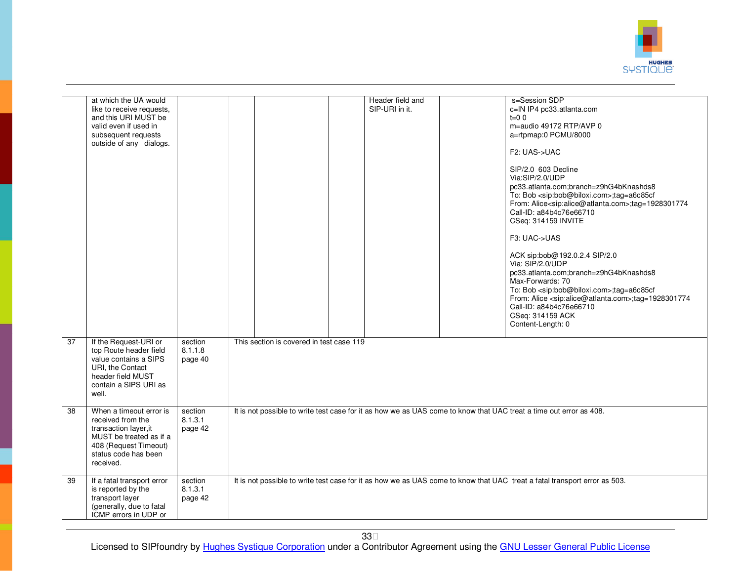| | | | | | | | | |
|---|---|---|---|---|---|---|---|---|
| | at which the UA would like to receive requests, and this URI MUST be valid even if used in subsequent requests outside of any dialogs. | | | | | Header field and SIP-URI in it. | | s=Session SDP<br>c=IN IP4 pc33.atlanta.com<br>t=0 0<br>m=audio 49172 RTP/AVP 0<br>a=rtpmap:0 PCMU/8000<br><br>F2: UAS->UAC<br><br>SIP/2.0 603 Decline<br>Via:SIP/2.0/UDP pc33.atlanta.com;branch=z9hG4bKnashds8<br>To: Bob <sip:bob@biloxi.com>;tag=a6c85cf<br>From: Alice<sip:alice@atlanta.com>;tag=1928301774<br>Call-ID: a84b4c76e66710<br>CSeq: 314159 INVITE<br><br>F3: UAC->UAS<br><br>ACK sip:bob@192.0.2.4 SIP/2.0<br>Via: SIP/2.0/UDP pc33.atlanta.com;branch=z9hG4bKnashds8<br>Max-Forwards: 70<br>To: Bob <sip:bob@biloxi.com>;tag=a6c85cf<br>From: Alice <sip:alice@atlanta.com>;tag=1928301774<br>Call-ID: a84b4c76e66710<br>CSeq: 314159 ACK<br>Content-Length: 0 |
| 37 | If the Request-URI or top Route header field value contains a SIPS URI, the Contact header field MUST contain a SIPS URI as well. | section 8.1.1.8 page 40 | This section is covered in test case 119 | | | | | |
| 38 | When a timeout error is received from the transaction layer,it MUST be treated as if a 408 (Request Timeout) status code has been received. | section 8.1.3.1 page 42 | It is not possible to write test case for it as how we as UAS come to know that UAC treat a time out error as 408. | | | | | |
| 39 | If a fatal transport error is reported by the transport layer (generally, due to fatal ICMP errors in UDP or | section 8.1.3.1 page 42 | It is not possible to write test case for it as how we as UAS come to know that UAC treat a fatal transport error as 503. | | | | | |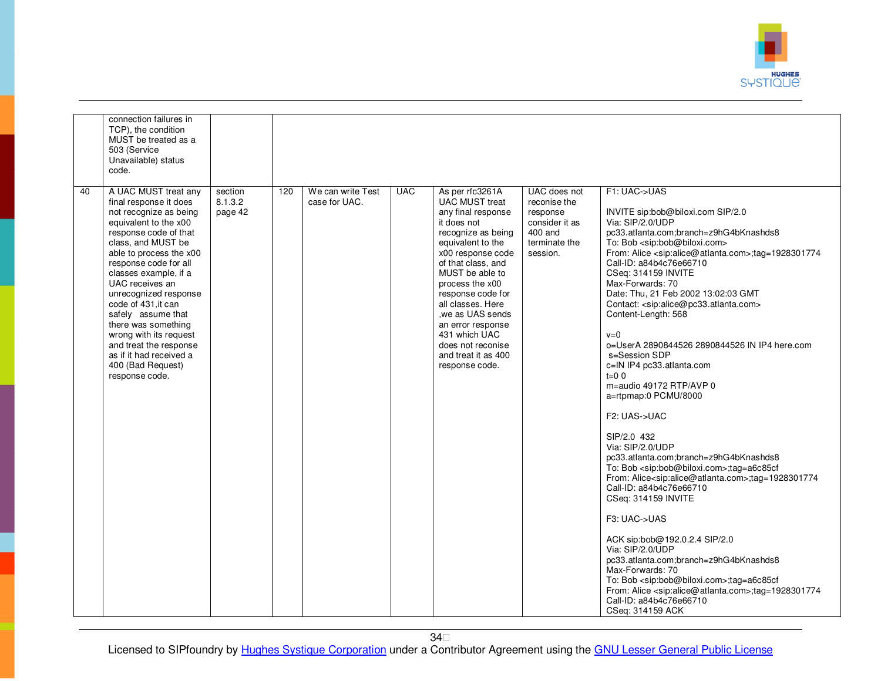| | | | | | | | | |
|---|---|---|---|---|---|---|---|---|
| | connection failures in TCP), the condition MUST be treated as a 503 (Service Unavailable) status code. | | | | | | | |
| 40 | A UAC MUST treat any final response it does not recognize as being equivalent to the x00 response code of that class, and MUST be able to process the x00 response code for all classes example, if a UAC receives an unrecognized response code of 431,it can safely assume that there was something wrong with its request and treat the response as if it had received a 400 (Bad Request) response code. | section 8.1.3.2 page 42 | 120 | We can write Test case for UAC. | UAC | As per rfc3261A UAC MUST treat any final response it does not recognize as being equivalent to the x00 response code of that class, and MUST be able to process the x00 response code for all classes. Here ,we as UAS sends an error response 431 which UAC does not reconise and treat it as 400 response code. | UAC does not reconise the response consider it as 400 and terminate the session. | F1: UAC->UAS<br><br>INVITE sip:bob@biloxi.com SIP/2.0<br>Via: SIP/2.0/UDP pc33.atlanta.com;branch=z9hG4bKnashds8<br>To: Bob <sip:bob@biloxi.com><br>From: Alice <sip:alice@atlanta.com>;tag=1928301774<br>Call-ID: a84b4c76e66710<br>CSeq: 314159 INVITE<br>Max-Forwards: 70<br>Date: Thu, 21 Feb 2002 13:02:03 GMT<br>Contact: <sip:alice@pc33.atlanta.com><br>Content-Length: 568<br><br>v=0<br>o=UserA 2890844526 2890844526 IN IP4 here.com<br>s=Session SDP<br>c=IN IP4 pc33.atlanta.com<br>t=0 0<br>m=audio 49172 RTP/AVP 0<br>a=rtpmap:0 PCMU/8000<br><br>F2: UAS->UAC<br><br>SIP/2.0 432<br>Via: SIP/2.0/UDP pc33.atlanta.com;branch=z9hG4bKnashds8<br>To: Bob <sip:bob@biloxi.com>;tag=a6c85cf<br>From: Alice<sip:alice@atlanta.com>;tag=1928301774<br>Call-ID: a84b4c76e66710<br>CSeq: 314159 INVITE<br><br>F3: UAC->UAS<br><br>ACK sip:bob@192.0.2.4 SIP/2.0<br>Via: SIP/2.0/UDP pc33.atlanta.com;branch=z9hG4bKnashds8<br>Max-Forwards: 70<br>To: Bob <sip:bob@biloxi.com>;tag=a6c85cf<br>From: Alice <sip:alice@atlanta.com>;tag=1928301774<br>Call-ID: a84b4c76e66710<br>CSeq: 314159 ACK |

Licensed to SIPfoundry by Hughes Systique Corporation under a Contributor Agreement using the GNU Lesser General Public License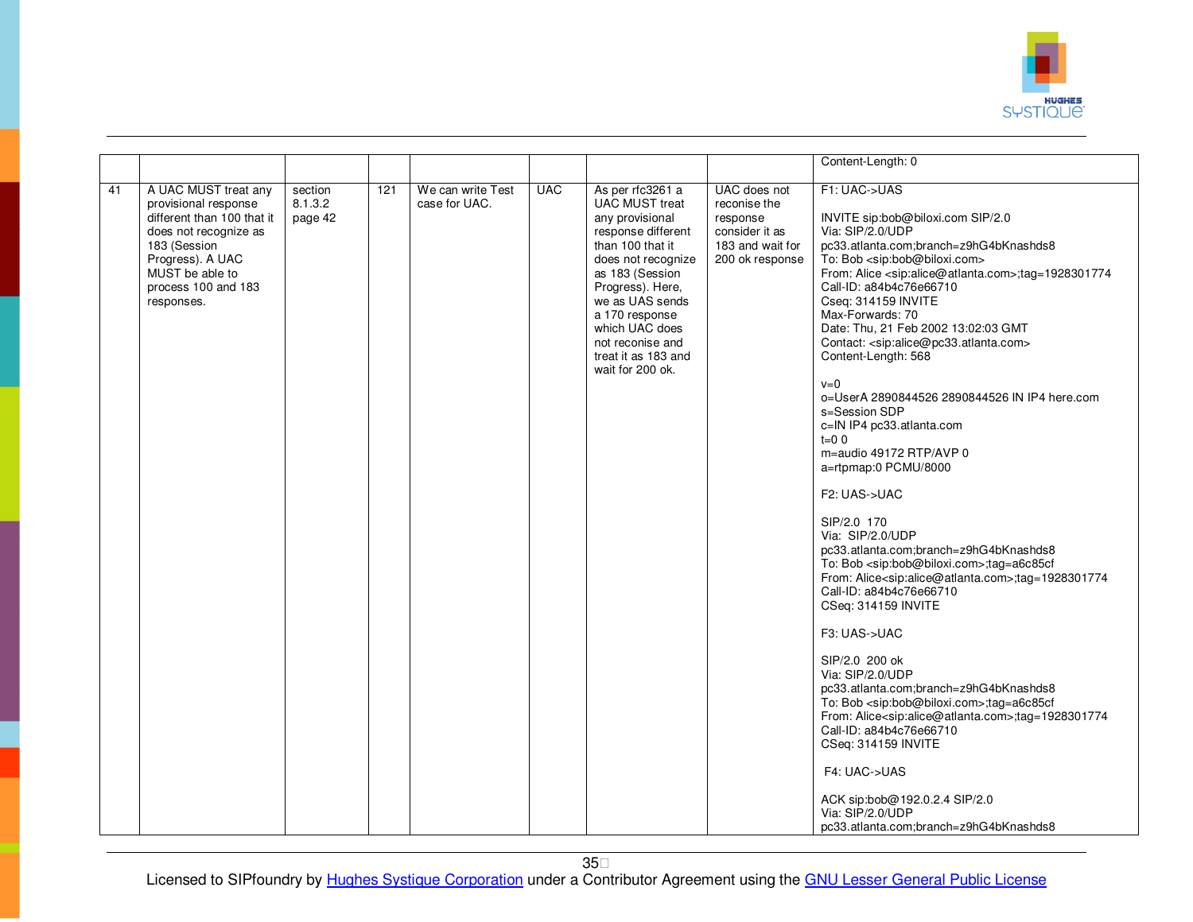| | | | | | | | | |
|---|---|---|---|---|---|---|---|---|
| | | | | | | | | Content-Length: 0 |
| 41 | A UAC MUST treat any provisional response different than 100 that it does not recognize as 183 (Session Progress). A UAC MUST be able to process 100 and 183 responses. | section 8.1.3.2 page 42 | 121 | We can write Test case for UAC. | UAC | As per rfc3261 a UAC MUST treat any provisional response different than 100 that it does not recognize as 183 (Session Progress). Here, we as UAS sends a 170 response which UAC does not reconise and treat it as 183 and wait for 200 ok. | UAC does not reconise the response consider it as 183 and wait for 200 ok response | F1: UAC->UAS<br><br>INVITE sip:bob@biloxi.com SIP/2.0<br>Via: SIP/2.0/UDP pc33.atlanta.com;branch=z9hG4bKnashds8<br>To: Bob <sip:bob@biloxi.com><br>From: Alice <sip:alice@atlanta.com>;tag=1928301774<br>Call-ID: a84b4c76e66710<br>Cseq: 314159 INVITE<br>Max-Forwards: 70<br>Date: Thu, 21 Feb 2002 13:02:03 GMT<br>Contact: <sip:alice@pc33.atlanta.com><br>Content-Length: 568<br><br>v=0<br>o=UserA 2890844526 2890844526 IN IP4 here.com<br>s=Session SDP<br>c=IN IP4 pc33.atlanta.com<br>t=0 0<br>m=audio 49172 RTP/AVP 0<br>a=rtpmap:0 PCMU/8000<br><br>F2: UAS->UAC<br><br>SIP/2.0 170<br>Via: SIP/2.0/UDP pc33.atlanta.com;branch=z9hG4bKnashds8<br>To: Bob <sip:bob@biloxi.com>;tag=a6c85cf<br>From: Alice<sip:alice@atlanta.com>;tag=1928301774<br>Call-ID: a84b4c76e66710<br>CSeq: 314159 INVITE<br><br>F3: UAS->UAC<br><br>SIP/2.0 200 ok<br>Via: SIP/2.0/UDP pc33.atlanta.com;branch=z9hG4bKnashds8<br>To: Bob <sip:bob@biloxi.com>;tag=a6c85cf<br>From: Alice<sip:alice@atlanta.com>;tag=1928301774<br>Call-ID: a84b4c76e66710<br>CSeq: 314159 INVITE<br><br>F4: UAC->UAS<br><br>ACK sip:bob@192.0.2.4 SIP/2.0<br>Via: SIP/2.0/UDP pc33.atlanta.com;branch=z9hG4bKnashds8 |

Licensed to SIPfoundry by Hughes Systique Corporation under a Contributor Agreement using the GNU Lesser General Public License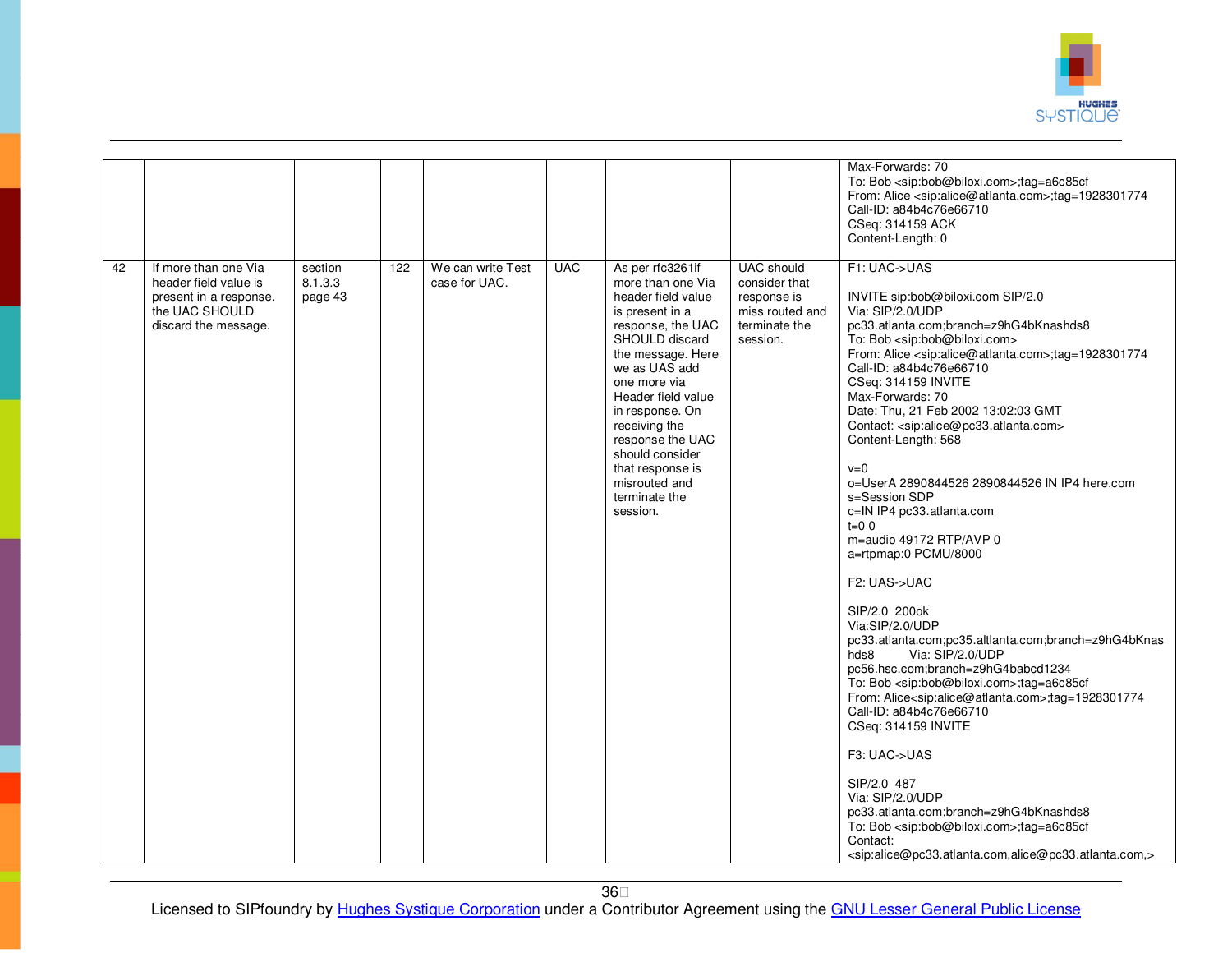| | | | | | | | | |
|---|---|---|---|---|---|---|---|---|
| | | | | | | | | Max-Forwards: 70<br>To: Bob <sip:bob@biloxi.com>;tag=a6c85cf<br>From: Alice <sip:alice@atlanta.com>;tag=1928301774<br>Call-ID: a84b4c76e66710<br>CSeq: 314159 ACK<br>Content-Length: 0 |
| 42 | If more than one Via header field value is present in a response, the UAC SHOULD discard the message. | section 8.1.3.3 page 43 | 122 | We can write Test case for UAC. | UAC | As per rfc3261if more than one Via header field value is present in a response, the UAC SHOULD discard the message. Here we as UAS add one more via Header field value in response. On receiving the response the UAC should consider that response is misrouted and terminate the session. | UAC should consider that response is miss routed and terminate the session. | F1: UAC->UAS<br><br>INVITE sip:bob@biloxi.com SIP/2.0<br>Via: SIP/2.0/UDP pc33.atlanta.com;branch=z9hG4bKnashds8<br>To: Bob <sip:bob@biloxi.com><br>From: Alice <sip:alice@atlanta.com>;tag=1928301774<br>Call-ID: a84b4c76e66710<br>CSeq: 314159 INVITE<br>Max-Forwards: 70<br>Date: Thu, 21 Feb 2002 13:02:03 GMT<br>Contact: <sip:alice@pc33.atlanta.com><br>Content-Length: 568<br><br>v=0<br>o=UserA 2890844526 2890844526 IN IP4 here.com<br>s=Session SDP<br>c=IN IP4 pc33.atlanta.com<br>t=0 0<br>m=audio 49172 RTP/AVP 0<br>a=rtpmap:0 PCMU/8000<br><br>F2: UAS->UAC<br><br>SIP/2.0 200ok<br>Via:SIP/2.0/UDP pc33.atlanta.com;pc35.altlanta.com;branch=z9hG4bKnashds8 Via: SIP/2.0/UDP pc56.hsc.com;branch=z9hG4babcd1234<br>To: Bob <sip:bob@biloxi.com>;tag=a6c85cf<br>From: Alice<sip:alice@atlanta.com>;tag=1928301774<br>Call-ID: a84b4c76e66710<br>CSeq: 314159 INVITE<br><br>F3: UAC->UAS<br><br>SIP/2.0 487<br>Via: SIP/2.0/UDP pc33.atlanta.com;branch=z9hG4bKnashds8<br>To: Bob <sip:bob@biloxi.com>;tag=a6c85cf<br>Contact: <sip:alice@pc33.atlanta.com,alice@pc33.atlanta.com,> |

Licensed to SIPfoundry by Hughes Systique Corporation under a Contributor Agreement using the GNU Lesser General Public License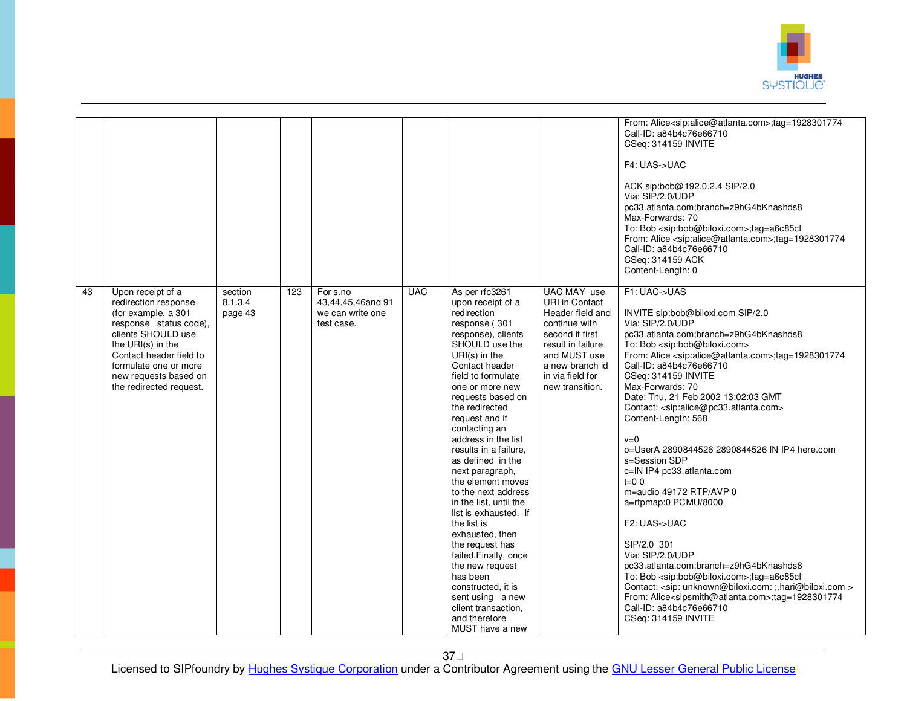| | | | | | | | | |
|---|---|---|---|---|---|---|---|---|
| | | | | | | | | From: Alice<sip:alice@atlanta.com>;tag=1928301774<br>Call-ID: a84b4c76e66710<br>CSeq: 314159 INVITE<br><br>F4: UAS->UAC<br><br>ACK sip:bob@192.0.2.4 SIP/2.0<br>Via: SIP/2.0/UDP pc33.atlanta.com;branch=z9hG4bKnashds8<br>Max-Forwards: 70<br>To: Bob <sip:bob@biloxi.com>;tag=a6c85cf<br>From: Alice <sip:alice@atlanta.com>;tag=1928301774<br>Call-ID: a84b4c76e66710<br>CSeq: 314159 ACK<br>Content-Length: 0 |
| 43 | Upon receipt of a redirection response (for example, a 301 response status code), clients SHOULD use the URI(s) in the Contact header field to formulate one or more new requests based on the redirected request. | section 8.1.3.4 page 43 | 123 | For s.no 43,44,45,46and 91 we can write one test case. | UAC | As per rfc3261 upon receipt of a redirection response ( 301 response), clients SHOULD use the URI(s) in the Contact header field to formulate one or more new requests based on the redirected request and if contacting an address in the list results in a failure, as defined in the next paragraph, the element moves to the next address in the list, until the list is exhausted. If the list is exhausted, then the request has failed.Finally, once the new request has been constructed, it is sent using a new client transaction, and therefore MUST have a new | UAC MAY use URI in Contact Header field and continue with second if first result in failure and MUST use a new branch id in via field for new transition. | F1: UAC->UAS<br><br>INVITE sip:bob@biloxi.com SIP/2.0<br>Via: SIP/2.0/UDP pc33.atlanta.com;branch=z9hG4bKnashds8<br>To: Bob <sip:bob@biloxi.com><br>From: Alice <sip:alice@atlanta.com>;tag=1928301774<br>Call-ID: a84b4c76e66710<br>CSeq: 314159 INVITE<br>Max-Forwards: 70<br>Date: Thu, 21 Feb 2002 13:02:03 GMT<br>Contact: <sip:alice@pc33.atlanta.com><br>Content-Length: 568<br><br>v=0<br>o=UserA 2890844526 2890844526 IN IP4 here.com<br>s=Session SDP<br>c=IN IP4 pc33.atlanta.com<br>t=0 0<br>m=audio 49172 RTP/AVP 0<br>a=rtpmap:0 PCMU/8000<br><br>F2: UAS->UAC<br><br>SIP/2.0 301<br>Via: SIP/2.0/UDP pc33.atlanta.com;branch=z9hG4bKnashds8<br>To: Bob <sip:bob@biloxi.com>;tag=a6c85cf<br>Contact: <sip: unknown@biloxi.com: ;,hari@biloxi.com ><br>From: Alice<sipsmith@atlanta.com>;tag=1928301774<br>Call-ID: a84b4c76e66710<br>CSeq: 314159 INVITE |

Licensed to SIPfoundry by Hughes Systique Corporation under a Contributor Agreement using the GNU Lesser General Public License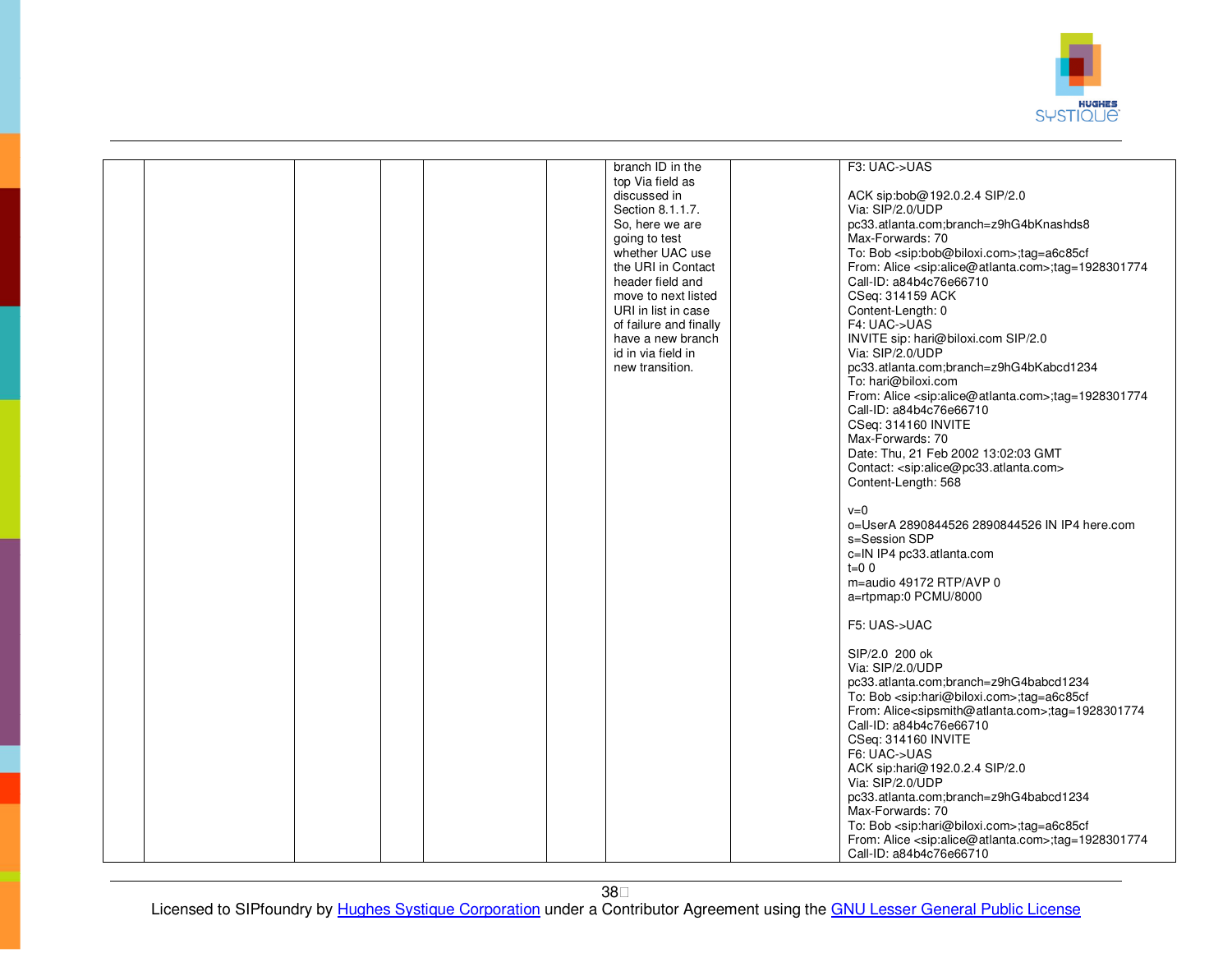| | | | | | | | | |
|---|---|---|---|---|---|---|---|---|
| | | | | | | branch ID in the top Via field as discussed in Section 8.1.1.7. So, here we are going to test whether UAC use the URI in Contact header field and move to next listed URI in list in case of failure and finally have a new branch id in via field in new transition. | | F3: UAC->UAS<br><br>ACK sip:bob@192.0.2.4 SIP/2.0<br>Via: SIP/2.0/UDP pc33.atlanta.com;branch=z9hG4bKnashds8<br>Max-Forwards: 70<br>To: Bob <sip:bob@biloxi.com>;tag=a6c85cf<br>From: Alice <sip:alice@atlanta.com>;tag=1928301774<br>Call-ID: a84b4c76e66710<br>CSeq: 314159 ACK<br>Content-Length: 0<br>F4: UAC->UAS<br>INVITE sip: hari@biloxi.com SIP/2.0<br>Via: SIP/2.0/UDP pc33.atlanta.com;branch=z9hG4bKabcd1234<br>To: hari@biloxi.com<br>From: Alice <sip:alice@atlanta.com>;tag=1928301774<br>Call-ID: a84b4c76e66710<br>CSeq: 314160 INVITE<br>Max-Forwards: 70<br>Date: Thu, 21 Feb 2002 13:02:03 GMT<br>Contact: <sip:alice@pc33.atlanta.com><br>Content-Length: 568<br><br>v=0<br>o=UserA 2890844526 2890844526 IN IP4 here.com<br>s=Session SDP<br>c=IN IP4 pc33.atlanta.com<br>t=0 0<br>m=audio 49172 RTP/AVP 0<br>a=rtpmap:0 PCMU/8000<br><br>F5: UAS->UAC<br><br>SIP/2.0 200 ok<br>Via: SIP/2.0/UDP pc33.atlanta.com;branch=z9hG4babcd1234<br>To: Bob <sip:hari@biloxi.com>;tag=a6c85cf<br>From: Alice<sipsmith@atlanta.com>;tag=1928301774<br>Call-ID: a84b4c76e66710<br>CSeq: 314160 INVITE<br>F6: UAC->UAS<br>ACK sip:hari@192.0.2.4 SIP/2.0<br>Via: SIP/2.0/UDP pc33.atlanta.com;branch=z9hG4babcd1234<br>Max-Forwards: 70<br>To: Bob <sip:hari@biloxi.com>;tag=a6c85cf<br>From: Alice <sip:alice@atlanta.com>;tag=1928301774<br>Call-ID: a84b4c76e66710 |

Licensed to SIPfoundry by Hughes Systique Corporation under a Contributor Agreement using the GNU Lesser General Public License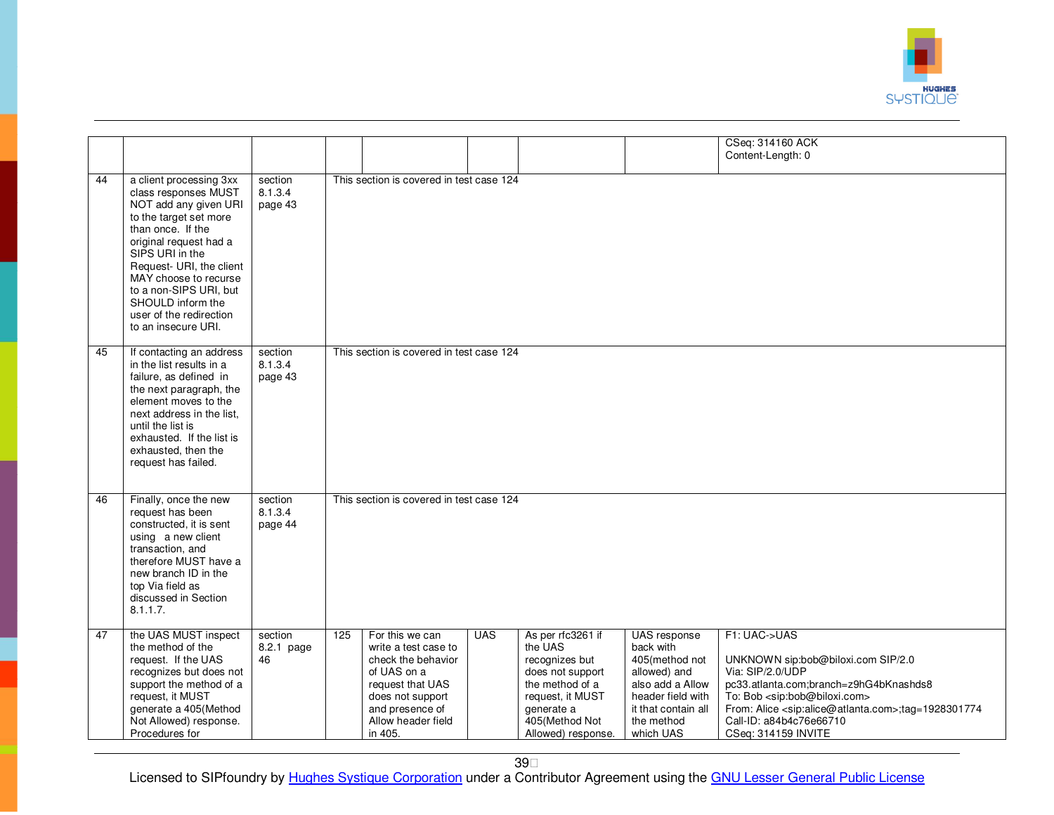| | | | | | | | | |
|---|---|---|---|---|---|---|---|---|
| | | | | | | | | CSeq: 314160 ACK<br>Content-Length: 0 |
| 44 | a client processing 3xx class responses MUST NOT add any given URI to the target set more than once. If the original request had a SIPS URI in the Request- URI, the client MAY choose to recurse to a non-SIPS URI, but SHOULD inform the user of the redirection to an insecure URI. | section 8.1.3.4 page 43 | This section is covered in test case 124 | | | | | |
| 45 | If contacting an address in the list results in a failure, as defined in the next paragraph, the element moves to the next address in the list, until the list is exhausted. If the list is exhausted, then the request has failed. | section 8.1.3.4 page 43 | This section is covered in test case 124 | | | | | |
| 46 | Finally, once the new request has been constructed, it is sent using a new client transaction, and therefore MUST have a new branch ID in the top Via field as discussed in Section 8.1.1.7. | section 8.1.3.4 page 44 | This section is covered in test case 124 | | | | | |
| 47 | the UAS MUST inspect the method of the request. If the UAS recognizes but does not support the method of a request, it MUST generate a 405(Method Not Allowed) response. Procedures for | section 8.2.1 page 46 | 125 | For this we can write a test case to check the behavior of UAS on a request that UAS does not support and presence of Allow header field in 405. | UAS | As per rfc3261 if the UAS recognizes but does not support the method of a request, it MUST generate a 405(Method Not Allowed) response. | UAS response back with 405(method not allowed) and also add a Allow header field with it that contain all the method which UAS | F1: UAC->UAS<br><br>UNKNOWN sip:bob@biloxi.com SIP/2.0<br>Via: SIP/2.0/UDP pc33.atlanta.com;branch=z9hG4bKnashds8<br>To: Bob <sip:bob@biloxi.com><br>From: Alice <sip:alice@atlanta.com>;tag=1928301774<br>Call-ID: a84b4c76e66710<br>CSeq: 314159 INVITE |

Licensed to SIPfoundry by Hughes Systique Corporation under a Contributor Agreement using the GNU Lesser General Public License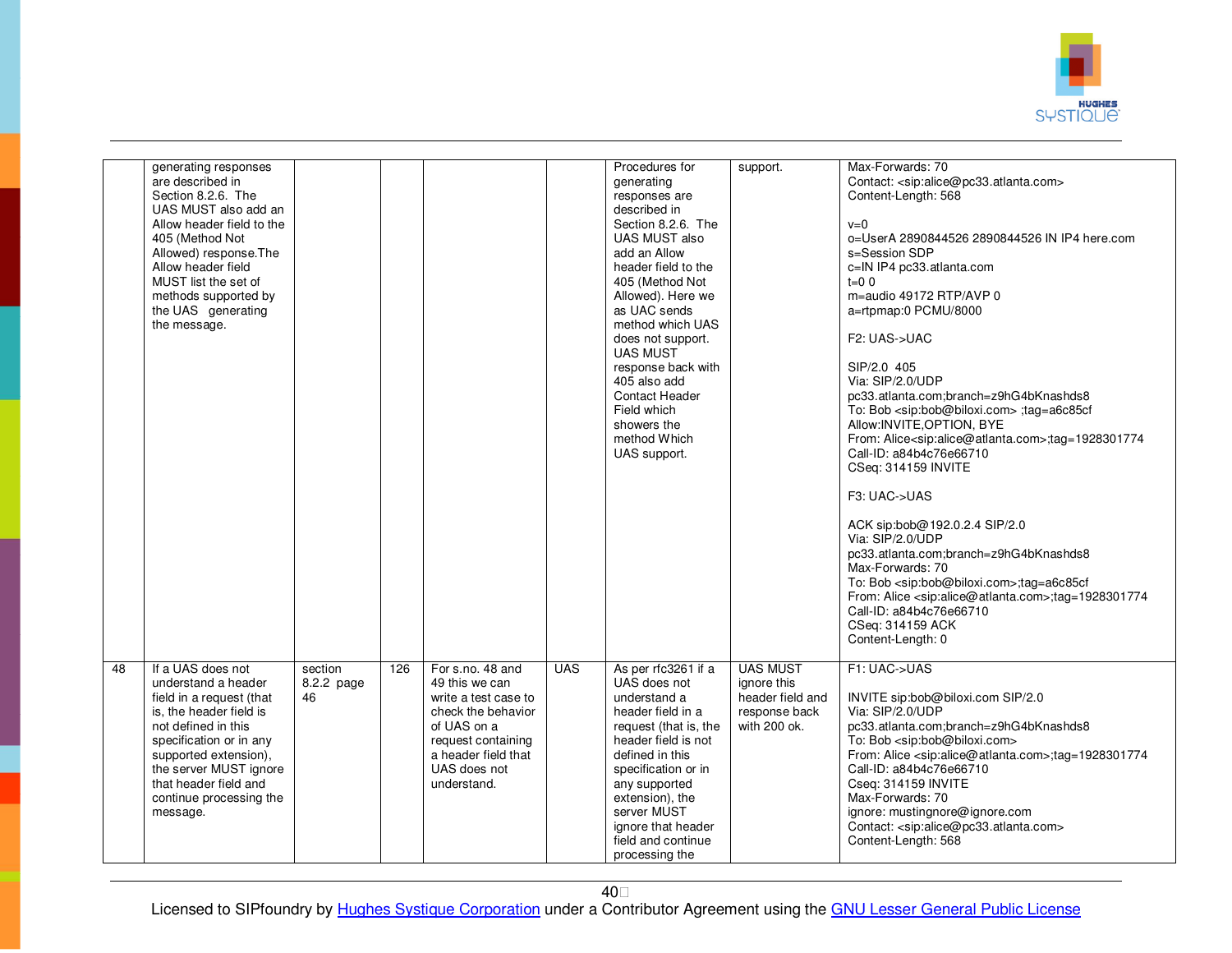| | | | | | | | | |
|---|---|---|---|---|---|---|---|---|
| | generating responses are described in Section 8.2.6. The UAS MUST also add an Allow header field to the 405 (Method Not Allowed) response.The Allow header field MUST list the set of methods supported by the UAS generating the message. | | | | | Procedures for generating responses are described in Section 8.2.6. The UAS MUST also add an Allow header field to the 405 (Method Not Allowed). Here we as UAC sends method which UAS does not support. UAS MUST response back with 405 also add Contact Header Field which showers the method Which UAS support. | support. | Max-Forwards: 70<br>Contact: <sip:alice@pc33.atlanta.com><br>Content-Length: 568<br><br>v=0<br>o=UserA 2890844526 2890844526 IN IP4 here.com<br>s=Session SDP<br>c=IN IP4 pc33.atlanta.com<br>t=0 0<br>m=audio 49172 RTP/AVP 0<br>a=rtpmap:0 PCMU/8000<br><br>F2: UAS->UAC<br><br>SIP/2.0 405<br>Via: SIP/2.0/UDP pc33.atlanta.com;branch=z9hG4bKnashds8<br>To: Bob <sip:bob@biloxi.com> ;tag=a6c85cf<br>Allow:INVITE,OPTION, BYE<br>From: Alice<sip:alice@atlanta.com>;tag=1928301774<br>Call-ID: a84b4c76e66710<br>CSeq: 314159 INVITE<br><br>F3: UAC->UAS<br><br>ACK sip:bob@192.0.2.4 SIP/2.0<br>Via: SIP/2.0/UDP pc33.atlanta.com;branch=z9hG4bKnashds8<br>Max-Forwards: 70<br>To: Bob <sip:bob@biloxi.com>;tag=a6c85cf<br>From: Alice <sip:alice@atlanta.com>;tag=1928301774<br>Call-ID: a84b4c76e66710<br>CSeq: 314159 ACK<br>Content-Length: 0 |
| 48 | If a UAS does not understand a header field in a request (that is, the header field is not defined in this specification or in any supported extension), the server MUST ignore that header field and continue processing the message. | section 8.2.2 page 46 | 126 | For s.no. 48 and 49 this we can write a test case to check the behavior of UAS on a request containing a header field that UAS does not understand. | UAS | As per rfc3261 if a UAS does not understand a header field in a request (that is, the header field is not defined in this specification or in any supported extension), the server MUST ignore that header field and continue processing the | UAS MUST ignore this header field and response back with 200 ok. | F1: UAC->UAS<br><br>INVITE sip:bob@biloxi.com SIP/2.0<br>Via: SIP/2.0/UDP pc33.atlanta.com;branch=z9hG4bKnashds8<br>To: Bob <sip:bob@biloxi.com><br>From: Alice <sip:alice@atlanta.com>;tag=1928301774<br>Call-ID: a84b4c76e66710<br>Cseq: 314159 INVITE<br>Max-Forwards: 70<br>ignore: mustingnore@ignore.com<br>Contact: <sip:alice@pc33.atlanta.com><br>Content-Length: 568 |

Licensed to SIPfoundry by Hughes Systique Corporation under a Contributor Agreement using the GNU Lesser General Public License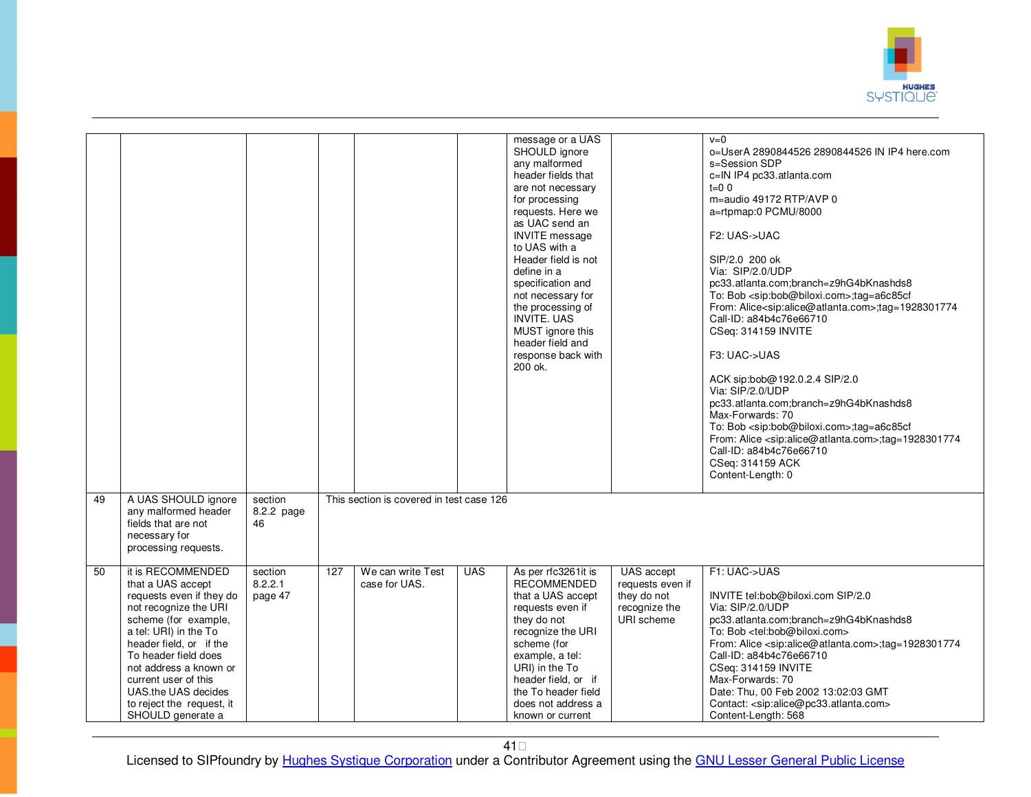| | | | | | | | | |
|---|---|---|---|---|---|---|---|---|
| | | | | | | message or a UAS SHOULD ignore any malformed header fields that are not necessary for processing requests. Here we as UAC send an INVITE message to UAS with a Header field is not define in a specification and not necessary for the processing of INVITE. UAS MUST ignore this header field and response back with 200 ok. | | v=0<br>o=UserA 2890844526 2890844526 IN IP4 here.com<br>s=Session SDP<br>c=IN IP4 pc33.atlanta.com<br>t=0 0<br>m=audio 49172 RTP/AVP 0<br>a=rtpmap:0 PCMU/8000<br><br>F2: UAS->UAC<br><br>SIP/2.0 200 ok<br>Via: SIP/2.0/UDP pc33.atlanta.com;branch=z9hG4bKnashds8<br>To: Bob <sip:bob@biloxi.com>;tag=a6c85cf<br>From: Alice<sip:alice@atlanta.com>;tag=1928301774<br>Call-ID: a84b4c76e66710<br>CSeq: 314159 INVITE<br><br>F3: UAC->UAS<br><br>ACK sip:bob@192.0.2.4 SIP/2.0<br>Via: SIP/2.0/UDP pc33.atlanta.com;branch=z9hG4bKnashds8<br>Max-Forwards: 70<br>To: Bob <sip:bob@biloxi.com>;tag=a6c85cf<br>From: Alice <sip:alice@atlanta.com>;tag=1928301774<br>Call-ID: a84b4c76e66710<br>CSeq: 314159 ACK<br>Content-Length: 0 |
| 49 | A UAS SHOULD ignore any malformed header fields that are not necessary for processing requests. | section 8.2.2 page 46 | This section is covered in test case 126 | | | | | |
| 50 | it is RECOMMENDED that a UAS accept requests even if they do not recognize the URI scheme (for example, a tel: URI) in the To header field, or if the To header field does not address a known or current user of this UAS.the UAS decides to reject the request, it SHOULD generate a | section 8.2.2.1 page 47 | 127 | We can write Test case for UAS. | UAS | As per rfc3261it is RECOMMENDED that a UAS accept requests even if they do not recognize the URI scheme (for example, a tel: URI) in the To header field, or if the To header field does not address a known or current | UAS accept requests even if they do not recognize the URI scheme | F1: UAC->UAS<br><br>INVITE tel:bob@biloxi.com SIP/2.0<br>Via: SIP/2.0/UDP pc33.atlanta.com;branch=z9hG4bKnashds8<br>To: Bob <tel:bob@biloxi.com><br>From: Alice <sip:alice@atlanta.com>;tag=1928301774<br>Call-ID: a84b4c76e66710<br>CSeq: 314159 INVITE<br>Max-Forwards: 70<br>Date: Thu, 00 Feb 2002 13:02:03 GMT<br>Contact: <sip:alice@pc33.atlanta.com><br>Content-Length: 568 |

Licensed to SIPfoundry by Hughes Systique Corporation under a Contributor Agreement using the GNU Lesser General Public License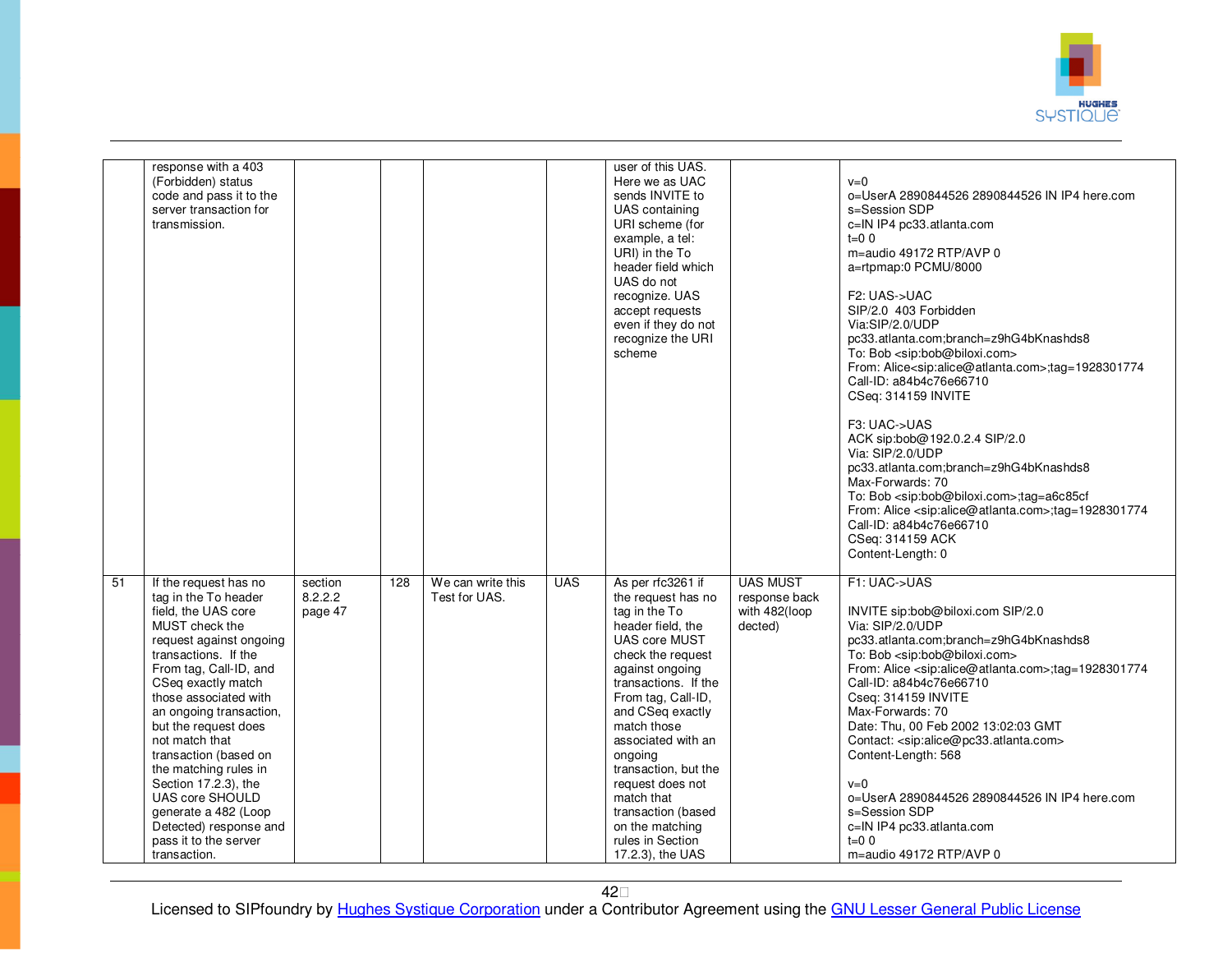| | | | | | | | | |
|---|---|---|---|---|---|---|---|---|
| | response with a 403 (Forbidden) status code and pass it to the server transaction for transmission. | | | | | user of this UAS. Here we as UAC sends INVITE to UAS containing URI scheme (for example, a tel: URI) in the To header field which UAS do not recognize. UAS accept requests even if they do not recognize the URI scheme | | v=0<br>o=UserA 2890844526 2890844526 IN IP4 here.com<br>s=Session SDP<br>c=IN IP4 pc33.atlanta.com<br>t=0 0<br>m=audio 49172 RTP/AVP 0<br>a=rtpmap:0 PCMU/8000<br><br>F2: UAS->UAC<br>SIP/2.0 403 Forbidden<br>Via:SIP/2.0/UDP pc33.atlanta.com;branch=z9hG4bKnashds8<br>To: Bob <sip:bob@biloxi.com><br>From: Alice<sip:alice@atlanta.com>;tag=1928301774<br>Call-ID: a84b4c76e66710<br>CSeq: 314159 INVITE<br><br>F3: UAC->UAS<br>ACK sip:bob@192.0.2.4 SIP/2.0<br>Via: SIP/2.0/UDP pc33.atlanta.com;branch=z9hG4bKnashds8<br>Max-Forwards: 70<br>To: Bob <sip:bob@biloxi.com>;tag=a6c85cf<br>From: Alice <sip:alice@atlanta.com>;tag=1928301774<br>Call-ID: a84b4c76e66710<br>CSeq: 314159 ACK<br>Content-Length: 0 |
| 51 | If the request has no tag in the To header field, the UAS core MUST check the request against ongoing transactions. If the From tag, Call-ID, and CSeq exactly match those associated with an ongoing transaction, but the request does not match that transaction (based on the matching rules in Section 17.2.3), the UAS core SHOULD generate a 482 (Loop Detected) response and pass it to the server transaction. | section 8.2.2.2 page 47 | 128 | We can write this Test for UAS. | UAS | As per rfc3261 if the request has no tag in the To header field, the UAS core MUST check the request against ongoing transactions. If the From tag, Call-ID, and CSeq exactly match those associated with an ongoing transaction, but the request does not match that transaction (based on the matching rules in Section 17.2.3), the UAS | UAS MUST response back with 482(loop dected) | F1: UAC->UAS<br><br>INVITE sip:bob@biloxi.com SIP/2.0<br>Via: SIP/2.0/UDP pc33.atlanta.com;branch=z9hG4bKnashds8<br>To: Bob <sip:bob@biloxi.com><br>From: Alice <sip:alice@atlanta.com>;tag=1928301774<br>Call-ID: a84b4c76e66710<br>Cseq: 314159 INVITE<br>Max-Forwards: 70<br>Date: Thu, 00 Feb 2002 13:02:03 GMT<br>Contact: <sip:alice@pc33.atlanta.com><br>Content-Length: 568<br><br>v=0<br>o=UserA 2890844526 2890844526 IN IP4 here.com<br>s=Session SDP<br>c=IN IP4 pc33.atlanta.com<br>t=0 0<br>m=audio 49172 RTP/AVP 0 |

Licensed to SIPfoundry by Hughes Systique Corporation under a Contributor Agreement using the GNU Lesser General Public License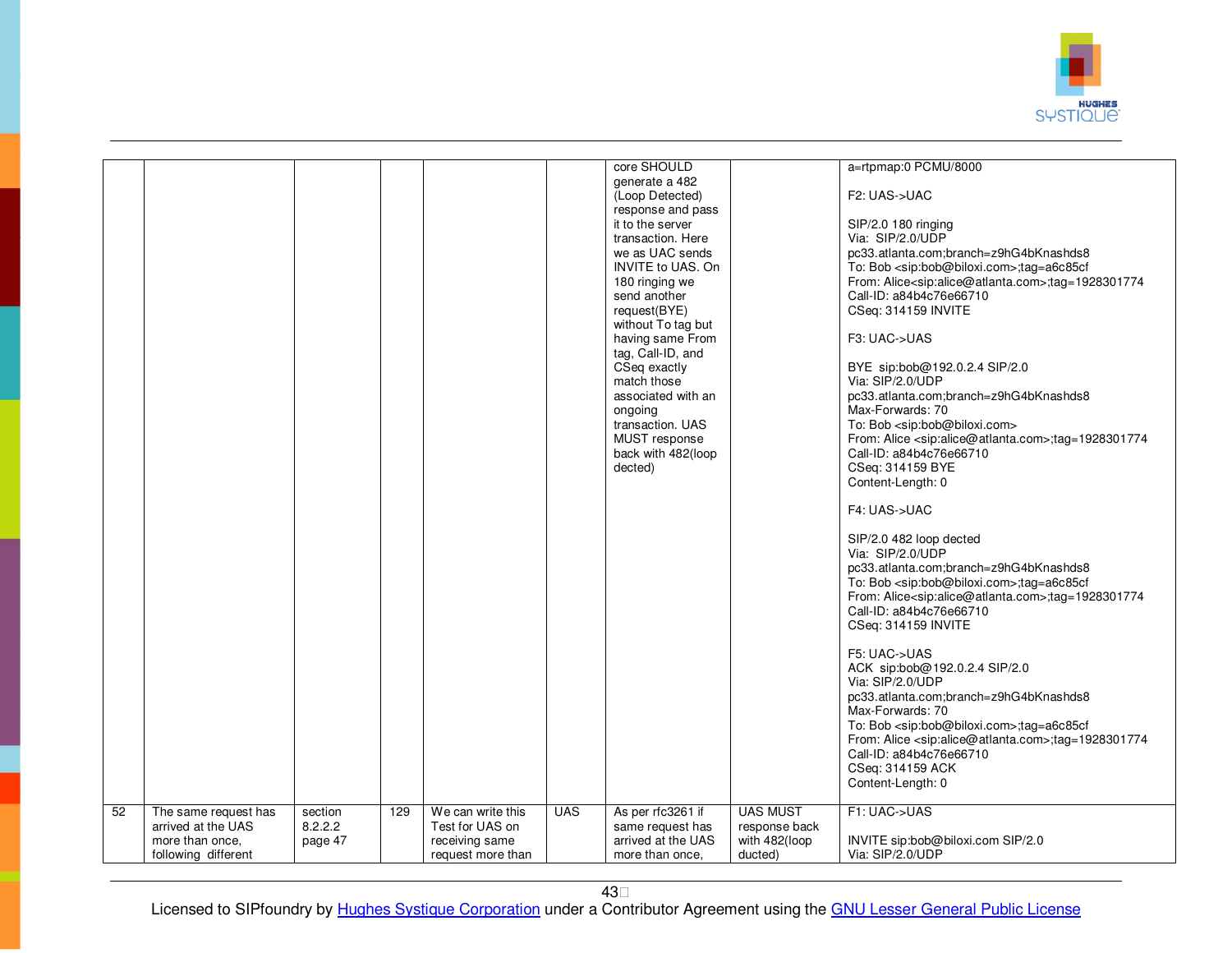| | | | | | | | | |
|---|---|---|---|---|---|---|---|---|
| | | | | | | core SHOULD generate a 482 (Loop Detected) response and pass it to the server transaction. Here we as UAC sends INVITE to UAS. On 180 ringing we send another request(BYE) without To tag but having same From tag, Call-ID, and CSeq exactly match those associated with an ongoing transaction. UAS MUST response back with 482(loop dected) | | a=rtpmap:0 PCMU/8000<br><br>F2: UAS->UAC<br><br>SIP/2.0 180 ringing<br>Via: SIP/2.0/UDP pc33.atlanta.com;branch=z9hG4bKnashds8<br>To: Bob <sip:bob@biloxi.com>;tag=a6c85cf<br>From: Alice<sip:alice@atlanta.com>;tag=1928301774<br>Call-ID: a84b4c76e66710<br>CSeq: 314159 INVITE<br><br>F3: UAC->UAS<br><br>BYE sip:bob@192.0.2.4 SIP/2.0<br>Via: SIP/2.0/UDP pc33.atlanta.com;branch=z9hG4bKnashds8<br>Max-Forwards: 70<br>To: Bob <sip:bob@biloxi.com><br>From: Alice <sip:alice@atlanta.com>;tag=1928301774<br>Call-ID: a84b4c76e66710<br>CSeq: 314159 BYE<br>Content-Length: 0<br><br>F4: UAS->UAC<br><br>SIP/2.0 482 loop dected<br>Via: SIP/2.0/UDP pc33.atlanta.com;branch=z9hG4bKnashds8<br>To: Bob <sip:bob@biloxi.com>;tag=a6c85cf<br>From: Alice<sip:alice@atlanta.com>;tag=1928301774<br>Call-ID: a84b4c76e66710<br>CSeq: 314159 INVITE<br><br>F5: UAC->UAS<br>ACK sip:bob@192.0.2.4 SIP/2.0<br>Via: SIP/2.0/UDP pc33.atlanta.com;branch=z9hG4bKnashds8<br>Max-Forwards: 70<br>To: Bob <sip:bob@biloxi.com>;tag=a6c85cf<br>From: Alice <sip:alice@atlanta.com>;tag=1928301774<br>Call-ID: a84b4c76e66710<br>CSeq: 314159 ACK<br>Content-Length: 0 |
| 52 | The same request has arrived at the UAS more than once, following different | section 8.2.2.2 page 47 | 129 | We can write this Test for UAS on receiving same request more than | UAS | As per rfc3261 if same request has arrived at the UAS more than once, | UAS MUST response back with 482(loop ducted) | F1: UAC->UAS<br><br>INVITE sip:bob@biloxi.com SIP/2.0<br>Via: SIP/2.0/UDP |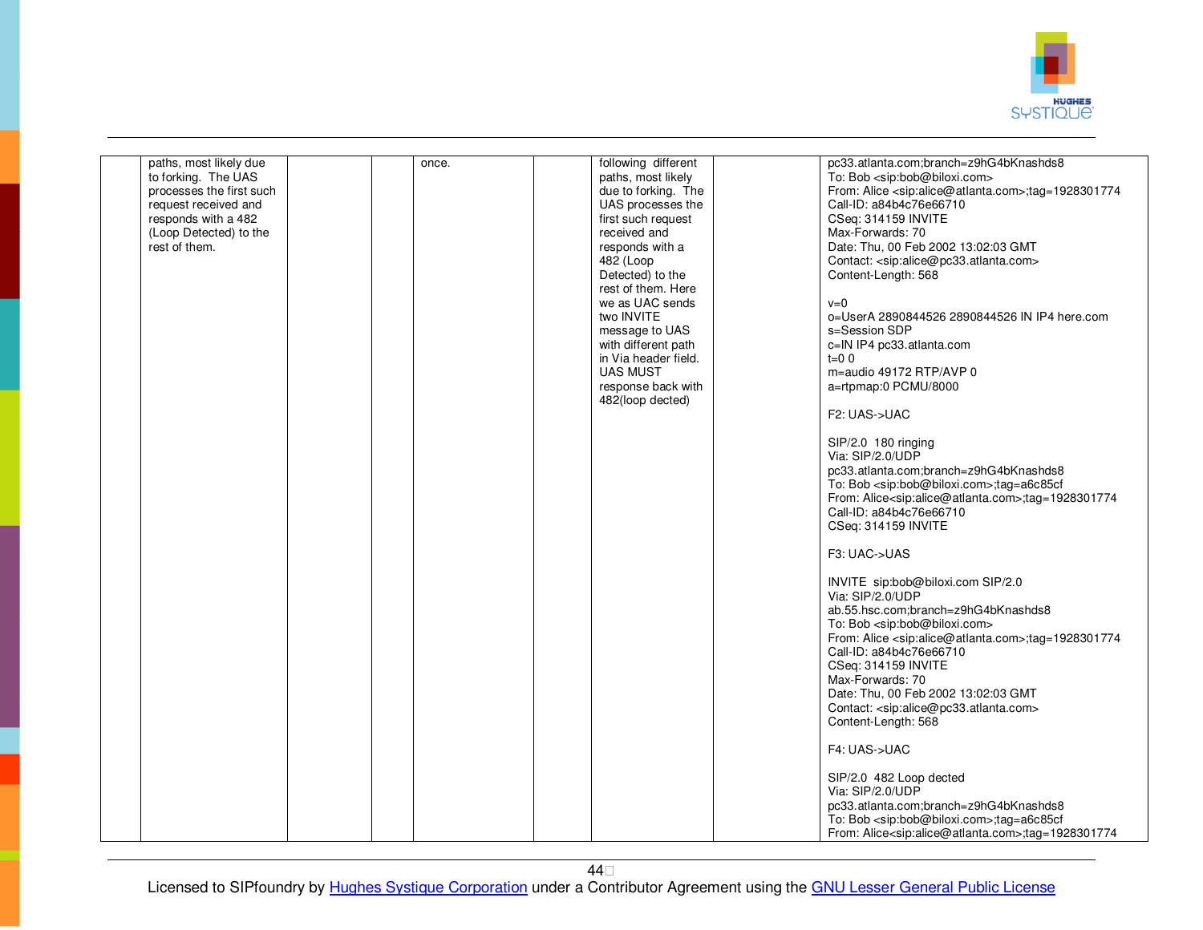|  | paths, most likely due to forking. The UAS processes the first such request received and responds with a 482 (Loop Detected) to the rest of them. |  |  | once. |  | following different paths, most likely due to forking. The UAS processes the first such request received and responds with a 482 (Loop Detected) to the rest of them. Here we as UAC sends two INVITE message to UAS with different path in Via header field. UAS MUST response back with 482(loop dected) |  | pc33.atlanta.com;branch=z9hG4bKnashds8<br>To: Bob <sip:bob@biloxi.com><br>From: Alice <sip:alice@atlanta.com>;tag=1928301774<br>Call-ID: a84b4c76e66710<br>CSeq: 314159 INVITE<br>Max-Forwards: 70<br>Date: Thu, 00 Feb 2002 13:02:03 GMT<br>Contact: <sip:alice@pc33.atlanta.com><br>Content-Length: 568<br><br>v=0<br>o=UserA 2890844526 2890844526 IN IP4 here.com<br>s=Session SDP<br>c=IN IP4 pc33.atlanta.com<br>t=0 0<br>m=audio 49172 RTP/AVP 0<br>a=rtpmap:0 PCMU/8000<br><br>F2: UAS->UAC<br><br>SIP/2.0 180 ringing<br>Via: SIP/2.0/UDP<br>pc33.atlanta.com;branch=z9hG4bKnashds8<br>To: Bob <sip:bob@biloxi.com>;tag=a6c85cf<br>From: Alice<sip:alice@atlanta.com>;tag=1928301774<br>Call-ID: a84b4c76e66710<br>CSeq: 314159 INVITE<br><br>F3: UAC->UAS<br><br>INVITE sip:bob@biloxi.com SIP/2.0<br>Via: SIP/2.0/UDP<br>ab.55.hsc.com;branch=z9hG4bKnashds8<br>To: Bob <sip:bob@biloxi.com><br>From: Alice <sip:alice@atlanta.com>;tag=1928301774<br>Call-ID: a84b4c76e66710<br>CSeq: 314159 INVITE<br>Max-Forwards: 70<br>Date: Thu, 00 Feb 2002 13:02:03 GMT<br>Contact: <sip:alice@pc33.atlanta.com><br>Content-Length: 568<br><br>F4: UAS->UAC<br><br>SIP/2.0 482 Loop dected<br>Via: SIP/2.0/UDP<br>pc33.atlanta.com;branch=z9hG4bKnashds8<br>To: Bob <sip:bob@biloxi.com>;tag=a6c85cf<br>From: Alice<sip:alice@atlanta.com>;tag=1928301774 |
|---|---|---|---|---|---|---|---|---|

Licensed to SIPfoundry by Hughes Systique Corporation under a Contributor Agreement using the GNU Lesser General Public License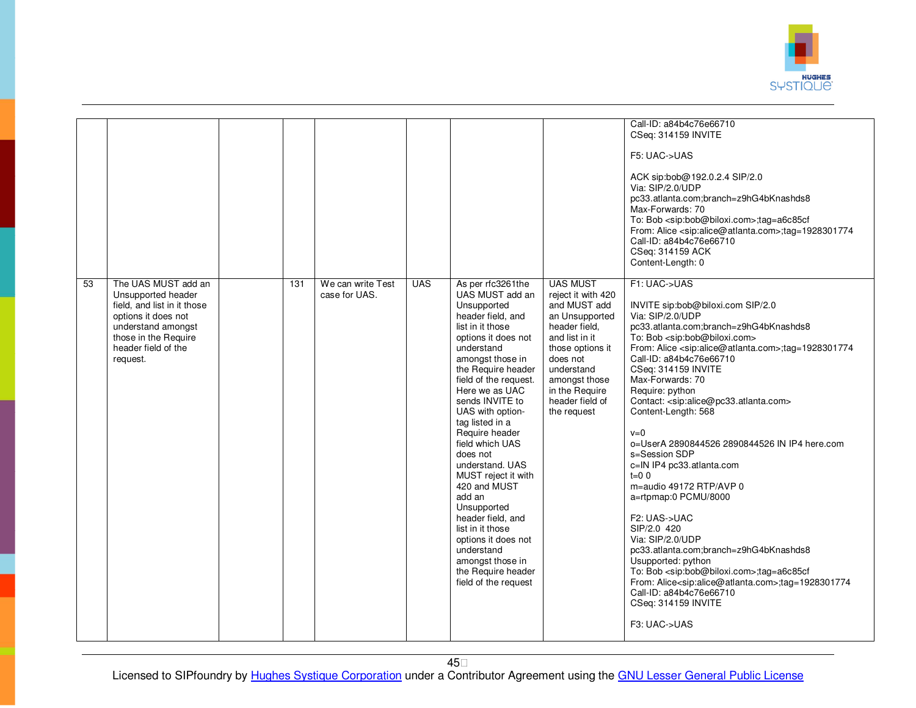| | | | | | | | | |
|---|---|---|---|---|---|---|---|---|
| | | | | | | | | Call-ID: a84b4c76e66710<br>CSeq: 314159 INVITE<br><br>F5: UAC->UAS<br><br>ACK sip:bob@192.0.2.4 SIP/2.0<br>Via: SIP/2.0/UDP pc33.atlanta.com;branch=z9hG4bKnashds8<br>Max-Forwards: 70<br>To: Bob <sip:bob@biloxi.com>;tag=a6c85cf<br>From: Alice <sip:alice@atlanta.com>;tag=1928301774<br>Call-ID: a84b4c76e66710<br>CSeq: 314159 ACK<br>Content-Length: 0 |
| 53 | The UAS MUST add an Unsupported header field, and list in it those options it does not understand amongst those in the Require header field of the request. | | 131 | We can write Test case for UAS. | UAS | As per rfc3261the UAS MUST add an Unsupported header field, and list in it those options it does not understand amongst those in the Require header field of the request. Here we as UAC sends INVITE to UAS with option-tag listed in a Require header field which UAS does not understand. UAS MUST reject it with 420 and MUST add an Unsupported header field, and list in it those options it does not understand amongst those in the Require header field of the request | UAS MUST reject it with 420 and MUST add an Unsupported header field, and list in it those options it does not understand amongst those in the Require header field of the request | F1: UAC->UAS<br><br>INVITE sip:bob@biloxi.com SIP/2.0<br>Via: SIP/2.0/UDP pc33.atlanta.com;branch=z9hG4bKnashds8<br>To: Bob <sip:bob@biloxi.com><br>From: Alice <sip:alice@atlanta.com>;tag=1928301774<br>Call-ID: a84b4c76e66710<br>CSeq: 314159 INVITE<br>Max-Forwards: 70<br>Require: python<br>Contact: <sip:alice@pc33.atlanta.com><br>Content-Length: 568<br><br>v=0<br>o=UserA 2890844526 2890844526 IN IP4 here.com<br>s=Session SDP<br>c=IN IP4 pc33.atlanta.com<br>t=0 0<br>m=audio 49172 RTP/AVP 0<br>a=rtpmap:0 PCMU/8000<br><br>F2: UAS->UAC<br>SIP/2.0 420<br>Via: SIP/2.0/UDP pc33.atlanta.com;branch=z9hG4bKnashds8<br>Usupported: python<br>To: Bob <sip:bob@biloxi.com>;tag=a6c85cf<br>From: Alice<sip:alice@atlanta.com>;tag=1928301774<br>Call-ID: a84b4c76e66710<br>CSeq: 314159 INVITE<br><br>F3: UAC->UAS |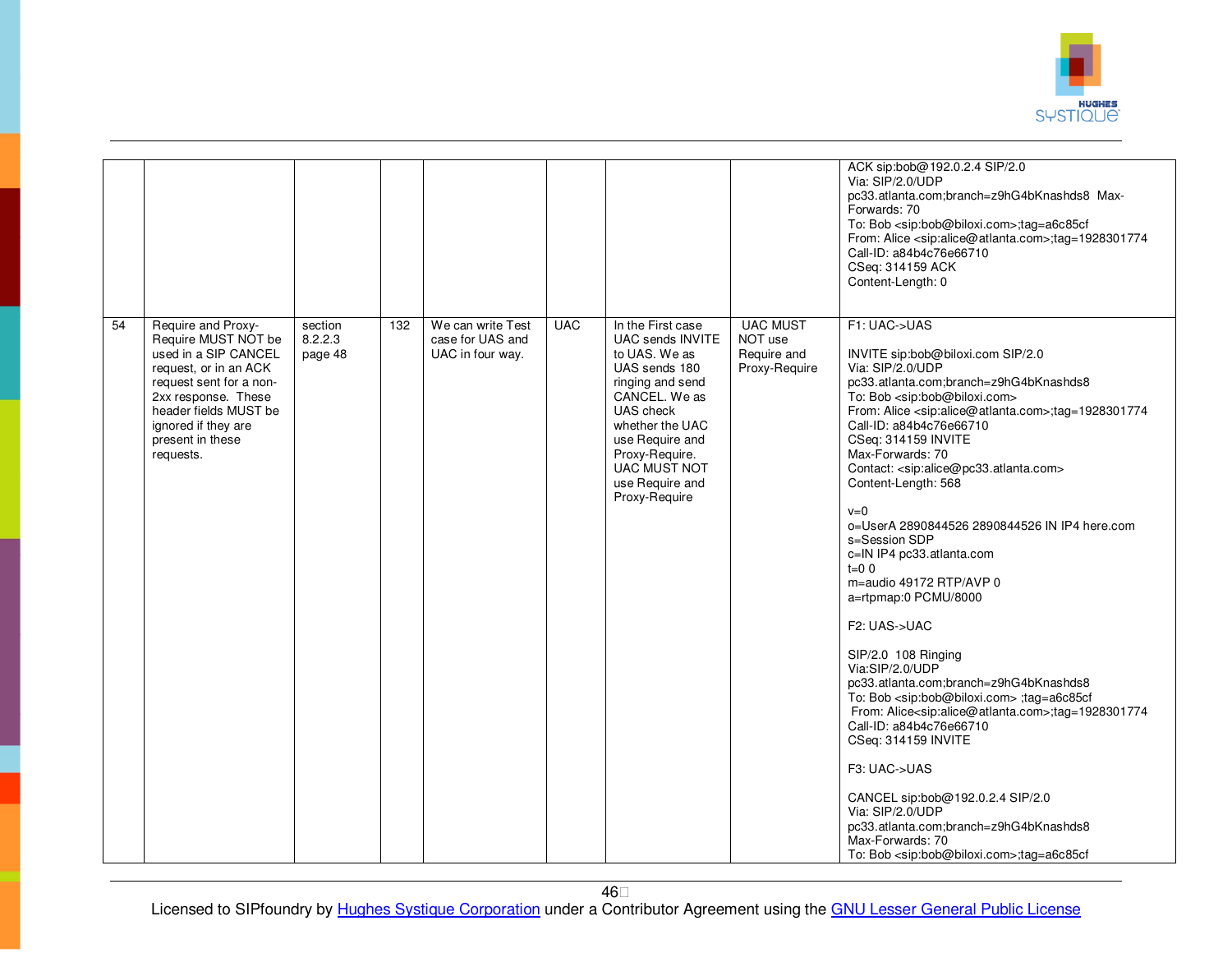| | | | | | | | | |
|---|---|---|---|---|---|---|---|---|
| | | | | | | | | ACK sip:bob@192.0.2.4 SIP/2.0<br>Via: SIP/2.0/UDP pc33.atlanta.com;branch=z9hG4bKnashds8 Max-Forwards: 70<br>To: Bob <sip:bob@biloxi.com>;tag=a6c85cf<br>From: Alice <sip:alice@atlanta.com>;tag=1928301774<br>Call-ID: a84b4c76e66710<br>CSeq: 314159 ACK<br>Content-Length: 0 |
| 54 | Require and Proxy-Require MUST NOT be used in a SIP CANCEL request, or in an ACK request sent for a non-2xx response. These header fields MUST be ignored if they are present in these requests. | section 8.2.2.3 page 48 | 132 | We can write Test case for UAS and UAC in four way. | UAC | In the First case UAC sends INVITE to UAS. We as UAS sends 180 ringing and send CANCEL. We as UAS check whether the UAC use Require and Proxy-Require. UAC MUST NOT use Require and Proxy-Require | UAC MUST NOT use Require and Proxy-Require | F1: UAC->UAS<br><br>INVITE sip:bob@biloxi.com SIP/2.0<br>Via: SIP/2.0/UDP pc33.atlanta.com;branch=z9hG4bKnashds8<br>To: Bob <sip:bob@biloxi.com><br>From: Alice <sip:alice@atlanta.com>;tag=1928301774<br>Call-ID: a84b4c76e66710<br>CSeq: 314159 INVITE<br>Max-Forwards: 70<br>Contact: <sip:alice@pc33.atlanta.com><br>Content-Length: 568<br><br>v=0<br>o=UserA 2890844526 2890844526 IN IP4 here.com<br>s=Session SDP<br>c=IN IP4 pc33.atlanta.com<br>t=0 0<br>m=audio 49172 RTP/AVP 0<br>a=rtpmap:0 PCMU/8000<br><br>F2: UAS->UAC<br><br>SIP/2.0 108 Ringing<br>Via:SIP/2.0/UDP pc33.atlanta.com;branch=z9hG4bKnashds8<br>To: Bob <sip:bob@biloxi.com> ;tag=a6c85cf<br>From: Alice<sip:alice@atlanta.com>;tag=1928301774<br>Call-ID: a84b4c76e66710<br>CSeq: 314159 INVITE<br><br>F3: UAC->UAS<br><br>CANCEL sip:bob@192.0.2.4 SIP/2.0<br>Via: SIP/2.0/UDP pc33.atlanta.com;branch=z9hG4bKnashds8<br>Max-Forwards: 70<br>To: Bob <sip:bob@biloxi.com>;tag=a6c85cf |

Licensed to SIPfoundry by Hughes Systique Corporation under a Contributor Agreement using the GNU Lesser General Public License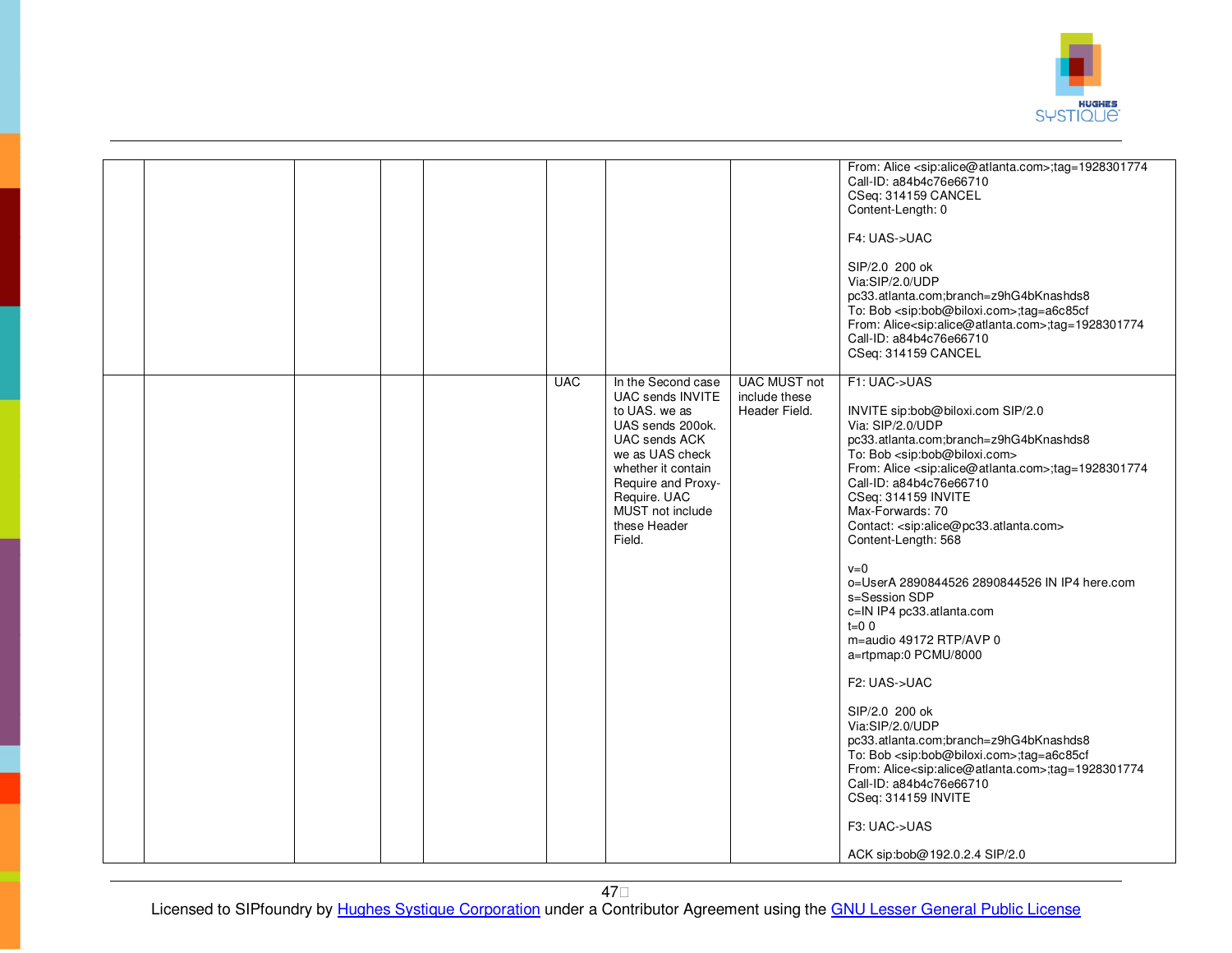| | | | | | | | | |
|---|---|---|---|---|---|---|---|---|
| | | | | | | | | From: Alice <sip:alice@atlanta.com>;tag=1928301774<br>Call-ID: a84b4c76e66710<br>CSeq: 314159 CANCEL<br>Content-Length: 0<br><br>F4: UAS->UAC<br><br>SIP/2.0 200 ok<br>Via:SIP/2.0/UDP<br>pc33.atlanta.com;branch=z9hG4bKnashds8<br>To: Bob <sip:bob@biloxi.com>;tag=a6c85cf<br>From: Alice<sip:alice@atlanta.com>;tag=1928301774<br>Call-ID: a84b4c76e66710<br>CSeq: 314159 CANCEL |
| | | | | | UAC | In the Second case UAC sends INVITE to UAS. we as UAS sends 200ok. UAC sends ACK we as UAS check whether it contain Require and Proxy-Require. UAC MUST not include these Header Field. | UAC MUST not include these Header Field. | F1: UAC->UAS<br><br>INVITE sip:bob@biloxi.com SIP/2.0<br>Via: SIP/2.0/UDP<br>pc33.atlanta.com;branch=z9hG4bKnashds8<br>To: Bob <sip:bob@biloxi.com><br>From: Alice <sip:alice@atlanta.com>;tag=1928301774<br>Call-ID: a84b4c76e66710<br>CSeq: 314159 INVITE<br>Max-Forwards: 70<br>Contact: <sip:alice@pc33.atlanta.com><br>Content-Length: 568<br><br>v=0<br>o=UserA 2890844526 2890844526 IN IP4 here.com<br>s=Session SDP<br>c=IN IP4 pc33.atlanta.com<br>t=0 0<br>m=audio 49172 RTP/AVP 0<br>a=rtpmap:0 PCMU/8000<br><br>F2: UAS->UAC<br><br>SIP/2.0 200 ok<br>Via:SIP/2.0/UDP<br>pc33.atlanta.com;branch=z9hG4bKnashds8<br>To: Bob <sip:bob@biloxi.com>;tag=a6c85cf<br>From: Alice<sip:alice@atlanta.com>;tag=1928301774<br>Call-ID: a84b4c76e66710<br>CSeq: 314159 INVITE<br><br>F3: UAC->UAS<br><br>ACK sip:bob@192.0.2.4 SIP/2.0 |

Licensed to SIPfoundry by Hughes Systique Corporation under a Contributor Agreement using the GNU Lesser General Public License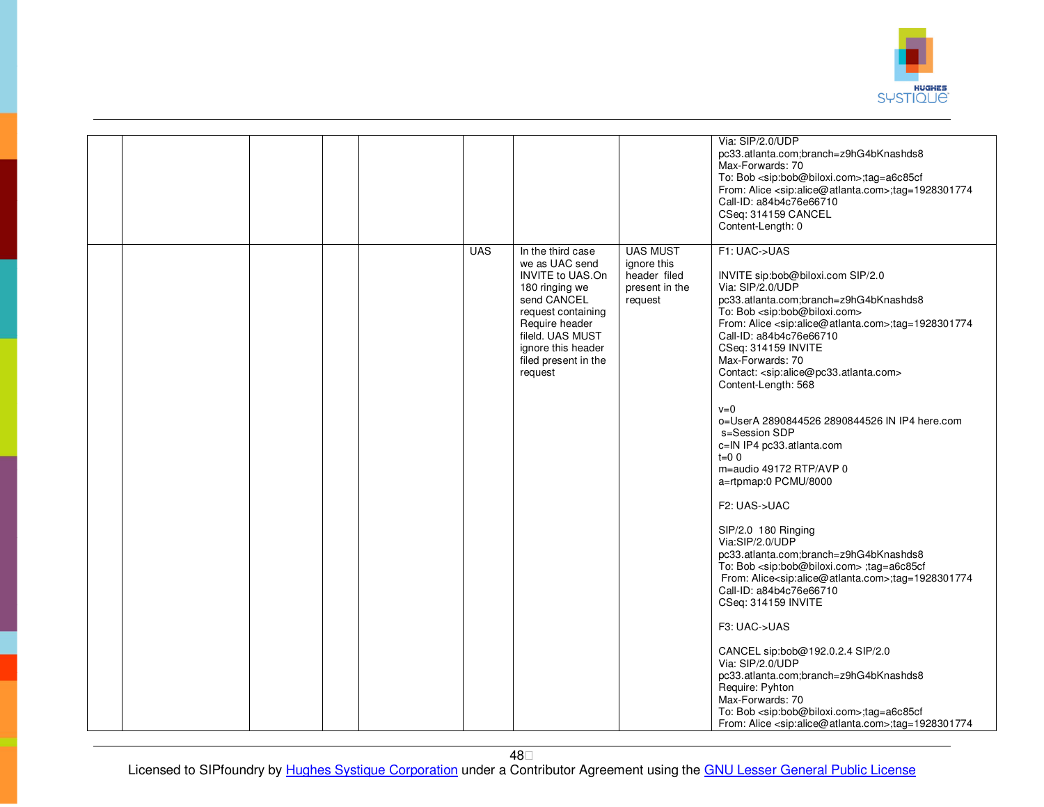| | | | | | | | | |
|---|---|---|---|---|---|---|---|---|
| | | | | | | | | Via: SIP/2.0/UDP pc33.atlanta.com;branch=z9hG4bKnashds8<br>Max-Forwards: 70<br>To: Bob <sip:bob@biloxi.com>;tag=a6c85cf<br>From: Alice <sip:alice@atlanta.com>;tag=1928301774<br>Call-ID: a84b4c76e66710<br>CSeq: 314159 CANCEL<br>Content-Length: 0 |
| | | | | | UAS | In the third case we as UAC send INVITE to UAS.On 180 ringing we send CANCEL request containing Require header fileld. UAS MUST ignore this header filed present in the request | UAS MUST ignore this header filed present in the request | F1: UAC->UAS<br><br>INVITE sip:bob@biloxi.com SIP/2.0<br>Via: SIP/2.0/UDP pc33.atlanta.com;branch=z9hG4bKnashds8<br>To: Bob <sip:bob@biloxi.com><br>From: Alice <sip:alice@atlanta.com>;tag=1928301774<br>Call-ID: a84b4c76e66710<br>CSeq: 314159 INVITE<br>Max-Forwards: 70<br>Contact: <sip:alice@pc33.atlanta.com><br>Content-Length: 568<br><br>v=0<br>o=UserA 2890844526 2890844526 IN IP4 here.com<br>s=Session SDP<br>c=IN IP4 pc33.atlanta.com<br>t=0 0<br>m=audio 49172 RTP/AVP 0<br>a=rtpmap:0 PCMU/8000<br><br>F2: UAS->UAC<br><br>SIP/2.0 180 Ringing<br>Via:SIP/2.0/UDP pc33.atlanta.com;branch=z9hG4bKnashds8<br>To: Bob <sip:bob@biloxi.com> ;tag=a6c85cf<br>From: Alice<sip:alice@atlanta.com>;tag=1928301774<br>Call-ID: a84b4c76e66710<br>CSeq: 314159 INVITE<br><br>F3: UAC->UAS<br><br>CANCEL sip:bob@192.0.2.4 SIP/2.0<br>Via: SIP/2.0/UDP pc33.atlanta.com;branch=z9hG4bKnashds8<br>Require: Pyhton<br>Max-Forwards: 70<br>To: Bob <sip:bob@biloxi.com>;tag=a6c85cf<br>From: Alice <sip:alice@atlanta.com>;tag=1928301774 |

Licensed to SIPfoundry by Hughes Systique Corporation under a Contributor Agreement using the GNU Lesser General Public License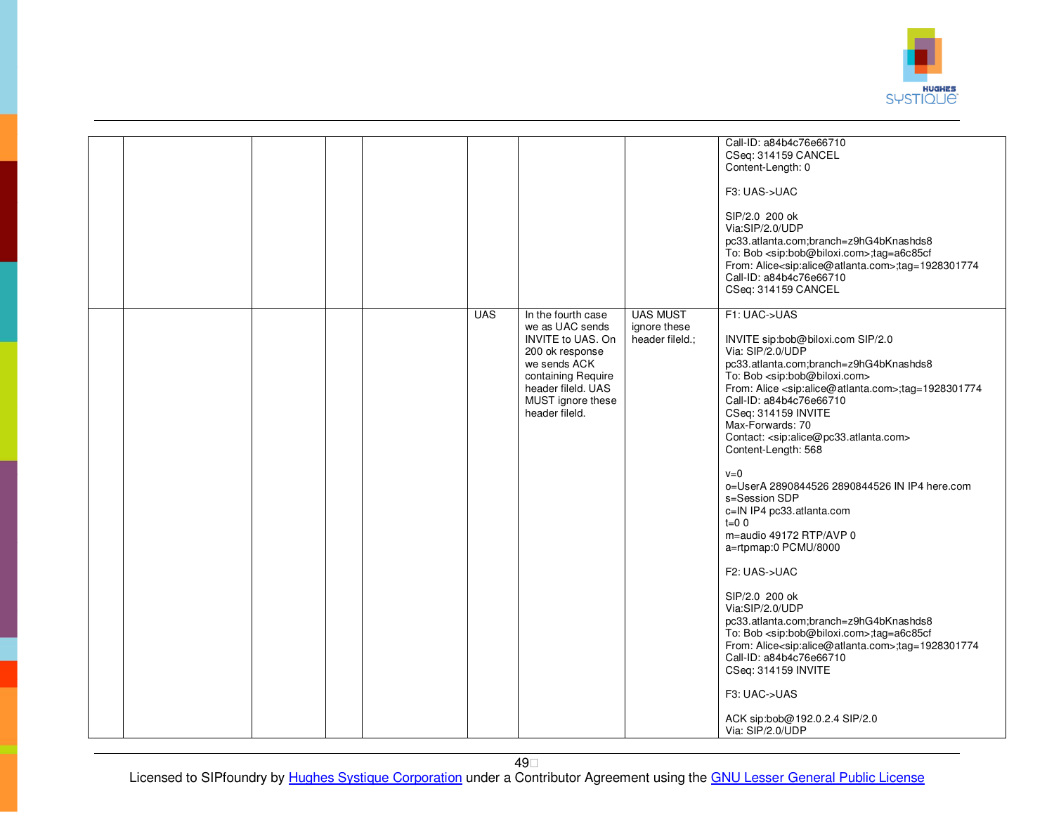| | | | | | | | | |
|---|---|---|---|---|---|---|---|---|
| | | | | | | | | Call-ID: a84b4c76e66710<br>CSeq: 314159 CANCEL<br>Content-Length: 0<br><br>F3: UAS->UAC<br><br>SIP/2.0  200 ok<br>Via:SIP/2.0/UDP<br>pc33.atlanta.com;branch=z9hG4bKnashds8<br>To: Bob <sip:bob@biloxi.com>;tag=a6c85cf<br>From: Alice<sip:alice@atlanta.com>;tag=1928301774<br>Call-ID: a84b4c76e66710<br>CSeq: 314159 CANCEL |
| | | | | | UAS | In the fourth case we as UAC sends INVITE to UAS. On 200 ok response we sends ACK containing Require header fileld. UAS MUST ignore these header fileld. | UAS MUST ignore these header fileld.; | F1: UAC->UAS<br><br>INVITE sip:bob@biloxi.com SIP/2.0<br>Via: SIP/2.0/UDP<br>pc33.atlanta.com;branch=z9hG4bKnashds8<br>To: Bob <sip:bob@biloxi.com><br>From: Alice <sip:alice@atlanta.com>;tag=1928301774<br>Call-ID: a84b4c76e66710<br>CSeq: 314159 INVITE<br>Max-Forwards: 70<br>Contact: <sip:alice@pc33.atlanta.com><br>Content-Length: 568<br><br>v=0<br>o=UserA 2890844526 2890844526 IN IP4 here.com<br>s=Session SDP<br>c=IN IP4 pc33.atlanta.com<br>t=0 0<br>m=audio 49172 RTP/AVP 0<br>a=rtpmap:0 PCMU/8000<br><br>F2: UAS->UAC<br><br>SIP/2.0  200 ok<br>Via:SIP/2.0/UDP<br>pc33.atlanta.com;branch=z9hG4bKnashds8<br>To: Bob <sip:bob@biloxi.com>;tag=a6c85cf<br>From: Alice<sip:alice@atlanta.com>;tag=1928301774<br>Call-ID: a84b4c76e66710<br>CSeq: 314159 INVITE<br><br>F3: UAC->UAS<br><br>ACK sip:bob@192.0.2.4 SIP/2.0<br>Via: SIP/2.0/UDP |

Licensed to SIPfoundry by Hughes Systique Corporation under a Contributor Agreement using the GNU Lesser General Public License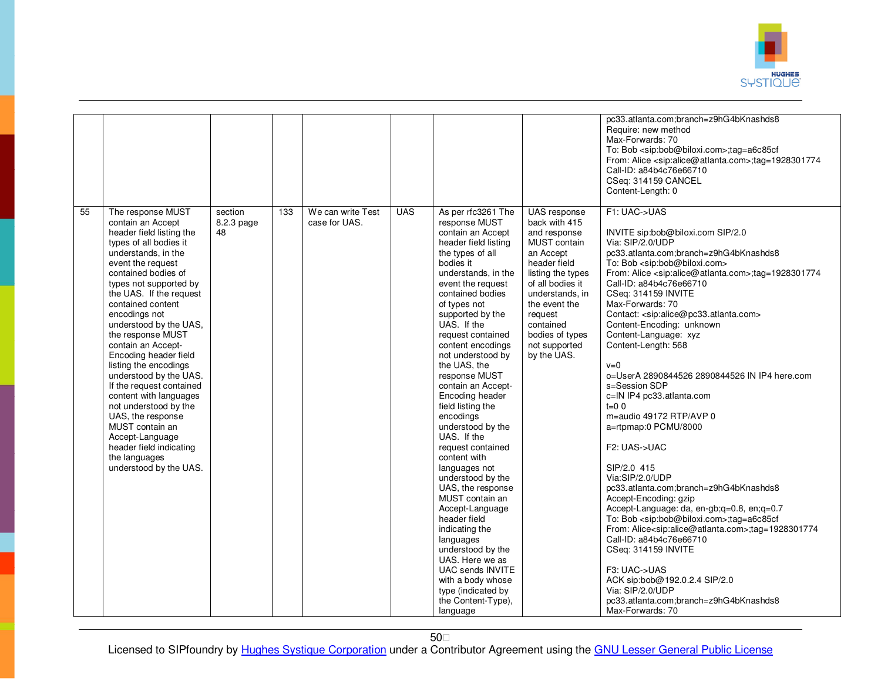| | | | | | | | | |
|---|---|---|---|---|---|---|---|---|
| | | | | | | | | pc33.atlanta.com;branch=z9hG4bKnashds8<br>Require: new method<br>Max-Forwards: 70<br>To: Bob <sip:bob@biloxi.com>;tag=a6c85cf<br>From: Alice <sip:alice@atlanta.com>;tag=1928301774<br>Call-ID: a84b4c76e66710<br>CSeq: 314159 CANCEL<br>Content-Length: 0 |
| 55 | The response MUST contain an Accept header field listing the types of all bodies it understands, in the event the request contained bodies of types not supported by the UAS. If the request contained content encodings not understood by the UAS, the response MUST contain an Accept-Encoding header field listing the encodings understood by the UAS. If the request contained content with languages not understood by the UAS, the response MUST contain an Accept-Language header field indicating the languages understood by the UAS. | section 8.2.3 page 48 | 133 | We can write Test case for UAS. | UAS | As per rfc3261 The response MUST contain an Accept header field listing the types of all bodies it understands, in the event the request contained bodies of types not supported by the UAS. If the request contained content encodings not understood by the UAS, the response MUST contain an Accept-Encoding header field listing the encodings understood by the UAS. If the request contained content with languages not understood by the UAS, the response MUST contain an Accept-Language header field indicating the languages understood by the UAS. Here we as UAC sends INVITE with a body whose type (indicated by the Content-Type), language | UAS response back with 415 and response MUST contain an Accept header field listing the types of all bodies it understands, in the event the request contained bodies of types not supported by the UAS. | F1: UAC->UAS<br><br>INVITE sip:bob@biloxi.com SIP/2.0<br>Via: SIP/2.0/UDP pc33.atlanta.com;branch=z9hG4bKnashds8<br>To: Bob <sip:bob@biloxi.com><br>From: Alice <sip:alice@atlanta.com>;tag=1928301774<br>Call-ID: a84b4c76e66710<br>CSeq: 314159 INVITE<br>Max-Forwards: 70<br>Contact: <sip:alice@pc33.atlanta.com><br>Content-Encoding: unknown<br>Content-Language: xyz<br>Content-Length: 568<br><br>v=0<br>o=UserA 2890844526 2890844526 IN IP4 here.com<br>s=Session SDP<br>c=IN IP4 pc33.atlanta.com<br>t=0 0<br>m=audio 49172 RTP/AVP 0<br>a=rtpmap:0 PCMU/8000<br><br>F2: UAS->UAC<br><br>SIP/2.0 415<br>Via:SIP/2.0/UDP pc33.atlanta.com;branch=z9hG4bKnashds8<br>Accept-Encoding: gzip<br>Accept-Language: da, en-gb;q=0.8, en;q=0.7<br>To: Bob <sip:bob@biloxi.com>;tag=a6c85cf<br>From: Alice<sip:alice@atlanta.com>;tag=1928301774<br>Call-ID: a84b4c76e66710<br>CSeq: 314159 INVITE<br><br>F3: UAC->UAS<br>ACK sip:bob@192.0.2.4 SIP/2.0<br>Via: SIP/2.0/UDP pc33.atlanta.com;branch=z9hG4bKnashds8<br>Max-Forwards: 70 |

Licensed to SIPfoundry by Hughes Systique Corporation under a Contributor Agreement using the GNU Lesser General Public License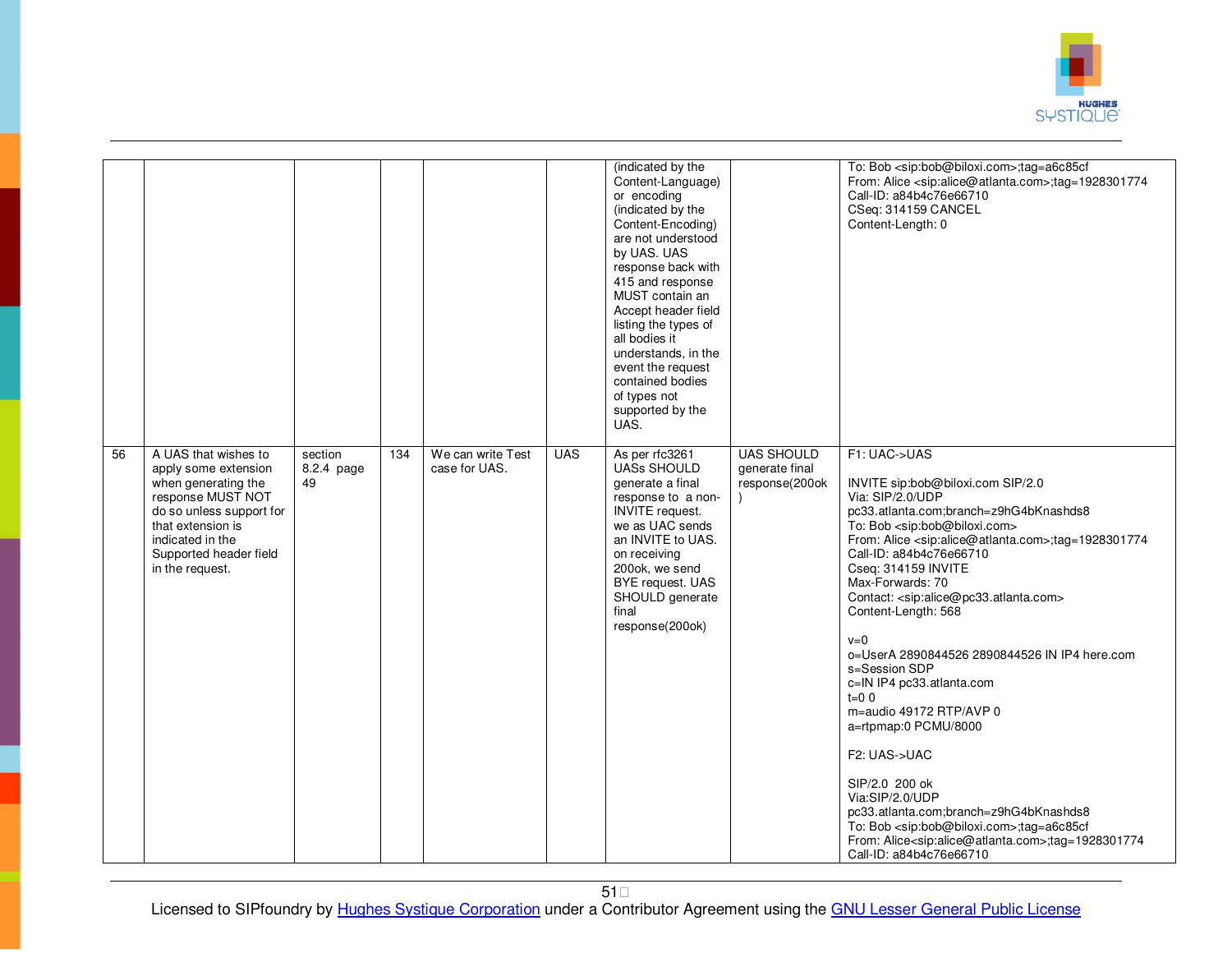| | | | | | | | | |
|---|---|---|---|---|---|---|---|---|
| | | | | | | (indicated by the Content-Language) or encoding (indicated by the Content-Encoding) are not understood by UAS. UAS response back with 415 and response MUST contain an Accept header field listing the types of all bodies it understands, in the event the request contained bodies of types not supported by the UAS. | | To: Bob <sip:bob@biloxi.com>;tag=a6c85cf<br>From: Alice <sip:alice@atlanta.com>;tag=1928301774<br>Call-ID: a84b4c76e66710<br>CSeq: 314159 CANCEL<br>Content-Length: 0 |
| 56 | A UAS that wishes to apply some extension when generating the response MUST NOT do so unless support for that extension is indicated in the Supported header field in the request. | section 8.2.4 page 49 | 134 | We can write Test case for UAS. | UAS | As per rfc3261 UASs SHOULD generate a final response to a non-INVITE request. we as UAC sends an INVITE to UAS. on receiving 200ok, we send BYE request. UAS SHOULD generate final response(200ok) | UAS SHOULD generate final response(200ok) | F1: UAC->UAS<br><br>INVITE sip:bob@biloxi.com SIP/2.0<br>Via: SIP/2.0/UDP pc33.atlanta.com;branch=z9hG4bKnashds8<br>To: Bob <sip:bob@biloxi.com><br>From: Alice <sip:alice@atlanta.com>;tag=1928301774<br>Call-ID: a84b4c76e66710<br>Cseq: 314159 INVITE<br>Max-Forwards: 70<br>Contact: <sip:alice@pc33.atlanta.com><br>Content-Length: 568<br><br>v=0<br>o=UserA 2890844526 2890844526 IN IP4 here.com<br>s=Session SDP<br>c=IN IP4 pc33.atlanta.com<br>t=0 0<br>m=audio 49172 RTP/AVP 0<br>a=rtpmap:0 PCMU/8000<br><br>F2: UAS->UAC<br><br>SIP/2.0 200 ok<br>Via:SIP/2.0/UDP pc33.atlanta.com;branch=z9hG4bKnashds8<br>To: Bob <sip:bob@biloxi.com>;tag=a6c85cf<br>From: Alice<sip:alice@atlanta.com>;tag=1928301774<br>Call-ID: a84b4c76e66710 |

Licensed to SIPfoundry by Hughes Systique Corporation under a Contributor Agreement using the GNU Lesser General Public License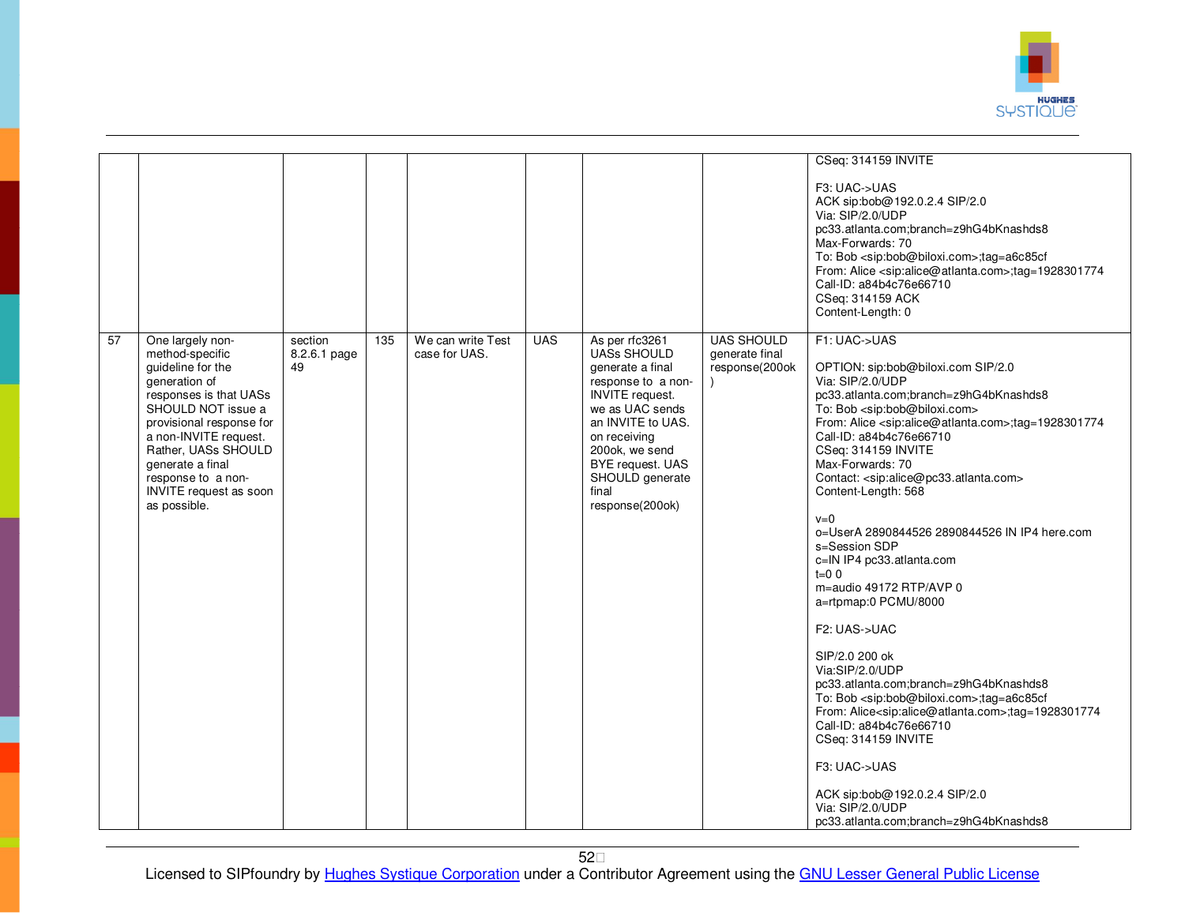| | | | | | | | | |
|---|---|---|---|---|---|---|---|---|
| | | | | | | | | CSeq: 314159 INVITE<br><br>F3: UAC->UAS<br>ACK sip:bob@192.0.2.4 SIP/2.0<br>Via: SIP/2.0/UDP<br>pc33.atlanta.com;branch=z9hG4bKnashds8<br>Max-Forwards: 70<br>To: Bob <sip:bob@biloxi.com>;tag=a6c85cf<br>From: Alice <sip:alice@atlanta.com>;tag=1928301774<br>Call-ID: a84b4c76e66710<br>CSeq: 314159 ACK<br>Content-Length: 0 |
| 57 | One largely non-method-specific guideline for the generation of responses is that UASs SHOULD NOT issue a provisional response for a non-INVITE request. Rather, UASs SHOULD generate a final response to a non-INVITE request as soon as possible. | section 8.2.6.1 page 49 | 135 | We can write Test case for UAS. | UAS | As per rfc3261 UASs SHOULD generate a final response to a non-INVITE request. we as UAC sends an INVITE to UAS. on receiving 200ok, we send BYE request. UAS SHOULD generate final response(200ok) | UAS SHOULD generate final response(200ok) | F1: UAC->UAS<br><br>OPTION: sip:bob@biloxi.com SIP/2.0<br>Via: SIP/2.0/UDP<br>pc33.atlanta.com;branch=z9hG4bKnashds8<br>To: Bob <sip:bob@biloxi.com><br>From: Alice <sip:alice@atlanta.com>;tag=1928301774<br>Call-ID: a84b4c76e66710<br>CSeq: 314159 INVITE<br>Max-Forwards: 70<br>Contact: <sip:alice@pc33.atlanta.com><br>Content-Length: 568<br><br>v=0<br>o=UserA 2890844526 2890844526 IN IP4 here.com<br>s=Session SDP<br>c=IN IP4 pc33.atlanta.com<br>t=0 0<br>m=audio 49172 RTP/AVP 0<br>a=rtpmap:0 PCMU/8000<br><br>F2: UAS->UAC<br><br>SIP/2.0 200 ok<br>Via:SIP/2.0/UDP<br>pc33.atlanta.com;branch=z9hG4bKnashds8<br>To: Bob <sip:bob@biloxi.com>;tag=a6c85cf<br>From: Alice<sip:alice@atlanta.com>;tag=1928301774<br>Call-ID: a84b4c76e66710<br>CSeq: 314159 INVITE<br><br>F3: UAC->UAS<br><br>ACK sip:bob@192.0.2.4 SIP/2.0<br>Via: SIP/2.0/UDP<br>pc33.atlanta.com;branch=z9hG4bKnashds8 |

Licensed to SIPfoundry by [Hughes Systique Corporation]() under a Contributor Agreement using the [GNU Lesser General Public License]()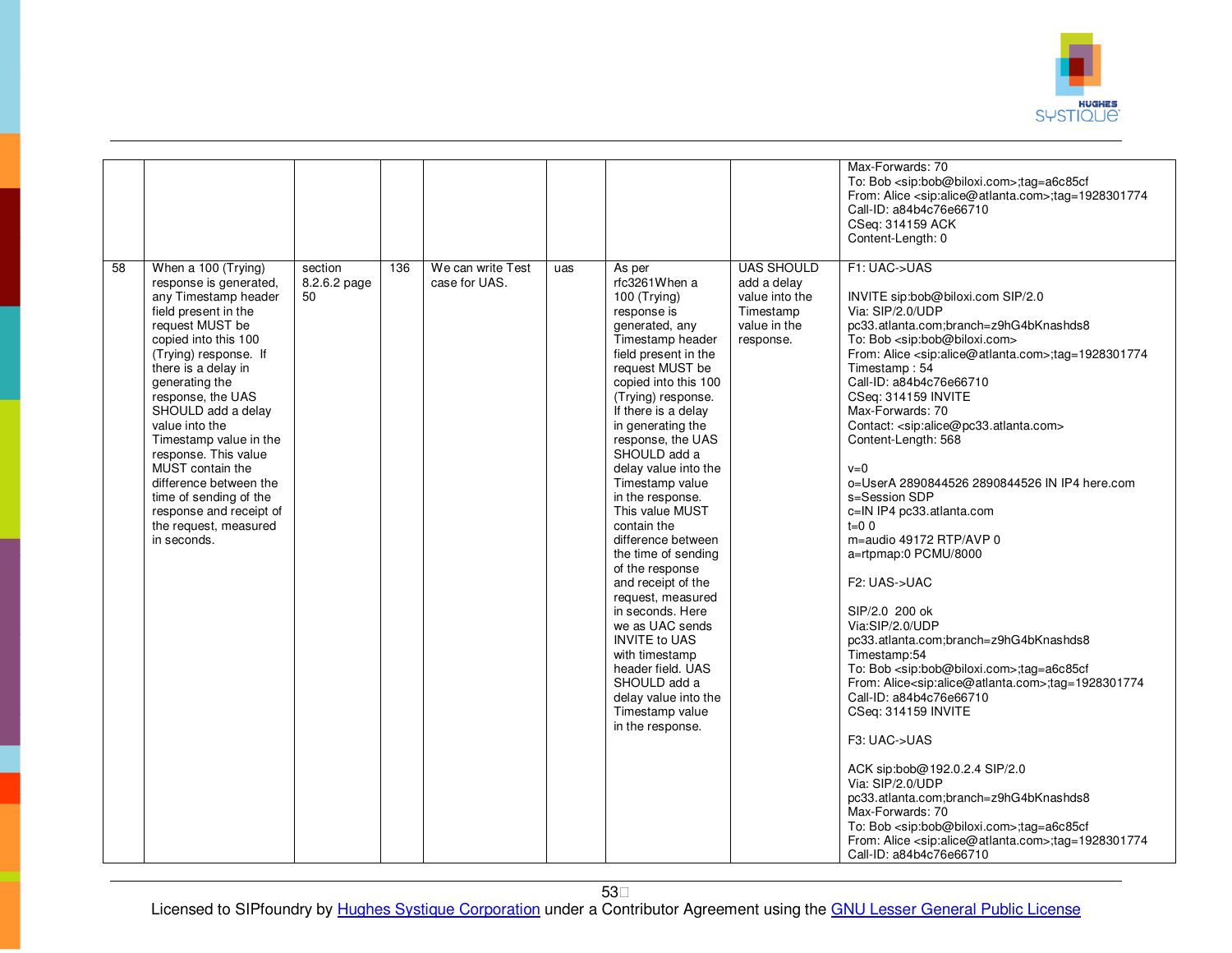| | | | | | | | | |
|---|---|---|---|---|---|---|---|---|
| | | | | | | | | Max-Forwards: 70<br>To: Bob <sip:bob@biloxi.com>;tag=a6c85cf<br>From: Alice <sip:alice@atlanta.com>;tag=1928301774<br>Call-ID: a84b4c76e66710<br>CSeq: 314159 ACK<br>Content-Length: 0 |
| 58 | When a 100 (Trying) response is generated, any Timestamp header field present in the request MUST be copied into this 100 (Trying) response. If there is a delay in generating the response, the UAS SHOULD add a delay value into the Timestamp value in the response. This value MUST contain the difference between the time of sending of the response and receipt of the request, measured in seconds. | section 8.2.6.2 page 50 | 136 | We can write Test case for UAS. | uas | As per rfc3261When a 100 (Trying) response is generated, any Timestamp header field present in the request MUST be copied into this 100 (Trying) response. If there is a delay in generating the response, the UAS SHOULD add a delay value into the Timestamp value in the response. This value MUST contain the difference between the time of sending of the response and receipt of the request, measured in seconds. Here we as UAC sends INVITE to UAS with timestamp header field. UAS SHOULD add a delay value into the Timestamp value in the response. | UAS SHOULD add a delay value into the Timestamp value in the response. | F1: UAC->UAS<br><br>INVITE sip:bob@biloxi.com SIP/2.0<br>Via: SIP/2.0/UDP pc33.atlanta.com;branch=z9hG4bKnashds8<br>To: Bob <sip:bob@biloxi.com><br>From: Alice <sip:alice@atlanta.com>;tag=1928301774<br>Timestamp : 54<br>Call-ID: a84b4c76e66710<br>CSeq: 314159 INVITE<br>Max-Forwards: 70<br>Contact: <sip:alice@pc33.atlanta.com><br>Content-Length: 568<br><br>v=0<br>o=UserA 2890844526 2890844526 IN IP4 here.com<br>s=Session SDP<br>c=IN IP4 pc33.atlanta.com<br>t=0 0<br>m=audio 49172 RTP/AVP 0<br>a=rtpmap:0 PCMU/8000<br><br>F2: UAS->UAC<br><br>SIP/2.0 200 ok<br>Via:SIP/2.0/UDP pc33.atlanta.com;branch=z9hG4bKnashds8<br>Timestamp:54<br>To: Bob <sip:bob@biloxi.com>;tag=a6c85cf<br>From: Alice<sip:alice@atlanta.com>;tag=1928301774<br>Call-ID: a84b4c76e66710<br>CSeq: 314159 INVITE<br><br>F3: UAC->UAS<br><br>ACK sip:bob@192.0.2.4 SIP/2.0<br>Via: SIP/2.0/UDP pc33.atlanta.com;branch=z9hG4bKnashds8<br>Max-Forwards: 70<br>To: Bob <sip:bob@biloxi.com>;tag=a6c85cf<br>From: Alice <sip:alice@atlanta.com>;tag=1928301774<br>Call-ID: a84b4c76e66710 |

Licensed to SIPfoundry by Hughes Systique Corporation under a Contributor Agreement using the GNU Lesser General Public License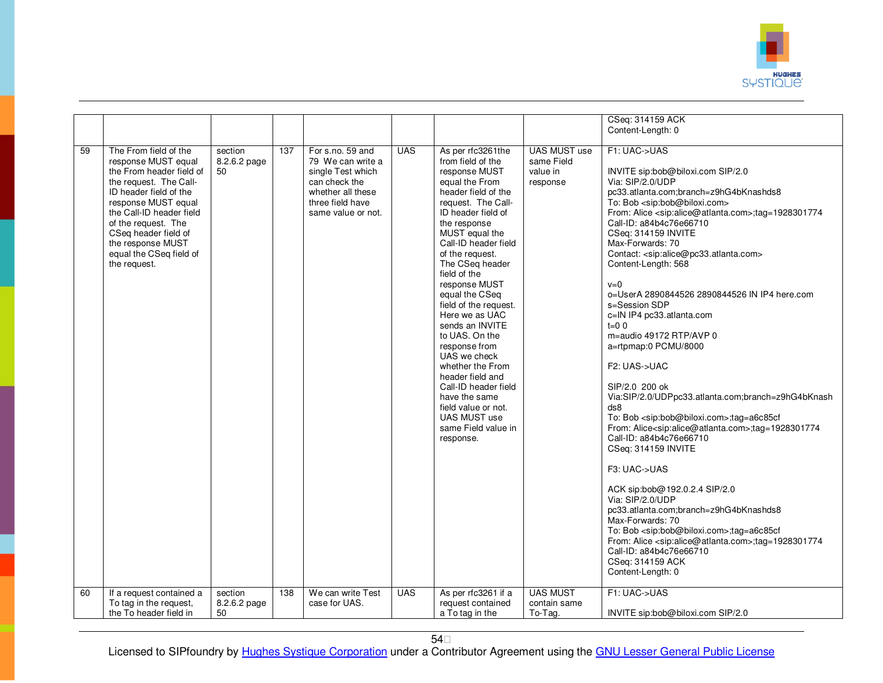| | | | | | | | | |
|---|---|---|---|---|---|---|---|---|
| | | | | | | | | CSeq: 314159 ACK<br>Content-Length: 0 |
| 59 | The From field of the response MUST equal the From header field of the request. The Call-ID header field of the response MUST equal the Call-ID header field of the request. The CSeq header field of the response MUST equal the CSeq field of the request. | section 8.2.6.2 page 50 | 137 | For s.no. 59 and 79 We can write a single Test which can check the whether all these three field have same value or not. | UAS | As per rfc3261the from field of the response MUST equal the From header field of the request. The Call-ID header field of the response MUST equal the Call-ID header field of the request. The CSeq header field of the response MUST equal the CSeq field of the request. Here we as UAC sends an INVITE to UAS. On the response from UAS we check whether the From header field and Call-ID header field have the same field value or not. UAS MUST use same Field value in response. | UAS MUST use same Field value in response | F1: UAC->UAS<br><br>INVITE sip:bob@biloxi.com SIP/2.0<br>Via: SIP/2.0/UDP pc33.atlanta.com;branch=z9hG4bKnashds8<br>To: Bob <sip:bob@biloxi.com><br>From: Alice <sip:alice@atlanta.com>;tag=1928301774<br>Call-ID: a84b4c76e66710<br>CSeq: 314159 INVITE<br>Max-Forwards: 70<br>Contact: <sip:alice@pc33.atlanta.com><br>Content-Length: 568<br><br>v=0<br>o=UserA 2890844526 2890844526 IN IP4 here.com<br>s=Session SDP<br>c=IN IP4 pc33.atlanta.com<br>t=0 0<br>m=audio 49172 RTP/AVP 0<br>a=rtpmap:0 PCMU/8000<br><br>F2: UAS->UAC<br><br>SIP/2.0 200 ok<br>Via:SIP/2.0/UDPpc33.atlanta.com;branch=z9hG4bKnashds8<br>To: Bob <sip:bob@biloxi.com>;tag=a6c85cf<br>From: Alice<sip:alice@atlanta.com>;tag=1928301774<br>Call-ID: a84b4c76e66710<br>CSeq: 314159 INVITE<br><br>F3: UAC->UAS<br><br>ACK sip:bob@192.0.2.4 SIP/2.0<br>Via: SIP/2.0/UDP pc33.atlanta.com;branch=z9hG4bKnashds8<br>Max-Forwards: 70<br>To: Bob <sip:bob@biloxi.com>;tag=a6c85cf<br>From: Alice <sip:alice@atlanta.com>;tag=1928301774<br>Call-ID: a84b4c76e66710<br>CSeq: 314159 ACK<br>Content-Length: 0 |
| 60 | If a request contained a To tag in the request, the To header field in | section 8.2.6.2 page 50 | 138 | We can write Test case for UAS. | UAS | As per rfc3261 if a request contained a To tag in the | UAS MUST contain same To-Tag. | F1: UAC->UAS<br><br>INVITE sip:bob@biloxi.com SIP/2.0 |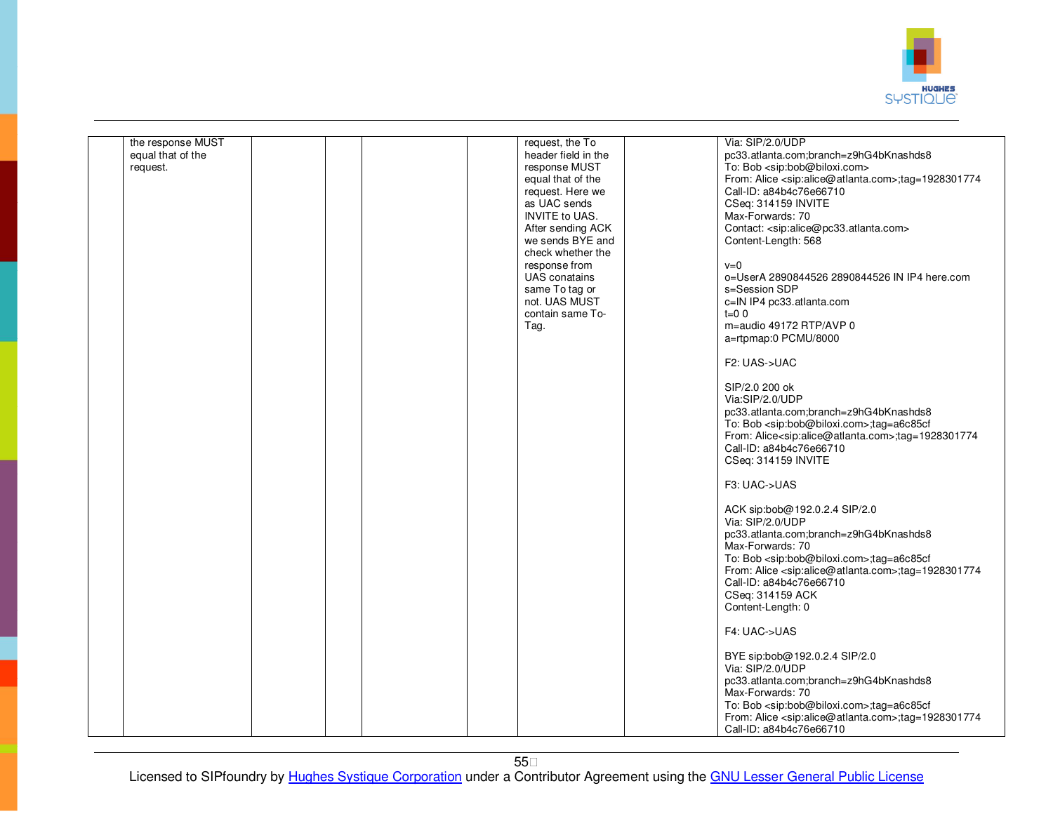| | | | | | | | | |
|---|---|---|---|---|---|---|---|---|
| | the response MUST equal that of the request. | | | | | request, the To header field in the response MUST equal that of the request. Here we as UAC sends INVITE to UAS. After sending ACK we sends BYE and check whether the response from UAS conatains same To tag or not. UAS MUST contain same To-Tag. | | Via: SIP/2.0/UDP pc33.atlanta.com;branch=z9hG4bKnashds8<br>To: Bob <sip:bob@biloxi.com><br>From: Alice <sip:alice@atlanta.com>;tag=1928301774<br>Call-ID: a84b4c76e66710<br>CSeq: 314159 INVITE<br>Max-Forwards: 70<br>Contact: <sip:alice@pc33.atlanta.com><br>Content-Length: 568<br><br>v=0<br>o=UserA 2890844526 2890844526 IN IP4 here.com<br>s=Session SDP<br>c=IN IP4 pc33.atlanta.com<br>t=0 0<br>m=audio 49172 RTP/AVP 0<br>a=rtpmap:0 PCMU/8000<br><br>F2: UAS->UAC<br><br>SIP/2.0 200 ok<br>Via:SIP/2.0/UDP pc33.atlanta.com;branch=z9hG4bKnashds8<br>To: Bob <sip:bob@biloxi.com>;tag=a6c85cf<br>From: Alice<sip:alice@atlanta.com>;tag=1928301774<br>Call-ID: a84b4c76e66710<br>CSeq: 314159 INVITE<br><br>F3: UAC->UAS<br><br>ACK sip:bob@192.0.2.4 SIP/2.0<br>Via: SIP/2.0/UDP pc33.atlanta.com;branch=z9hG4bKnashds8<br>Max-Forwards: 70<br>To: Bob <sip:bob@biloxi.com>;tag=a6c85cf<br>From: Alice <sip:alice@atlanta.com>;tag=1928301774<br>Call-ID: a84b4c76e66710<br>CSeq: 314159 ACK<br>Content-Length: 0<br><br>F4: UAC->UAS<br><br>BYE sip:bob@192.0.2.4 SIP/2.0<br>Via: SIP/2.0/UDP pc33.atlanta.com;branch=z9hG4bKnashds8<br>Max-Forwards: 70<br>To: Bob <sip:bob@biloxi.com>;tag=a6c85cf<br>From: Alice <sip:alice@atlanta.com>;tag=1928301774<br>Call-ID: a84b4c76e66710 |

Licensed to SIPfoundry by Hughes Systique Corporation under a Contributor Agreement using the GNU Lesser General Public License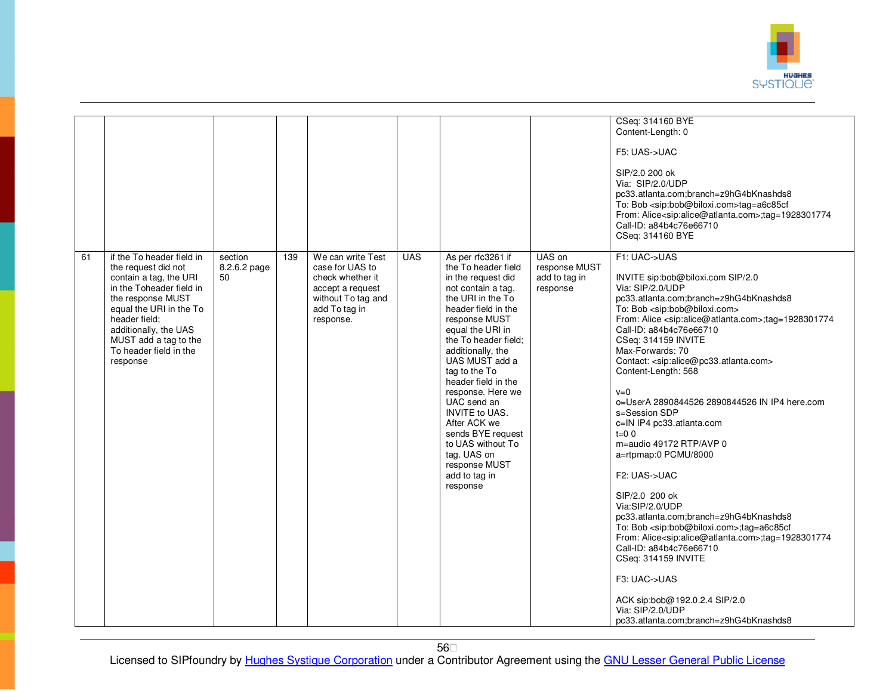|  |  |  |  |  |  |  |  |  |
|---|---|---|---|---|---|---|---|---|
|  |  |  |  |  |  |  |  | CSeq: 314160 BYE<br>Content-Length: 0<br><br>F5: UAS->UAC<br><br>SIP/2.0 200 ok<br>Via: SIP/2.0/UDP pc33.atlanta.com;branch=z9hG4bKnashds8<br>To: Bob <sip:bob@biloxi.com>tag=a6c85cf<br>From: Alice<sip:alice@atlanta.com>;tag=1928301774<br>Call-ID: a84b4c76e66710<br>CSeq: 314160 BYE |
| 61 | if the To header field in the request did not contain a tag, the URI in the Toheader field in the response MUST equal the URI in the To header field; additionally, the UAS MUST add a tag to the To header field in the response | section 8.2.6.2 page 50 | 139 | We can write Test case for UAS to check whether it accept a request without To tag and add To tag in response. | UAS | As per rfc3261 if the To header field in the request did not contain a tag, the URI in the To header field in the response MUST equal the URI in the To header field; additionally, the UAS MUST add a tag to the To header field in the response. Here we UAC send an INVITE to UAS. After ACK we sends BYE request to UAS without To tag. UAS on response MUST add to tag in response | UAS on response MUST add to tag in response | F1: UAC->UAS<br><br>INVITE sip:bob@biloxi.com SIP/2.0<br>Via: SIP/2.0/UDP pc33.atlanta.com;branch=z9hG4bKnashds8<br>To: Bob <sip:bob@biloxi.com><br>From: Alice <sip:alice@atlanta.com>;tag=1928301774<br>Call-ID: a84b4c76e66710<br>CSeq: 314159 INVITE<br>Max-Forwards: 70<br>Contact: <sip:alice@pc33.atlanta.com><br>Content-Length: 568<br><br>v=0<br>o=UserA 2890844526 2890844526 IN IP4 here.com<br>s=Session SDP<br>c=IN IP4 pc33.atlanta.com<br>t=0 0<br>m=audio 49172 RTP/AVP 0<br>a=rtpmap:0 PCMU/8000<br><br>F2: UAS->UAC<br><br>SIP/2.0 200 ok<br>Via:SIP/2.0/UDP pc33.atlanta.com;branch=z9hG4bKnashds8<br>To: Bob <sip:bob@biloxi.com>;tag=a6c85cf<br>From: Alice<sip:alice@atlanta.com>;tag=1928301774<br>Call-ID: a84b4c76e66710<br>CSeq: 314159 INVITE<br><br>F3: UAC->UAS<br><br>ACK sip:bob@192.0.2.4 SIP/2.0<br>Via: SIP/2.0/UDP pc33.atlanta.com;branch=z9hG4bKnashds8 |

Licensed to SIPfoundry by Hughes Systique Corporation under a Contributor Agreement using the GNU Lesser General Public License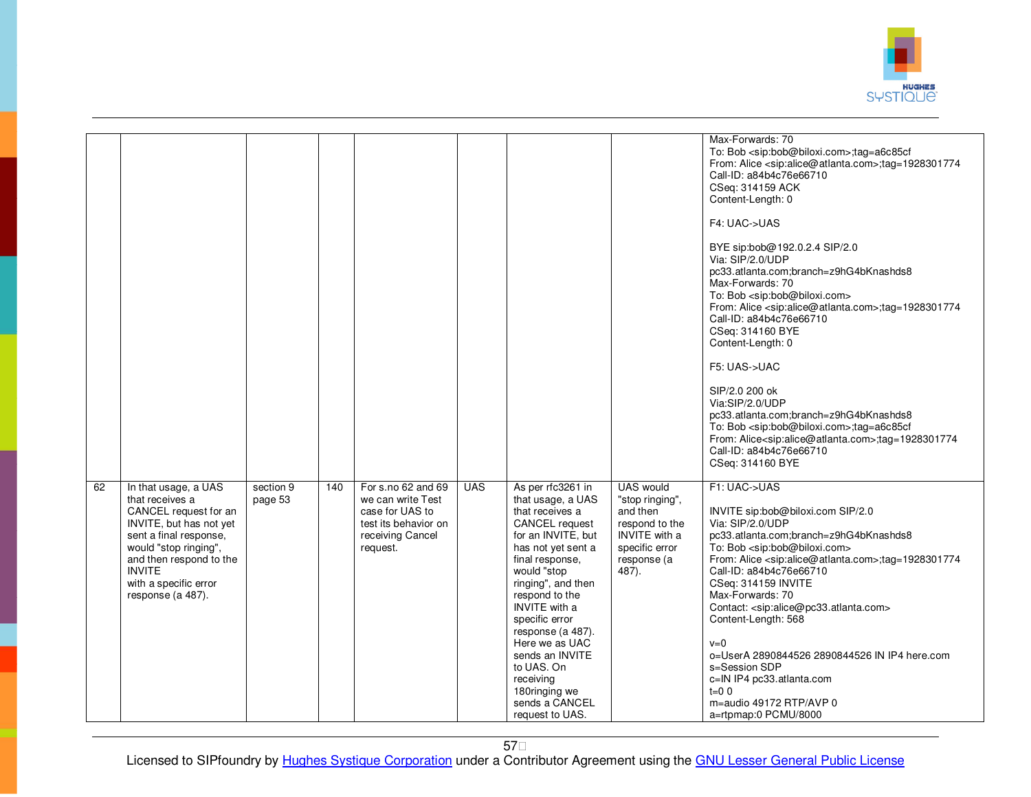| | | | | | | | | |
|---|---|---|---|---|---|---|---|---|
| | | | | | | | | Max-Forwards: 70<br>To: Bob <sip:bob@biloxi.com>;tag=a6c85cf<br>From: Alice <sip:alice@atlanta.com>;tag=1928301774<br>Call-ID: a84b4c76e66710<br>CSeq: 314159 ACK<br>Content-Length: 0<br><br>F4: UAC->UAS<br><br>BYE sip:bob@192.0.2.4 SIP/2.0<br>Via: SIP/2.0/UDP<br>pc33.atlanta.com;branch=z9hG4bKnashds8<br>Max-Forwards: 70<br>To: Bob <sip:bob@biloxi.com><br>From: Alice <sip:alice@atlanta.com>;tag=1928301774<br>Call-ID: a84b4c76e66710<br>CSeq: 314160 BYE<br>Content-Length: 0<br><br>F5: UAS->UAC<br><br>SIP/2.0 200 ok<br>Via:SIP/2.0/UDP<br>pc33.atlanta.com;branch=z9hG4bKnashds8<br>To: Bob <sip:bob@biloxi.com>;tag=a6c85cf<br>From: Alice<sip:alice@atlanta.com>;tag=1928301774<br>Call-ID: a84b4c76e66710<br>CSeq: 314160 BYE |
| 62 | In that usage, a UAS that receives a CANCEL request for an INVITE, but has not yet sent a final response, would "stop ringing", and then respond to the INVITE with a specific error response (a 487). | section 9 page 53 | 140 | For s.no 62 and 69 we can write Test case for UAS to test its behavior on receiving Cancel request. | UAS | As per rfc3261 in that usage, a UAS that receives a CANCEL request for an INVITE, but has not yet sent a final response, would "stop ringing", and then respond to the INVITE with a specific error response (a 487). Here we as UAC sends an INVITE to UAS. On receiving 180ringing we sends a CANCEL request to UAS. | UAS would "stop ringing", and then respond to the INVITE with a specific error response (a 487). | F1: UAC->UAS<br><br>INVITE sip:bob@biloxi.com SIP/2.0<br>Via: SIP/2.0/UDP<br>pc33.atlanta.com;branch=z9hG4bKnashds8<br>To: Bob <sip:bob@biloxi.com><br>From: Alice <sip:alice@atlanta.com>;tag=1928301774<br>Call-ID: a84b4c76e66710<br>CSeq: 314159 INVITE<br>Max-Forwards: 70<br>Contact: <sip:alice@pc33.atlanta.com><br>Content-Length: 568<br><br>v=0<br>o=UserA 2890844526 2890844526 IN IP4 here.com<br>s=Session SDP<br>c=IN IP4 pc33.atlanta.com<br>t=0 0<br>m=audio 49172 RTP/AVP 0<br>a=rtpmap:0 PCMU/8000 |

Licensed to SIPfoundry by Hughes Systique Corporation under a Contributor Agreement using the GNU Lesser General Public License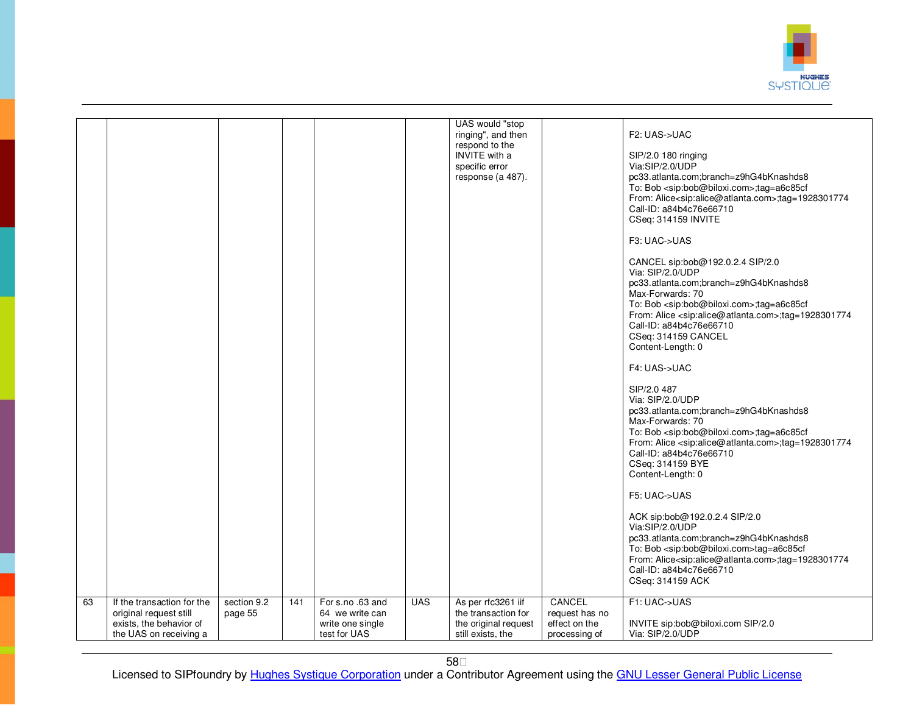| | | | | | | | | |
|---|---|---|---|---|---|---|---|---|
| | | | | | | UAS would "stop ringing", and then respond to the INVITE with a specific error response (a 487). | | F2: UAS->UAC<br><br>SIP/2.0 180 ringing<br>Via:SIP/2.0/UDP pc33.atlanta.com;branch=z9hG4bKnashds8<br>To: Bob <sip:bob@biloxi.com>;tag=a6c85cf<br>From: Alice<sip:alice@atlanta.com>;tag=1928301774<br>Call-ID: a84b4c76e66710<br>CSeq: 314159 INVITE<br><br>F3: UAC->UAS<br><br>CANCEL sip:bob@192.0.2.4 SIP/2.0<br>Via: SIP/2.0/UDP pc33.atlanta.com;branch=z9hG4bKnashds8<br>Max-Forwards: 70<br>To: Bob <sip:bob@biloxi.com>;tag=a6c85cf<br>From: Alice <sip:alice@atlanta.com>;tag=1928301774<br>Call-ID: a84b4c76e66710<br>CSeq: 314159 CANCEL<br>Content-Length: 0<br><br>F4: UAS->UAC<br><br>SIP/2.0 487<br>Via: SIP/2.0/UDP pc33.atlanta.com;branch=z9hG4bKnashds8<br>Max-Forwards: 70<br>To: Bob <sip:bob@biloxi.com>;tag=a6c85cf<br>From: Alice <sip:alice@atlanta.com>;tag=1928301774<br>Call-ID: a84b4c76e66710<br>CSeq: 314159 BYE<br>Content-Length: 0<br><br>F5: UAC->UAS<br><br>ACK sip:bob@192.0.2.4 SIP/2.0<br>Via:SIP/2.0/UDP pc33.atlanta.com;branch=z9hG4bKnashds8<br>To: Bob <sip:bob@biloxi.com>tag=a6c85cf<br>From: Alice<sip:alice@atlanta.com>;tag=1928301774<br>Call-ID: a84b4c76e66710<br>CSeq: 314159 ACK |
| 63 | If the transaction for the original request still exists, the behavior of the UAS on receiving a | section 9.2 page 55 | 141 | For s.no .63 and 64 we write can write one single test for UAS | UAS | As per rfc3261 iif the transaction for the original request still exists, the | CANCEL request has no effect on the processing of | F1: UAC->UAS<br><br>INVITE sip:bob@biloxi.com SIP/2.0<br>Via: SIP/2.0/UDP |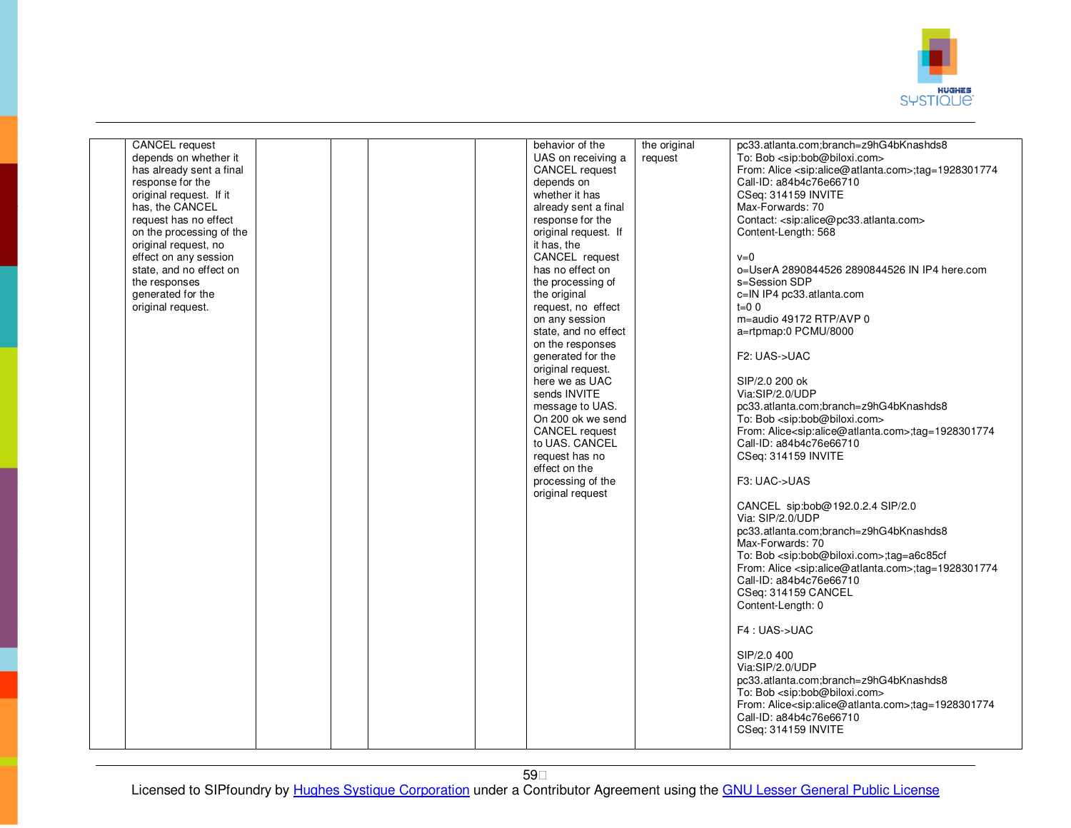| | | | | | | | | |
|---|---|---|---|---|---|---|---|---|
| | CANCEL request depends on whether it has already sent a final response for the original request. If it has, the CANCEL request has no effect on the processing of the original request, no effect on any session state, and no effect on the responses generated for the original request. | | | | | behavior of the UAS on receiving a CANCEL request depends on whether it has already sent a final response for the original request. If it has, the CANCEL request has no effect on the processing of the the original request, no effect on any session state, and no effect on the responses generated for the original request. here we as UAC sends INVITE message to UAS. On 200 ok we send CANCEL request to UAS. CANCEL request has no effect on the processing of the original request | the original request | pc33.atlanta.com;branch=z9hG4bKnashds8<br>To: Bob <sip:bob@biloxi.com><br>From: Alice <sip:alice@atlanta.com>;tag=1928301774<br>Call-ID: a84b4c76e66710<br>CSeq: 314159 INVITE<br>Max-Forwards: 70<br>Contact: <sip:alice@pc33.atlanta.com><br>Content-Length: 568<br><br>v=0<br>o=UserA 2890844526 2890844526 IN IP4 here.com<br>s=Session SDP<br>c=IN IP4 pc33.atlanta.com<br>t=0 0<br>m=audio 49172 RTP/AVP 0<br>a=rtpmap:0 PCMU/8000<br><br>F2: UAS->UAC<br><br>SIP/2.0 200 ok<br>Via:SIP/2.0/UDP<br>pc33.atlanta.com;branch=z9hG4bKnashds8<br>To: Bob <sip:bob@biloxi.com><br>From: Alice<sip:alice@atlanta.com>;tag=1928301774<br>Call-ID: a84b4c76e66710<br>CSeq: 314159 INVITE<br><br>F3: UAC->UAS<br><br>CANCEL sip:bob@192.0.2.4 SIP/2.0<br>Via: SIP/2.0/UDP<br>pc33.atlanta.com;branch=z9hG4bKnashds8<br>Max-Forwards: 70<br>To: Bob <sip:bob@biloxi.com>;tag=a6c85cf<br>From: Alice <sip:alice@atlanta.com>;tag=1928301774<br>Call-ID: a84b4c76e66710<br>CSeq: 314159 CANCEL<br>Content-Length: 0<br><br>F4 : UAS->UAC<br><br>SIP/2.0 400<br>Via:SIP/2.0/UDP<br>pc33.atlanta.com;branch=z9hG4bKnashds8<br>To: Bob <sip:bob@biloxi.com><br>From: Alice<sip:alice@atlanta.com>;tag=1928301774<br>Call-ID: a84b4c76e66710<br>CSeq: 314159 INVITE |

Licensed to SIPfoundry by Hughes Systique Corporation under a Contributor Agreement using the GNU Lesser General Public License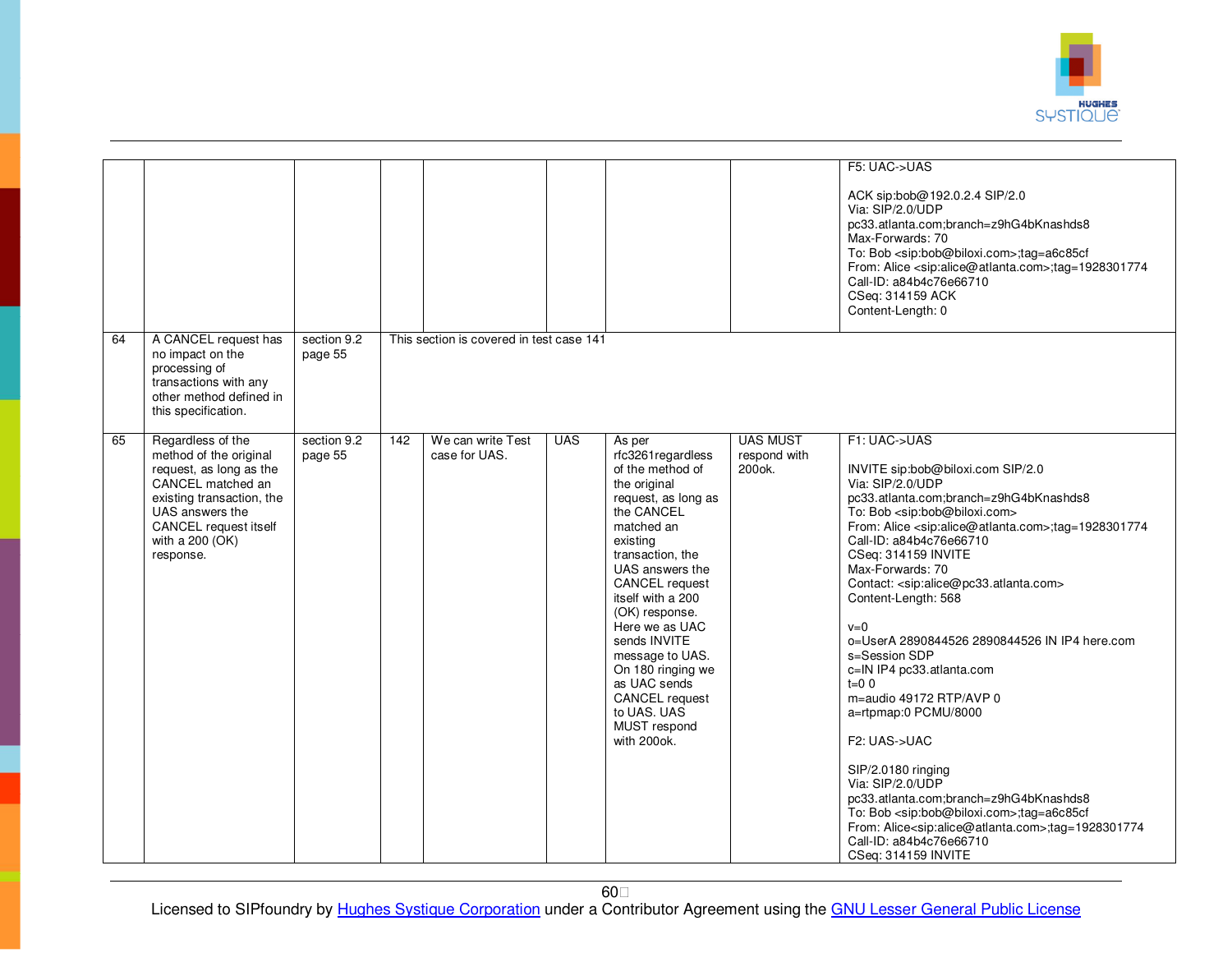| | | | | | | | | |
|---|---|---|---|---|---|---|---|---|
| | | | | | | | | F5: UAC->UAS<br><br>ACK sip:bob@192.0.2.4 SIP/2.0<br>Via: SIP/2.0/UDP pc33.atlanta.com;branch=z9hG4bKnashds8<br>Max-Forwards: 70<br>To: Bob <sip:bob@biloxi.com>;tag=a6c85cf<br>From: Alice <sip:alice@atlanta.com>;tag=1928301774<br>Call-ID: a84b4c76e66710<br>CSeq: 314159 ACK<br>Content-Length: 0 |
| 64 | A CANCEL request has no impact on the processing of transactions with any other method defined in this specification. | section 9.2 page 55 | This section is covered in test case 141 | | | | | |
| 65 | Regardless of the method of the original request, as long as the CANCEL matched an existing transaction, the UAS answers the CANCEL request itself with a 200 (OK) response. | section 9.2 page 55 | 142 | We can write Test case for UAS. | UAS | As per rfc3261regardless of the method of the original request, as long as the CANCEL matched an existing transaction, the UAS answers the CANCEL request itself with a 200 (OK) response. Here we as UAC sends INVITE message to UAS. On 180 ringing we as UAC sends CANCEL request to UAS. UAS MUST respond with 200ok. | UAS MUST respond with 200ok. | F1: UAC->UAS<br><br>INVITE sip:bob@biloxi.com SIP/2.0<br>Via: SIP/2.0/UDP pc33.atlanta.com;branch=z9hG4bKnashds8<br>To: Bob <sip:bob@biloxi.com><br>From: Alice <sip:alice@atlanta.com>;tag=1928301774<br>Call-ID: a84b4c76e66710<br>CSeq: 314159 INVITE<br>Max-Forwards: 70<br>Contact: <sip:alice@pc33.atlanta.com><br>Content-Length: 568<br><br>v=0<br>o=UserA 2890844526 2890844526 IN IP4 here.com<br>s=Session SDP<br>c=IN IP4 pc33.atlanta.com<br>t=0 0<br>m=audio 49172 RTP/AVP 0<br>a=rtpmap:0 PCMU/8000<br><br>F2: UAS->UAC<br><br>SIP/2.0180 ringing<br>Via: SIP/2.0/UDP pc33.atlanta.com;branch=z9hG4bKnashds8<br>To: Bob <sip:bob@biloxi.com>;tag=a6c85cf<br>From: Alice<sip:alice@atlanta.com>;tag=1928301774<br>Call-ID: a84b4c76e66710<br>CSeq: 314159 INVITE |

Licensed to SIPfoundry by Hughes Systique Corporation under a Contributor Agreement using the GNU Lesser General Public License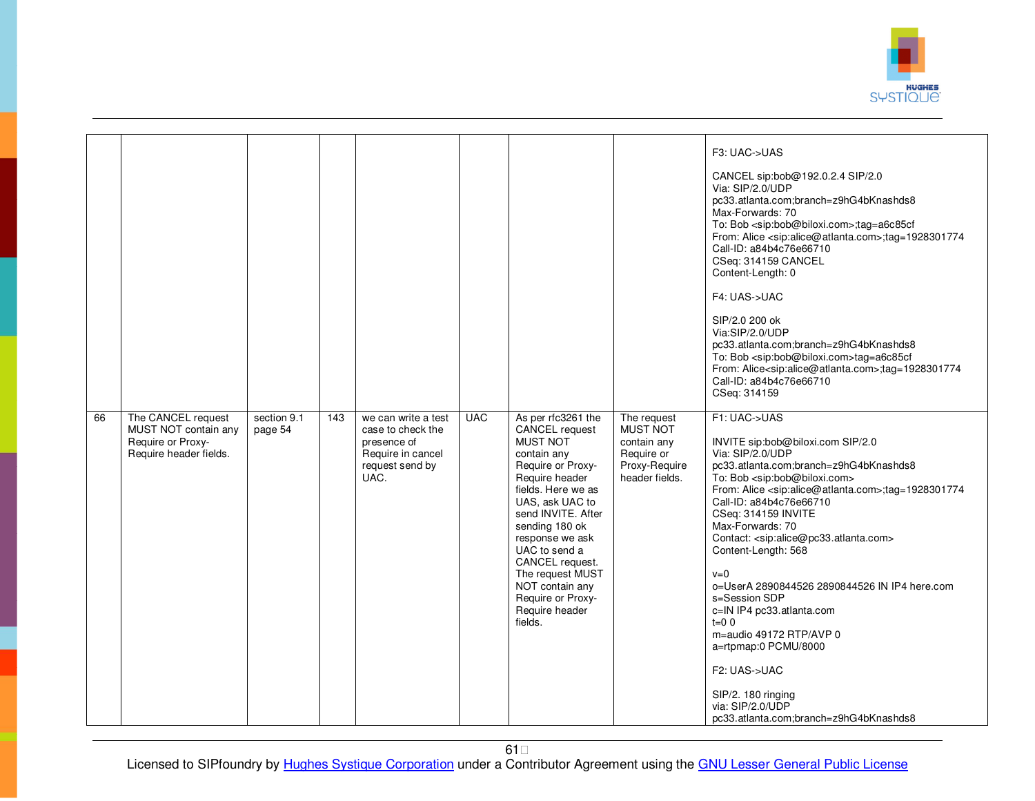| | | | | | | | | |
|---|---|---|---|---|---|---|---|---|
| | | | | | | | | F3: UAC->UAS<br><br>CANCEL sip:bob@192.0.2.4 SIP/2.0<br>Via: SIP/2.0/UDP pc33.atlanta.com;branch=z9hG4bKnashds8<br>Max-Forwards: 70<br>To: Bob <sip:bob@biloxi.com>;tag=a6c85cf<br>From: Alice <sip:alice@atlanta.com>;tag=1928301774<br>Call-ID: a84b4c76e66710<br>CSeq: 314159 CANCEL<br>Content-Length: 0<br><br>F4: UAS->UAC<br><br>SIP/2.0 200 ok<br>Via:SIP/2.0/UDP pc33.atlanta.com;branch=z9hG4bKnashds8<br>To: Bob <sip:bob@biloxi.com>tag=a6c85cf<br>From: Alice<sip:alice@atlanta.com>;tag=1928301774<br>Call-ID: a84b4c76e66710<br>CSeq: 314159 |
| 66 | The CANCEL request MUST NOT contain any Require or Proxy-Require header fields. | section 9.1 page 54 | 143 | we can write a test case to check the presence of Require in cancel request send by UAC. | UAC | As per rfc3261 the CANCEL request MUST NOT contain any Require or Proxy-Require header fields. Here we as UAS, ask UAC to send INVITE. After sending 180 ok response we ask UAC to send a CANCEL request. The request MUST NOT contain any Require or Proxy-Require header fields. | The request MUST NOT contain any Require or Proxy-Require header fields. | F1: UAC->UAS<br><br>INVITE sip:bob@biloxi.com SIP/2.0<br>Via: SIP/2.0/UDP pc33.atlanta.com;branch=z9hG4bKnashds8<br>To: Bob <sip:bob@biloxi.com><br>From: Alice <sip:alice@atlanta.com>;tag=1928301774<br>Call-ID: a84b4c76e66710<br>CSeq: 314159 INVITE<br>Max-Forwards: 70<br>Contact: <sip:alice@pc33.atlanta.com><br>Content-Length: 568<br><br>v=0<br>o=UserA 2890844526 2890844526 IN IP4 here.com<br>s=Session SDP<br>c=IN IP4 pc33.atlanta.com<br>t=0 0<br>m=audio 49172 RTP/AVP 0<br>a=rtpmap:0 PCMU/8000<br><br>F2: UAS->UAC<br><br>SIP/2. 180 ringing<br>via: SIP/2.0/UDP pc33.atlanta.com;branch=z9hG4bKnashds8 |

Licensed to SIPfoundry by Hughes Systique Corporation under a Contributor Agreement using the GNU Lesser General Public License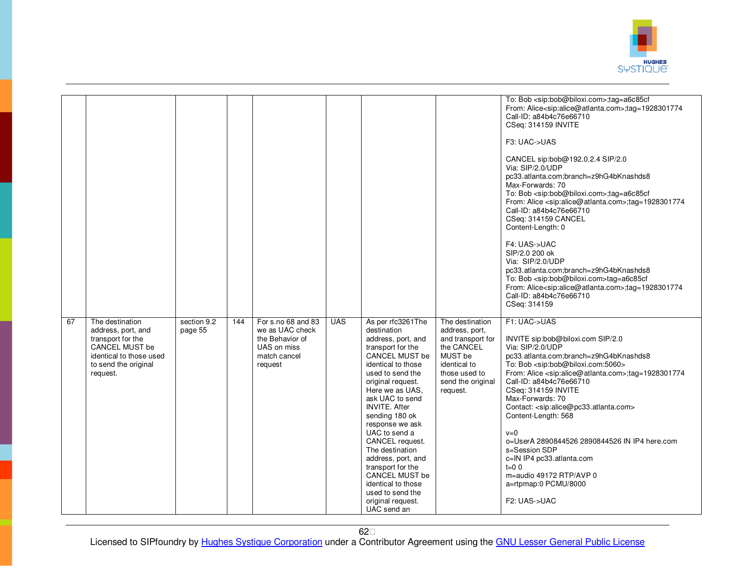| | | | | | | | | |
|---|---|---|---|---|---|---|---|---|
| | | | | | | | | To: Bob <sip:bob@biloxi.com>;tag=a6c85cf<br>From: Alice<sip:alice@atlanta.com>;tag=1928301774<br>Call-ID: a84b4c76e66710<br>CSeq: 314159 INVITE<br><br>F3: UAC->UAS<br><br>CANCEL sip:bob@192.0.2.4 SIP/2.0<br>Via: SIP/2.0/UDP<br>pc33.atlanta.com;branch=z9hG4bKnashds8<br>Max-Forwards: 70<br>To: Bob <sip:bob@biloxi.com>;tag=a6c85cf<br>From: Alice <sip:alice@atlanta.com>;tag=1928301774<br>Call-ID: a84b4c76e66710<br>CSeq: 314159 CANCEL<br>Content-Length: 0<br><br>F4: UAS->UAC<br>SIP/2.0 200 ok<br>Via: SIP/2.0/UDP<br>pc33.atlanta.com;branch=z9hG4bKnashds8<br>To: Bob <sip:bob@biloxi.com>tag=a6c85cf<br>From: Alice<sip:alice@atlanta.com>;tag=1928301774<br>Call-ID: a84b4c76e66710<br>CSeq: 314159 |
| 67 | The destination address, port, and transport for the CANCEL MUST be identical to those used to send the original request. | section 9.2 page 55 | 144 | For s.no 68 and 83 we as UAC check the Behavior of UAS on miss match cancel request | UAS | As per rfc3261The destination address, port, and transport for the CANCEL MUST be identical to those used to send the original request. Here we as UAS, ask UAC to send INVITE. After sending 180 ok response we ask UAC to send a CANCEL request. The destination address, port, and transport for the CANCEL MUST be identical to those used to send the original request. UAC send an | The destination address, port, and transport for the CANCEL MUST be identical to those used to send the original request. | F1: UAC->UAS<br><br>INVITE sip:bob@biloxi.com SIP/2.0<br>Via: SIP/2.0/UDP<br>pc33.atlanta.com;branch=z9hG4bKnashds8<br>To: Bob <sip:bob@biloxi.com:5060><br>From: Alice <sip:alice@atlanta.com>;tag=1928301774<br>Call-ID: a84b4c76e66710<br>CSeq: 314159 INVITE<br>Max-Forwards: 70<br>Contact: <sip:alice@pc33.atlanta.com><br>Content-Length: 568<br><br>v=0<br>o=UserA 2890844526 2890844526 IN IP4 here.com<br>s=Session SDP<br>c=IN IP4 pc33.atlanta.com<br>t=0 0<br>m=audio 49172 RTP/AVP 0<br>a=rtpmap:0 PCMU/8000<br><br>F2: UAS->UAC |

Licensed to SIPfoundry by Hughes Systique Corporation under a Contributor Agreement using the GNU Lesser General Public License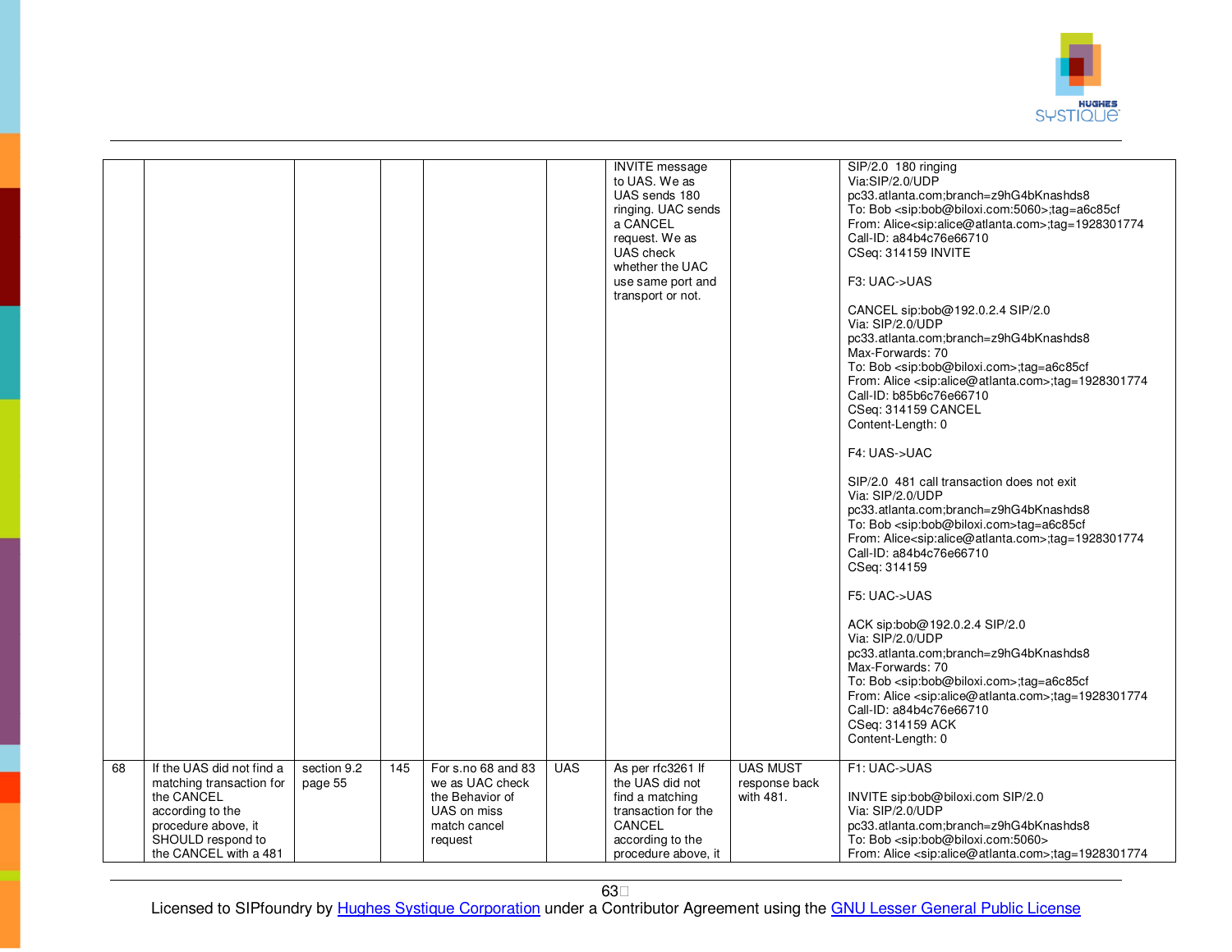| | | | | | | | | |
|---|---|---|---|---|---|---|---|---|
| | | | | | | INVITE message to UAS. We as UAS sends 180 ringing. UAC sends a CANCEL request. We as UAS check whether the UAC use same port and transport or not. | | SIP/2.0 180 ringing<br>Via:SIP/2.0/UDP pc33.atlanta.com;branch=z9hG4bKnashds8<br>To: Bob <sip:bob@biloxi.com:5060>;tag=a6c85cf<br>From: Alice<sip:alice@atlanta.com>;tag=1928301774<br>Call-ID: a84b4c76e66710<br>CSeq: 314159 INVITE<br><br>F3: UAC->UAS<br><br>CANCEL sip:bob@192.0.2.4 SIP/2.0<br>Via: SIP/2.0/UDP pc33.atlanta.com;branch=z9hG4bKnashds8<br>Max-Forwards: 70<br>To: Bob <sip:bob@biloxi.com>;tag=a6c85cf<br>From: Alice <sip:alice@atlanta.com>;tag=1928301774<br>Call-ID: b85b6c76e66710<br>CSeq: 314159 CANCEL<br>Content-Length: 0<br><br>F4: UAS->UAC<br><br>SIP/2.0 481 call transaction does not exit<br>Via: SIP/2.0/UDP pc33.atlanta.com;branch=z9hG4bKnashds8<br>To: Bob <sip:bob@biloxi.com>tag=a6c85cf<br>From: Alice<sip:alice@atlanta.com>;tag=1928301774<br>Call-ID: a84b4c76e66710<br>CSeq: 314159<br><br>F5: UAC->UAS<br><br>ACK sip:bob@192.0.2.4 SIP/2.0<br>Via: SIP/2.0/UDP pc33.atlanta.com;branch=z9hG4bKnashds8<br>Max-Forwards: 70<br>To: Bob <sip:bob@biloxi.com>;tag=a6c85cf<br>From: Alice <sip:alice@atlanta.com>;tag=1928301774<br>Call-ID: a84b4c76e66710<br>CSeq: 314159 ACK<br>Content-Length: 0 |
| 68 | If the UAS did not find a matching transaction for the CANCEL according to the procedure above, it SHOULD respond to the CANCEL with a 481 | section 9.2 page 55 | 145 | For s.no 68 and 83 we as UAC check the Behavior of UAS on miss match cancel request | UAS | As per rfc3261 If the UAS did not find a matching transaction for the CANCEL according to the procedure above, it | UAS MUST response back with 481. | F1: UAC->UAS<br><br>INVITE sip:bob@biloxi.com SIP/2.0<br>Via: SIP/2.0/UDP pc33.atlanta.com;branch=z9hG4bKnashds8<br>To: Bob <sip:bob@biloxi.com:5060><br>From: Alice <sip:alice@atlanta.com>;tag=1928301774 |

Licensed to SIPfoundry by Hughes Systique Corporation under a Contributor Agreement using the GNU Lesser General Public License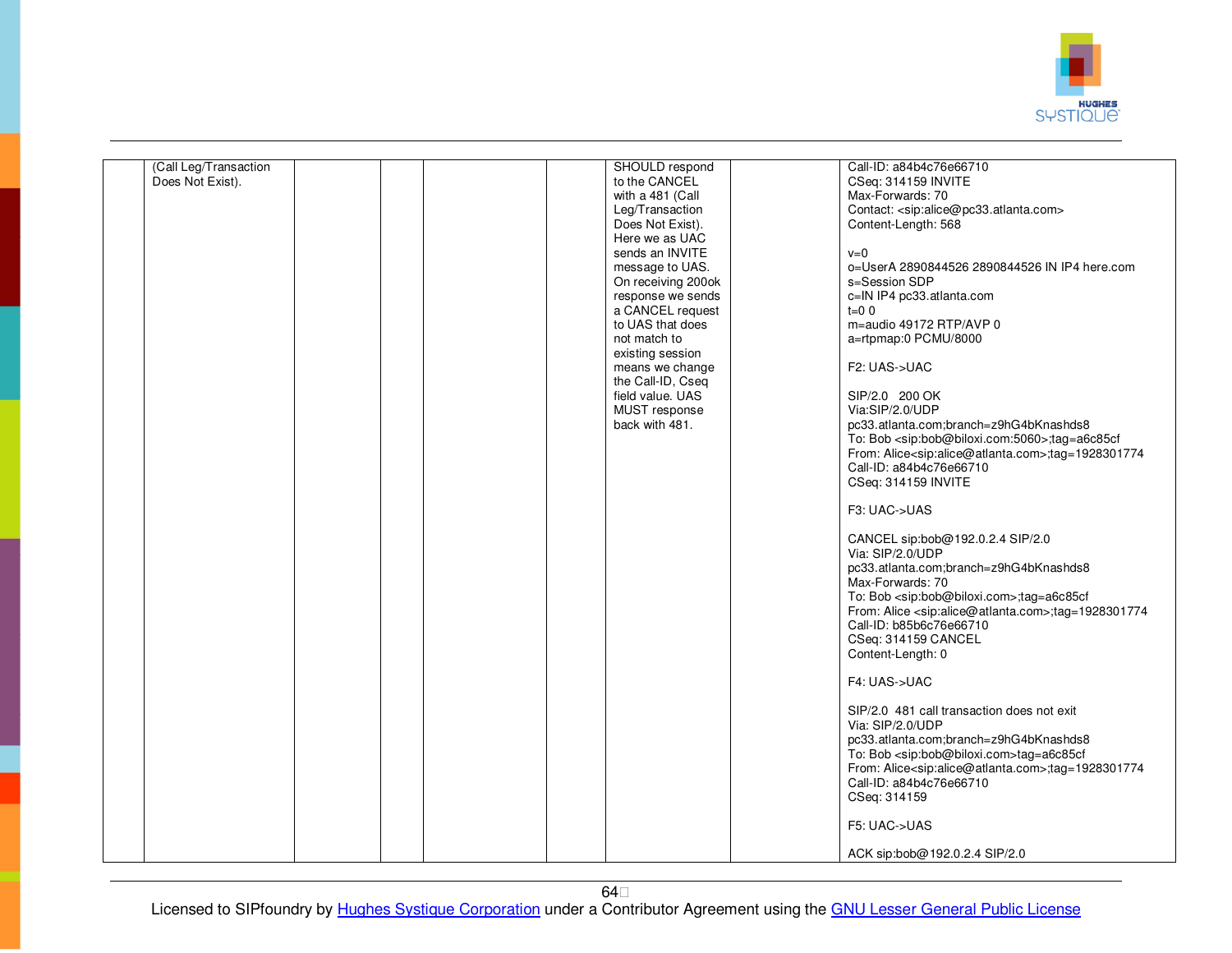| | | | | | | | | |
|---|---|---|---|---|---|---|---|---|
| | (Call Leg/Transaction Does Not Exist). | | | | | SHOULD respond to the CANCEL with a 481 (Call Leg/Transaction Does Not Exist). Here we as UAC sends an INVITE message to UAS. On receiving 200ok response we sends a CANCEL request to UAS that does not match to existing session means we change the Call-ID, Cseq field value. UAS MUST response back with 481. | | Call-ID: a84b4c76e66710<br>CSeq: 314159 INVITE<br>Max-Forwards: 70<br>Contact: <sip:alice@pc33.atlanta.com><br>Content-Length: 568<br><br>v=0<br>o=UserA 2890844526 2890844526 IN IP4 here.com<br>s=Session SDP<br>c=IN IP4 pc33.atlanta.com<br>t=0 0<br>m=audio 49172 RTP/AVP 0<br>a=rtpmap:0 PCMU/8000<br><br>F2: UAS->UAC<br><br>SIP/2.0 200 OK<br>Via:SIP/2.0/UDP pc33.atlanta.com;branch=z9hG4bKnashds8<br>To: Bob <sip:bob@biloxi.com:5060>;tag=a6c85cf<br>From: Alice<sip:alice@atlanta.com>;tag=1928301774<br>Call-ID: a84b4c76e66710<br>CSeq: 314159 INVITE<br><br>F3: UAC->UAS<br><br>CANCEL sip:bob@192.0.2.4 SIP/2.0<br>Via: SIP/2.0/UDP pc33.atlanta.com;branch=z9hG4bKnashds8<br>Max-Forwards: 70<br>To: Bob <sip:bob@biloxi.com>;tag=a6c85cf<br>From: Alice <sip:alice@atlanta.com>;tag=1928301774<br>Call-ID: b85b6c76e66710<br>CSeq: 314159 CANCEL<br>Content-Length: 0<br><br>F4: UAS->UAC<br><br>SIP/2.0 481 call transaction does not exit<br>Via: SIP/2.0/UDP pc33.atlanta.com;branch=z9hG4bKnashds8<br>To: Bob <sip:bob@biloxi.com>tag=a6c85cf<br>From: Alice<sip:alice@atlanta.com>;tag=1928301774<br>Call-ID: a84b4c76e66710<br>CSeq: 314159<br><br>F5: UAC->UAS<br><br>ACK sip:bob@192.0.2.4 SIP/2.0 |

Licensed to SIPfoundry by Hughes Systique Corporation under a Contributor Agreement using the GNU Lesser General Public License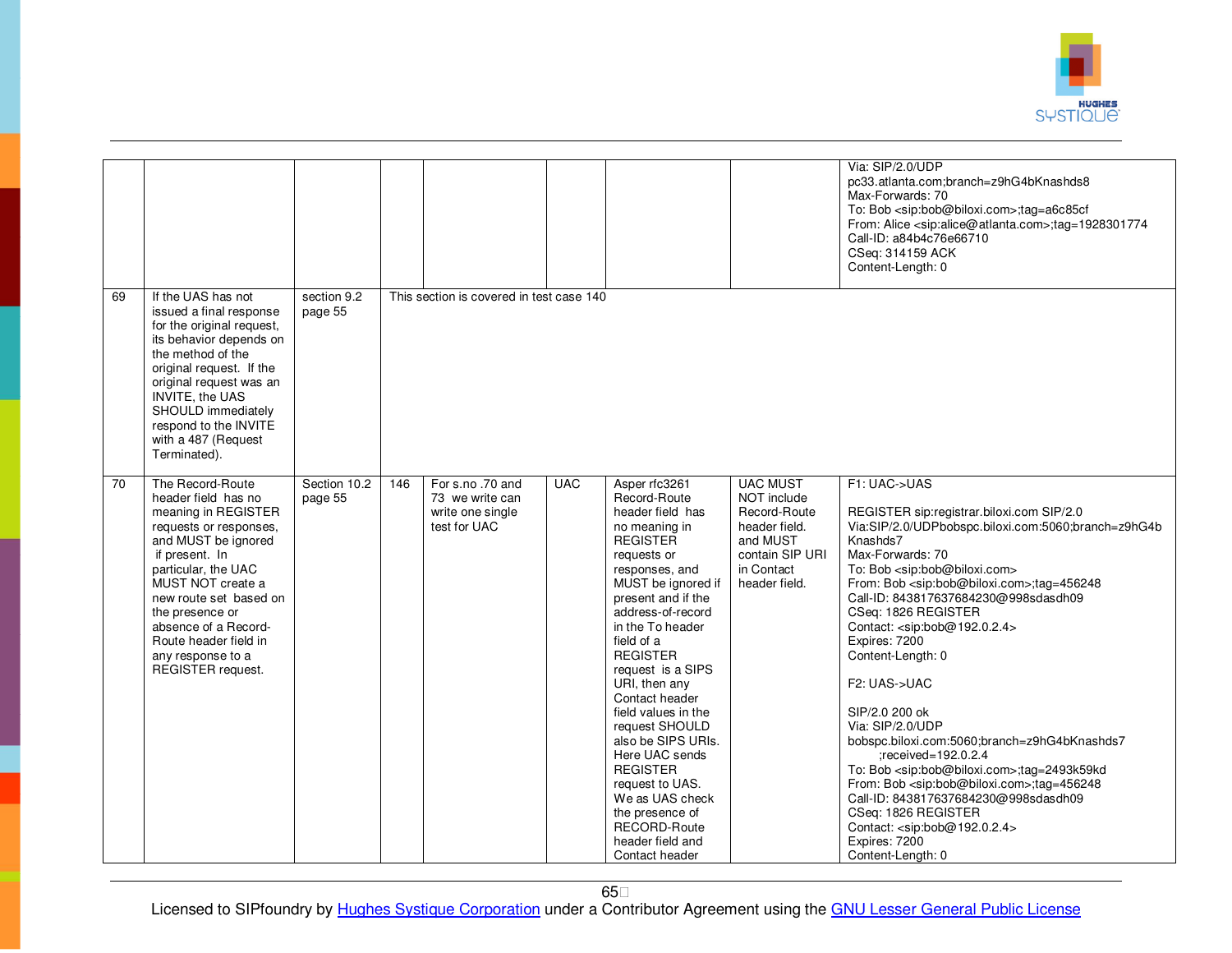| | | | | | | | | |
|---|---|---|---|---|---|---|---|---|
| | | | | | | | | Via: SIP/2.0/UDP pc33.atlanta.com;branch=z9hG4bKnashds8<br>Max-Forwards: 70<br>To: Bob <sip:bob@biloxi.com>;tag=a6c85cf<br>From: Alice <sip:alice@atlanta.com>;tag=1928301774<br>Call-ID: a84b4c76e66710<br>CSeq: 314159 ACK<br>Content-Length: 0 |
| 69 | If the UAS has not issued a final response for the original request, its behavior depends on the method of the original request. If the original request was an INVITE, the UAS SHOULD immediately respond to the INVITE with a 487 (Request Terminated). | section 9.2 page 55 | This section is covered in test case 140 | | | | | |
| 70 | The Record-Route header field has no meaning in REGISTER requests or responses, and MUST be ignored if present. In particular, the UAC MUST NOT create a new route set based on the presence or absence of a Record-Route header field in any response to a REGISTER request. | Section 10.2 page 55 | 146 | For s.no .70 and 73 we write can write one single test for UAC | UAC | Asper rfc3261 Record-Route header field has no meaning in REGISTER requests or responses, and MUST be ignored if present and if the address-of-record in the To header field of a REGISTER request is a SIPS URI, then any Contact header field values in the request SHOULD also be SIPS URIs. Here UAC sends REGISTER request to UAS. We as UAS check the presence of RECORD-Route header field and Contact header | UAC MUST NOT include Record-Route header field. and MUST contain SIP URI in Contact header field. | F1: UAC->UAS<br><br>REGISTER sip:registrar.biloxi.com SIP/2.0<br>Via:SIP/2.0/UDPbobspc.biloxi.com:5060;branch=z9hG4bKnashds7<br>Max-Forwards: 70<br>To: Bob <sip:bob@biloxi.com><br>From: Bob <sip:bob@biloxi.com>;tag=456248<br>Call-ID: 843817637684230@998sdasdh09<br>CSeq: 1826 REGISTER<br>Contact: <sip:bob@192.0.2.4><br>Expires: 7200<br>Content-Length: 0<br><br>F2: UAS->UAC<br><br>SIP/2.0 200 ok<br>Via: SIP/2.0/UDP bobspc.biloxi.com:5060;branch=z9hG4bKnashds7 ;received=192.0.2.4<br>To: Bob <sip:bob@biloxi.com>;tag=2493k59kd<br>From: Bob <sip:bob@biloxi.com>;tag=456248<br>Call-ID: 843817637684230@998sdasdh09<br>CSeq: 1826 REGISTER<br>Contact: <sip:bob@192.0.2.4><br>Expires: 7200<br>Content-Length: 0 |

Licensed to SIPfoundry by Hughes Systique Corporation under a Contributor Agreement using the GNU Lesser General Public License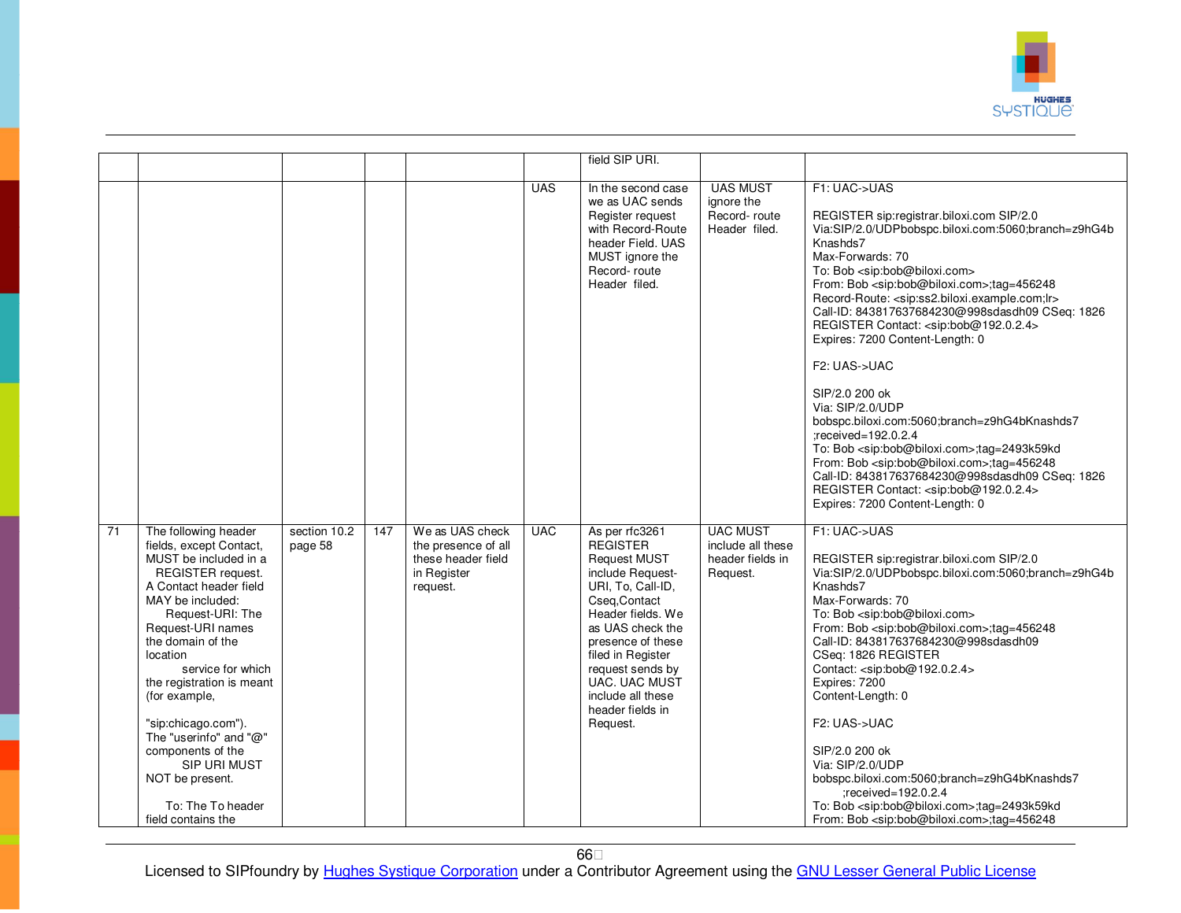| | | | | | | field SIP URI. | | |
|---|---|---|---|---|---|---|---|---|
| | | | | | UAS | In the second case we as UAC sends Register request with Record-Route header Field. UAS MUST ignore the Record- route Header filed. | UAS MUST ignore the Record- route Header filed. | F1: UAC->UAS<br><br>REGISTER sip:registrar.biloxi.com SIP/2.0<br>Via:SIP/2.0/UDPbobspc.biloxi.com:5060;branch=z9hG4bKnashds7<br>Max-Forwards: 70<br>To: Bob <sip:bob@biloxi.com><br>From: Bob <sip:bob@biloxi.com>;tag=456248<br>Record-Route: <sip:ss2.biloxi.example.com;lr><br>Call-ID: 843817637684230@998sdasdh09 CSeq: 1826 REGISTER Contact: <sip:bob@192.0.2.4><br>Expires: 7200 Content-Length: 0<br><br>F2: UAS->UAC<br><br>SIP/2.0 200 ok<br>Via: SIP/2.0/UDP bobspc.biloxi.com:5060;branch=z9hG4bKnashds7 ;received=192.0.2.4<br>To: Bob <sip:bob@biloxi.com>;tag=2493k59kd<br>From: Bob <sip:bob@biloxi.com>;tag=456248<br>Call-ID: 843817637684230@998sdasdh09 CSeq: 1826 REGISTER Contact: <sip:bob@192.0.2.4><br>Expires: 7200 Content-Length: 0 |
| 71 | The following header fields, except Contact, MUST be included in a REGISTER request. A Contact header field MAY be included: Request-URI: The Request-URI names the domain of the location service for which the registration is meant (for example,<br><br>"sip:chicago.com"). The "userinfo" and "@" components of the SIP URI MUST NOT be present.<br><br>To: The To header field contains the | section 10.2 page 58 | 147 | We as UAS check the presence of all these header field in Register request. | UAC | As per rfc3261 REGISTER Request MUST include Request-URI, To, Call-ID, Cseq,Contact Header fields. We as UAS check the presence of these filed in Register request sends by UAC. UAC MUST include all these header fields in Request. | UAC MUST include all these header fields in Request. | F1: UAC->UAS<br><br>REGISTER sip:registrar.biloxi.com SIP/2.0<br>Via:SIP/2.0/UDPbobspc.biloxi.com:5060;branch=z9hG4bKnashds7<br>Max-Forwards: 70<br>To: Bob <sip:bob@biloxi.com><br>From: Bob <sip:bob@biloxi.com>;tag=456248<br>Call-ID: 843817637684230@998sdasdh09<br>CSeq: 1826 REGISTER<br>Contact: <sip:bob@192.0.2.4><br>Expires: 7200<br>Content-Length: 0<br><br>F2: UAS->UAC<br><br>SIP/2.0 200 ok<br>Via: SIP/2.0/UDP bobspc.biloxi.com:5060;branch=z9hG4bKnashds7 ;received=192.0.2.4<br>To: Bob <sip:bob@biloxi.com>;tag=2493k59kd<br>From: Bob <sip:bob@biloxi.com>;tag=456248 |

Licensed to SIPfoundry by Hughes Systique Corporation under a Contributor Agreement using the GNU Lesser General Public License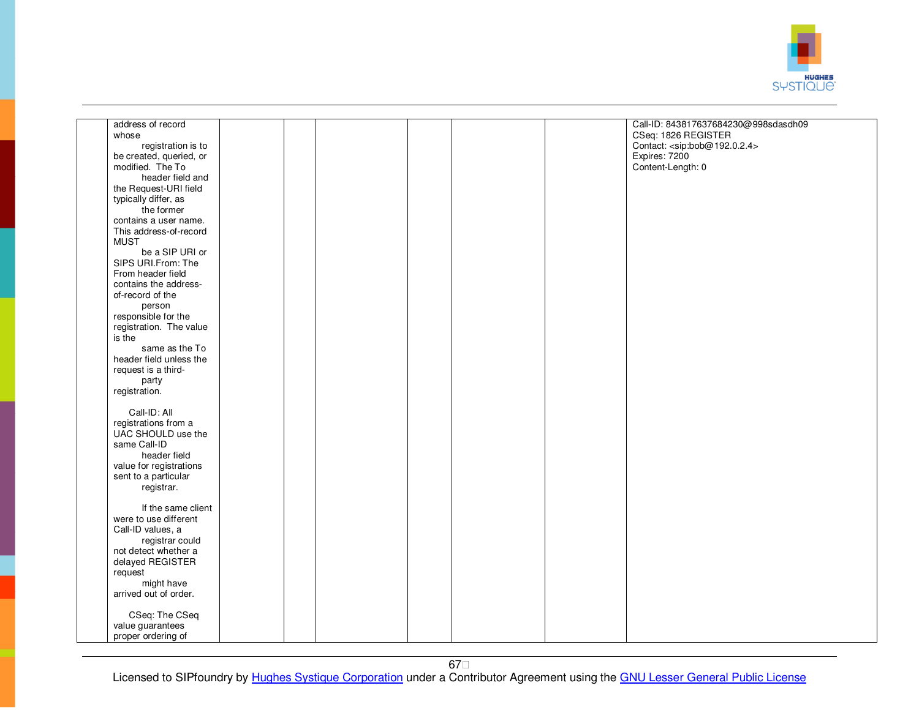|  | address of record whose registration is to be created, queried, or modified. The To header field and the Request-URI field typically differ, as the former contains a user name. This address-of-record MUST be a SIP URI or SIPS URI.From: The From header field contains the address-of-record of the person responsible for the registration. The value is the same as the To header field unless the request is a third-party registration.<br><br>Call-ID: All registrations from a UAC SHOULD use the same Call-ID header field value for registrations sent to a particular registrar.<br><br>If the same client were to use different Call-ID values, a registrar could not detect whether a delayed REGISTER request might have arrived out of order.<br><br>CSeq: The CSeq value guarantees proper ordering of |  |  |  |  |  |  | Call-ID: 843817637684230@998sdasdh09<br>CSeq: 1826 REGISTER<br>Contact: <sip:bob@192.0.2.4><br>Expires: 7200<br>Content-Length: 0 |
|---|---|---|---|---|---|---|---|---|

Licensed to SIPfoundry by Hughes Systique Corporation under a Contributor Agreement using the GNU Lesser General Public License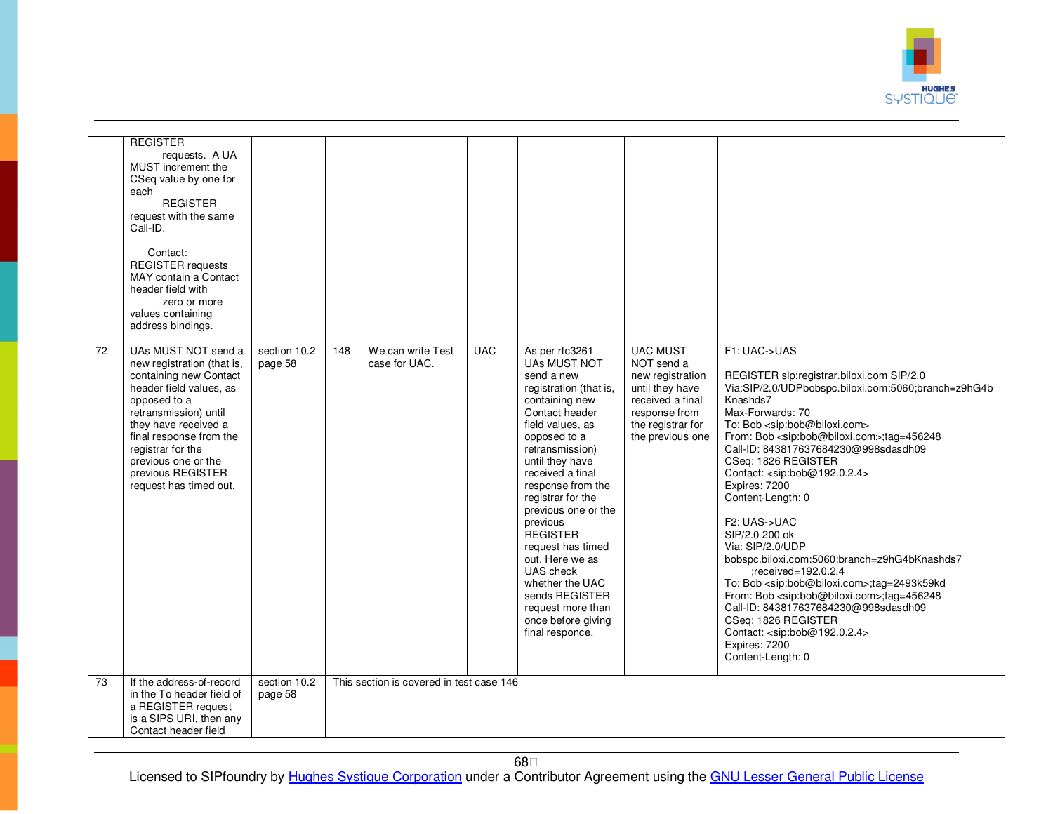| | | | | | | | | |
|---|---|---|---|---|---|---|---|---|
| | REGISTER requests. A UA MUST increment the CSeq value by one for each REGISTER request with the same Call-ID.<br><br>Contact: REGISTER requests MAY contain a Contact header field with zero or more values containing address bindings. | | | | | | | |
| 72 | UAs MUST NOT send a new registration (that is, containing new Contact header field values, as opposed to a retransmission) until they have received a final response from the registrar for the previous one or the previous REGISTER request has timed out. | section 10.2 page 58 | 148 | We can write Test case for UAC. | UAC | As per rfc3261 UAs MUST NOT send a new registration (that is, containing new Contact header field values, as opposed to a retransmission) until they have received a final response from the registrar for the previous one or the previous REGISTER request has timed out. Here we as UAS check whether the UAC sends REGISTER request more than once before giving final responce. | UAC MUST NOT send a new registration until they have received a final response from the registrar for the previous one | F1: UAC->UAS<br><br>REGISTER sip:registrar.biloxi.com SIP/2.0<br>Via:SIP/2.0/UDPbobspc.biloxi.com:5060;branch=z9hG4bKnashds7<br>Max-Forwards: 70<br>To: Bob <sip:bob@biloxi.com><br>From: Bob <sip:bob@biloxi.com>;tag=456248<br>Call-ID: 843817637684230@998sdasdh09<br>CSeq: 1826 REGISTER<br>Contact: <sip:bob@192.0.2.4><br>Expires: 7200<br>Content-Length: 0<br><br>F2: UAS->UAC<br>SIP/2.0 200 ok<br>Via: SIP/2.0/UDP bobspc.biloxi.com:5060;branch=z9hG4bKnashds7 ;received=192.0.2.4<br>To: Bob <sip:bob@biloxi.com>;tag=2493k59kd<br>From: Bob <sip:bob@biloxi.com>;tag=456248<br>Call-ID: 843817637684230@998sdasdh09<br>CSeq: 1826 REGISTER<br>Contact: <sip:bob@192.0.2.4><br>Expires: 7200<br>Content-Length: 0 |
| 73 | If the address-of-record in the To header field of a REGISTER request is a SIPS URI, then any Contact header field | section 10.2 page 58 | This section is covered in test case 146 | | | | | |

Licensed to SIPfoundry by Hughes Systique Corporation under a Contributor Agreement using the GNU Lesser General Public License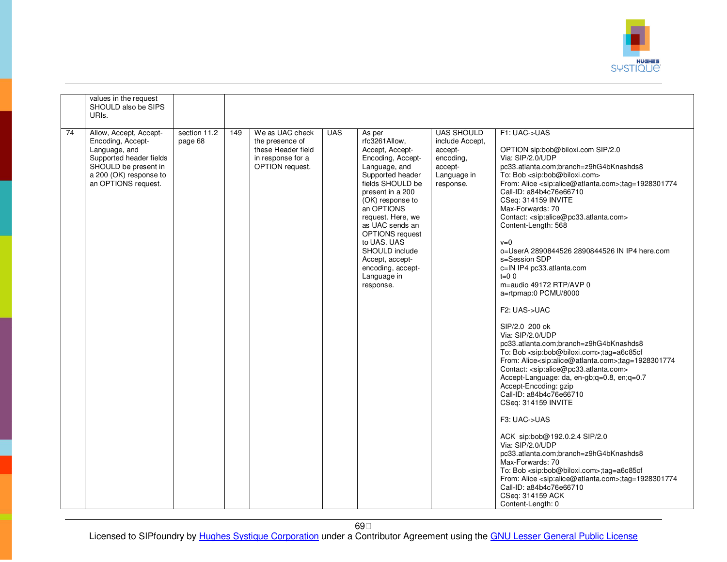|  |  |  |  |  |  |  |  |  |
|---|---|---|---|---|---|---|---|---|
|  | values in the request SHOULD also be SIPS URIs. |  |  |  |  |  |  |  |
| 74 | Allow, Accept, Accept-Encoding, Accept-Language, and Supported header fields SHOULD be present in a 200 (OK) response to an OPTIONS request. | section 11.2 page 68 | 149 | We as UAC check the presence of these Header field in response for a OPTION request. | UAS | As per rfc3261Allow, Accept, Accept-Encoding, Accept-Language, and Supported header fields SHOULD be present in a 200 (OK) response to an OPTIONS request. Here, we as UAC sends an OPTIONS request to UAS. UAS SHOULD include Accept, accept-encoding, accept-Language in response. | UAS SHOULD include Accept, accept-encoding, accept-Language in response. | F1: UAC->UAS<br><br>OPTION sip:bob@biloxi.com SIP/2.0<br>Via: SIP/2.0/UDP pc33.atlanta.com;branch=z9hG4bKnashds8<br>To: Bob <sip:bob@biloxi.com><br>From: Alice <sip:alice@atlanta.com>;tag=1928301774<br>Call-ID: a84b4c76e66710<br>CSeq: 314159 INVITE<br>Max-Forwards: 70<br>Contact: <sip:alice@pc33.atlanta.com><br>Content-Length: 568<br><br>v=0<br>o=UserA 2890844526 2890844526 IN IP4 here.com<br>s=Session SDP<br>c=IN IP4 pc33.atlanta.com<br>t=0 0<br>m=audio 49172 RTP/AVP 0<br>a=rtpmap:0 PCMU/8000<br><br>F2: UAS->UAC<br><br>SIP/2.0 200 ok<br>Via: SIP/2.0/UDP pc33.atlanta.com;branch=z9hG4bKnashds8<br>To: Bob <sip:bob@biloxi.com>;tag=a6c85cf<br>From: Alice<sip:alice@atlanta.com>;tag=1928301774<br>Contact: <sip:alice@pc33.atlanta.com><br>Accept-Language: da, en-gb;q=0.8, en;q=0.7<br>Accept-Encoding: gzip<br>Call-ID: a84b4c76e66710<br>CSeq: 314159 INVITE<br><br>F3: UAC->UAS<br><br>ACK sip:bob@192.0.2.4 SIP/2.0<br>Via: SIP/2.0/UDP pc33.atlanta.com;branch=z9hG4bKnashds8<br>Max-Forwards: 70<br>To: Bob <sip:bob@biloxi.com>;tag=a6c85cf<br>From: Alice <sip:alice@atlanta.com>;tag=1928301774<br>Call-ID: a84b4c76e66710<br>CSeq: 314159 ACK<br>Content-Length: 0 |

Licensed to SIPfoundry by Hughes Systique Corporation under a Contributor Agreement using the GNU Lesser General Public License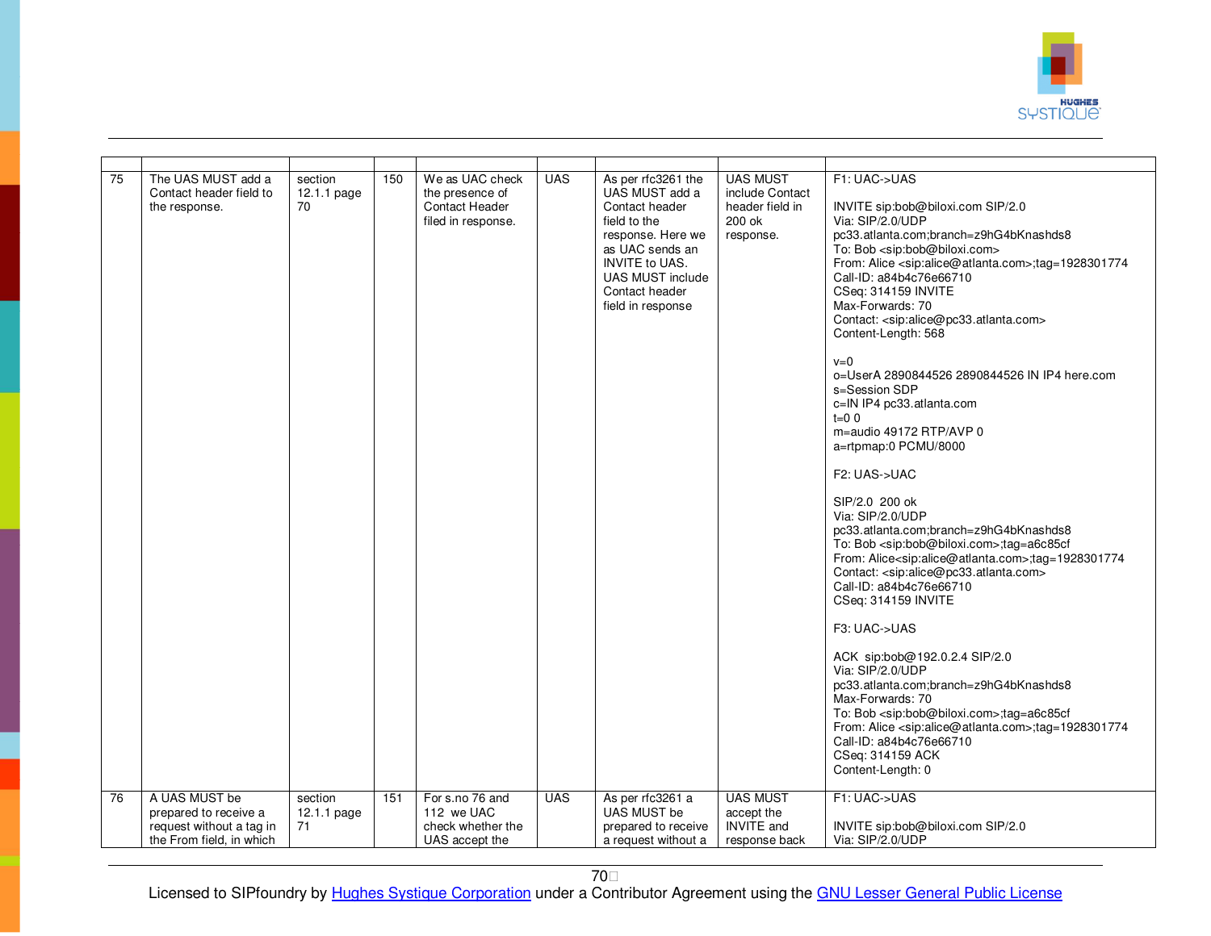| | | | | | | | | |
|---|---|---|---|---|---|---|---|---|
| 75 | The UAS MUST add a Contact header field to the response. | section 12.1.1 page 70 | 150 | We as UAC check the presence of Contact Header filed in response. | UAS | As per rfc3261 the UAS MUST add a Contact header field to the response. Here we as UAC sends an INVITE to UAS. UAS MUST include Contact header field in response | UAS MUST include Contact header field in 200 ok response. | F1: UAC->UAS<br><br>INVITE sip:bob@biloxi.com SIP/2.0<br>Via: SIP/2.0/UDP pc33.atlanta.com;branch=z9hG4bKnashds8<br>To: Bob <sip:bob@biloxi.com><br>From: Alice <sip:alice@atlanta.com>;tag=1928301774<br>Call-ID: a84b4c76e66710<br>CSeq: 314159 INVITE<br>Max-Forwards: 70<br>Contact: <sip:alice@pc33.atlanta.com><br>Content-Length: 568<br><br>v=0<br>o=UserA 2890844526 2890844526 IN IP4 here.com<br>s=Session SDP<br>c=IN IP4 pc33.atlanta.com<br>t=0 0<br>m=audio 49172 RTP/AVP 0<br>a=rtpmap:0 PCMU/8000<br><br>F2: UAS->UAC<br><br>SIP/2.0 200 ok<br>Via: SIP/2.0/UDP pc33.atlanta.com;branch=z9hG4bKnashds8<br>To: Bob <sip:bob@biloxi.com>;tag=a6c85cf<br>From: Alice<sip:alice@atlanta.com>;tag=1928301774<br>Contact: <sip:alice@pc33.atlanta.com><br>Call-ID: a84b4c76e66710<br>CSeq: 314159 INVITE<br><br>F3: UAC->UAS<br><br>ACK sip:bob@192.0.2.4 SIP/2.0<br>Via: SIP/2.0/UDP pc33.atlanta.com;branch=z9hG4bKnashds8<br>Max-Forwards: 70<br>To: Bob <sip:bob@biloxi.com>;tag=a6c85cf<br>From: Alice <sip:alice@atlanta.com>;tag=1928301774<br>Call-ID: a84b4c76e66710<br>CSeq: 314159 ACK<br>Content-Length: 0 |
| 76 | A UAS MUST be prepared to receive a request without a tag in the From field, in which | section 12.1.1 page 71 | 151 | For s.no 76 and 112 we UAC check whether the UAS accept the | UAS | As per rfc3261 a UAS MUST be prepared to receive a request without a | UAS MUST accept the INVITE and response back | F1: UAC->UAS<br><br>INVITE sip:bob@biloxi.com SIP/2.0<br>Via: SIP/2.0/UDP |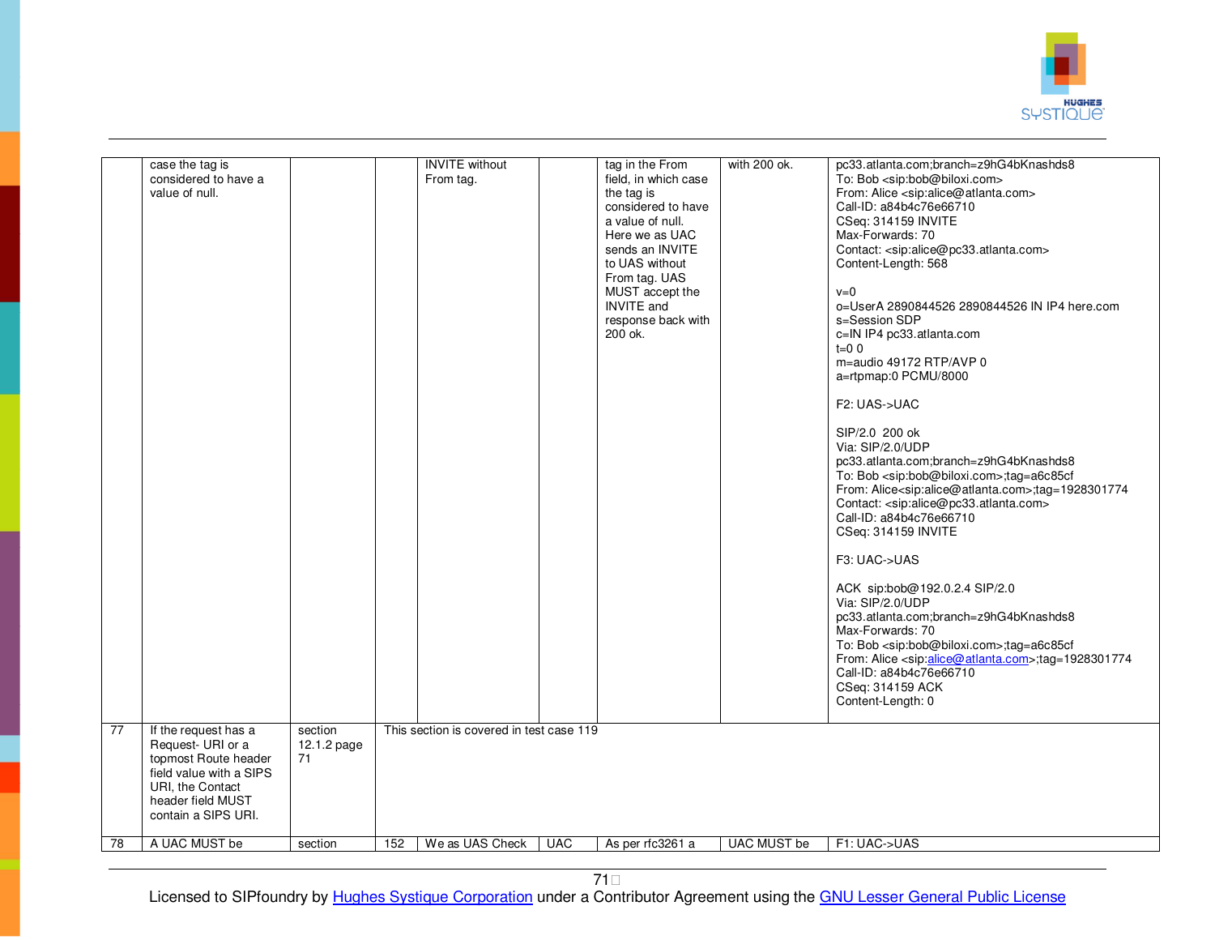| | | | | | | | | |
|---|---|---|---|---|---|---|---|---|
| | case the tag is considered to have a value of null. | | | INVITE without From tag. | | tag in the From field, in which case the tag is considered to have a value of null. Here we as UAC sends an INVITE to UAS without From tag. UAS MUST accept the INVITE and response back with 200 ok. | with 200 ok. | pc33.atlanta.com;branch=z9hG4bKnashds8<br>To: Bob <sip:bob@biloxi.com><br>From: Alice <sip:alice@atlanta.com><br>Call-ID: a84b4c76e66710<br>CSeq: 314159 INVITE<br>Max-Forwards: 70<br>Contact: <sip:alice@pc33.atlanta.com><br>Content-Length: 568<br><br>v=0<br>o=UserA 2890844526 2890844526 IN IP4 here.com<br>s=Session SDP<br>c=IN IP4 pc33.atlanta.com<br>t=0 0<br>m=audio 49172 RTP/AVP 0<br>a=rtpmap:0 PCMU/8000<br><br>F2: UAS->UAC<br><br>SIP/2.0 200 ok<br>Via: SIP/2.0/UDP<br>pc33.atlanta.com;branch=z9hG4bKnashds8<br>To: Bob <sip:bob@biloxi.com>;tag=a6c85cf<br>From: Alice<sip:alice@atlanta.com>;tag=1928301774<br>Contact: <sip:alice@pc33.atlanta.com><br>Call-ID: a84b4c76e66710<br>CSeq: 314159 INVITE<br><br>F3: UAC->UAS<br><br>ACK sip:bob@192.0.2.4 SIP/2.0<br>Via: SIP/2.0/UDP<br>pc33.atlanta.com;branch=z9hG4bKnashds8<br>Max-Forwards: 70<br>To: Bob <sip:bob@biloxi.com>;tag=a6c85cf<br>From: Alice <sip:alice@atlanta.com>;tag=1928301774<br>Call-ID: a84b4c76e66710<br>CSeq: 314159 ACK<br>Content-Length: 0 |
| 77 | If the request has a Request- URI or a topmost Route header field value with a SIPS URI, the Contact header field MUST contain a SIPS URI. | section 12.1.2 page 71 | This section is covered in test case 119 | | | | | |
| 78 | A UAC MUST be | section | 152 | We as UAS Check | UAC | As per rfc3261 a | UAC MUST be | F1: UAC->UAS |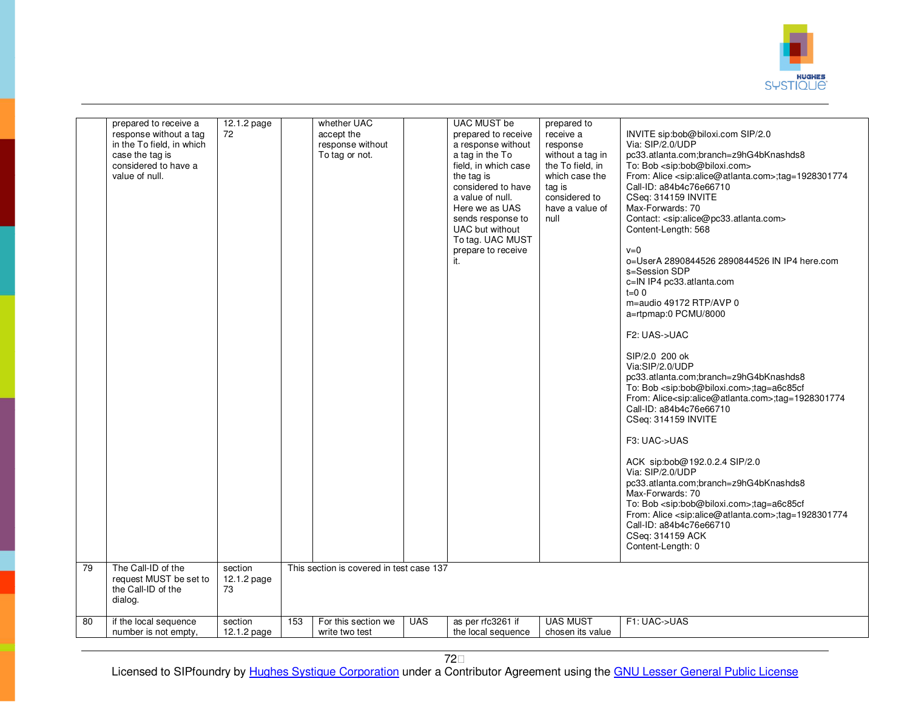|  |  |  |  |  |  |  |  |  |
|---|---|---|---|---|---|---|---|---|
|  | prepared to receive a response without a tag in the To field, in which case the tag is considered to have a value of null. | 12.1.2 page 72 |  | whether UAC accept the response without To tag or not. |  | UAC MUST be prepared to receive a response without a tag in the To field, in which case the tag is considered to have a value of null. Here we as UAS sends response to UAC but without To tag. UAC MUST prepare to receive it. | prepared to receive a response without a tag in the To field, in which case the tag is considered to have a value of null | INVITE sip:bob@biloxi.com SIP/2.0<br>Via: SIP/2.0/UDP pc33.atlanta.com;branch=z9hG4bKnashds8<br>To: Bob <sip:bob@biloxi.com><br>From: Alice <sip:alice@atlanta.com>;tag=1928301774<br>Call-ID: a84b4c76e66710<br>CSeq: 314159 INVITE<br>Max-Forwards: 70<br>Contact: <sip:alice@pc33.atlanta.com><br>Content-Length: 568<br><br>v=0<br>o=UserA 2890844526 2890844526 IN IP4 here.com<br>s=Session SDP<br>c=IN IP4 pc33.atlanta.com<br>t=0 0<br>m=audio 49172 RTP/AVP 0<br>a=rtpmap:0 PCMU/8000<br><br>F2: UAS->UAC<br><br>SIP/2.0 200 ok<br>Via:SIP/2.0/UDP pc33.atlanta.com;branch=z9hG4bKnashds8<br>To: Bob <sip:bob@biloxi.com>;tag=a6c85cf<br>From: Alice<sip:alice@atlanta.com>;tag=1928301774<br>Call-ID: a84b4c76e66710<br>CSeq: 314159 INVITE<br><br>F3: UAC->UAS<br><br>ACK sip:bob@192.0.2.4 SIP/2.0<br>Via: SIP/2.0/UDP pc33.atlanta.com;branch=z9hG4bKnashds8<br>Max-Forwards: 70<br>To: Bob <sip:bob@biloxi.com>;tag=a6c85cf<br>From: Alice <sip:alice@atlanta.com>;tag=1928301774<br>Call-ID: a84b4c76e66710<br>CSeq: 314159 ACK<br>Content-Length: 0 |
| 79 | The Call-ID of the request MUST be set to the Call-ID of the dialog. | section 12.1.2 page 73 | This section is covered in test case 137 |  |  |  |  |  |
| 80 | if the local sequence number is not empty, | section 12.1.2 page | 153 | For this section we write two test | UAS | as per rfc3261 if the local sequence | UAS MUST chosen its value | F1: UAC->UAS |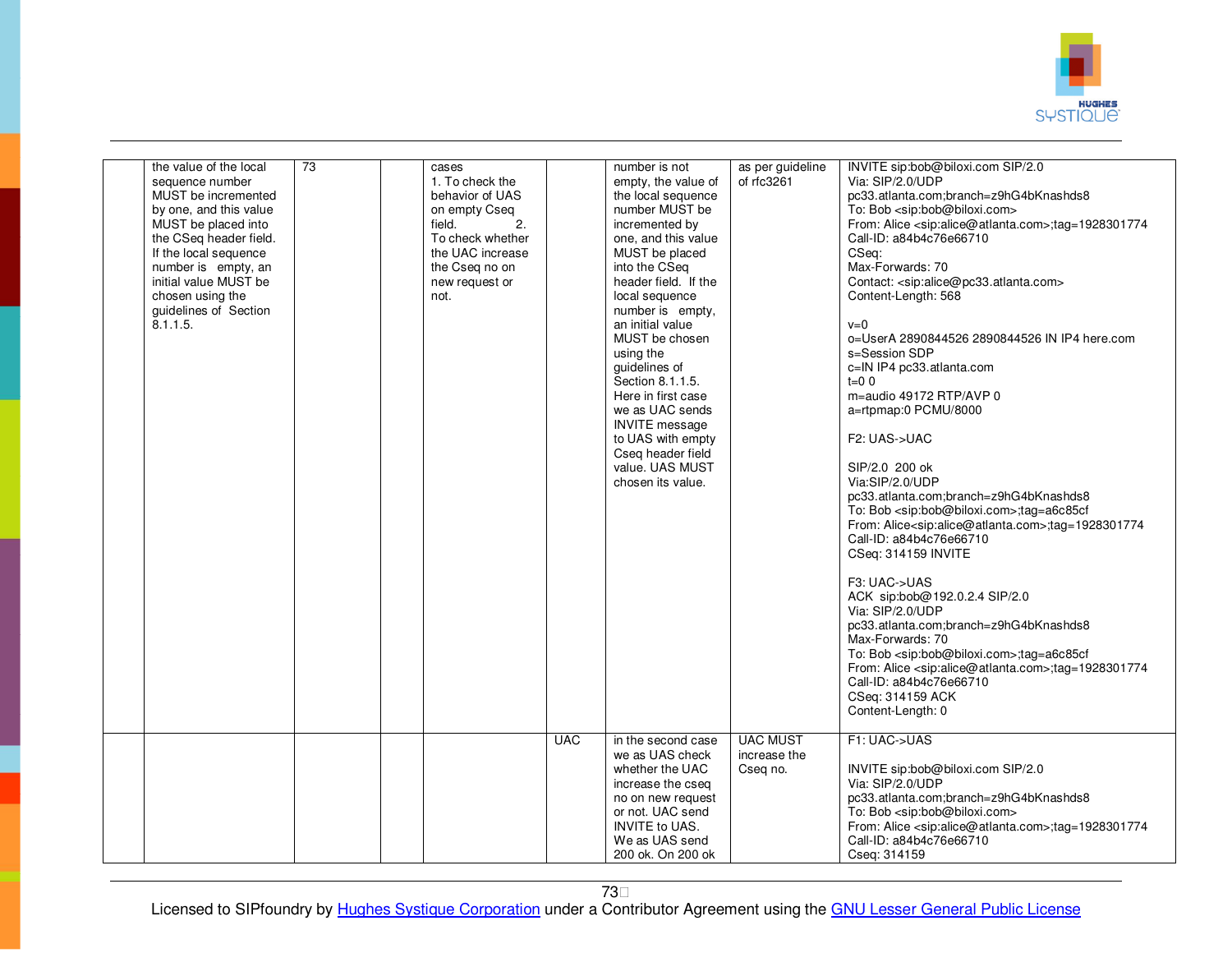| | | | | | | | | |
|---|---|---|---|---|---|---|---|---|
| | the value of the local sequence number MUST be incremented by one, and this value MUST be placed into the CSeq header field. If the local sequence number is empty, an initial value MUST be chosen using the guidelines of Section 8.1.1.5. | 73 | | cases 1. To check the behavior of UAS on empty Cseq field. 2. To check whether the UAC increase the Cseq no on new request or not. | | number is not empty, the value of the local sequence number MUST be incremented by one, and this value MUST be placed into the CSeq header field. If the local sequence number is empty, an initial value MUST be chosen using the guidelines of Section 8.1.1.5. Here in first case we as UAC sends INVITE message to UAS with empty Cseq header field value. UAS MUST chosen its value. | as per guideline of rfc3261 | INVITE sip:bob@biloxi.com SIP/2.0<br>Via: SIP/2.0/UDP pc33.atlanta.com;branch=z9hG4bKnashds8<br>To: Bob <sip:bob@biloxi.com><br>From: Alice <sip:alice@atlanta.com>;tag=1928301774<br>Call-ID: a84b4c76e66710<br>CSeq:<br>Max-Forwards: 70<br>Contact: <sip:alice@pc33.atlanta.com><br>Content-Length: 568<br><br>v=0<br>o=UserA 2890844526 2890844526 IN IP4 here.com<br>s=Session SDP<br>c=IN IP4 pc33.atlanta.com<br>t=0 0<br>m=audio 49172 RTP/AVP 0<br>a=rtpmap:0 PCMU/8000<br><br>F2: UAS->UAC<br><br>SIP/2.0 200 ok<br>Via:SIP/2.0/UDP pc33.atlanta.com;branch=z9hG4bKnashds8<br>To: Bob <sip:bob@biloxi.com>;tag=a6c85cf<br>From: Alice<sip:alice@atlanta.com>;tag=1928301774<br>Call-ID: a84b4c76e66710<br>CSeq: 314159 INVITE<br><br>F3: UAC->UAS<br>ACK sip:bob@192.0.2.4 SIP/2.0<br>Via: SIP/2.0/UDP pc33.atlanta.com;branch=z9hG4bKnashds8<br>Max-Forwards: 70<br>To: Bob <sip:bob@biloxi.com>;tag=a6c85cf<br>From: Alice <sip:alice@atlanta.com>;tag=1928301774<br>Call-ID: a84b4c76e66710<br>CSeq: 314159 ACK<br>Content-Length: 0 |
| | | | | | UAC | in the second case we as UAS check whether the UAC increase the cseq no on new request or not. UAC send INVITE to UAS. We as UAS send 200 ok. On 200 ok | UAC MUST increase the Cseq no. | F1: UAC->UAS<br><br>INVITE sip:bob@biloxi.com SIP/2.0<br>Via: SIP/2.0/UDP pc33.atlanta.com;branch=z9hG4bKnashds8<br>To: Bob <sip:bob@biloxi.com><br>From: Alice <sip:alice@atlanta.com>;tag=1928301774<br>Call-ID: a84b4c76e66710<br>Cseq: 314159 |

Licensed to SIPfoundry by Hughes Systique Corporation under a Contributor Agreement using the GNU Lesser General Public License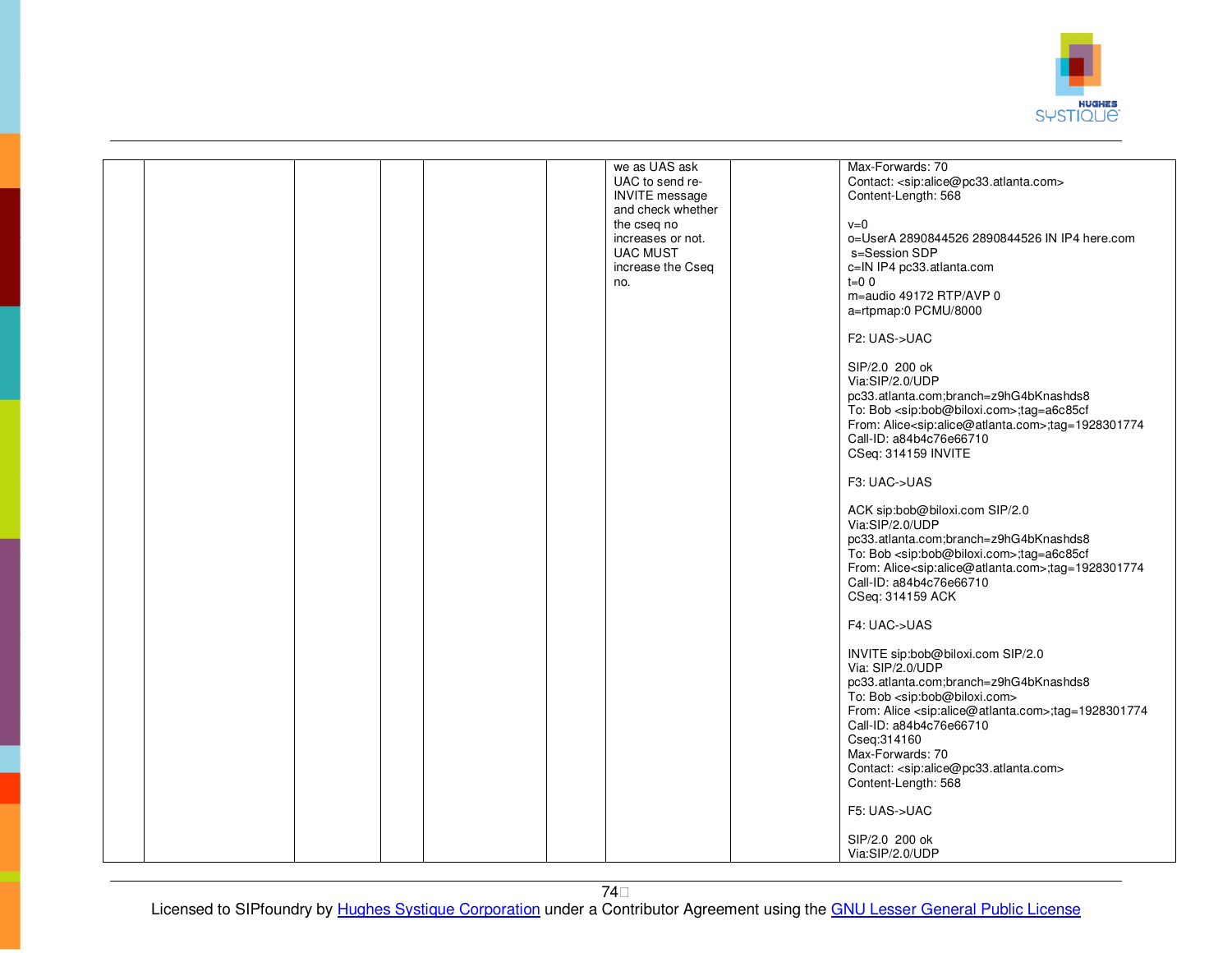|  |  |  |  |  |  | we as UAS ask UAC to send re-INVITE message and check whether the cseq no increases or not. UAC MUST increase the Cseq no. |  | Max-Forwards: 70<br>Contact: <sip:alice@pc33.atlanta.com><br>Content-Length: 568<br><br>v=0<br>o=UserA 2890844526 2890844526 IN IP4 here.com<br>s=Session SDP<br>c=IN IP4 pc33.atlanta.com<br>t=0 0<br>m=audio 49172 RTP/AVP 0<br>a=rtpmap:0 PCMU/8000<br><br>F2: UAS->UAC<br><br>SIP/2.0 200 ok<br>Via:SIP/2.0/UDP<br>pc33.atlanta.com;branch=z9hG4bKnashds8<br>To: Bob <sip:bob@biloxi.com>;tag=a6c85cf<br>From: Alice<sip:alice@atlanta.com>;tag=1928301774<br>Call-ID: a84b4c76e66710<br>CSeq: 314159 INVITE<br><br>F3: UAC->UAS<br><br>ACK sip:bob@biloxi.com SIP/2.0<br>Via:SIP/2.0/UDP<br>pc33.atlanta.com;branch=z9hG4bKnashds8<br>To: Bob <sip:bob@biloxi.com>;tag=a6c85cf<br>From: Alice<sip:alice@atlanta.com>;tag=1928301774<br>Call-ID: a84b4c76e66710<br>CSeq: 314159 ACK<br><br>F4: UAC->UAS<br><br>INVITE sip:bob@biloxi.com SIP/2.0<br>Via: SIP/2.0/UDP<br>pc33.atlanta.com;branch=z9hG4bKnashds8<br>To: Bob <sip:bob@biloxi.com><br>From: Alice <sip:alice@atlanta.com>;tag=1928301774<br>Call-ID: a84b4c76e66710<br>Cseq:314160<br>Max-Forwards: 70<br>Contact: <sip:alice@pc33.atlanta.com><br>Content-Length: 568<br><br>F5: UAS->UAC<br><br>SIP/2.0 200 ok<br>Via:SIP/2.0/UDP |
|---|---|---|---|---|---|---|---|---|

Licensed to SIPfoundry by Hughes Systique Corporation under a Contributor Agreement using the GNU Lesser General Public License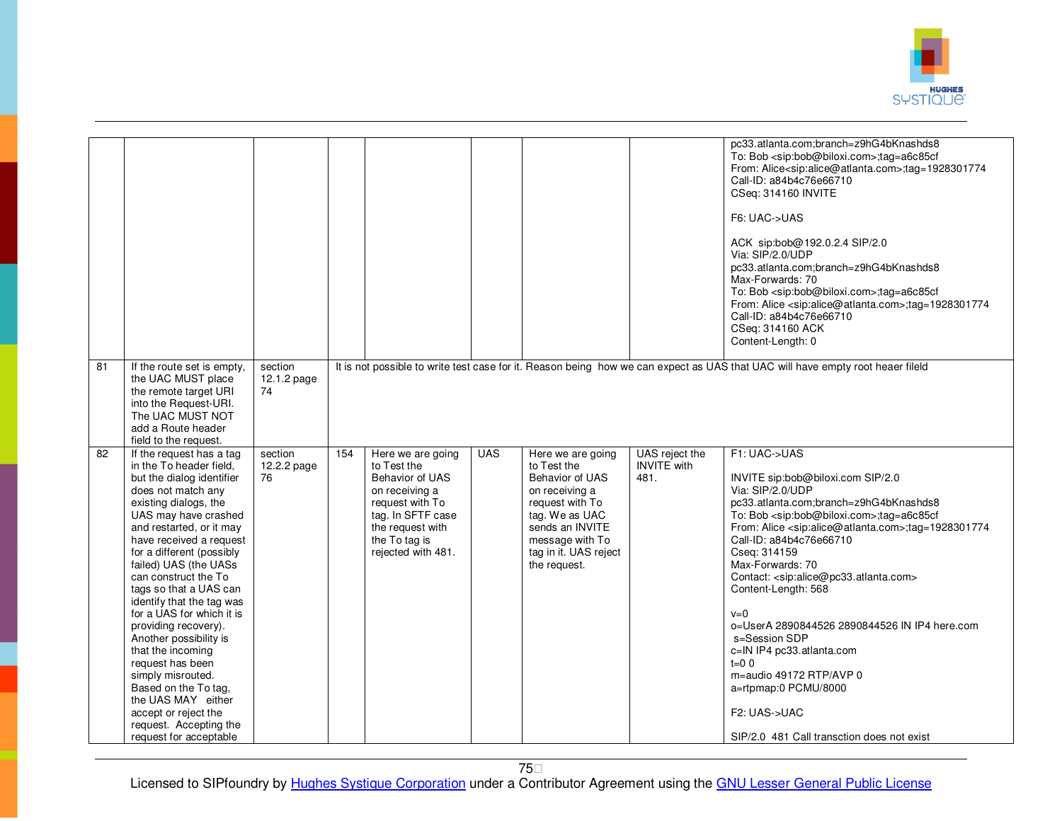| | | | | | | | | |
|---|---|---|---|---|---|---|---|---|
| | | | | | | | | pc33.atlanta.com;branch=z9hG4bKnashds8<br>To: Bob <sip:bob@biloxi.com>;tag=a6c85cf<br>From: Alice<sip:alice@atlanta.com>;tag=1928301774<br>Call-ID: a84b4c76e66710<br>CSeq: 314160 INVITE<br><br>F6: UAC->UAS<br><br>ACK sip:bob@192.0.2.4 SIP/2.0<br>Via: SIP/2.0/UDP<br>pc33.atlanta.com;branch=z9hG4bKnashds8<br>Max-Forwards: 70<br>To: Bob <sip:bob@biloxi.com>;tag=a6c85cf<br>From: Alice <sip:alice@atlanta.com>;tag=1928301774<br>Call-ID: a84b4c76e66710<br>CSeq: 314160 ACK<br>Content-Length: 0 |
| 81 | If the route set is empty, the UAC MUST place the remote target URI into the Request-URI. The UAC MUST NOT add a Route header field to the request. | section 12.1.2 page 74 | It is not possible to write test case for it. Reason being how we can expect as UAS that UAC will have empty root heaer fileld | | | | | |
| 82 | If the request has a tag in the To header field, but the dialog identifier does not match any existing dialogs, the UAS may have crashed and restarted, or it may have received a request for a different (possibly failed) UAS (the UASs can construct the To tags so that a UAS can identify that the tag was for a UAS for which it is providing recovery). Another possibility is that the incoming request has been simply misrouted. Based on the To tag, the UAS MAY either accept or reject the request. Accepting the request for acceptable | section 12.2.2 page 76 | 154 | Here we are going to Test the Behavior of UAS on receiving a request with To tag. In SFTF case the request with the To tag is rejected with 481. | UAS | Here we are going to Test the Behavior of UAS on receiving a request with To tag. We as UAC sends an INVITE message with To tag in it. UAS reject the request. | UAS reject the INVITE with 481. | F1: UAC->UAS<br><br>INVITE sip:bob@biloxi.com SIP/2.0<br>Via: SIP/2.0/UDP<br>pc33.atlanta.com;branch=z9hG4bKnashds8<br>To: Bob <sip:bob@biloxi.com>;tag=a6c85cf<br>From: Alice <sip:alice@atlanta.com>;tag=1928301774<br>Call-ID: a84b4c76e66710<br>Cseq: 314159<br>Max-Forwards: 70<br>Contact: <sip:alice@pc33.atlanta.com><br>Content-Length: 568<br><br>v=0<br>o=UserA 2890844526 2890844526 IN IP4 here.com<br>s=Session SDP<br>c=IN IP4 pc33.atlanta.com<br>t=0 0<br>m=audio 49172 RTP/AVP 0<br>a=rtpmap:0 PCMU/8000<br><br>F2: UAS->UAC<br><br>SIP/2.0 481 Call transction does not exist |

Licensed to SIPfoundry by Hughes Systique Corporation under a Contributor Agreement using the GNU Lesser General Public License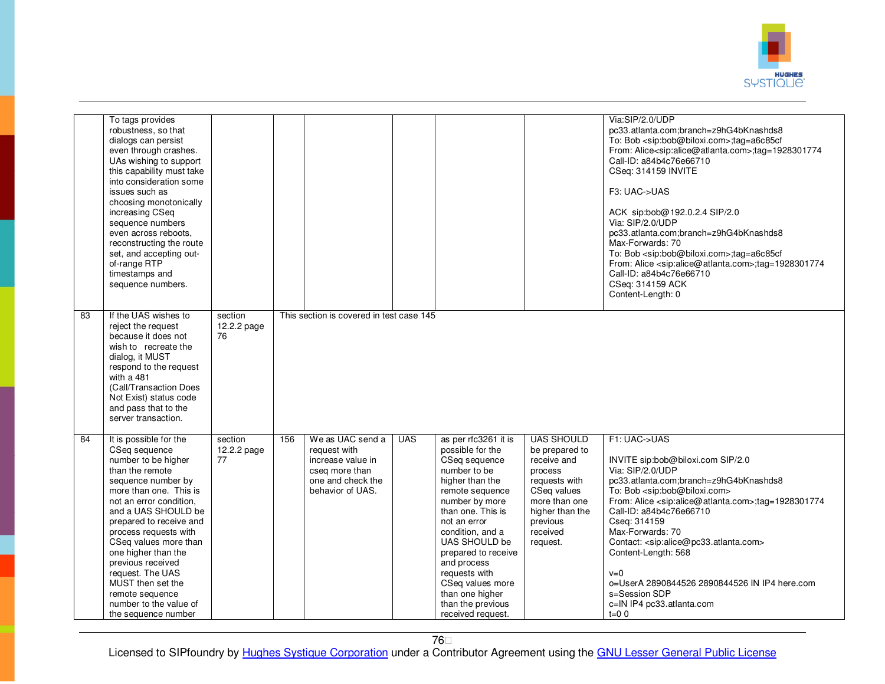| | | | | | | | | |
|---|---|---|---|---|---|---|---|---|
| | To tags provides robustness, so that dialogs can persist even through crashes. UAs wishing to support this capability must take into consideration some issues such as choosing monotonically increasing CSeq sequence numbers even across reboots, reconstructing the route set, and accepting out-of-range RTP timestamps and sequence numbers. | | | | | | | Via:SIP/2.0/UDP pc33.atlanta.com;branch=z9hG4bKnashds8<br>To: Bob <sip:bob@biloxi.com>;tag=a6c85cf<br>From: Alice<sip:alice@atlanta.com>;tag=1928301774<br>Call-ID: a84b4c76e66710<br>CSeq: 314159 INVITE<br><br>F3: UAC->UAS<br><br>ACK sip:bob@192.0.2.4 SIP/2.0<br>Via: SIP/2.0/UDP pc33.atlanta.com;branch=z9hG4bKnashds8<br>Max-Forwards: 70<br>To: Bob <sip:bob@biloxi.com>;tag=a6c85cf<br>From: Alice <sip:alice@atlanta.com>;tag=1928301774<br>Call-ID: a84b4c76e66710<br>CSeq: 314159 ACK<br>Content-Length: 0 |
| 83 | If the UAS wishes to reject the request because it does not wish to recreate the dialog, it MUST respond to the request with a 481 (Call/Transaction Does Not Exist) status code and pass that to the server transaction. | section 12.2.2 page 76 | This section is covered in test case 145 | | | | | |
| 84 | It is possible for the CSeq sequence number to be higher than the remote sequence number by more than one. This is not an error condition, and a UAS SHOULD be prepared to receive and process requests with CSeq values more than one higher than the previous received request. The UAS MUST then set the remote sequence number to the value of the sequence number | section 12.2.2 page 77 | 156 | We as UAC send a request with increase value in cseq more than one and check the behavior of UAS. | UAS | as per rfc3261 it is possible for the CSeq sequence number to be higher than the remote sequence number by more than one. This is not an error condition, and a UAS SHOULD be prepared to receive and process requests with CSeq values more than one higher than the previous received request. | UAS SHOULD be prepared to receive and process requests with CSeq values more than one higher than the previous received request. | F1: UAC->UAS<br><br>INVITE sip:bob@biloxi.com SIP/2.0<br>Via: SIP/2.0/UDP pc33.atlanta.com;branch=z9hG4bKnashds8<br>To: Bob <sip:bob@biloxi.com><br>From: Alice <sip:alice@atlanta.com>;tag=1928301774<br>Call-ID: a84b4c76e66710<br>Cseq: 314159<br>Max-Forwards: 70<br>Contact: <sip:alice@pc33.atlanta.com><br>Content-Length: 568<br><br>v=0<br>o=UserA 2890844526 2890844526 IN IP4 here.com<br>s=Session SDP<br>c=IN IP4 pc33.atlanta.com<br>t=0 0 |

Licensed to SIPfoundry by Hughes Systique Corporation under a Contributor Agreement using the GNU Lesser General Public License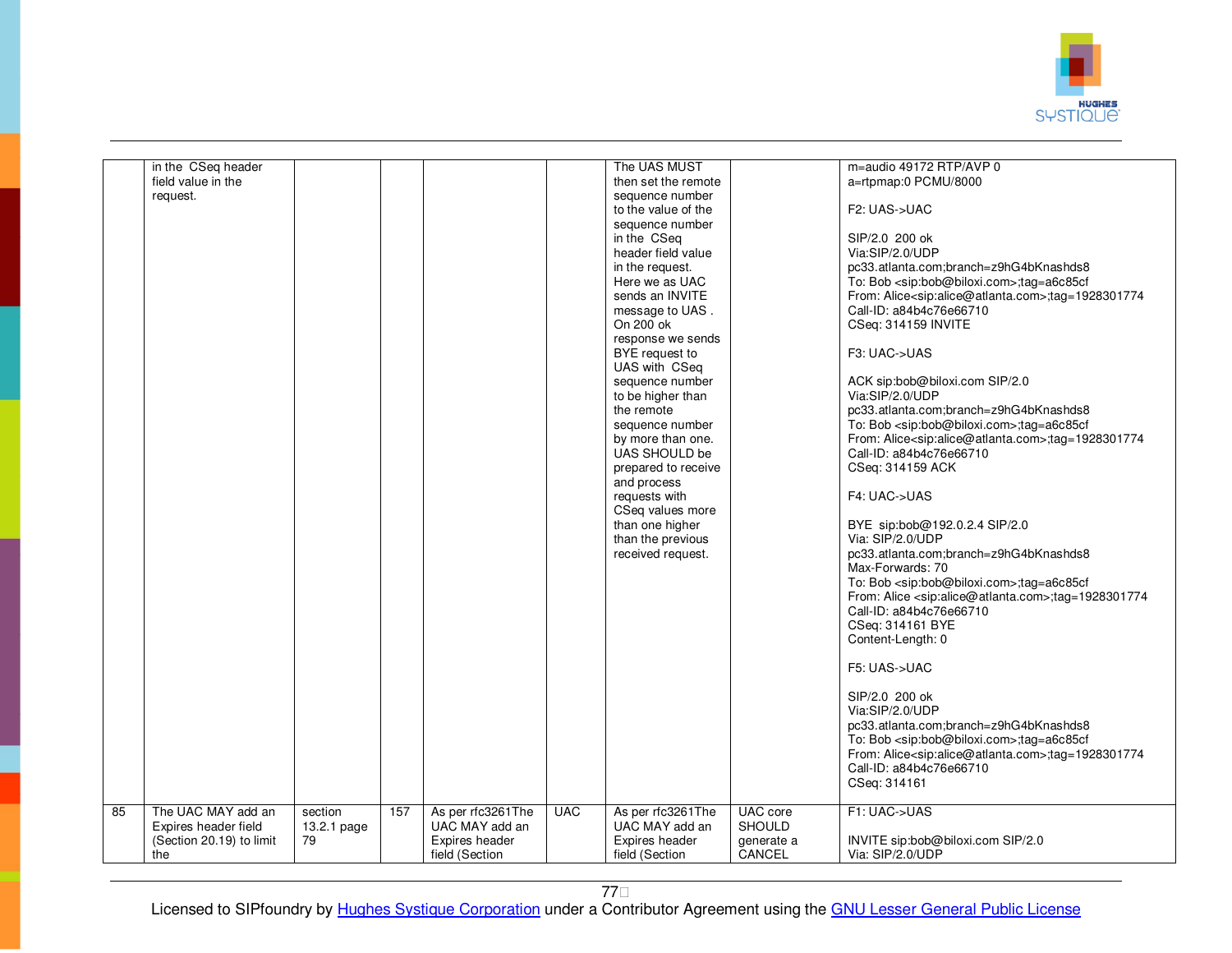| | | | | | | | | |
|---|---|---|---|---|---|---|---|---|
| | in the CSeq header field value in the request. | | | | | The UAS MUST then set the remote sequence number to the value of the sequence number in the CSeq header field value in the request. Here we as UAC sends an INVITE message to UAS . On 200 ok response we sends BYE request to UAS with CSeq sequence number to be higher than the remote sequence number by more than one. UAS SHOULD be prepared to receive and process requests with CSeq values more than one higher than the previous received request. | | m=audio 49172 RTP/AVP 0<br>a=rtpmap:0 PCMU/8000<br><br>F2: UAS->UAC<br><br>SIP/2.0 200 ok<br>Via:SIP/2.0/UDP<br>pc33.atlanta.com;branch=z9hG4bKnashds8<br>To: Bob <sip:bob@biloxi.com>;tag=a6c85cf<br>From: Alice<sip:alice@atlanta.com>;tag=1928301774<br>Call-ID: a84b4c76e66710<br>CSeq: 314159 INVITE<br><br>F3: UAC->UAS<br><br>ACK sip:bob@biloxi.com SIP/2.0<br>Via:SIP/2.0/UDP<br>pc33.atlanta.com;branch=z9hG4bKnashds8<br>To: Bob <sip:bob@biloxi.com>;tag=a6c85cf<br>From: Alice<sip:alice@atlanta.com>;tag=1928301774<br>Call-ID: a84b4c76e66710<br>CSeq: 314159 ACK<br><br>F4: UAC->UAS<br><br>BYE sip:bob@192.0.2.4 SIP/2.0<br>Via: SIP/2.0/UDP<br>pc33.atlanta.com;branch=z9hG4bKnashds8<br>Max-Forwards: 70<br>To: Bob <sip:bob@biloxi.com>;tag=a6c85cf<br>From: Alice <sip:alice@atlanta.com>;tag=1928301774<br>Call-ID: a84b4c76e66710<br>CSeq: 314161 BYE<br>Content-Length: 0<br><br>F5: UAS->UAC<br><br>SIP/2.0 200 ok<br>Via:SIP/2.0/UDP<br>pc33.atlanta.com;branch=z9hG4bKnashds8<br>To: Bob <sip:bob@biloxi.com>;tag=a6c85cf<br>From: Alice<sip:alice@atlanta.com>;tag=1928301774<br>Call-ID: a84b4c76e66710<br>CSeq: 314161 |
| 85 | The UAC MAY add an Expires header field (Section 20.19) to limit the | section 13.2.1 page 79 | 157 | As per rfc3261The UAC MAY add an Expires header field (Section | UAC | As per rfc3261The UAC MAY add an Expires header field (Section | UAC core SHOULD generate a CANCEL | F1: UAC->UAS<br><br>INVITE sip:bob@biloxi.com SIP/2.0<br>Via: SIP/2.0/UDP |

Licensed to SIPfoundry by Hughes Systique Corporation under a Contributor Agreement using the GNU Lesser General Public License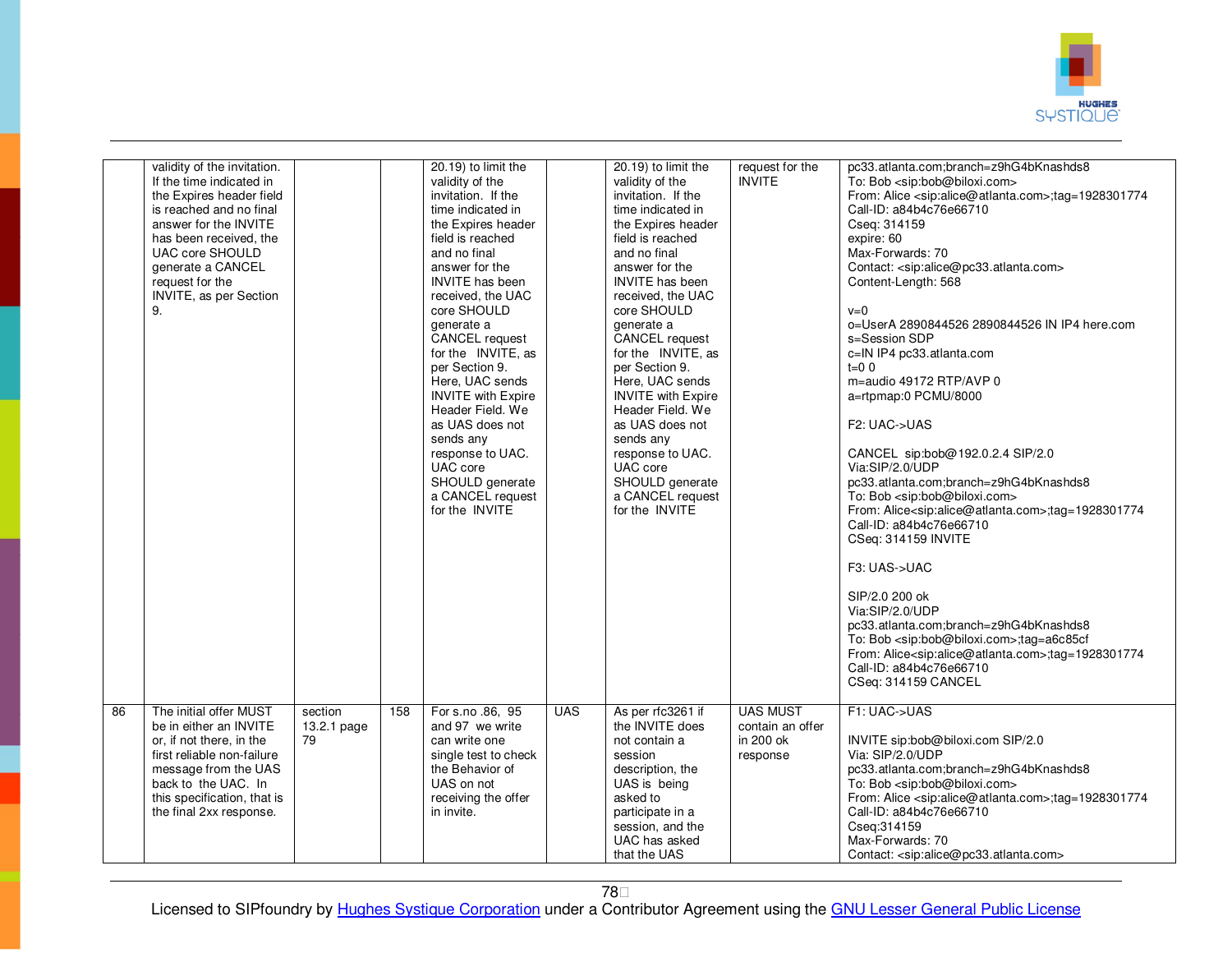| | | | | | | | | |
|---|---|---|---|---|---|---|---|---|
| | validity of the invitation. If the time indicated in the Expires header field is reached and no final answer for the INVITE has been received, the UAC core SHOULD generate a CANCEL request for the INVITE, as per Section 9. | | | 20.19) to limit the validity of the invitation. If the time indicated in the Expires header field is reached and no final answer for the INVITE has been received, the UAC core SHOULD generate a CANCEL request for the INVITE, as per Section 9. Here, UAC sends INVITE with Expire Header Field. We as UAS does not sends any response to UAC. UAC core SHOULD generate a CANCEL request for the INVITE | | 20.19) to limit the validity of the invitation. If the time indicated in the Expires header field is reached and no final answer for the INVITE has been received, the UAC core SHOULD generate a CANCEL request for the INVITE, as per Section 9. Here, UAC sends INVITE with Expire Header Field. We as UAS does not sends any response to UAC. UAC core SHOULD generate a CANCEL request for the INVITE | request for the INVITE | pc33.atlanta.com;branch=z9hG4bKnashds8<br>To: Bob <sip:bob@biloxi.com><br>From: Alice <sip:alice@atlanta.com>;tag=1928301774<br>Call-ID: a84b4c76e66710<br>Cseq: 314159<br>expire: 60<br>Max-Forwards: 70<br>Contact: <sip:alice@pc33.atlanta.com><br>Content-Length: 568<br><br>v=0<br>o=UserA 2890844526 2890844526 IN IP4 here.com<br>s=Session SDP<br>c=IN IP4 pc33.atlanta.com<br>t=0 0<br>m=audio 49172 RTP/AVP 0<br>a=rtpmap:0 PCMU/8000<br><br>F2: UAC->UAS<br><br>CANCEL sip:bob@192.0.2.4 SIP/2.0<br>Via:SIP/2.0/UDP<br>pc33.atlanta.com;branch=z9hG4bKnashds8<br>To: Bob <sip:bob@biloxi.com><br>From: Alice<sip:alice@atlanta.com>;tag=1928301774<br>Call-ID: a84b4c76e66710<br>CSeq: 314159 INVITE<br><br>F3: UAS->UAC<br><br>SIP/2.0 200 ok<br>Via:SIP/2.0/UDP<br>pc33.atlanta.com;branch=z9hG4bKnashds8<br>To: Bob <sip:bob@biloxi.com>;tag=a6c85cf<br>From: Alice<sip:alice@atlanta.com>;tag=1928301774<br>Call-ID: a84b4c76e66710<br>CSeq: 314159 CANCEL |
| 86 | The initial offer MUST be in either an INVITE or, if not there, in the first reliable non-failure message from the UAS back to the UAC. In this specification, that is the final 2xx response. | section 13.2.1 page 79 | 158 | For s.no .86, 95 and 97 we write can write one single test to check the Behavior of UAS on not receiving the offer in invite. | UAS | As per rfc3261 if the INVITE does not contain a session description, the UAS is being asked to participate in a session, and the UAC has asked that the UAS | UAS MUST contain an offer in 200 ok response | F1: UAC->UAS<br><br>INVITE sip:bob@biloxi.com SIP/2.0<br>Via: SIP/2.0/UDP<br>pc33.atlanta.com;branch=z9hG4bKnashds8<br>To: Bob <sip:bob@biloxi.com><br>From: Alice <sip:alice@atlanta.com>;tag=1928301774<br>Call-ID: a84b4c76e66710<br>Cseq:314159<br>Max-Forwards: 70<br>Contact: <sip:alice@pc33.atlanta.com> |

Licensed to SIPfoundry by Hughes Systique Corporation under a Contributor Agreement using the GNU Lesser General Public License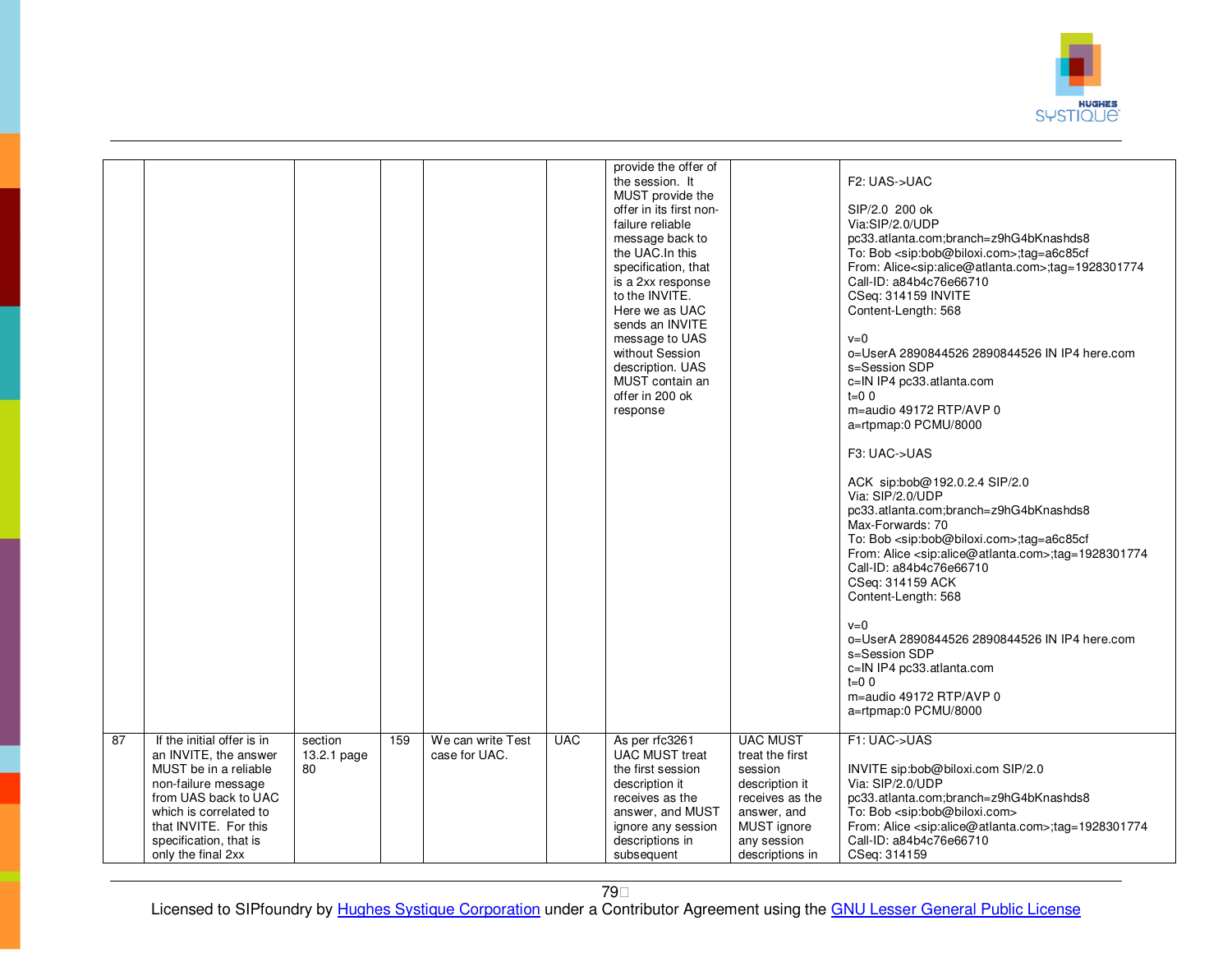| | | | | | | | | |
|---|---|---|---|---|---|---|---|---|
| | | | | | | provide the offer of the session. It MUST provide the offer in its first non-failure reliable message back to the UAC.In this specification, that is a 2xx response to the INVITE. Here we as UAC sends an INVITE message to UAS without Session description. UAS MUST contain an offer in 200 ok response | | F2: UAS->UAC<br><br>SIP/2.0 200 ok<br>Via:SIP/2.0/UDP pc33.atlanta.com;branch=z9hG4bKnashds8<br>To: Bob <sip:bob@biloxi.com>;tag=a6c85cf<br>From: Alice<sip:alice@atlanta.com>;tag=1928301774<br>Call-ID: a84b4c76e66710<br>CSeq: 314159 INVITE<br>Content-Length: 568<br><br>v=0<br>o=UserA 2890844526 2890844526 IN IP4 here.com<br>s=Session SDP<br>c=IN IP4 pc33.atlanta.com<br>t=0 0<br>m=audio 49172 RTP/AVP 0<br>a=rtpmap:0 PCMU/8000<br><br>F3: UAC->UAS<br><br>ACK sip:bob@192.0.2.4 SIP/2.0<br>Via: SIP/2.0/UDP pc33.atlanta.com;branch=z9hG4bKnashds8<br>Max-Forwards: 70<br>To: Bob <sip:bob@biloxi.com>;tag=a6c85cf<br>From: Alice <sip:alice@atlanta.com>;tag=1928301774<br>Call-ID: a84b4c76e66710<br>CSeq: 314159 ACK<br>Content-Length: 568<br><br>v=0<br>o=UserA 2890844526 2890844526 IN IP4 here.com<br>s=Session SDP<br>c=IN IP4 pc33.atlanta.com<br>t=0 0<br>m=audio 49172 RTP/AVP 0<br>a=rtpmap:0 PCMU/8000 |
| 87 | If the initial offer is in an INVITE, the answer MUST be in a reliable non-failure message from UAS back to UAC which is correlated to that INVITE. For this specification, that is only the final 2xx | section 13.2.1 page 80 | 159 | We can write Test case for UAC. | UAC | As per rfc3261 UAC MUST treat the first session description it receives as the answer, and MUST ignore any session descriptions in subsequent | UAC MUST treat the first session description it receives as the answer, and MUST ignore any session descriptions in | F1: UAC->UAS<br><br>INVITE sip:bob@biloxi.com SIP/2.0<br>Via: SIP/2.0/UDP pc33.atlanta.com;branch=z9hG4bKnashds8<br>To: Bob <sip:bob@biloxi.com><br>From: Alice <sip:alice@atlanta.com>;tag=1928301774<br>Call-ID: a84b4c76e66710<br>CSeq: 314159 |

Licensed to SIPfoundry by Hughes Systique Corporation under a Contributor Agreement using the GNU Lesser General Public License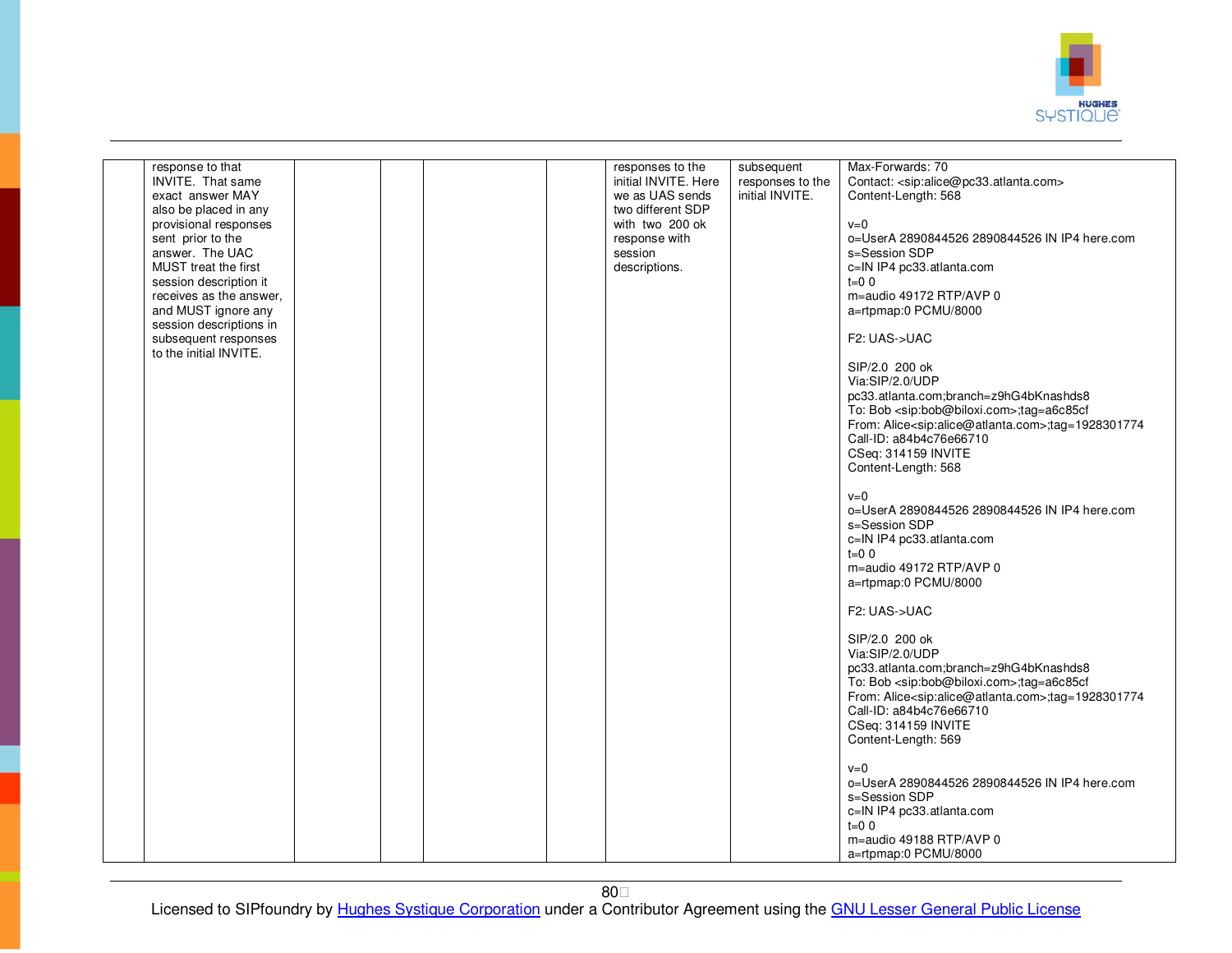|  |  |  |  |  |  |  |  |  |
|---|---|---|---|---|---|---|---|---|
|  | response to that INVITE. That same exact answer MAY also be placed in any provisional responses sent prior to the answer. The UAC MUST treat the first session description it receives as the answer, and MUST ignore any session descriptions in subsequent responses to the initial INVITE. |  |  |  |  | responses to the initial INVITE. Here we as UAS sends two different SDP with two 200 ok response with session descriptions. | subsequent responses to the initial INVITE. | Max-Forwards: 70<br>Contact: <sip:alice@pc33.atlanta.com><br>Content-Length: 568<br><br>v=0<br>o=UserA 2890844526 2890844526 IN IP4 here.com<br>s=Session SDP<br>c=IN IP4 pc33.atlanta.com<br>t=0 0<br>m=audio 49172 RTP/AVP 0<br>a=rtpmap:0 PCMU/8000<br><br>F2: UAS->UAC<br><br>SIP/2.0 200 ok<br>Via:SIP/2.0/UDP<br>pc33.atlanta.com;branch=z9hG4bKnashds8<br>To: Bob <sip:bob@biloxi.com>;tag=a6c85cf<br>From: Alice<sip:alice@atlanta.com>;tag=1928301774<br>Call-ID: a84b4c76e66710<br>CSeq: 314159 INVITE<br>Content-Length: 568<br><br>v=0<br>o=UserA 2890844526 2890844526 IN IP4 here.com<br>s=Session SDP<br>c=IN IP4 pc33.atlanta.com<br>t=0 0<br>m=audio 49172 RTP/AVP 0<br>a=rtpmap:0 PCMU/8000<br><br>F2: UAS->UAC<br><br>SIP/2.0 200 ok<br>Via:SIP/2.0/UDP<br>pc33.atlanta.com;branch=z9hG4bKnashds8<br>To: Bob <sip:bob@biloxi.com>;tag=a6c85cf<br>From: Alice<sip:alice@atlanta.com>;tag=1928301774<br>Call-ID: a84b4c76e66710<br>CSeq: 314159 INVITE<br>Content-Length: 569<br><br>v=0<br>o=UserA 2890844526 2890844526 IN IP4 here.com<br>s=Session SDP<br>c=IN IP4 pc33.atlanta.com<br>t=0 0<br>m=audio 49188 RTP/AVP 0<br>a=rtpmap:0 PCMU/8000 |

Licensed to SIPfoundry by Hughes Systique Corporation under a Contributor Agreement using the GNU Lesser General Public License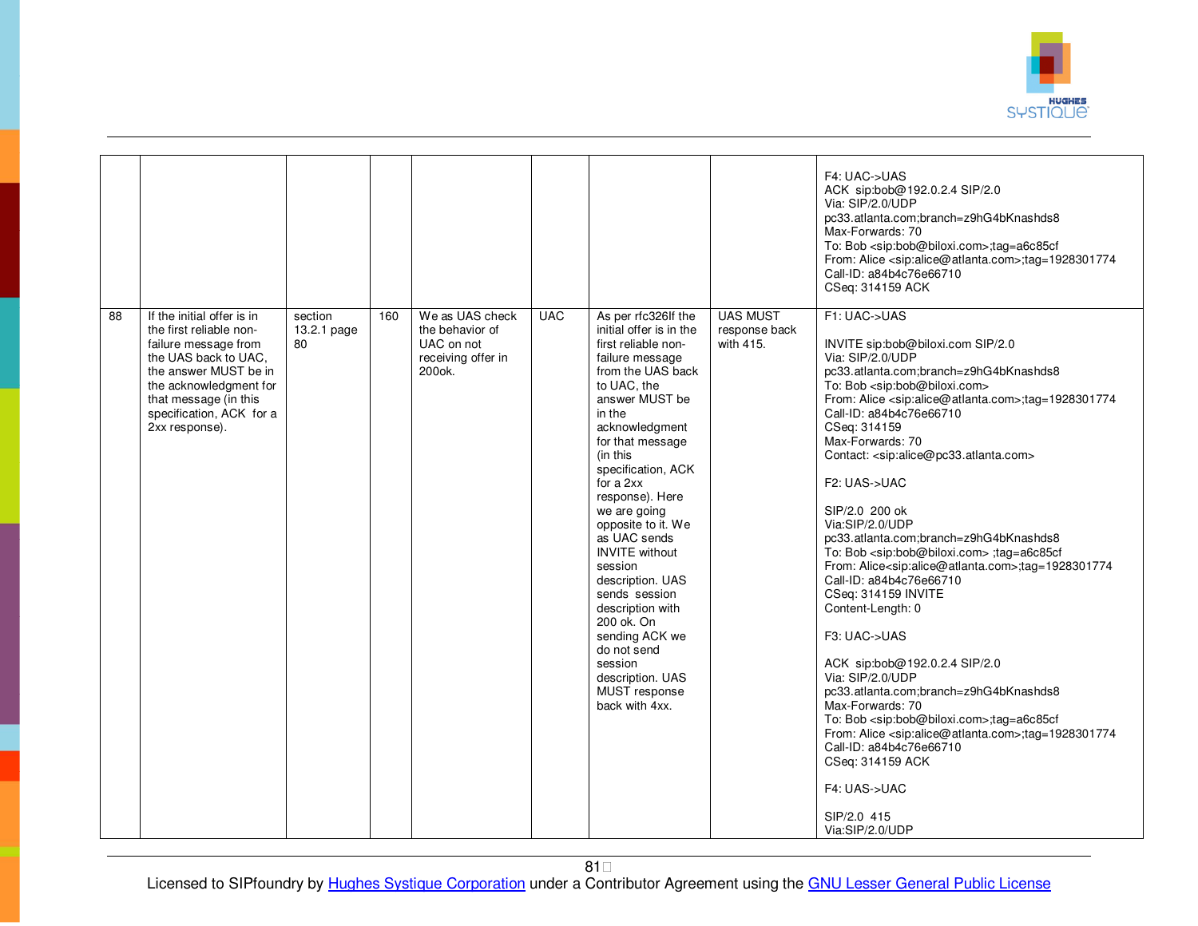| | | | | | | | | |
|---|---|---|---|---|---|---|---|---|
| | | | | | | | | F4: UAC->UAS<br>ACK sip:bob@192.0.2.4 SIP/2.0<br>Via: SIP/2.0/UDP<br>pc33.atlanta.com;branch=z9hG4bKnashds8<br>Max-Forwards: 70<br>To: Bob <sip:bob@biloxi.com>;tag=a6c85cf<br>From: Alice <sip:alice@atlanta.com>;tag=1928301774<br>Call-ID: a84b4c76e66710<br>CSeq: 314159 ACK |
| 88 | If the initial offer is in the first reliable non-failure message from the UAS back to UAC, the answer MUST be in the acknowledgment for that message (in this specification, ACK for a 2xx response). | section 13.2.1 page 80 | 160 | We as UAS check the behavior of UAC on not receiving offer in 200ok. | UAC | As per rfc326If the initial offer is in the first reliable non-failure message from the UAS back to UAC, the answer MUST be in the acknowledgment for that message (in this specification, ACK for a 2xx response). Here we are going opposite to it. We as UAC sends INVITE without session description. UAS sends session description with 200 ok. On sending ACK we do not send session description. UAS MUST response back with 4xx. | UAS MUST response back with 415. | F1: UAC->UAS<br><br>INVITE sip:bob@biloxi.com SIP/2.0<br>Via: SIP/2.0/UDP<br>pc33.atlanta.com;branch=z9hG4bKnashds8<br>To: Bob <sip:bob@biloxi.com><br>From: Alice <sip:alice@atlanta.com>;tag=1928301774<br>Call-ID: a84b4c76e66710<br>CSeq: 314159<br>Max-Forwards: 70<br>Contact: <sip:alice@pc33.atlanta.com><br><br>F2: UAS->UAC<br><br>SIP/2.0 200 ok<br>Via:SIP/2.0/UDP<br>pc33.atlanta.com;branch=z9hG4bKnashds8<br>To: Bob <sip:bob@biloxi.com> ;tag=a6c85cf<br>From: Alice<sip:alice@atlanta.com>;tag=1928301774<br>Call-ID: a84b4c76e66710<br>CSeq: 314159 INVITE<br>Content-Length: 0<br><br>F3: UAC->UAS<br><br>ACK sip:bob@192.0.2.4 SIP/2.0<br>Via: SIP/2.0/UDP<br>pc33.atlanta.com;branch=z9hG4bKnashds8<br>Max-Forwards: 70<br>To: Bob <sip:bob@biloxi.com>;tag=a6c85cf<br>From: Alice <sip:alice@atlanta.com>;tag=1928301774<br>Call-ID: a84b4c76e66710<br>CSeq: 314159 ACK<br><br>F4: UAS->UAC<br><br>SIP/2.0 415<br>Via:SIP/2.0/UDP |

Licensed to SIPfoundry by Hughes Systique Corporation under a Contributor Agreement using the GNU Lesser General Public License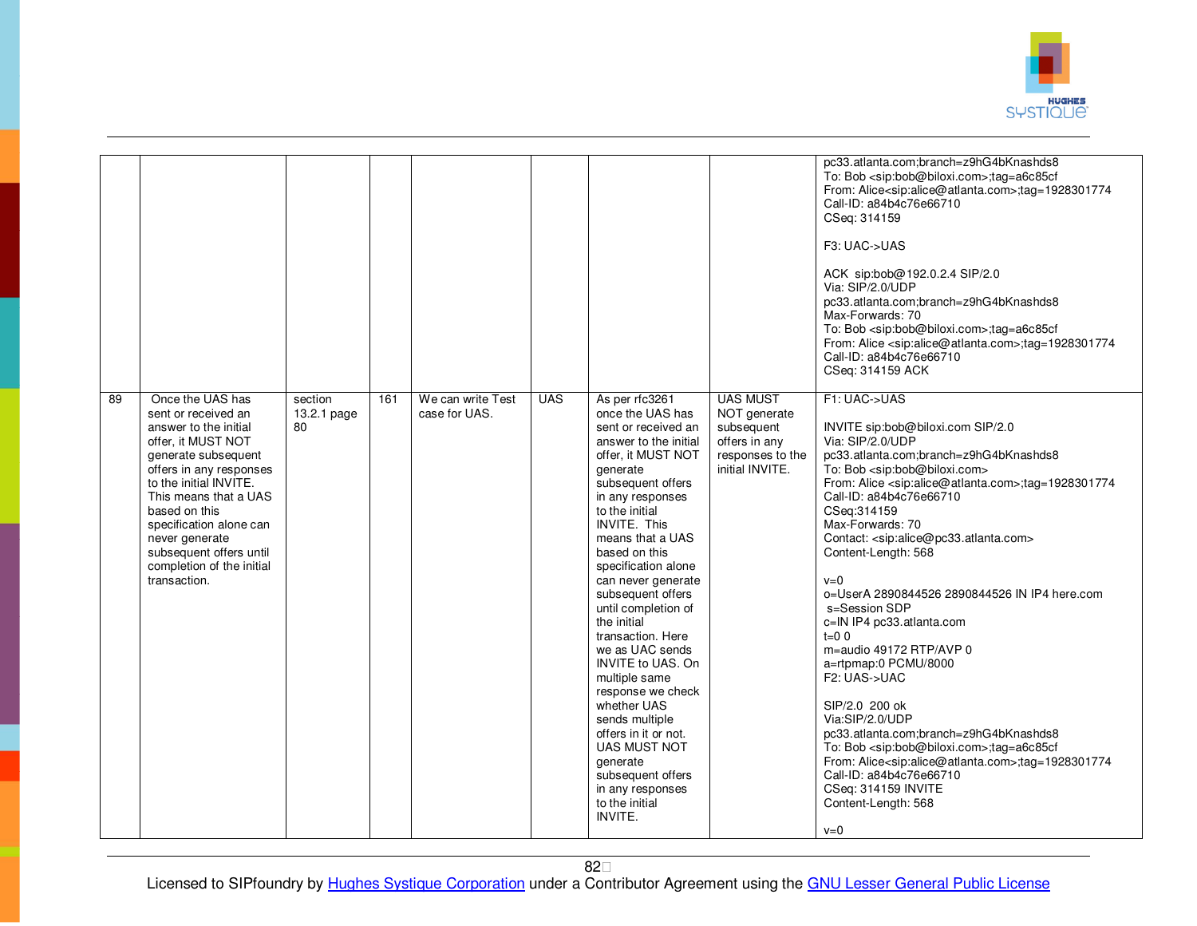| | | | | | | | | |
|---|---|---|---|---|---|---|---|---|
| | | | | | | | | pc33.atlanta.com;branch=z9hG4bKnashds8<br>To: Bob <sip:bob@biloxi.com>;tag=a6c85cf<br>From: Alice<sip:alice@atlanta.com>;tag=1928301774<br>Call-ID: a84b4c76e66710<br>CSeq: 314159<br><br>F3: UAC->UAS<br><br>ACK sip:bob@192.0.2.4 SIP/2.0<br>Via: SIP/2.0/UDP<br>pc33.atlanta.com;branch=z9hG4bKnashds8<br>Max-Forwards: 70<br>To: Bob <sip:bob@biloxi.com>;tag=a6c85cf<br>From: Alice <sip:alice@atlanta.com>;tag=1928301774<br>Call-ID: a84b4c76e66710<br>CSeq: 314159 ACK |
| 89 | Once the UAS has sent or received an answer to the initial offer, it MUST NOT generate subsequent offers in any responses to the initial INVITE. This means that a UAS based on this specification alone can never generate subsequent offers until completion of the initial transaction. | section 13.2.1 page 80 | 161 | We can write Test case for UAS. | UAS | As per rfc3261 once the UAS has sent or received an answer to the initial offer, it MUST NOT generate subsequent offers in any responses to the initial INVITE. This means that a UAS based on this specification alone can never generate subsequent offers until completion of the initial transaction. Here we as UAC sends INVITE to UAS. On multiple same response we check whether UAS sends multiple offers in it or not. UAS MUST NOT generate subsequent offers in any responses to the initial INVITE. | UAS MUST NOT generate subsequent offers in any responses to the initial INVITE. | F1: UAC->UAS<br><br>INVITE sip:bob@biloxi.com SIP/2.0<br>Via: SIP/2.0/UDP<br>pc33.atlanta.com;branch=z9hG4bKnashds8<br>To: Bob <sip:bob@biloxi.com><br>From: Alice <sip:alice@atlanta.com>;tag=1928301774<br>Call-ID: a84b4c76e66710<br>CSeq:314159<br>Max-Forwards: 70<br>Contact: <sip:alice@pc33.atlanta.com><br>Content-Length: 568<br><br>v=0<br>o=UserA 2890844526 2890844526 IN IP4 here.com<br>s=Session SDP<br>c=IN IP4 pc33.atlanta.com<br>t=0 0<br>m=audio 49172 RTP/AVP 0<br>a=rtpmap:0 PCMU/8000<br>F2: UAS->UAC<br><br>SIP/2.0 200 ok<br>Via:SIP/2.0/UDP<br>pc33.atlanta.com;branch=z9hG4bKnashds8<br>To: Bob <sip:bob@biloxi.com>;tag=a6c85cf<br>From: Alice<sip:alice@atlanta.com>;tag=1928301774<br>Call-ID: a84b4c76e66710<br>CSeq: 314159 INVITE<br>Content-Length: 568<br><br>v=0 |

Licensed to SIPfoundry by Hughes Systique Corporation under a Contributor Agreement using the GNU Lesser General Public License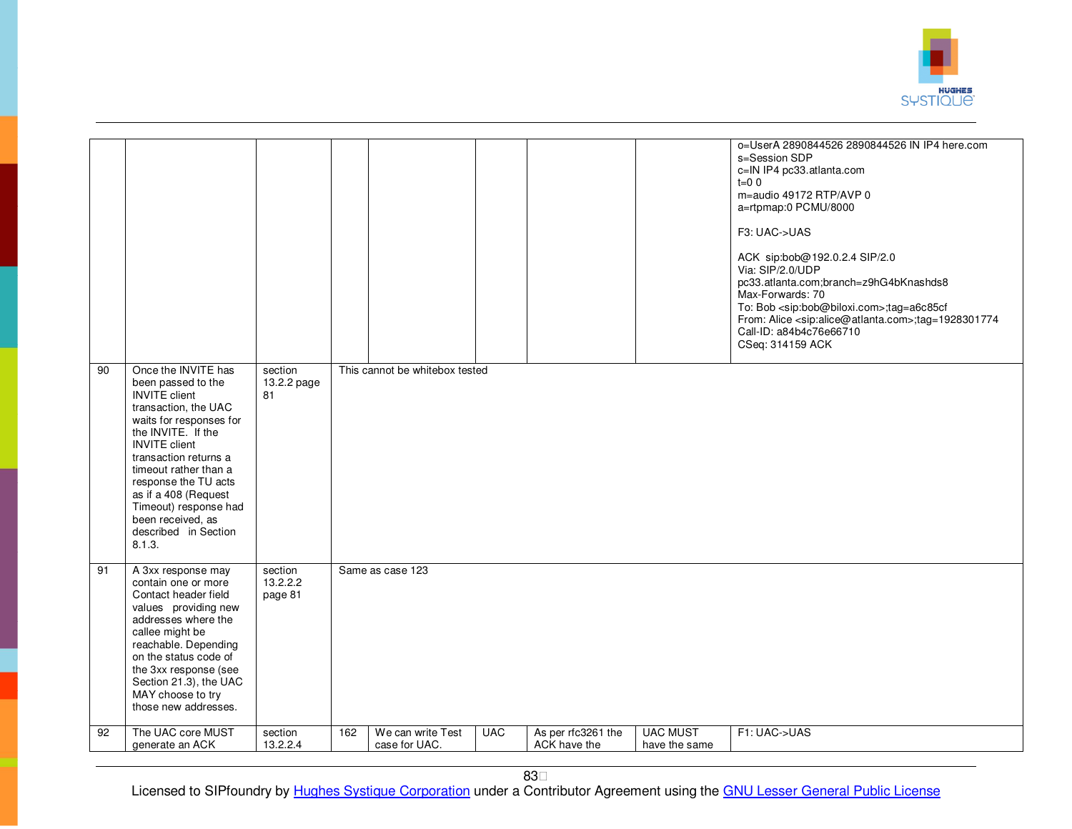| | | | | | | | | |
|---|---|---|---|---|---|---|---|---|
| | | | | | | | | o=UserA 2890844526 2890844526 IN IP4 here.com<br>s=Session SDP<br>c=IN IP4 pc33.atlanta.com<br>t=0 0<br>m=audio 49172 RTP/AVP 0<br>a=rtpmap:0 PCMU/8000<br><br>F3: UAC->UAS<br><br>ACK sip:bob@192.0.2.4 SIP/2.0<br>Via: SIP/2.0/UDP pc33.atlanta.com;branch=z9hG4bKnashds8<br>Max-Forwards: 70<br>To: Bob <sip:bob@biloxi.com>;tag=a6c85cf<br>From: Alice <sip:alice@atlanta.com>;tag=1928301774<br>Call-ID: a84b4c76e66710<br>CSeq: 314159 ACK |
| 90 | Once the INVITE has been passed to the INVITE client transaction, the UAC waits for responses for the INVITE. If the INVITE client transaction returns a timeout rather than a response the TU acts as if a 408 (Request Timeout) response had been received, as described in Section 8.1.3. | section 13.2.2 page 81 | This cannot be whitebox tested | | | | | |
| 91 | A 3xx response may contain one or more Contact header field values providing new addresses where the callee might be reachable. Depending on the status code of the 3xx response (see Section 21.3), the UAC MAY choose to try those new addresses. | section 13.2.2.2 page 81 | Same as case 123 | | | | | |
| 92 | The UAC core MUST generate an ACK | section 13.2.2.4 | 162 | We can write Test case for UAC. | UAC | As per rfc3261 the ACK have the | UAC MUST have the same | F1: UAC->UAS |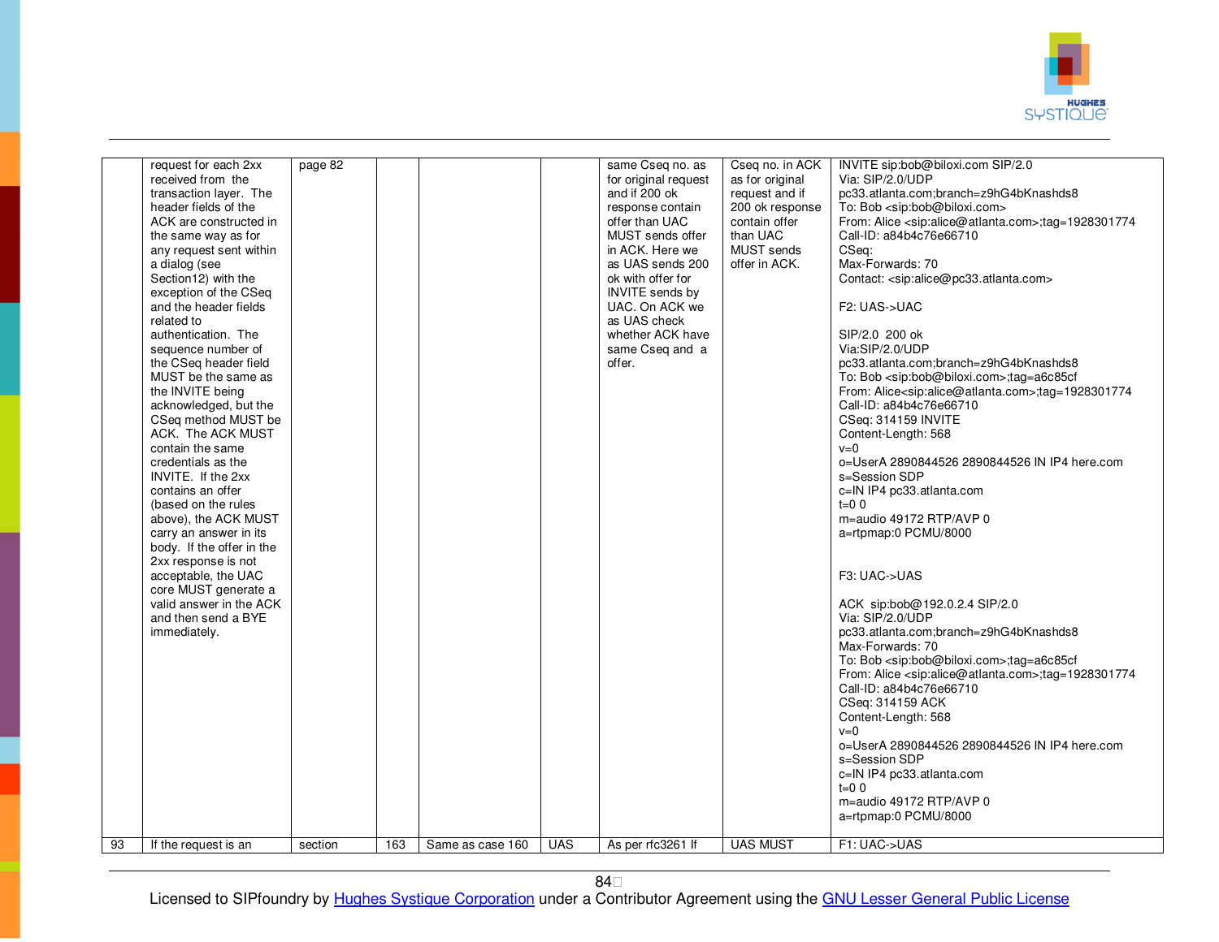| | | | | | | | | |
|---|---|---|---|---|---|---|---|---|
| | request for each 2xx received from the transaction layer. The header fields of the ACK are constructed in the same way as for any request sent within a dialog (see Section12) with the exception of the CSeq and the header fields related to authentication. The sequence number of the CSeq header field MUST be the same as the INVITE being acknowledged, but the CSeq method MUST be ACK. The ACK MUST contain the same credentials as the INVITE. If the 2xx contains an offer (based on the rules above), the ACK MUST carry an answer in its body. If the offer in the 2xx response is not acceptable, the UAC core MUST generate a valid answer in the ACK and then send a BYE immediately. | page 82 | | | | same Cseq no. as for original request and if 200 ok response contain offer than UAC MUST sends offer in ACK. Here we as UAS sends 200 ok with offer for INVITE sends by UAC. On ACK we as UAS check whether ACK have same Cseq and a offer. | Cseq no. in ACK as for original request and if 200 ok response contain offer than UAC MUST sends offer in ACK. | INVITE sip:bob@biloxi.com SIP/2.0<br>Via: SIP/2.0/UDP pc33.atlanta.com;branch=z9hG4bKnashds8<br>To: Bob <sip:bob@biloxi.com><br>From: Alice <sip:alice@atlanta.com>;tag=1928301774<br>Call-ID: a84b4c76e66710<br>CSeq:<br>Max-Forwards: 70<br>Contact: <sip:alice@pc33.atlanta.com><br><br>F2: UAS->UAC<br><br>SIP/2.0 200 ok<br>Via:SIP/2.0/UDP pc33.atlanta.com;branch=z9hG4bKnashds8<br>To: Bob <sip:bob@biloxi.com>;tag=a6c85cf<br>From: Alice<sip:alice@atlanta.com>;tag=1928301774<br>Call-ID: a84b4c76e66710<br>CSeq: 314159 INVITE<br>Content-Length: 568<br>v=0<br>o=UserA 2890844526 2890844526 IN IP4 here.com<br>s=Session SDP<br>c=IN IP4 pc33.atlanta.com<br>t=0 0<br>m=audio 49172 RTP/AVP 0<br>a=rtpmap:0 PCMU/8000<br><br>F3: UAC->UAS<br><br>ACK sip:bob@192.0.2.4 SIP/2.0<br>Via: SIP/2.0/UDP pc33.atlanta.com;branch=z9hG4bKnashds8<br>Max-Forwards: 70<br>To: Bob <sip:bob@biloxi.com>;tag=a6c85cf<br>From: Alice <sip:alice@atlanta.com>;tag=1928301774<br>Call-ID: a84b4c76e66710<br>CSeq: 314159 ACK<br>Content-Length: 568<br>v=0<br>o=UserA 2890844526 2890844526 IN IP4 here.com<br>s=Session SDP<br>c=IN IP4 pc33.atlanta.com<br>t=0 0<br>m=audio 49172 RTP/AVP 0<br>a=rtpmap:0 PCMU/8000 |
| 93 | If the request is an | section | 163 | Same as case 160 | UAS | As per rfc3261 If | UAS MUST | F1: UAC->UAS |

Licensed to SIPfoundry by Hughes Systique Corporation under a Contributor Agreement using the GNU Lesser General Public License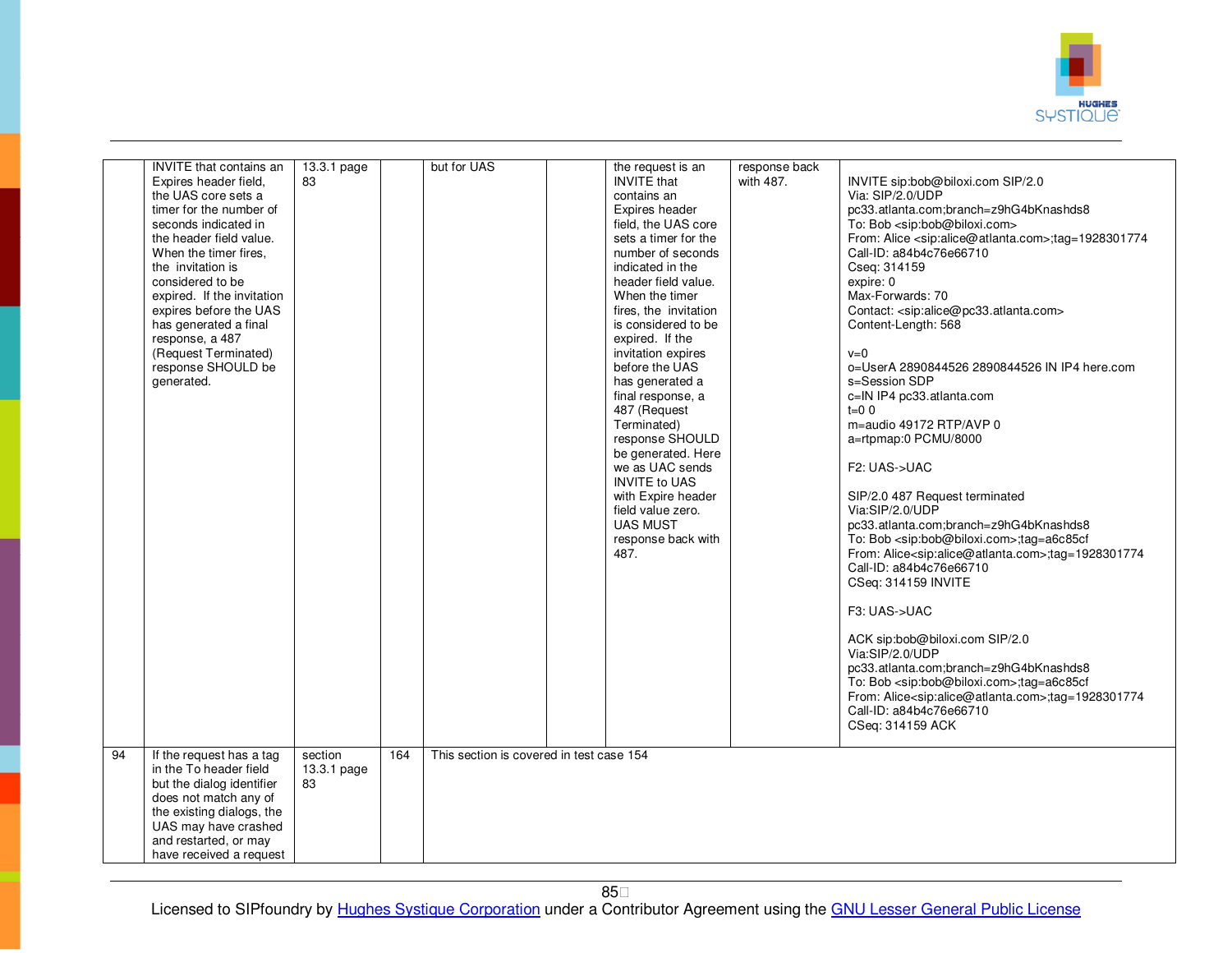|  |  |  |  |  |  |  |  |  |
|---|---|---|---|---|---|---|---|---|
|  | INVITE that contains an Expires header field, the UAS core sets a timer for the number of seconds indicated in the header field value. When the timer fires, the invitation is considered to be expired. If the invitation expires before the UAS has generated a final response, a 487 (Request Terminated) response SHOULD be generated. | 13.3.1 page 83 |  | but for UAS |  | the request is an INVITE that contains an Expires header field, the UAS core sets a timer for the number of seconds indicated in the header field value. When the timer fires, the invitation is considered to be expired. If the invitation expires before the UAS has generated a final response, a 487 (Request Terminated) response SHOULD be generated. Here we as UAC sends INVITE to UAS with Expire header field value zero. UAS MUST response back with 487. | response back with 487. | INVITE sip:bob@biloxi.com SIP/2.0<br>Via: SIP/2.0/UDP pc33.atlanta.com;branch=z9hG4bKnashds8<br>To: Bob <sip:bob@biloxi.com><br>From: Alice <sip:alice@atlanta.com>;tag=1928301774<br>Call-ID: a84b4c76e66710<br>Cseq: 314159<br>expire: 0<br>Max-Forwards: 70<br>Contact: <sip:alice@pc33.atlanta.com><br>Content-Length: 568<br><br>v=0<br>o=UserA 2890844526 2890844526 IN IP4 here.com<br>s=Session SDP<br>c=IN IP4 pc33.atlanta.com<br>t=0 0<br>m=audio 49172 RTP/AVP 0<br>a=rtpmap:0 PCMU/8000<br><br>F2: UAS->UAC<br><br>SIP/2.0 487 Request terminated<br>Via:SIP/2.0/UDP pc33.atlanta.com;branch=z9hG4bKnashds8<br>To: Bob <sip:bob@biloxi.com>;tag=a6c85cf<br>From: Alice<sip:alice@atlanta.com>;tag=1928301774<br>Call-ID: a84b4c76e66710<br>CSeq: 314159 INVITE<br><br>F3: UAS->UAC<br><br>ACK sip:bob@biloxi.com SIP/2.0<br>Via:SIP/2.0/UDP pc33.atlanta.com;branch=z9hG4bKnashds8<br>To: Bob <sip:bob@biloxi.com>;tag=a6c85cf<br>From: Alice<sip:alice@atlanta.com>;tag=1928301774<br>Call-ID: a84b4c76e66710<br>CSeq: 314159 ACK |
| 94 | If the request has a tag in the To header field but the dialog identifier does not match any of the existing dialogs, the UAS may have crashed and restarted, or may have received a request | section 13.3.1 page 83 | 164 | This section is covered in test case 154 |  |  |  |  |

Licensed to SIPfoundry by Hughes Systique Corporation under a Contributor Agreement using the GNU Lesser General Public License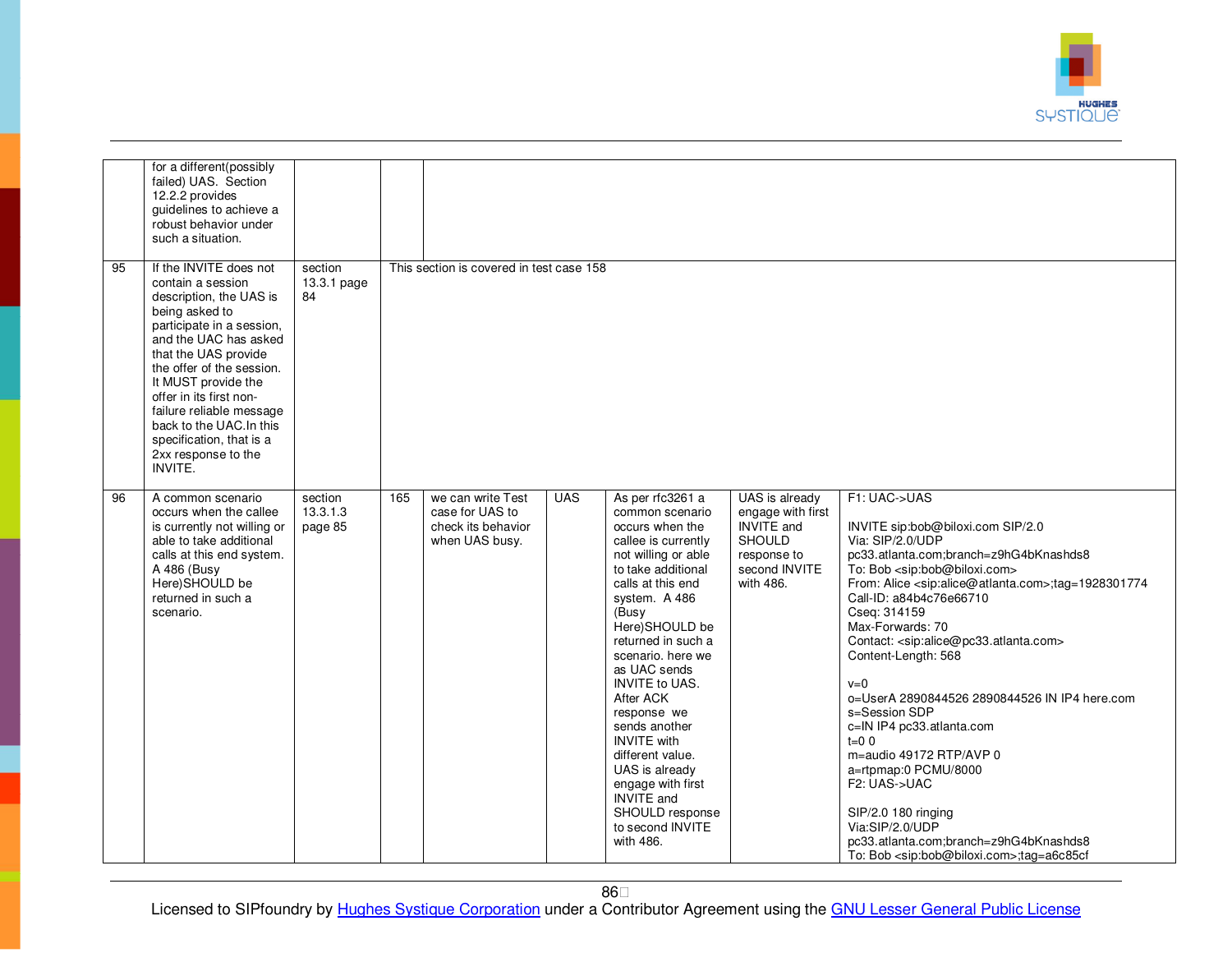| | | | | | | | | |
|---|---|---|---|---|---|---|---|---|
| | for a different(possibly failed) UAS. Section 12.2.2 provides guidelines to achieve a robust behavior under such a situation. | | | | | | | |
| 95 | If the INVITE does not contain a session description, the UAS is being asked to participate in a session, and the UAC has asked that the UAS provide the offer of the session. It MUST provide the offer in its first non-failure reliable message back to the UAC.In this specification, that is a 2xx response to the INVITE. | section 13.3.1 page 84 | This section is covered in test case 158 | | | | | |
| 96 | A common scenario occurs when the callee is currently not willing or able to take additional calls at this end system. A 486 (Busy Here)SHOULD be returned in such a scenario. | section 13.3.1.3 page 85 | 165 | we can write Test case for UAS to check its behavior when UAS busy. | UAS | As per rfc3261 a common scenario occurs when the callee is currently not willing or able to take additional calls at this end system. A 486 (Busy Here)SHOULD be returned in such a scenario. here we as UAC sends INVITE to UAS. After ACK response we sends another INVITE with different value. UAS is already engage with first INVITE and SHOULD response to second INVITE with 486. | UAS is already engage with first INVITE and SHOULD response to second INVITE with 486. | F1: UAC->UAS<br><br>INVITE sip:bob@biloxi.com SIP/2.0<br>Via: SIP/2.0/UDP pc33.atlanta.com;branch=z9hG4bKnashds8<br>To: Bob <sip:bob@biloxi.com><br>From: Alice <sip:alice@atlanta.com>;tag=1928301774<br>Call-ID: a84b4c76e66710<br>Cseq: 314159<br>Max-Forwards: 70<br>Contact: <sip:alice@pc33.atlanta.com><br>Content-Length: 568<br><br>v=0<br>o=UserA 2890844526 2890844526 IN IP4 here.com<br>s=Session SDP<br>c=IN IP4 pc33.atlanta.com<br>t=0 0<br>m=audio 49172 RTP/AVP 0<br>a=rtpmap:0 PCMU/8000<br>F2: UAS->UAC<br><br>SIP/2.0 180 ringing<br>Via:SIP/2.0/UDP pc33.atlanta.com;branch=z9hG4bKnashds8<br>To: Bob <sip:bob@biloxi.com>;tag=a6c85cf |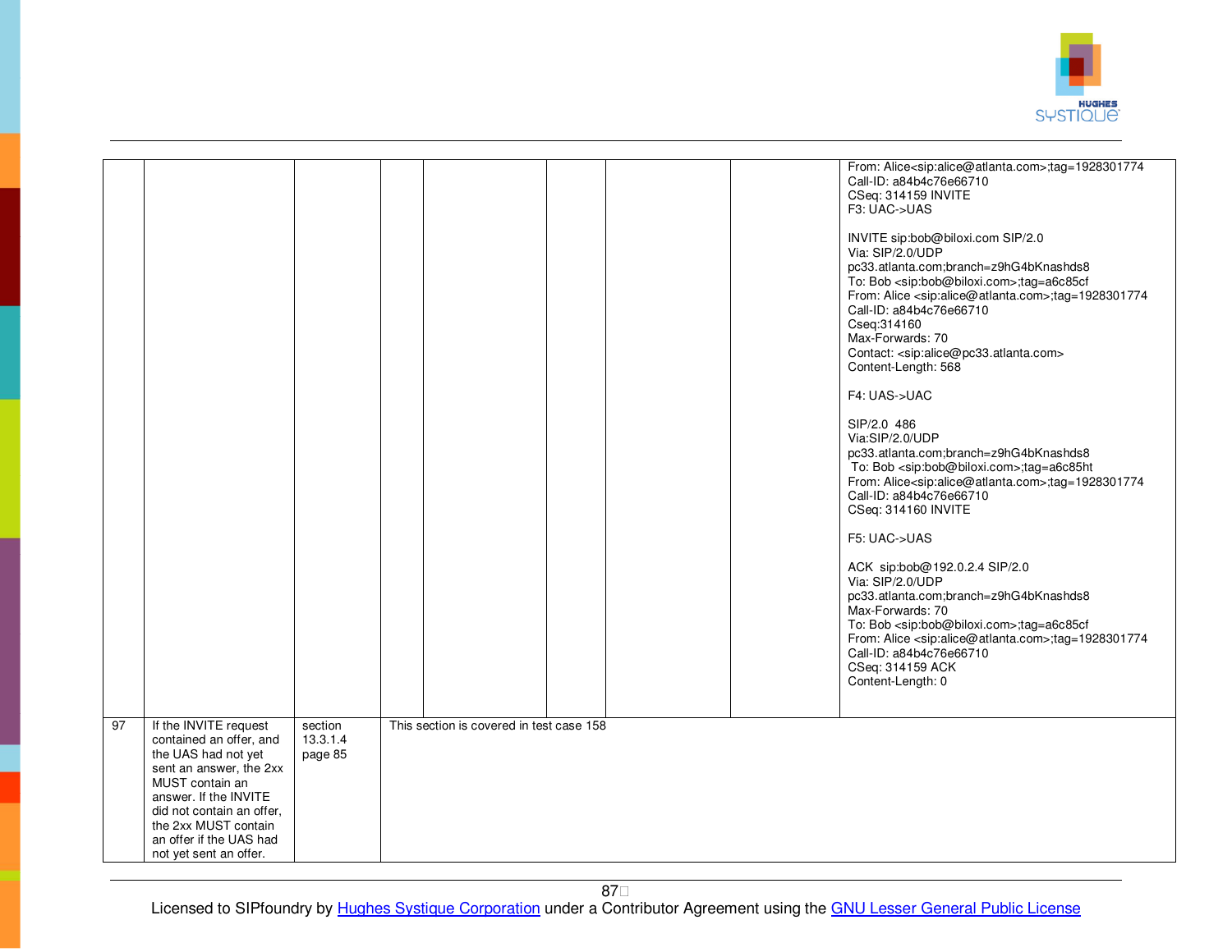| | | | | | | | | |
|---|---|---|---|---|---|---|---|---|
| | | | | | | | | From: Alice<sip:alice@atlanta.com>;tag=1928301774<br>Call-ID: a84b4c76e66710<br>CSeq: 314159 INVITE<br>F3: UAC->UAS<br><br>INVITE sip:bob@biloxi.com SIP/2.0<br>Via: SIP/2.0/UDP<br>pc33.atlanta.com;branch=z9hG4bKnashds8<br>To: Bob <sip:bob@biloxi.com>;tag=a6c85cf<br>From: Alice <sip:alice@atlanta.com>;tag=1928301774<br>Call-ID: a84b4c76e66710<br>Cseq:314160<br>Max-Forwards: 70<br>Contact: <sip:alice@pc33.atlanta.com><br>Content-Length: 568<br><br>F4: UAS->UAC<br><br>SIP/2.0 486<br>Via:SIP/2.0/UDP<br>pc33.atlanta.com;branch=z9hG4bKnashds8<br>To: Bob <sip:bob@biloxi.com>;tag=a6c85ht<br>From: Alice<sip:alice@atlanta.com>;tag=1928301774<br>Call-ID: a84b4c76e66710<br>CSeq: 314160 INVITE<br><br>F5: UAC->UAS<br><br>ACK sip:bob@192.0.2.4 SIP/2.0<br>Via: SIP/2.0/UDP<br>pc33.atlanta.com;branch=z9hG4bKnashds8<br>Max-Forwards: 70<br>To: Bob <sip:bob@biloxi.com>;tag=a6c85cf<br>From: Alice <sip:alice@atlanta.com>;tag=1928301774<br>Call-ID: a84b4c76e66710<br>CSeq: 314159 ACK<br>Content-Length: 0 |
| 97 | If the INVITE request contained an offer, and the UAS had not yet sent an answer, the 2xx MUST contain an answer. If the INVITE did not contain an offer, the 2xx MUST contain an offer if the UAS had not yet sent an offer. | section 13.3.1.4 page 85 | This section is covered in test case 158 | | | | | |

Licensed to SIPfoundry by Hughes Systique Corporation under a Contributor Agreement using the GNU Lesser General Public License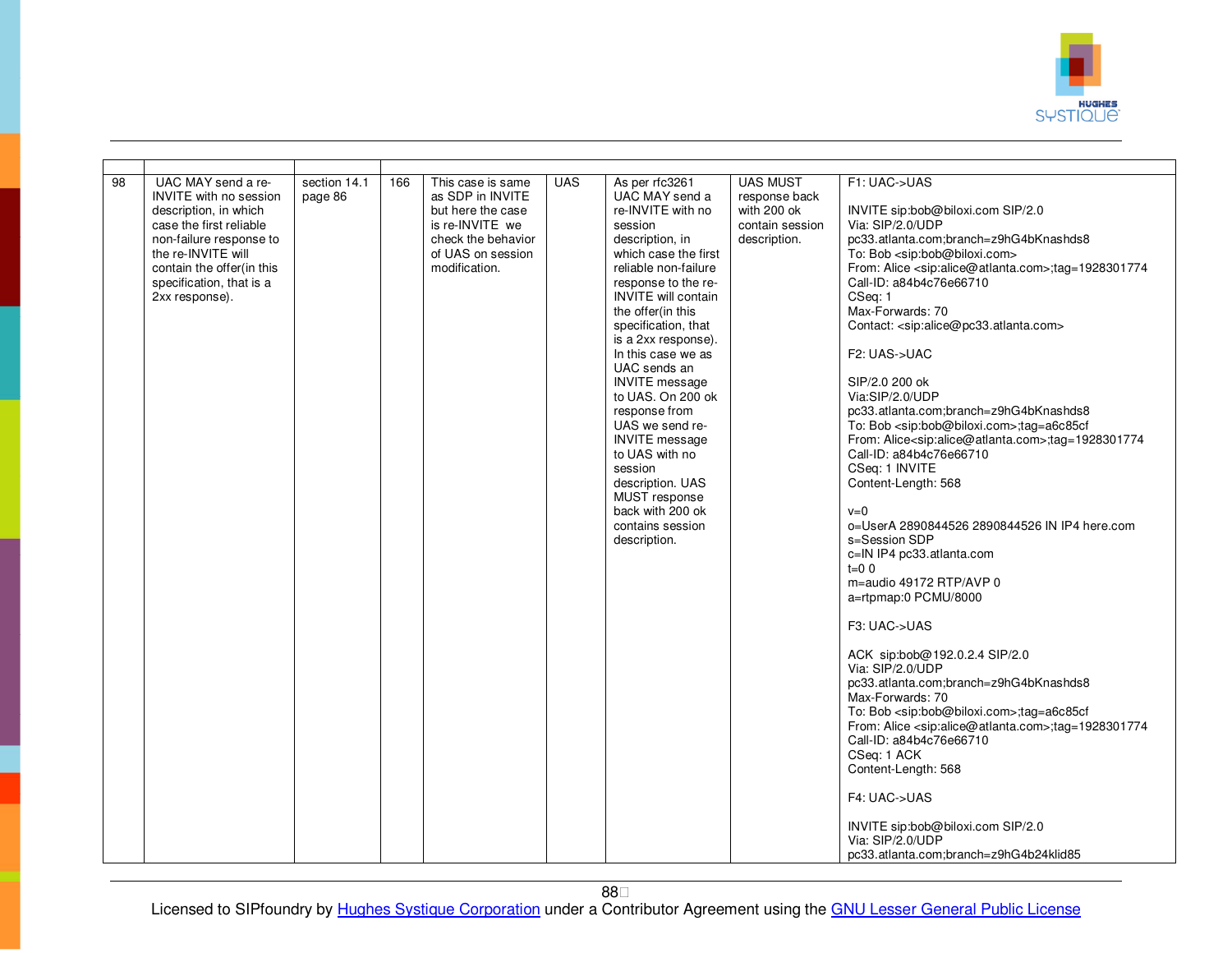| | | | | | | | | |
|---|---|---|---|---|---|---|---|---|
| 98 | UAC MAY send a re-INVITE with no session description, in which case the first reliable non-failure response to the re-INVITE will contain the offer(in this specification, that is a 2xx response). | section 14.1 page 86 | 166 | This case is same as SDP in INVITE but here the case is re-INVITE we check the behavior of UAS on session modification. | UAS | As per rfc3261 UAC MAY send a re-INVITE with no session description, in which case the first reliable non-failure response to the re-INVITE will contain the offer(in this specification, that is a 2xx response). In this case we as UAC sends an INVITE message to UAS. On 200 ok response from UAS we send re-INVITE message to UAS with no session description. UAS MUST response back with 200 ok contains session description. | UAS MUST response back with 200 ok contain session description. | F1: UAC->UAS<br><br>INVITE sip:bob@biloxi.com SIP/2.0<br>Via: SIP/2.0/UDP pc33.atlanta.com;branch=z9hG4bKnashds8<br>To: Bob <sip:bob@biloxi.com><br>From: Alice <sip:alice@atlanta.com>;tag=1928301774<br>Call-ID: a84b4c76e66710<br>CSeq: 1<br>Max-Forwards: 70<br>Contact: <sip:alice@pc33.atlanta.com><br><br>F2: UAS->UAC<br><br>SIP/2.0 200 ok<br>Via:SIP/2.0/UDP pc33.atlanta.com;branch=z9hG4bKnashds8<br>To: Bob <sip:bob@biloxi.com>;tag=a6c85cf<br>From: Alice<sip:alice@atlanta.com>;tag=1928301774<br>Call-ID: a84b4c76e66710<br>CSeq: 1 INVITE<br>Content-Length: 568<br><br>v=0<br>o=UserA 2890844526 2890844526 IN IP4 here.com<br>s=Session SDP<br>c=IN IP4 pc33.atlanta.com<br>t=0 0<br>m=audio 49172 RTP/AVP 0<br>a=rtpmap:0 PCMU/8000<br><br>F3: UAC->UAS<br><br>ACK sip:bob@192.0.2.4 SIP/2.0<br>Via: SIP/2.0/UDP pc33.atlanta.com;branch=z9hG4bKnashds8<br>Max-Forwards: 70<br>To: Bob <sip:bob@biloxi.com>;tag=a6c85cf<br>From: Alice <sip:alice@atlanta.com>;tag=1928301774<br>Call-ID: a84b4c76e66710<br>CSeq: 1 ACK<br>Content-Length: 568<br><br>F4: UAC->UAS<br><br>INVITE sip:bob@biloxi.com SIP/2.0<br>Via: SIP/2.0/UDP pc33.atlanta.com;branch=z9hG4b24klid85 |

Licensed to SIPfoundry by Hughes Systique Corporation under a Contributor Agreement using the GNU Lesser General Public License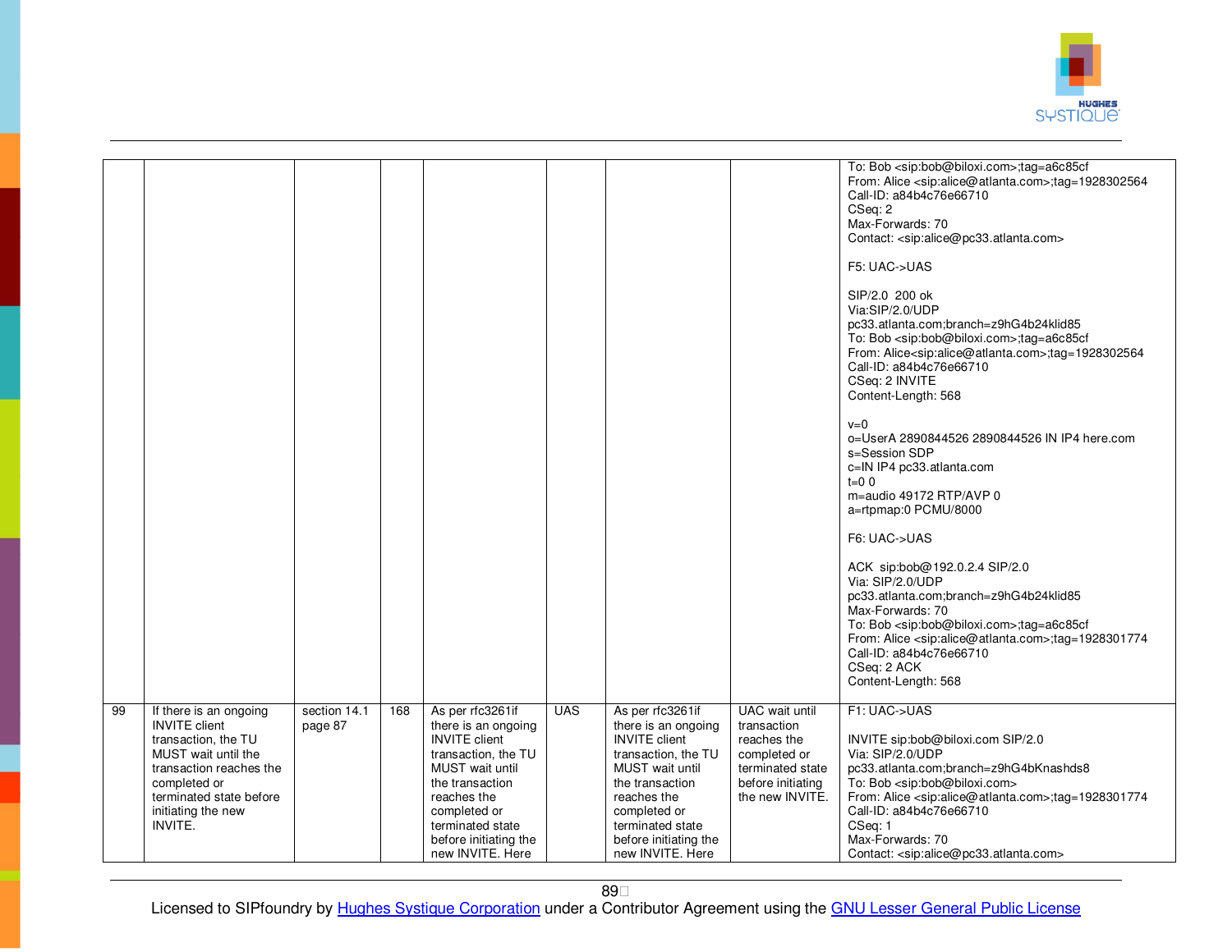| | | | | | | | | |
|---|---|---|---|---|---|---|---|---|
| | | | | | | | | To: Bob <sip:bob@biloxi.com>;tag=a6c85cf<br>From: Alice <sip:alice@atlanta.com>;tag=1928302564<br>Call-ID: a84b4c76e66710<br>CSeq: 2<br>Max-Forwards: 70<br>Contact: <sip:alice@pc33.atlanta.com><br><br>F5: UAC->UAS<br><br>SIP/2.0 200 ok<br>Via:SIP/2.0/UDP<br>pc33.atlanta.com;branch=z9hG4b24klid85<br>To: Bob <sip:bob@biloxi.com>;tag=a6c85cf<br>From: Alice<sip:alice@atlanta.com>;tag=1928302564<br>Call-ID: a84b4c76e66710<br>CSeq: 2 INVITE<br>Content-Length: 568<br><br>v=0<br>o=UserA 2890844526 2890844526 IN IP4 here.com<br>s=Session SDP<br>c=IN IP4 pc33.atlanta.com<br>t=0 0<br>m=audio 49172 RTP/AVP 0<br>a=rtpmap:0 PCMU/8000<br><br>F6: UAC->UAS<br><br>ACK sip:bob@192.0.2.4 SIP/2.0<br>Via: SIP/2.0/UDP<br>pc33.atlanta.com;branch=z9hG4b24klid85<br>Max-Forwards: 70<br>To: Bob <sip:bob@biloxi.com>;tag=a6c85cf<br>From: Alice <sip:alice@atlanta.com>;tag=1928301774<br>Call-ID: a84b4c76e66710<br>CSeq: 2 ACK<br>Content-Length: 568 |
| 99 | If there is an ongoing INVITE client transaction, the TU MUST wait until the transaction reaches the completed or terminated state before initiating the new INVITE. | section 14.1 page 87 | 168 | As per rfc3261if there is an ongoing INVITE client transaction, the TU MUST wait until the transaction reaches the completed or terminated state before initiating the new INVITE. Here | UAS | As per rfc3261if there is an ongoing INVITE client transaction, the TU MUST wait until the transaction reaches the completed or terminated state before initiating the new INVITE. Here | UAC wait until transaction reaches the completed or terminated state before initiating the new INVITE. | F1: UAC->UAS<br><br>INVITE sip:bob@biloxi.com SIP/2.0<br>Via: SIP/2.0/UDP<br>pc33.atlanta.com;branch=z9hG4bKnashds8<br>To: Bob <sip:bob@biloxi.com><br>From: Alice <sip:alice@atlanta.com>;tag=1928301774<br>Call-ID: a84b4c76e66710<br>CSeq: 1<br>Max-Forwards: 70<br>Contact: <sip:alice@pc33.atlanta.com> |

Licensed to SIPfoundry by Hughes Systique Corporation under a Contributor Agreement using the GNU Lesser General Public License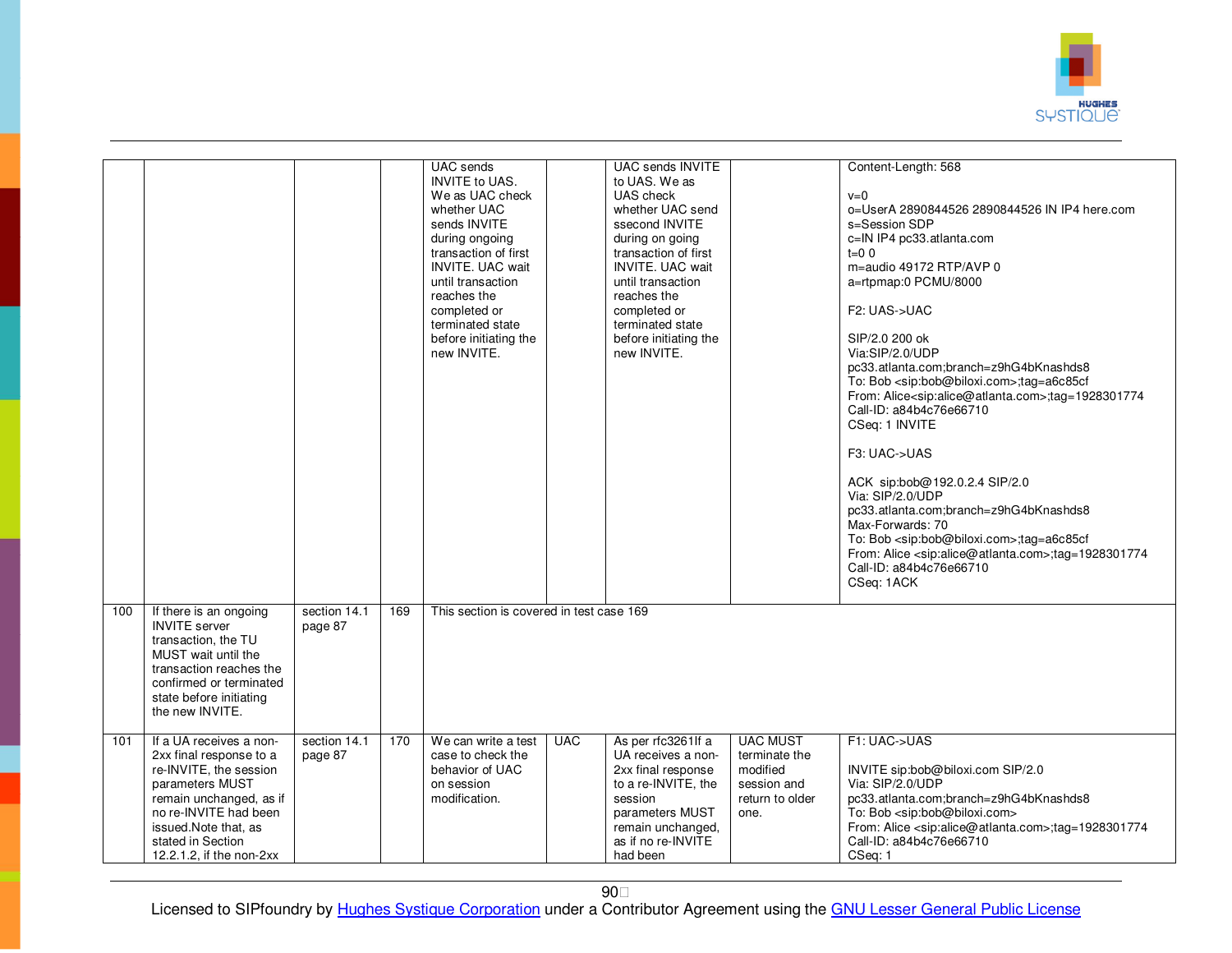| | | | | | | | | |
|---|---|---|---|---|---|---|---|---|
| | | | | UAC sends INVITE to UAS. We as UAC check whether UAC sends INVITE during ongoing transaction of first INVITE. UAC wait until transaction reaches the completed or terminated state before initiating the new INVITE. | | UAC sends INVITE to UAS. We as UAS check whether UAC send ssecond INVITE during on going transaction of first INVITE. UAC wait until transaction reaches the completed or terminated state before initiating the new INVITE. | | Content-Length: 568<br><br>v=0<br>o=UserA 2890844526 2890844526 IN IP4 here.com<br>s=Session SDP<br>c=IN IP4 pc33.atlanta.com<br>t=0 0<br>m=audio 49172 RTP/AVP 0<br>a=rtpmap:0 PCMU/8000<br><br>F2: UAS->UAC<br><br>SIP/2.0 200 ok<br>Via:SIP/2.0/UDP pc33.atlanta.com;branch=z9hG4bKnashds8<br>To: Bob <sip:bob@biloxi.com>;tag=a6c85cf<br>From: Alice<sip:alice@atlanta.com>;tag=1928301774<br>Call-ID: a84b4c76e66710<br>CSeq: 1 INVITE<br><br>F3: UAC->UAS<br><br>ACK sip:bob@192.0.2.4 SIP/2.0<br>Via: SIP/2.0/UDP pc33.atlanta.com;branch=z9hG4bKnashds8<br>Max-Forwards: 70<br>To: Bob <sip:bob@biloxi.com>;tag=a6c85cf<br>From: Alice <sip:alice@atlanta.com>;tag=1928301774<br>Call-ID: a84b4c76e66710<br>CSeq: 1ACK |
| 100 | If there is an ongoing INVITE server transaction, the TU MUST wait until the transaction reaches the confirmed or terminated state before initiating the new INVITE. | section 14.1 page 87 | 169 | This section is covered in test case 169 | | | | |
| 101 | If a UA receives a non-2xx final response to a re-INVITE, the session parameters MUST remain unchanged, as if no re-INVITE had been issued.Note that, as stated in Section 12.2.1.2, if the non-2xx | section 14.1 page 87 | 170 | We can write a test case to check the behavior of UAC on session modification. | UAC | As per rfc3261If a UA receives a non-2xx final response to a re-INVITE, the session parameters MUST remain unchanged, as if no re-INVITE had been | UAC MUST terminate the modified session and return to older one. | F1: UAC->UAS<br><br>INVITE sip:bob@biloxi.com SIP/2.0<br>Via: SIP/2.0/UDP pc33.atlanta.com;branch=z9hG4bKnashds8<br>To: Bob <sip:bob@biloxi.com><br>From: Alice <sip:alice@atlanta.com>;tag=1928301774<br>Call-ID: a84b4c76e66710<br>CSeq: 1 |

Licensed to SIPfoundry by Hughes Systique Corporation under a Contributor Agreement using the GNU Lesser General Public License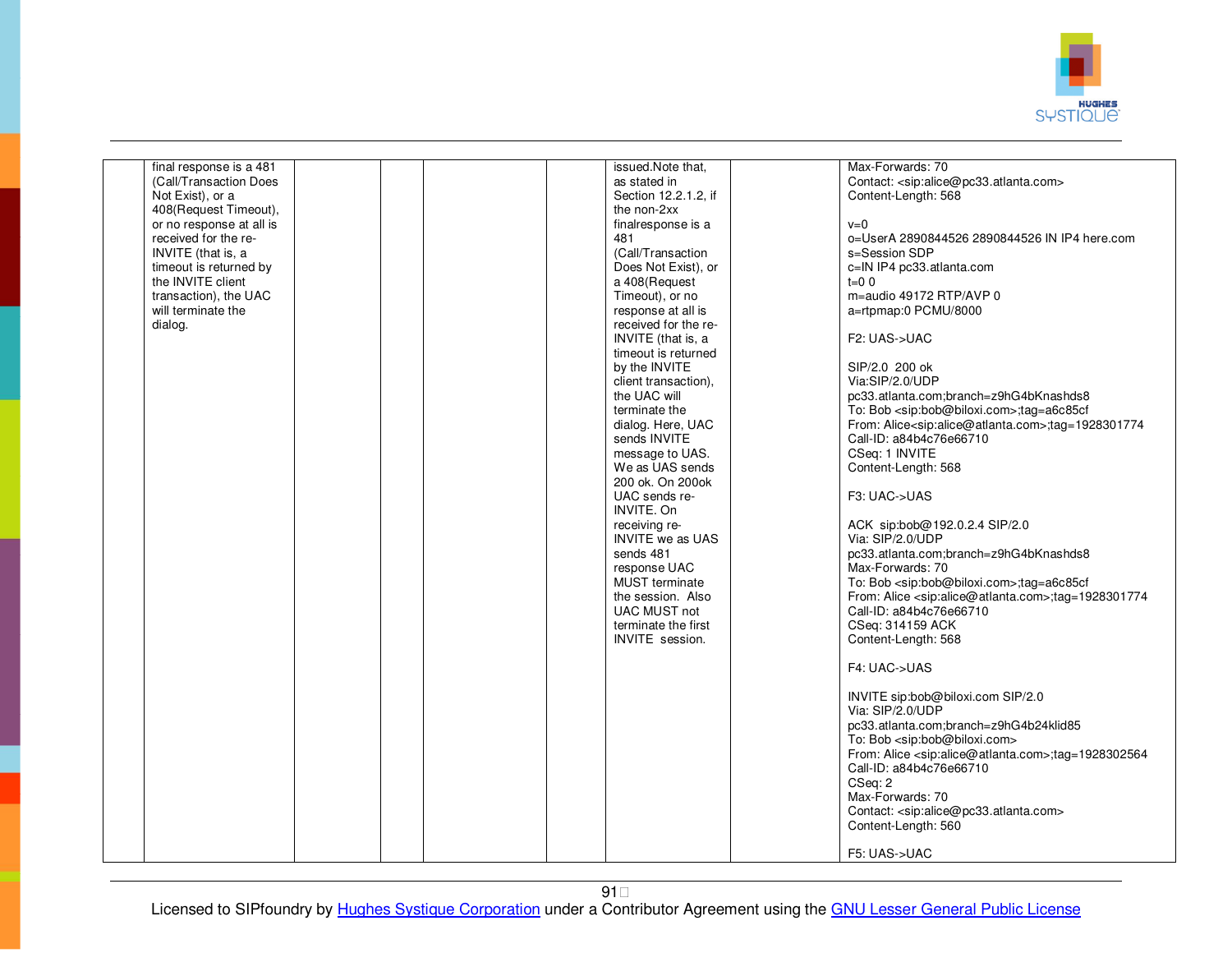| | | | | | | | | |
|---|---|---|---|---|---|---|---|---|
| | final response is a 481 (Call/Transaction Does Not Exist), or a 408(Request Timeout), or no response at all is received for the re-INVITE (that is, a timeout is returned by the INVITE client transaction), the UAC will terminate the dialog. | | | | | issued.Note that, as stated in Section 12.2.1.2, if the non-2xx finalresponse is a 481 (Call/Transaction Does Not Exist), or a 408(Request Timeout), or no response at all is received for the re-INVITE (that is, a timeout is returned by the INVITE client transaction), the UAC will terminate the dialog. Here, UAC sends INVITE message to UAS. We as UAS sends 200 ok. On 200ok UAC sends re-INVITE. On receiving re-INVITE we as UAS sends 481 response UAC MUST terminate the session. Also UAC MUST not terminate the first INVITE session. | | Max-Forwards: 70<br>Contact: <sip:alice@pc33.atlanta.com><br>Content-Length: 568<br><br>v=0<br>o=UserA 2890844526 2890844526 IN IP4 here.com<br>s=Session SDP<br>c=IN IP4 pc33.atlanta.com<br>t=0 0<br>m=audio 49172 RTP/AVP 0<br>a=rtpmap:0 PCMU/8000<br><br>F2: UAS->UAC<br><br>SIP/2.0 200 ok<br>Via:SIP/2.0/UDP pc33.atlanta.com;branch=z9hG4bKnashds8<br>To: Bob <sip:bob@biloxi.com>;tag=a6c85cf<br>From: Alice<sip:alice@atlanta.com>;tag=1928301774<br>Call-ID: a84b4c76e66710<br>CSeq: 1 INVITE<br>Content-Length: 568<br><br>F3: UAC->UAS<br><br>ACK sip:bob@192.0.2.4 SIP/2.0<br>Via: SIP/2.0/UDP pc33.atlanta.com;branch=z9hG4bKnashds8<br>Max-Forwards: 70<br>To: Bob <sip:bob@biloxi.com>;tag=a6c85cf<br>From: Alice <sip:alice@atlanta.com>;tag=1928301774<br>Call-ID: a84b4c76e66710<br>CSeq: 314159 ACK<br>Content-Length: 568<br><br>F4: UAC->UAS<br><br>INVITE sip:bob@biloxi.com SIP/2.0<br>Via: SIP/2.0/UDP pc33.atlanta.com;branch=z9hG4b24klid85<br>To: Bob <sip:bob@biloxi.com><br>From: Alice <sip:alice@atlanta.com>;tag=1928302564<br>Call-ID: a84b4c76e66710<br>CSeq: 2<br>Max-Forwards: 70<br>Contact: <sip:alice@pc33.atlanta.com><br>Content-Length: 560<br><br>F5: UAS->UAC |

Licensed to SIPfoundry by Hughes Systique Corporation under a Contributor Agreement using the GNU Lesser General Public License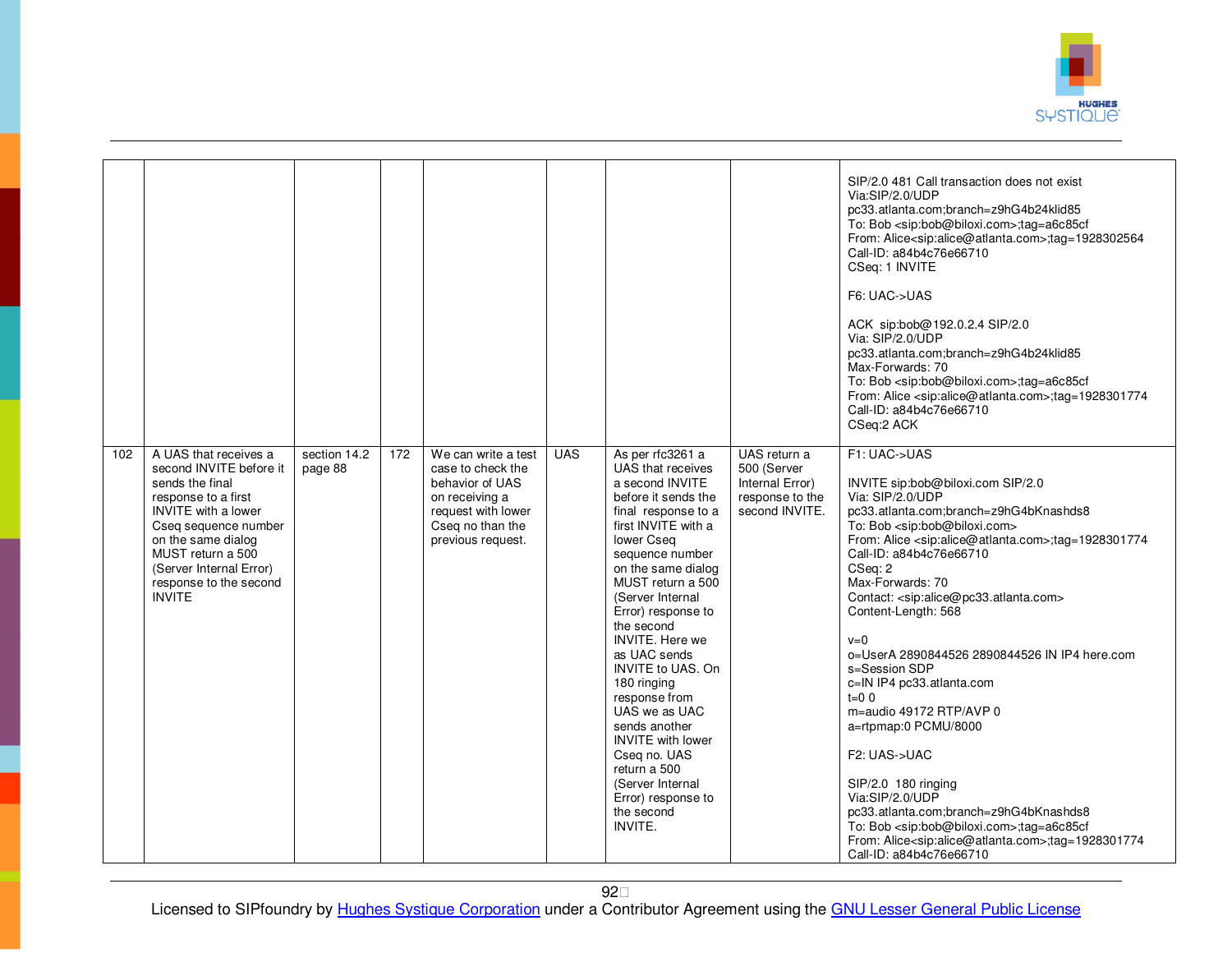| | | | | | | | | |
|---|---|---|---|---|---|---|---|---|
| | | | | | | | | SIP/2.0 481 Call transaction does not exist<br>Via:SIP/2.0/UDP<br>pc33.atlanta.com;branch=z9hG4b24klid85<br>To: Bob <sip:bob@biloxi.com>;tag=a6c85cf<br>From: Alice<sip:alice@atlanta.com>;tag=1928302564<br>Call-ID: a84b4c76e66710<br>CSeq: 1 INVITE<br><br>F6: UAC->UAS<br><br>ACK sip:bob@192.0.2.4 SIP/2.0<br>Via: SIP/2.0/UDP<br>pc33.atlanta.com;branch=z9hG4b24klid85<br>Max-Forwards: 70<br>To: Bob <sip:bob@biloxi.com>;tag=a6c85cf<br>From: Alice <sip:alice@atlanta.com>;tag=1928301774<br>Call-ID: a84b4c76e66710<br>CSeq:2 ACK |
| 102 | A UAS that receives a second INVITE before it sends the final response to a first INVITE with a lower Cseq sequence number on the same dialog MUST return a 500 (Server Internal Error) response to the second INVITE | section 14.2 page 88 | 172 | We can write a test case to check the behavior of UAS on receiving a request with lower Cseq no than the previous request. | UAS | As per rfc3261 a UAS that receives a second INVITE before it sends the final response to a first INVITE with a lower Cseq sequence number on the same dialog MUST return a 500 (Server Internal Error) response to the second INVITE. Here we as UAC sends INVITE to UAS. On 180 ringing response from UAS we as UAC sends another INVITE with lower Cseq no. UAS return a 500 (Server Internal Error) response to the second INVITE. | UAS return a 500 (Server Internal Error) response to the second INVITE. | F1: UAC->UAS<br><br>INVITE sip:bob@biloxi.com SIP/2.0<br>Via: SIP/2.0/UDP<br>pc33.atlanta.com;branch=z9hG4bKnashds8<br>To: Bob <sip:bob@biloxi.com><br>From: Alice <sip:alice@atlanta.com>;tag=1928301774<br>Call-ID: a84b4c76e66710<br>CSeq: 2<br>Max-Forwards: 70<br>Contact: <sip:alice@pc33.atlanta.com><br>Content-Length: 568<br><br>v=0<br>o=UserA 2890844526 2890844526 IN IP4 here.com<br>s=Session SDP<br>c=IN IP4 pc33.atlanta.com<br>t=0 0<br>m=audio 49172 RTP/AVP 0<br>a=rtpmap:0 PCMU/8000<br><br>F2: UAS->UAC<br><br>SIP/2.0 180 ringing<br>Via:SIP/2.0/UDP<br>pc33.atlanta.com;branch=z9hG4bKnashds8<br>To: Bob <sip:bob@biloxi.com>;tag=a6c85cf<br>From: Alice<sip:alice@atlanta.com>;tag=1928301774<br>Call-ID: a84b4c76e66710 |

Licensed to SIPfoundry by Hughes Systique Corporation under a Contributor Agreement using the GNU Lesser General Public License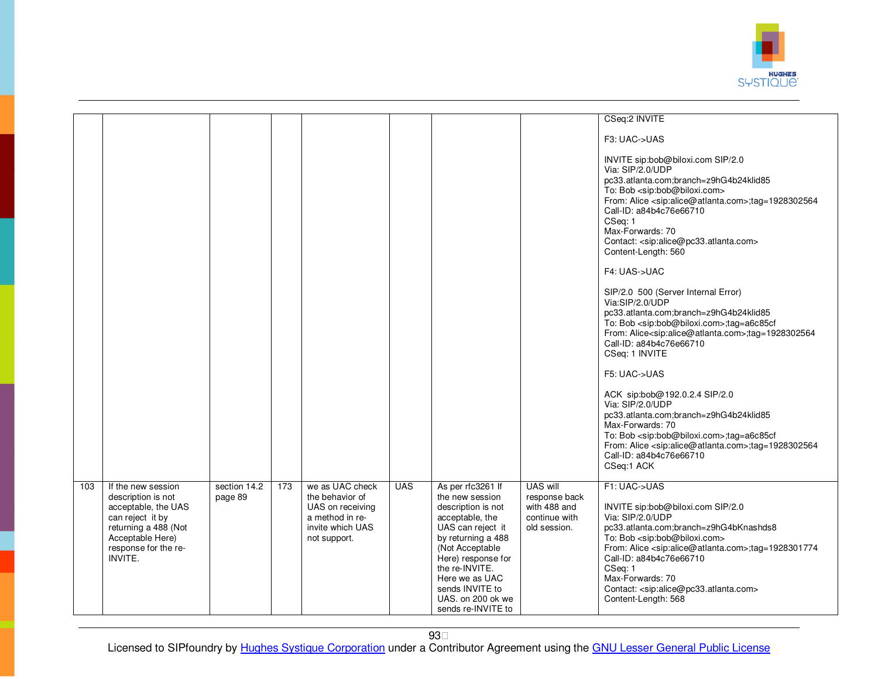| | | | | | | | | |
|---|---|---|---|---|---|---|---|---|
| | | | | | | | | CSeq:2 INVITE<br><br>F3: UAC->UAS<br><br>INVITE sip:bob@biloxi.com SIP/2.0<br>Via: SIP/2.0/UDP<br>pc33.atlanta.com;branch=z9hG4b24klid85<br>To: Bob <sip:bob@biloxi.com><br>From: Alice <sip:alice@atlanta.com>;tag=1928302564<br>Call-ID: a84b4c76e66710<br>CSeq: 1<br>Max-Forwards: 70<br>Contact: <sip:alice@pc33.atlanta.com><br>Content-Length: 560<br><br>F4: UAS->UAC<br><br>SIP/2.0 500 (Server Internal Error)<br>Via:SIP/2.0/UDP<br>pc33.atlanta.com;branch=z9hG4b24klid85<br>To: Bob <sip:bob@biloxi.com>;tag=a6c85cf<br>From: Alice<sip:alice@atlanta.com>;tag=1928302564<br>Call-ID: a84b4c76e66710<br>CSeq: 1 INVITE<br><br>F5: UAC->UAS<br><br>ACK sip:bob@192.0.2.4 SIP/2.0<br>Via: SIP/2.0/UDP<br>pc33.atlanta.com;branch=z9hG4b24klid85<br>Max-Forwards: 70<br>To: Bob <sip:bob@biloxi.com>;tag=a6c85cf<br>From: Alice <sip:alice@atlanta.com>;tag=1928302564<br>Call-ID: a84b4c76e66710<br>CSeq:1 ACK |
| 103 | If the new session description is not acceptable, the UAS can reject it by returning a 488 (Not Acceptable Here) response for the re-INVITE. | section 14.2 page 89 | 173 | we as UAC check the behavior of UAS on receiving a method in re-invite which UAS not support. | UAS | As per rfc3261 If the new session description is not acceptable, the UAS can reject it by returning a 488 (Not Acceptable Here) response for the re-INVITE. Here we as UAC sends INVITE to UAS. on 200 ok we sends re-INVITE to | UAS will response back with 488 and continue with old session. | F1: UAC->UAS<br><br>INVITE sip:bob@biloxi.com SIP/2.0<br>Via: SIP/2.0/UDP<br>pc33.atlanta.com;branch=z9hG4bKnashds8<br>To: Bob <sip:bob@biloxi.com><br>From: Alice <sip:alice@atlanta.com>;tag=1928301774<br>Call-ID: a84b4c76e66710<br>CSeq: 1<br>Max-Forwards: 70<br>Contact: <sip:alice@pc33.atlanta.com><br>Content-Length: 568 |

Licensed to SIPfoundry by Hughes Systique Corporation under a Contributor Agreement using the GNU Lesser General Public License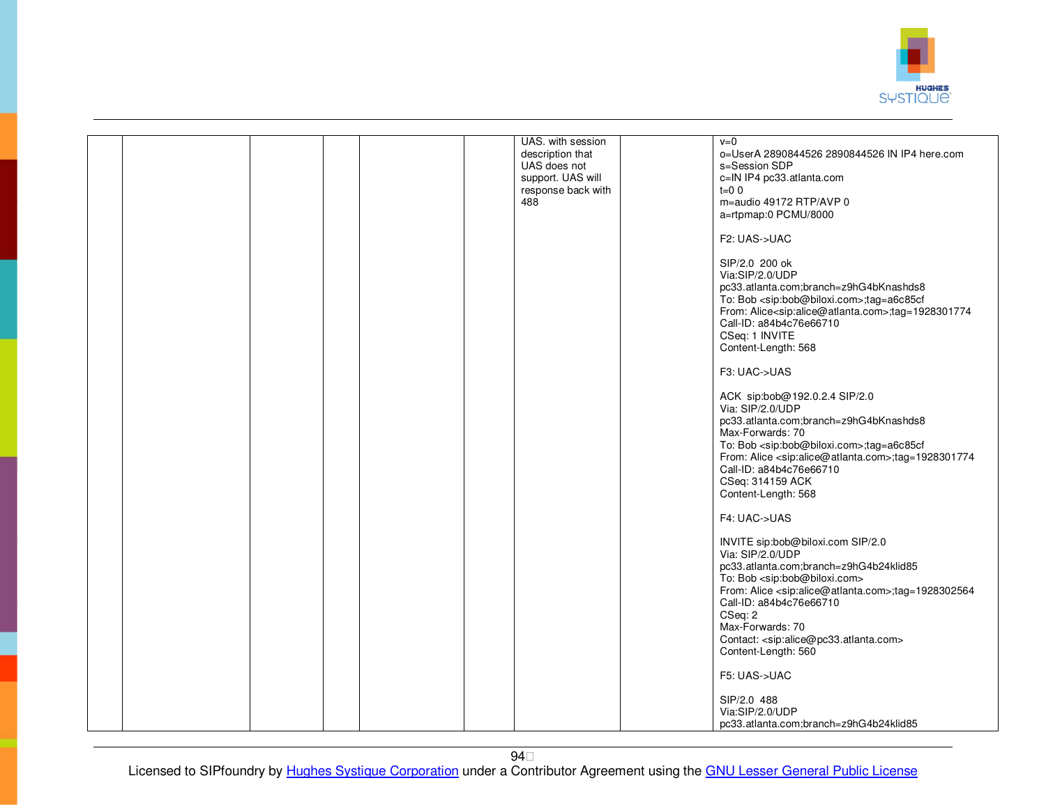| | | | | | | | | |
|---|---|---|---|---|---|---|---|---|
| | | | | | | UAS. with session description that UAS does not support. UAS will response back with 488 | | v=0<br>o=UserA 2890844526 2890844526 IN IP4 here.com<br>s=Session SDP<br>c=IN IP4 pc33.atlanta.com<br>t=0 0<br>m=audio 49172 RTP/AVP 0<br>a=rtpmap:0 PCMU/8000<br><br>F2: UAS->UAC<br><br>SIP/2.0 200 ok<br>Via:SIP/2.0/UDP<br>pc33.atlanta.com;branch=z9hG4bKnashds8<br>To: Bob <sip:bob@biloxi.com>;tag=a6c85cf<br>From: Alice<sip:alice@atlanta.com>;tag=1928301774<br>Call-ID: a84b4c76e66710<br>CSeq: 1 INVITE<br>Content-Length: 568<br><br>F3: UAC->UAS<br><br>ACK sip:bob@192.0.2.4 SIP/2.0<br>Via: SIP/2.0/UDP<br>pc33.atlanta.com;branch=z9hG4bKnashds8<br>Max-Forwards: 70<br>To: Bob <sip:bob@biloxi.com>;tag=a6c85cf<br>From: Alice <sip:alice@atlanta.com>;tag=1928301774<br>Call-ID: a84b4c76e66710<br>CSeq: 314159 ACK<br>Content-Length: 568<br><br>F4: UAC->UAS<br><br>INVITE sip:bob@biloxi.com SIP/2.0<br>Via: SIP/2.0/UDP<br>pc33.atlanta.com;branch=z9hG4b24klid85<br>To: Bob <sip:bob@biloxi.com><br>From: Alice <sip:alice@atlanta.com>;tag=1928302564<br>Call-ID: a84b4c76e66710<br>CSeq: 2<br>Max-Forwards: 70<br>Contact: <sip:alice@pc33.atlanta.com><br>Content-Length: 560<br><br>F5: UAS->UAC<br><br>SIP/2.0 488<br>Via:SIP/2.0/UDP<br>pc33.atlanta.com;branch=z9hG4b24klid85 |

Licensed to SIPfoundry by Hughes Systique Corporation under a Contributor Agreement using the GNU Lesser General Public License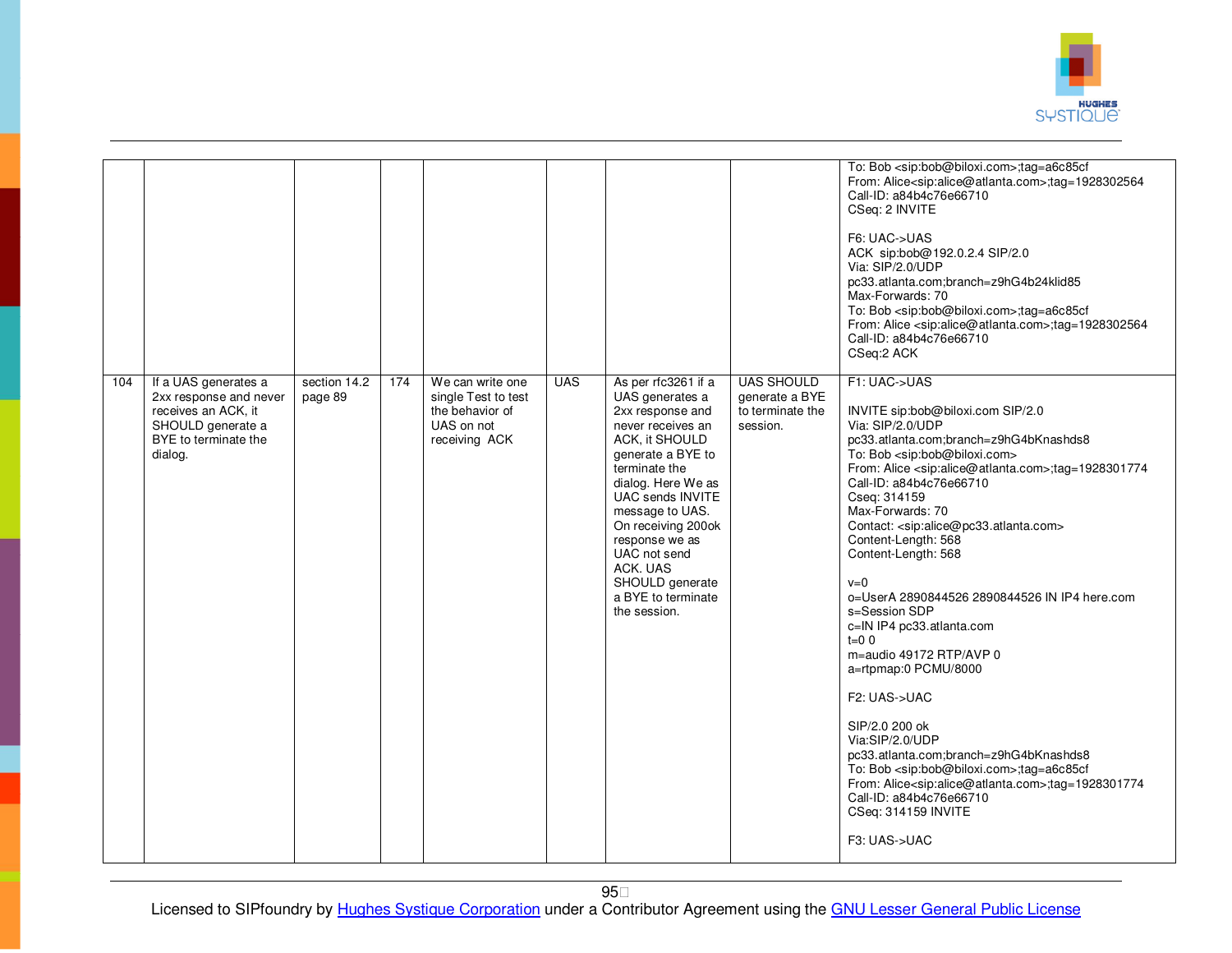| | | | | | | | | |
|---|---|---|---|---|---|---|---|---|
| | | | | | | | | To: Bob <sip:bob@biloxi.com>;tag=a6c85cf<br>From: Alice<sip:alice@atlanta.com>;tag=1928302564<br>Call-ID: a84b4c76e66710<br>CSeq: 2 INVITE<br><br>F6: UAC->UAS<br>ACK sip:bob@192.0.2.4 SIP/2.0<br>Via: SIP/2.0/UDP<br>pc33.atlanta.com;branch=z9hG4b24klid85<br>Max-Forwards: 70<br>To: Bob <sip:bob@biloxi.com>;tag=a6c85cf<br>From: Alice <sip:alice@atlanta.com>;tag=1928302564<br>Call-ID: a84b4c76e66710<br>CSeq:2 ACK |
| 104 | If a UAS generates a 2xx response and never receives an ACK, it SHOULD generate a BYE to terminate the dialog. | section 14.2 page 89 | 174 | We can write one single Test to test the behavior of UAS on not receiving ACK | UAS | As per rfc3261 if a UAS generates a 2xx response and never receives an ACK, it SHOULD generate a BYE to terminate the dialog. Here We as UAC sends INVITE message to UAS. On receiving 200ok response we as UAC not send ACK. UAS SHOULD generate a BYE to terminate the session. | UAS SHOULD generate a BYE to terminate the session. | F1: UAC->UAS<br><br>INVITE sip:bob@biloxi.com SIP/2.0<br>Via: SIP/2.0/UDP<br>pc33.atlanta.com;branch=z9hG4bKnashds8<br>To: Bob <sip:bob@biloxi.com><br>From: Alice <sip:alice@atlanta.com>;tag=1928301774<br>Call-ID: a84b4c76e66710<br>Cseq: 314159<br>Max-Forwards: 70<br>Contact: <sip:alice@pc33.atlanta.com><br>Content-Length: 568<br>Content-Length: 568<br><br>v=0<br>o=UserA 2890844526 2890844526 IN IP4 here.com<br>s=Session SDP<br>c=IN IP4 pc33.atlanta.com<br>t=0 0<br>m=audio 49172 RTP/AVP 0<br>a=rtpmap:0 PCMU/8000<br><br>F2: UAS->UAC<br><br>SIP/2.0 200 ok<br>Via:SIP/2.0/UDP<br>pc33.atlanta.com;branch=z9hG4bKnashds8<br>To: Bob <sip:bob@biloxi.com>;tag=a6c85cf<br>From: Alice<sip:alice@atlanta.com>;tag=1928301774<br>Call-ID: a84b4c76e66710<br>CSeq: 314159 INVITE<br><br>F3: UAS->UAC |

Licensed to SIPfoundry by Hughes Systique Corporation under a Contributor Agreement using the GNU Lesser General Public License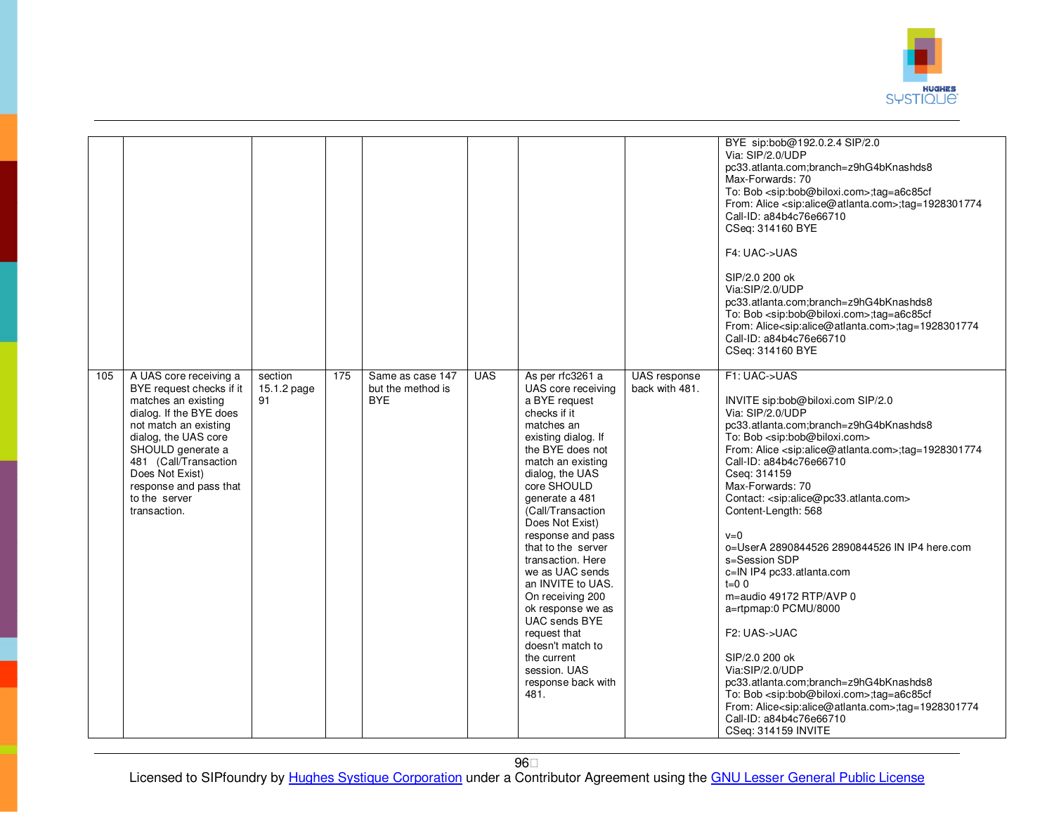| | | | | | | | | |
|---|---|---|---|---|---|---|---|---|
| | | | | | | | | BYE sip:bob@192.0.2.4 SIP/2.0<br>Via: SIP/2.0/UDP pc33.atlanta.com;branch=z9hG4bKnashds8<br>Max-Forwards: 70<br>To: Bob <sip:bob@biloxi.com>;tag=a6c85cf<br>From: Alice <sip:alice@atlanta.com>;tag=1928301774<br>Call-ID: a84b4c76e66710<br>CSeq: 314160 BYE<br><br>F4: UAC->UAS<br><br>SIP/2.0 200 ok<br>Via:SIP/2.0/UDP pc33.atlanta.com;branch=z9hG4bKnashds8<br>To: Bob <sip:bob@biloxi.com>;tag=a6c85cf<br>From: Alice<sip:alice@atlanta.com>;tag=1928301774<br>Call-ID: a84b4c76e66710<br>CSeq: 314160 BYE |
| 105 | A UAS core receiving a BYE request checks if it matches an existing dialog. If the BYE does not match an existing dialog, the UAS core SHOULD generate a 481 (Call/Transaction Does Not Exist) response and pass that to the server transaction. | section 15.1.2 page 91 | 175 | Same as case 147 but the method is BYE | UAS | As per rfc3261 a UAS core receiving a BYE request checks if it matches an existing dialog. If the BYE does not match an existing dialog, the UAS core SHOULD generate a 481 (Call/Transaction Does Not Exist) response and pass that to the server transaction. Here we as UAC sends an INVITE to UAS. On receiving 200 ok response we as UAC sends BYE request that doesn't match to the current session. UAS response back with 481. | UAS response back with 481. | F1: UAC->UAS<br><br>INVITE sip:bob@biloxi.com SIP/2.0<br>Via: SIP/2.0/UDP pc33.atlanta.com;branch=z9hG4bKnashds8<br>To: Bob <sip:bob@biloxi.com><br>From: Alice <sip:alice@atlanta.com>;tag=1928301774<br>Call-ID: a84b4c76e66710<br>Cseq: 314159<br>Max-Forwards: 70<br>Contact: <sip:alice@pc33.atlanta.com><br>Content-Length: 568<br><br>v=0<br>o=UserA 2890844526 2890844526 IN IP4 here.com<br>s=Session SDP<br>c=IN IP4 pc33.atlanta.com<br>t=0 0<br>m=audio 49172 RTP/AVP 0<br>a=rtpmap:0 PCMU/8000<br><br>F2: UAS->UAC<br><br>SIP/2.0 200 ok<br>Via:SIP/2.0/UDP pc33.atlanta.com;branch=z9hG4bKnashds8<br>To: Bob <sip:bob@biloxi.com>;tag=a6c85cf<br>From: Alice<sip:alice@atlanta.com>;tag=1928301774<br>Call-ID: a84b4c76e66710<br>CSeq: 314159 INVITE |

Licensed to SIPfoundry by Hughes Systique Corporation under a Contributor Agreement using the GNU Lesser General Public License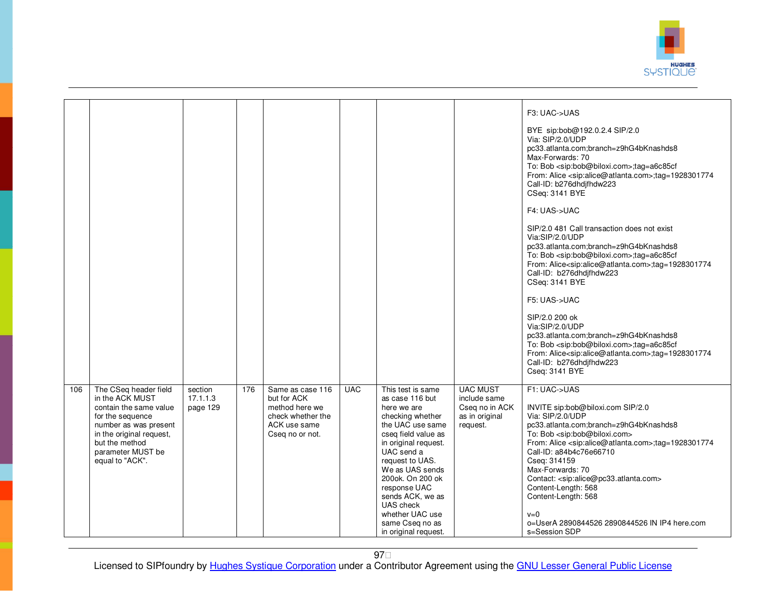| | | | | | | | | |
|---|---|---|---|---|---|---|---|---|
| | | | | | | | | F3: UAC->UAS<br><br>BYE sip:bob@192.0.2.4 SIP/2.0<br>Via: SIP/2.0/UDP pc33.atlanta.com;branch=z9hG4bKnashds8<br>Max-Forwards: 70<br>To: Bob <sip:bob@biloxi.com>;tag=a6c85cf<br>From: Alice <sip:alice@atlanta.com>;tag=1928301774<br>Call-ID: b276dhdjfhdw223<br>CSeq: 3141 BYE<br><br>F4: UAS->UAC<br><br>SIP/2.0 481 Call transaction does not exist<br>Via:SIP/2.0/UDP pc33.atlanta.com;branch=z9hG4bKnashds8<br>To: Bob <sip:bob@biloxi.com>;tag=a6c85cf<br>From: Alice<sip:alice@atlanta.com>;tag=1928301774<br>Call-ID: b276dhdjfhdw223<br>CSeq: 3141 BYE<br><br>F5: UAS->UAC<br><br>SIP/2.0 200 ok<br>Via:SIP/2.0/UDP pc33.atlanta.com;branch=z9hG4bKnashds8<br>To: Bob <sip:bob@biloxi.com>;tag=a6c85cf<br>From: Alice<sip:alice@atlanta.com>;tag=1928301774<br>Call-ID: b276dhdjfhdw223<br>Cseq: 3141 BYE |
| 106 | The CSeq header field in the ACK MUST contain the same value for the sequence number as was present in the original request, but the method parameter MUST be equal to "ACK". | section 17.1.1.3 page 129 | 176 | Same as case 116 but for ACK method here we check whether the ACK use same Cseq no or not. | UAC | This test is same as case 116 but here we are checking whether the UAC use same cseq field value as in original request. UAC send a request to UAS. We as UAS sends 200ok. On 200 ok response UAC sends ACK, we as UAS check whether UAC use same Cseq no as in original request. | UAC MUST include same Cseq no in ACK as in original request. | F1: UAC->UAS<br><br>INVITE sip:bob@biloxi.com SIP/2.0<br>Via: SIP/2.0/UDP pc33.atlanta.com;branch=z9hG4bKnashds8<br>To: Bob <sip:bob@biloxi.com><br>From: Alice <sip:alice@atlanta.com>;tag=1928301774<br>Call-ID: a84b4c76e66710<br>Cseq: 314159<br>Max-Forwards: 70<br>Contact: <sip:alice@pc33.atlanta.com><br>Content-Length: 568<br>Content-Length: 568<br><br>v=0<br>o=UserA 2890844526 2890844526 IN IP4 here.com<br>s=Session SDP |

Licensed to SIPfoundry by Hughes Systique Corporation under a Contributor Agreement using the GNU Lesser General Public License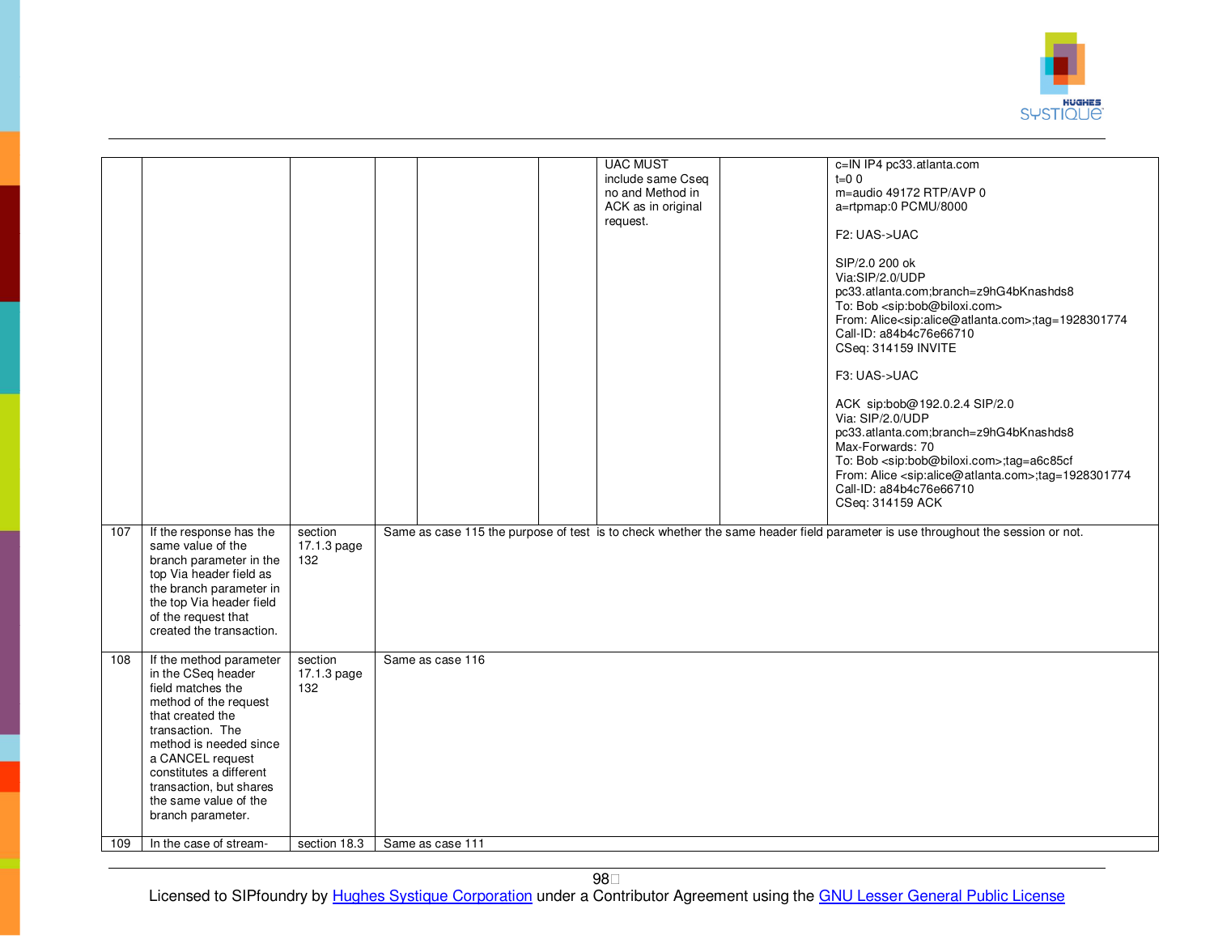|  |  |  |  |  |  | UAC MUST include same Cseq no and Method in ACK as in original request. |  | c=IN IP4 pc33.atlanta.com<br>t=0 0<br>m=audio 49172 RTP/AVP 0<br>a=rtpmap:0 PCMU/8000<br><br>F2: UAS->UAC<br><br>SIP/2.0 200 ok<br>Via:SIP/2.0/UDP pc33.atlanta.com;branch=z9hG4bKnashds8<br>To: Bob <sip:bob@biloxi.com><br>From: Alice<sip:alice@atlanta.com>;tag=1928301774<br>Call-ID: a84b4c76e66710<br>CSeq: 314159 INVITE<br><br>F3: UAS->UAC<br><br>ACK sip:bob@192.0.2.4 SIP/2.0<br>Via: SIP/2.0/UDP pc33.atlanta.com;branch=z9hG4bKnashds8<br>Max-Forwards: 70<br>To: Bob <sip:bob@biloxi.com>;tag=a6c85cf<br>From: Alice <sip:alice@atlanta.com>;tag=1928301774<br>Call-ID: a84b4c76e66710<br>CSeq: 314159 ACK |
|---|---|---|---|---|---|---|---|---|
| 107 | If the response has the same value of the branch parameter in the top Via header field as the branch parameter in the top Via header field of the request that created the transaction. | section 17.1.3 page 132 | Same as case 115 the purpose of test is to check whether the same header field parameter is use throughout the session or not. |  |  |  |  |  |
| 108 | If the method parameter in the CSeq header field matches the method of the request that created the transaction. The method is needed since a CANCEL request constitutes a different transaction, but shares the same value of the branch parameter. | section 17.1.3 page 132 | Same as case 116 |  |  |  |  |  |
| 109 | In the case of stream- | section 18.3 | Same as case 111 |  |  |  |  |  |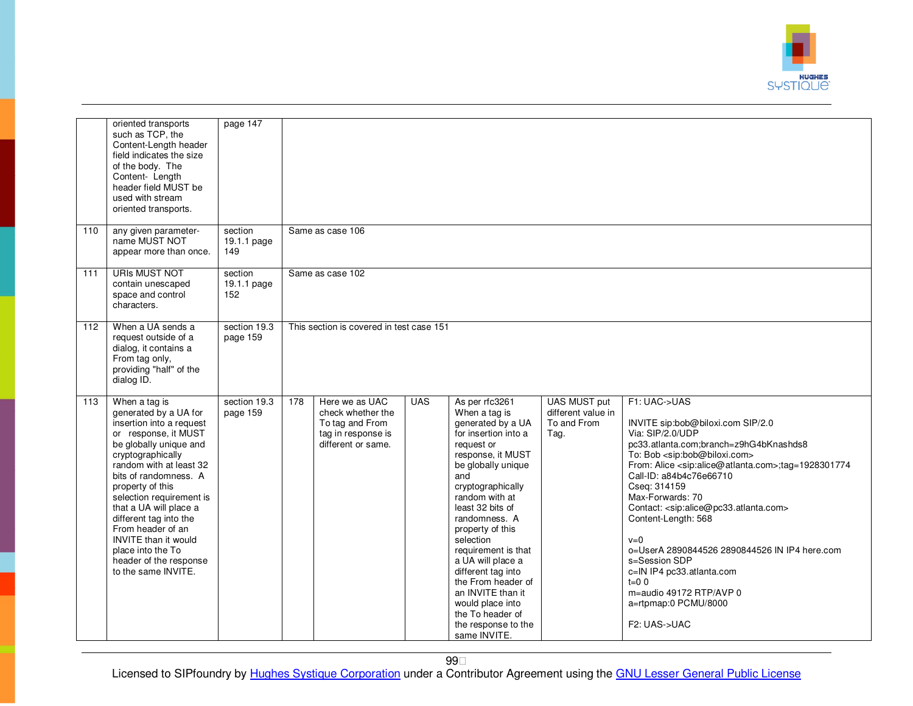| | oriented transports such as TCP, the Content-Length header field indicates the size of the body. The Content- Length header field MUST be used with stream oriented transports. | page 147 | | | | | | |
|---|---|---|---|---|---|---|---|---|
| 110 | any given parameter-name MUST NOT appear more than once. | section 19.1.1 page 149 | Same as case 106 | | | | | |
| 111 | URIs MUST NOT contain unescaped space and control characters. | section 19.1.1 page 152 | Same as case 102 | | | | | |
| 112 | When a UA sends a request outside of a dialog, it contains a From tag only, providing "half" of the dialog ID. | section 19.3 page 159 | This section is covered in test case 151 | | | | | |
| 113 | When a tag is generated by a UA for insertion into a request or response, it MUST be globally unique and cryptographically random with at least 32 bits of randomness. A property of this selection requirement is that a UA will place a different tag into the From header of an INVITE than it would place into the To header of the response to the same INVITE. | section 19.3 page 159 | 178 | Here we as UAC check whether the To tag and From tag in response is different or same. | UAS | As per rfc3261 When a tag is generated by a UA for insertion into a request or response, it MUST be globally unique and cryptographically random with at least 32 bits of randomness. A property of this selection requirement is that a UA will place a different tag into the From header of an INVITE than it would place into the To header of the response to the same INVITE. | UAS MUST put different value in To and From Tag. | F1: UAC->UAS<br><br>INVITE sip:bob@biloxi.com SIP/2.0<br>Via: SIP/2.0/UDP pc33.atlanta.com;branch=z9hG4bKnashds8<br>To: Bob <sip:bob@biloxi.com><br>From: Alice <sip:alice@atlanta.com>;tag=1928301774<br>Call-ID: a84b4c76e66710<br>Cseq: 314159<br>Max-Forwards: 70<br>Contact: <sip:alice@pc33.atlanta.com><br>Content-Length: 568<br><br>v=0<br>o=UserA 2890844526 2890844526 IN IP4 here.com<br>s=Session SDP<br>c=IN IP4 pc33.atlanta.com<br>t=0 0<br>m=audio 49172 RTP/AVP 0<br>a=rtpmap:0 PCMU/8000<br><br>F2: UAS->UAC |

Licensed to SIPfoundry by Hughes Systique Corporation under a Contributor Agreement using the GNU Lesser General Public License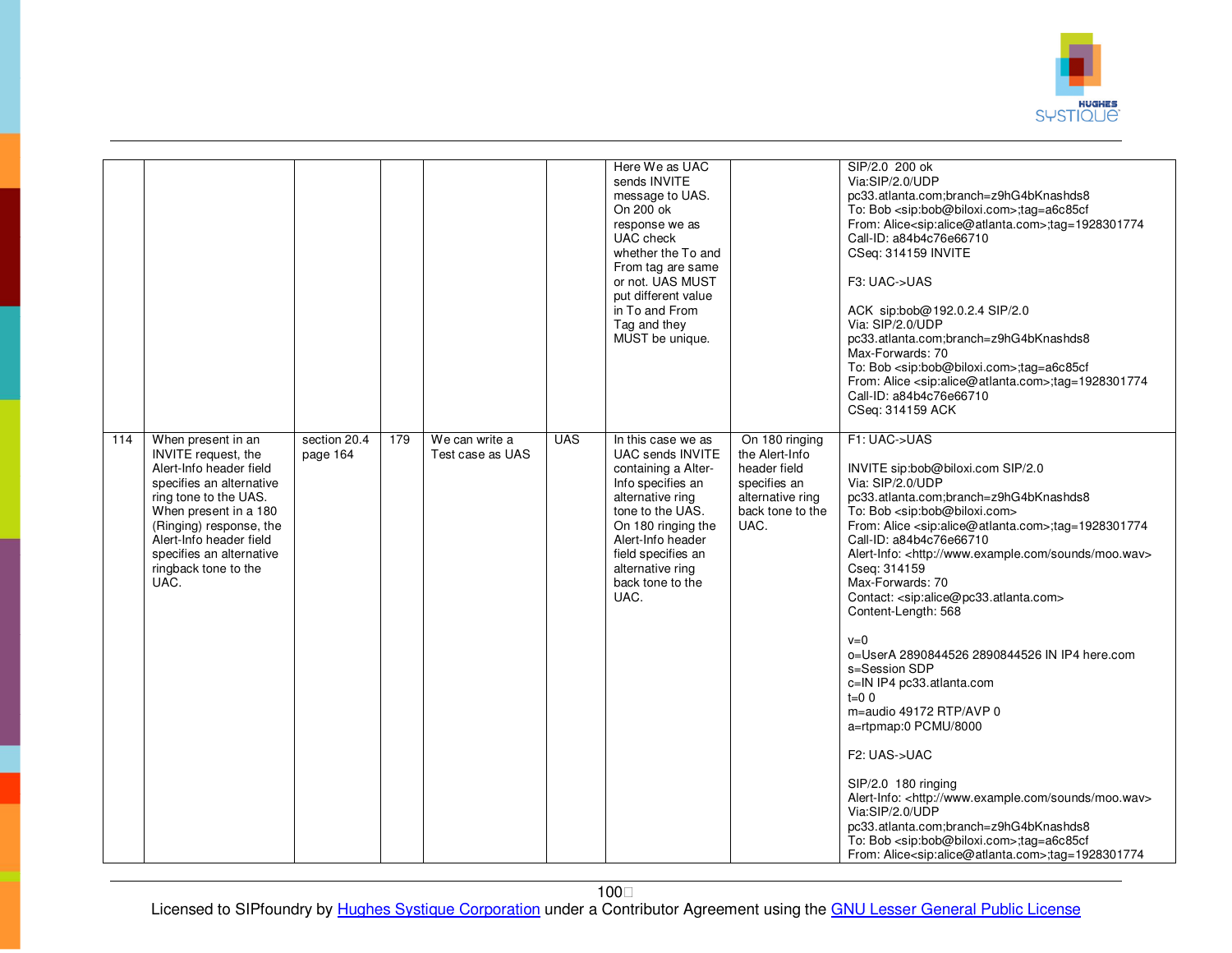| | | | | | | | | |
|---|---|---|---|---|---|---|---|---|
| | | | | | | Here We as UAC sends INVITE message to UAS. On 200 ok response we as UAC check whether the To and From tag are same or not. UAS MUST put different value in To and From Tag and they MUST be unique. | | SIP/2.0 200 ok<br>Via:SIP/2.0/UDP pc33.atlanta.com;branch=z9hG4bKnashds8<br>To: Bob <sip:bob@biloxi.com>;tag=a6c85cf<br>From: Alice<sip:alice@atlanta.com>;tag=1928301774<br>Call-ID: a84b4c76e66710<br>CSeq: 314159 INVITE<br><br>F3: UAC->UAS<br><br>ACK sip:bob@192.0.2.4 SIP/2.0<br>Via: SIP/2.0/UDP pc33.atlanta.com;branch=z9hG4bKnashds8<br>Max-Forwards: 70<br>To: Bob <sip:bob@biloxi.com>;tag=a6c85cf<br>From: Alice <sip:alice@atlanta.com>;tag=1928301774<br>Call-ID: a84b4c76e66710<br>CSeq: 314159 ACK |
| 114 | When present in an INVITE request, the Alert-Info header field specifies an alternative ring tone to the UAS. When present in a 180 (Ringing) response, the Alert-Info header field specifies an alternative ringback tone to the UAC. | section 20.4 page 164 | 179 | We can write a Test case as UAS | UAS | In this case we as UAC sends INVITE containing a Alter-Info specifies an alternative ring tone to the UAS. On 180 ringing the Alert-Info header field specifies an alternative ring back tone to the UAC. | On 180 ringing the Alert-Info header field specifies an alternative ring back tone to the UAC. | F1: UAC->UAS<br><br>INVITE sip:bob@biloxi.com SIP/2.0<br>Via: SIP/2.0/UDP pc33.atlanta.com;branch=z9hG4bKnashds8<br>To: Bob <sip:bob@biloxi.com><br>From: Alice <sip:alice@atlanta.com>;tag=1928301774<br>Call-ID: a84b4c76e66710<br>Alert-Info: <http://www.example.com/sounds/moo.wav><br>Cseq: 314159<br>Max-Forwards: 70<br>Contact: <sip:alice@pc33.atlanta.com><br>Content-Length: 568<br><br>v=0<br>o=UserA 2890844526 2890844526 IN IP4 here.com<br>s=Session SDP<br>c=IN IP4 pc33.atlanta.com<br>t=0 0<br>m=audio 49172 RTP/AVP 0<br>a=rtpmap:0 PCMU/8000<br><br>F2: UAS->UAC<br><br>SIP/2.0 180 ringing<br>Alert-Info: <http://www.example.com/sounds/moo.wav><br>Via:SIP/2.0/UDP pc33.atlanta.com;branch=z9hG4bKnashds8<br>To: Bob <sip:bob@biloxi.com>;tag=a6c85cf<br>From: Alice<sip:alice@atlanta.com>;tag=1928301774 |

Licensed to SIPfoundry by Hughes Systique Corporation under a Contributor Agreement using the GNU Lesser General Public License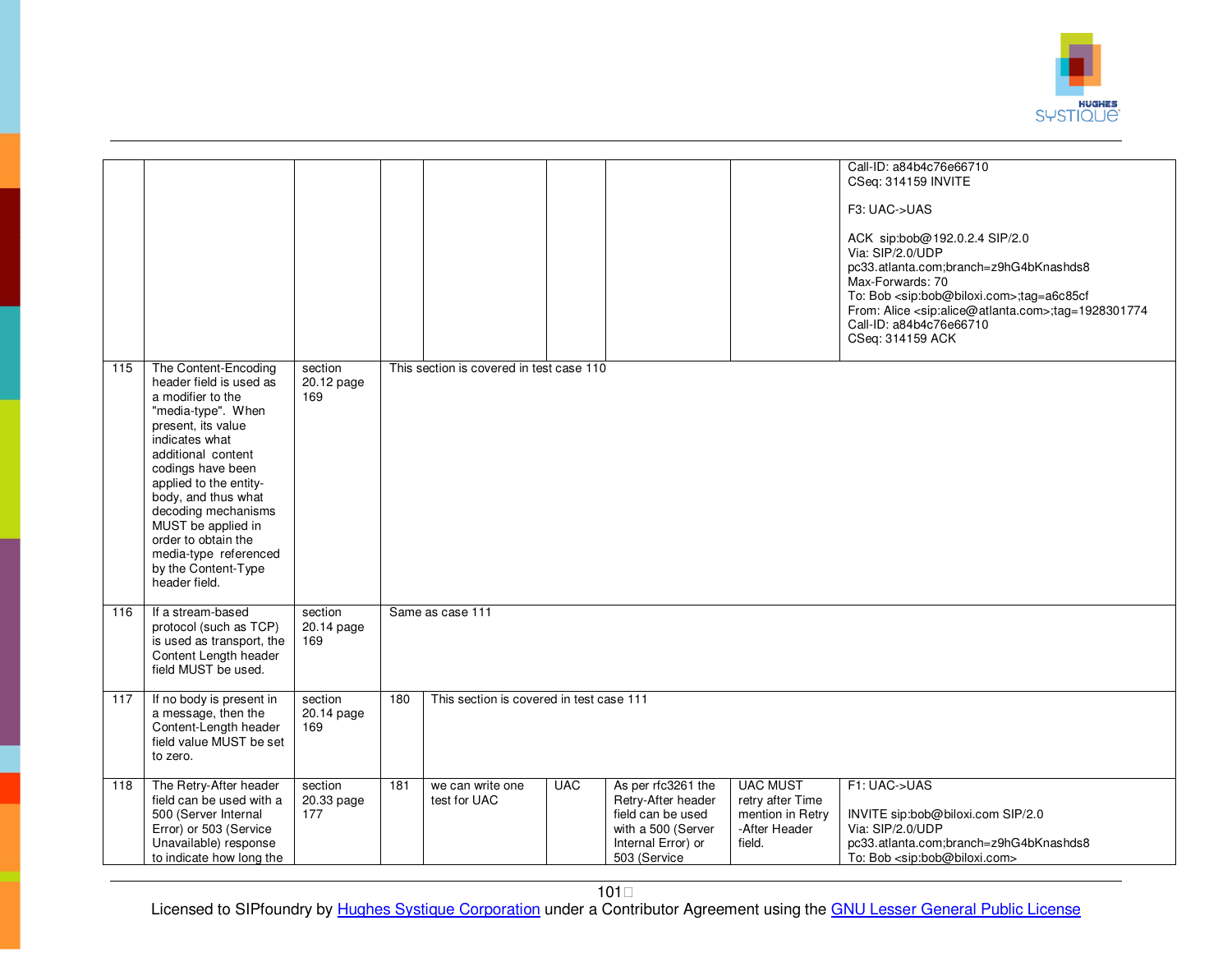|  |  |  |  |  |  |  |  |  |
|---|---|---|---|---|---|---|---|---|
|  |  |  |  |  |  |  |  | Call-ID: a84b4c76e66710<br>CSeq: 314159 INVITE<br><br>F3: UAC->UAS<br><br>ACK sip:bob@192.0.2.4 SIP/2.0<br>Via: SIP/2.0/UDP pc33.atlanta.com;branch=z9hG4bKnashds8<br>Max-Forwards: 70<br>To: Bob <sip:bob@biloxi.com>;tag=a6c85cf<br>From: Alice <sip:alice@atlanta.com>;tag=1928301774<br>Call-ID: a84b4c76e66710<br>CSeq: 314159 ACK |
| 115 | The Content-Encoding header field is used as a modifier to the "media-type". When present, its value indicates what additional content codings have been applied to the entity-body, and thus what decoding mechanisms MUST be applied in order to obtain the media-type referenced by the Content-Type header field. | section 20.12 page 169 | This section is covered in test case 110 |  |  |  |  |  |
| 116 | If a stream-based protocol (such as TCP) is used as transport, the Content Length header field MUST be used. | section 20.14 page 169 | Same as case 111 |  |  |  |  |  |
| 117 | If no body is present in a message, then the Content-Length header field value MUST be set to zero. | section 20.14 page 169 | 180 | This section is covered in test case 111 |  |  |  |  |
| 118 | The Retry-After header field can be used with a 500 (Server Internal Error) or 503 (Service Unavailable) response to indicate how long the | section 20.33 page 177 | 181 | we can write one test for UAC | UAC | As per rfc3261 the Retry-After header field can be used with a 500 (Server Internal Error) or 503 (Service | UAC MUST retry after Time mention in Retry -After Header field. | F1: UAC->UAS<br><br>INVITE sip:bob@biloxi.com SIP/2.0<br>Via: SIP/2.0/UDP pc33.atlanta.com;branch=z9hG4bKnashds8<br>To: Bob <sip:bob@biloxi.com> |

Licensed to SIPfoundry by Hughes Systique Corporation under a Contributor Agreement using the GNU Lesser General Public License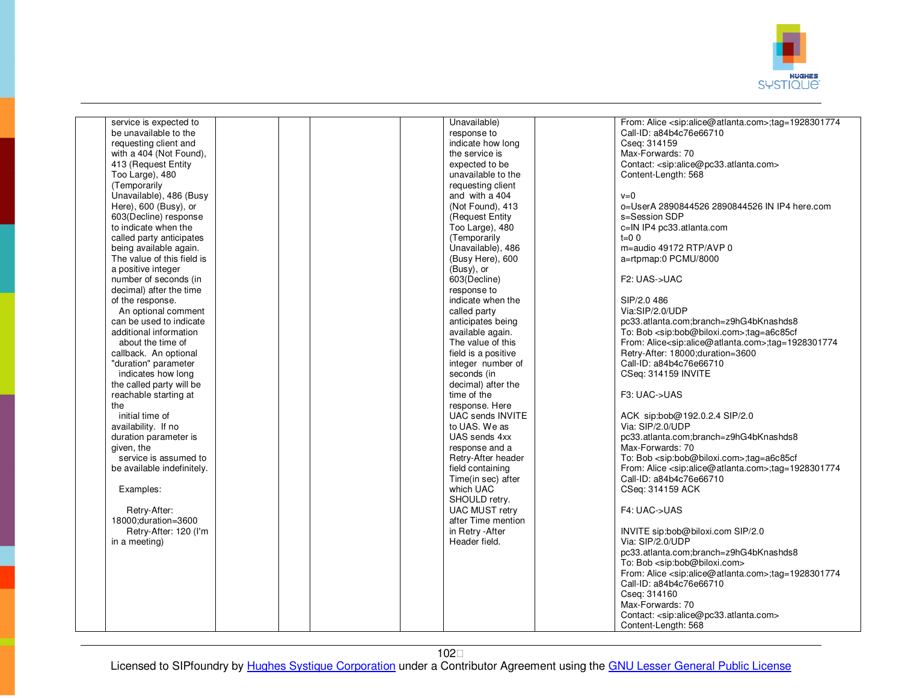|  | service is expected to be unavailable to the requesting client and with a 404 (Not Found), 413 (Request Entity Too Large), 480 (Temporarily Unavailable), 486 (Busy Here), 600 (Busy), or 603(Decline) response to indicate when the called party anticipates being available again. The value of this field is a positive integer number of seconds (in decimal) after the time of the response.<br>An optional comment can be used to indicate additional information about the time of callback. An optional "duration" parameter indicates how long the called party will be reachable starting at the initial time of availability. If no duration parameter is given, the service is assumed to be available indefinitely.<br><br>Examples:<br><br>Retry-After: 18000;duration=3600<br>Retry-After: 120 (I'm in a meeting) |  |  |  |  | Unavailable) response to indicate how long the service is expected to be unavailable to the requesting client and with a 404 (Not Found), 413 (Request Entity Too Large), 480 (Temporarily Unavailable), 486 (Busy Here), 600 (Busy), or 603(Decline) response to indicate when the called party anticipates being available again. The value of this field is a positive integer number of seconds (in decimal) after the time of the response. Here UAC sends INVITE to UAS. We as UAS sends 4xx response and a Retry-After header field containing Time(in sec) after which UAC SHOULD retry. UAC MUST retry after Time mention in Retry -After Header field. |  | From: Alice <sip:alice@atlanta.com>;tag=1928301774<br>Call-ID: a84b4c76e66710<br>Cseq: 314159<br>Max-Forwards: 70<br>Contact: <sip:alice@pc33.atlanta.com><br>Content-Length: 568<br><br>v=0<br>o=UserA 2890844526 2890844526 IN IP4 here.com<br>s=Session SDP<br>c=IN IP4 pc33.atlanta.com<br>t=0 0<br>m=audio 49172 RTP/AVP 0<br>a=rtpmap:0 PCMU/8000<br><br>F2: UAS->UAC<br><br>SIP/2.0 486<br>Via:SIP/2.0/UDP pc33.atlanta.com;branch=z9hG4bKnashds8<br>To: Bob <sip:bob@biloxi.com>;tag=a6c85cf<br>From: Alice<sip:alice@atlanta.com>;tag=1928301774<br>Retry-After: 18000;duration=3600<br>Call-ID: a84b4c76e66710<br>CSeq: 314159 INVITE<br><br>F3: UAC->UAS<br><br>ACK sip:bob@192.0.2.4 SIP/2.0<br>Via: SIP/2.0/UDP pc33.atlanta.com;branch=z9hG4bKnashds8<br>Max-Forwards: 70<br>To: Bob <sip:bob@biloxi.com>;tag=a6c85cf<br>From: Alice <sip:alice@atlanta.com>;tag=1928301774<br>Call-ID: a84b4c76e66710<br>CSeq: 314159 ACK<br><br>F4: UAC->UAS<br><br>INVITE sip:bob@biloxi.com SIP/2.0<br>Via: SIP/2.0/UDP pc33.atlanta.com;branch=z9hG4bKnashds8<br>To: Bob <sip:bob@biloxi.com><br>From: Alice <sip:alice@atlanta.com>;tag=1928301774<br>Call-ID: a84b4c76e66710<br>Cseq: 314160<br>Max-Forwards: 70<br>Contact: <sip:alice@pc33.atlanta.com><br>Content-Length: 568 |

Licensed to SIPfoundry by Hughes Systique Corporation under a Contributor Agreement using the GNU Lesser General Public License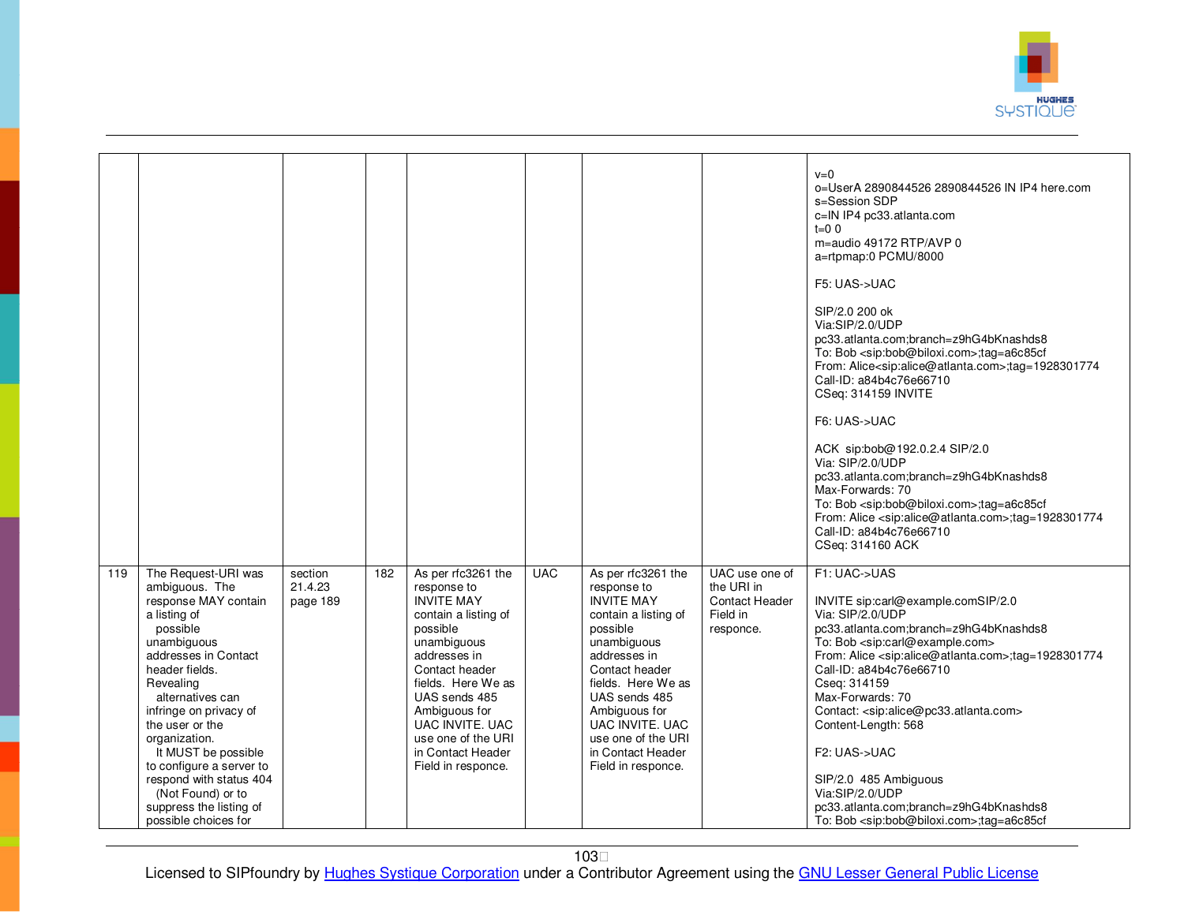| | | | | | | | | |
|---|---|---|---|---|---|---|---|---|
| | | | | | | | | v=0<br>o=UserA 2890844526 2890844526 IN IP4 here.com<br>s=Session SDP<br>c=IN IP4 pc33.atlanta.com<br>t=0 0<br>m=audio 49172 RTP/AVP 0<br>a=rtpmap:0 PCMU/8000<br><br>F5: UAS->UAC<br><br>SIP/2.0 200 ok<br>Via:SIP/2.0/UDP pc33.atlanta.com;branch=z9hG4bKnashds8<br>To: Bob <sip:bob@biloxi.com>;tag=a6c85cf<br>From: Alice<sip:alice@atlanta.com>;tag=1928301774<br>Call-ID: a84b4c76e66710<br>CSeq: 314159 INVITE<br><br>F6: UAS->UAC<br><br>ACK sip:bob@192.0.2.4 SIP/2.0<br>Via: SIP/2.0/UDP pc33.atlanta.com;branch=z9hG4bKnashds8<br>Max-Forwards: 70<br>To: Bob <sip:bob@biloxi.com>;tag=a6c85cf<br>From: Alice <sip:alice@atlanta.com>;tag=1928301774<br>Call-ID: a84b4c76e66710<br>CSeq: 314160 ACK |
| 119 | The Request-URI was ambiguous. The response MAY contain a listing of possible unambiguous addresses in Contact header fields. Revealing alternatives can infringe on privacy of the user or the organization. It MUST be possible to configure a server to respond with status 404 (Not Found) or to suppress the listing of possible choices for | section 21.4.23 page 189 | 182 | As per rfc3261 the response to INVITE MAY contain a listing of possible unambiguous addresses in Contact header fields. Here We as UAS sends 485 Ambiguous for UAC INVITE. UAC use one of the URI in Contact Header Field in responce. | UAC | As per rfc3261 the response to INVITE MAY contain a listing of possible unambiguous addresses in Contact header fields. Here We as UAS sends 485 Ambiguous for UAC INVITE. UAC use one of the URI in Contact Header Field in responce. | UAC use one of the URI in Contact Header Field in responce. | F1: UAC->UAS<br><br>INVITE sip:carl@example.comSIP/2.0<br>Via: SIP/2.0/UDP pc33.atlanta.com;branch=z9hG4bKnashds8<br>To: Bob <sip:carl@example.com><br>From: Alice <sip:alice@atlanta.com>;tag=1928301774<br>Call-ID: a84b4c76e66710<br>Cseq: 314159<br>Max-Forwards: 70<br>Contact: <sip:alice@pc33.atlanta.com><br>Content-Length: 568<br><br>F2: UAS->UAC<br><br>SIP/2.0 485 Ambiguous<br>Via:SIP/2.0/UDP pc33.atlanta.com;branch=z9hG4bKnashds8<br>To: Bob <sip:bob@biloxi.com>;tag=a6c85cf |

Licensed to SIPfoundry by Hughes Systique Corporation under a Contributor Agreement using the GNU Lesser General Public License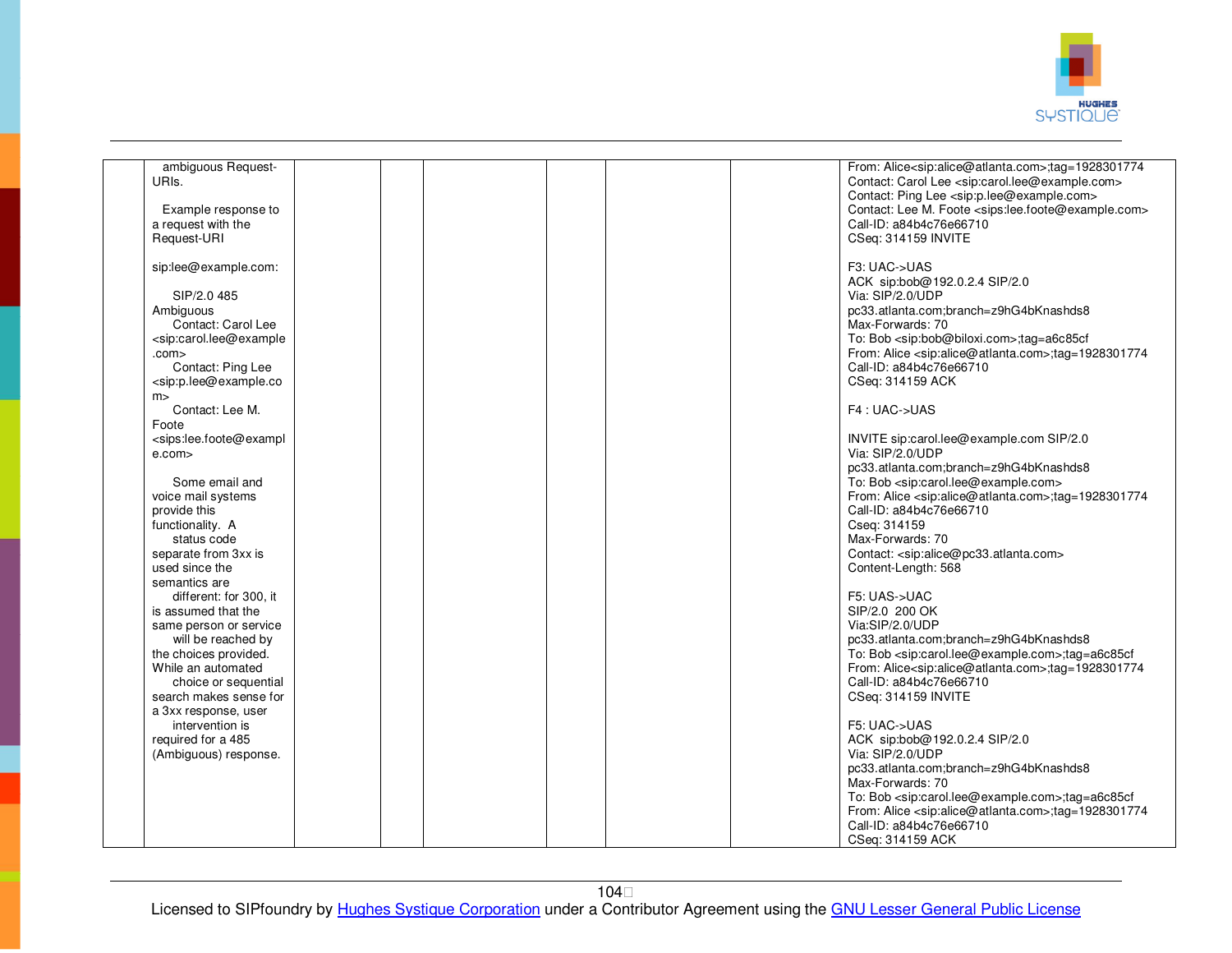| | | | | | | | | |
|---|---|---|---|---|---|---|---|---|
| | ambiguous Request-URIs.<br><br>Example response to a request with the Request-URI<br><br>sip:lee@example.com:<br><br>SIP/2.0 485 Ambiguous<br>Contact: Carol Lee <sip:carol.lee@example.com><br>Contact: Ping Lee <sip:p.lee@example.com><br>Contact: Lee M. Foote <sips:lee.foote@example.com><br><br>Some email and voice mail systems provide this functionality. A status code separate from 3xx is used since the semantics are different: for 300, it is assumed that the same person or service will be reached by the choices provided. While an automated choice or sequential search makes sense for a 3xx response, user intervention is required for a 485 (Ambiguous) response. | | | | | | | From: Alice<sip:alice@atlanta.com>;tag=1928301774<br>Contact: Carol Lee <sip:carol.lee@example.com><br>Contact: Ping Lee <sip:p.lee@example.com><br>Contact: Lee M. Foote <sips:lee.foote@example.com><br>Call-ID: a84b4c76e66710<br>CSeq: 314159 INVITE<br><br>F3: UAC->UAS<br>ACK sip:bob@192.0.2.4 SIP/2.0<br>Via: SIP/2.0/UDP pc33.atlanta.com;branch=z9hG4bKnashds8<br>Max-Forwards: 70<br>To: Bob <sip:bob@biloxi.com>;tag=a6c85cf<br>From: Alice <sip:alice@atlanta.com>;tag=1928301774<br>Call-ID: a84b4c76e66710<br>CSeq: 314159 ACK<br><br>F4 : UAC->UAS<br><br>INVITE sip:carol.lee@example.com SIP/2.0<br>Via: SIP/2.0/UDP pc33.atlanta.com;branch=z9hG4bKnashds8<br>To: Bob <sip:carol.lee@example.com><br>From: Alice <sip:alice@atlanta.com>;tag=1928301774<br>Call-ID: a84b4c76e66710<br>Cseq: 314159<br>Max-Forwards: 70<br>Contact: <sip:alice@pc33.atlanta.com><br>Content-Length: 568<br><br>F5: UAS->UAC<br>SIP/2.0 200 OK<br>Via:SIP/2.0/UDP pc33.atlanta.com;branch=z9hG4bKnashds8<br>To: Bob <sip:carol.lee@example.com>;tag=a6c85cf<br>From: Alice<sip:alice@atlanta.com>;tag=1928301774<br>Call-ID: a84b4c76e66710<br>CSeq: 314159 INVITE<br><br>F5: UAC->UAS<br>ACK sip:bob@192.0.2.4 SIP/2.0<br>Via: SIP/2.0/UDP pc33.atlanta.com;branch=z9hG4bKnashds8<br>Max-Forwards: 70<br>To: Bob <sip:carol.lee@example.com>;tag=a6c85cf<br>From: Alice <sip:alice@atlanta.com>;tag=1928301774<br>Call-ID: a84b4c76e66710<br>CSeq: 314159 ACK |

Licensed to SIPfoundry by Hughes Systique Corporation under a Contributor Agreement using the GNU Lesser General Public License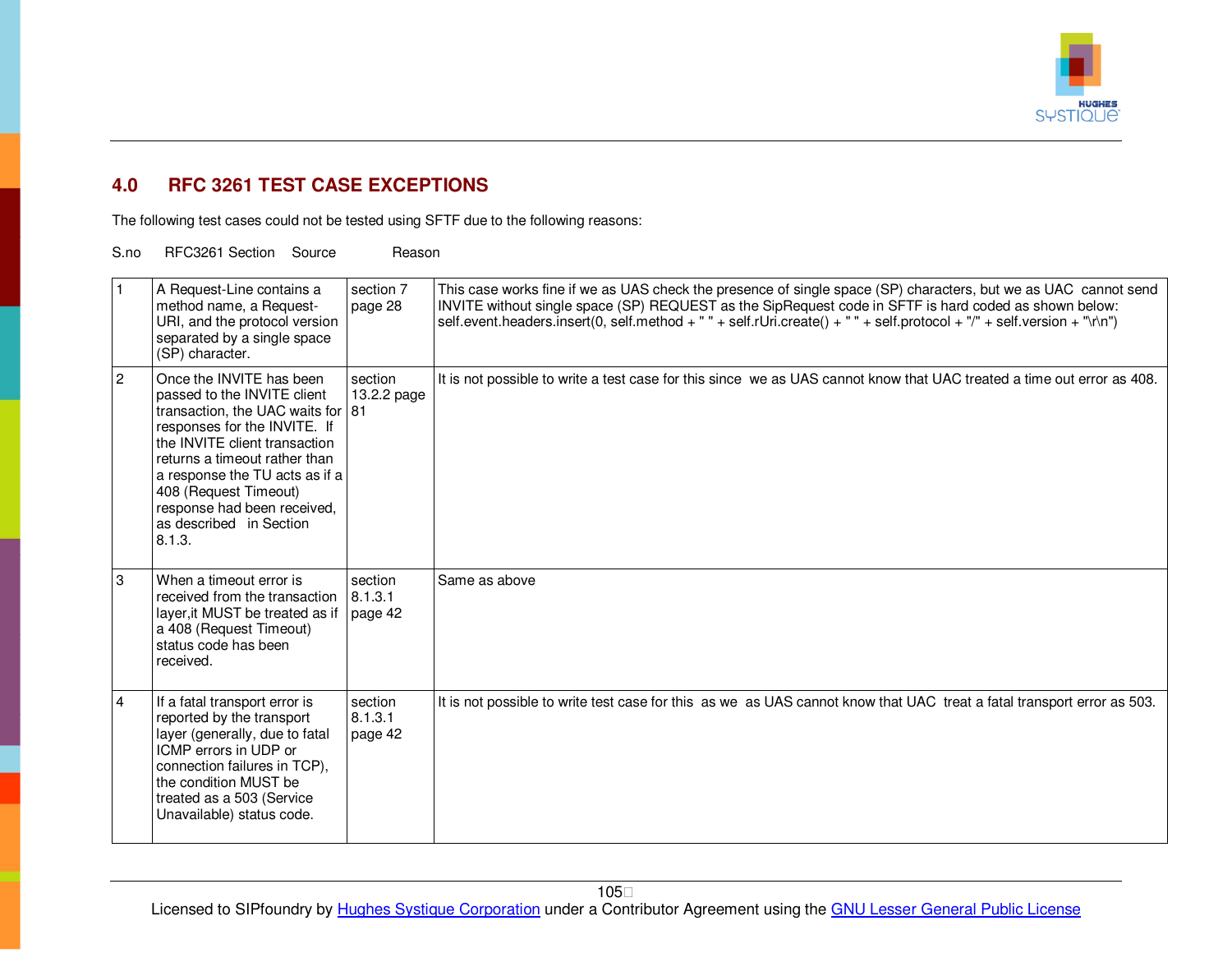# 4.0 RFC 3261 TEST CASE EXCEPTIONS

The following test cases could not be tested using SFTF due to the following reasons:

| S.no | RFC3261 Section | Source | Reason |
|---|---|---|---|
| 1 | A Request-Line contains a method name, a Request-URI, and the protocol version separated by a single space (SP) character. | section 7 page 28 | This case works fine if we as UAS check the presence of single space (SP) characters, but we as UAC cannot send INVITE without single space (SP) REQUEST as the SipRequest code in SFTF is hard coded as shown below: self.event.headers.insert(0, self.method + " " + self.rUri.create() + " " + self.protocol + "/" + self.version + "\r\n") |
| 2 | Once the INVITE has been passed to the INVITE client transaction, the UAC waits for responses for the INVITE. If the INVITE client transaction returns a timeout rather than a response the TU acts as if a 408 (Request Timeout) response had been received, as described in Section 8.1.3. | section 13.2.2 page 81 | It is not possible to write a test case for this since we as UAS cannot know that UAC treated a time out error as 408. |
| 3 | When a timeout error is received from the transaction layer,it MUST be treated as if a 408 (Request Timeout) status code has been received. | section 8.1.3.1 page 42 | Same as above |
| 4 | If a fatal transport error is reported by the transport layer (generally, due to fatal ICMP errors in UDP or connection failures in TCP), the condition MUST be treated as a 503 (Service Unavailable) status code. | section 8.1.3.1 page 42 | It is not possible to write test case for this as we as UAS cannot know that UAC treat a fatal transport error as 503. |

Licensed to SIPfoundry by Hughes Systique Corporation under a Contributor Agreement using the GNU Lesser General Public License